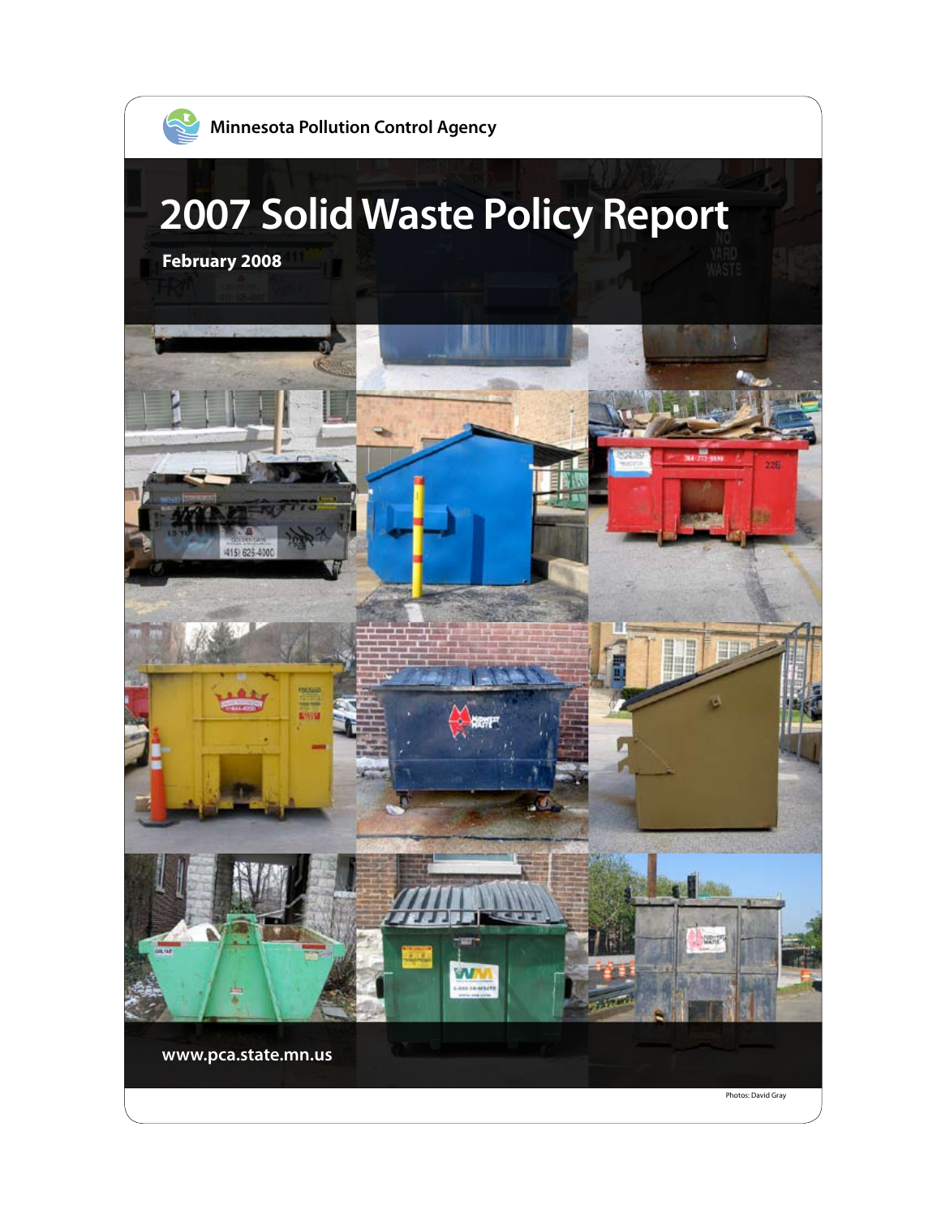Minnesota Pollution Control Agency

# 2007 Solid Waste Policy Report

**February 2008**

**www.pca.state.mn.us**

Photos: David Gray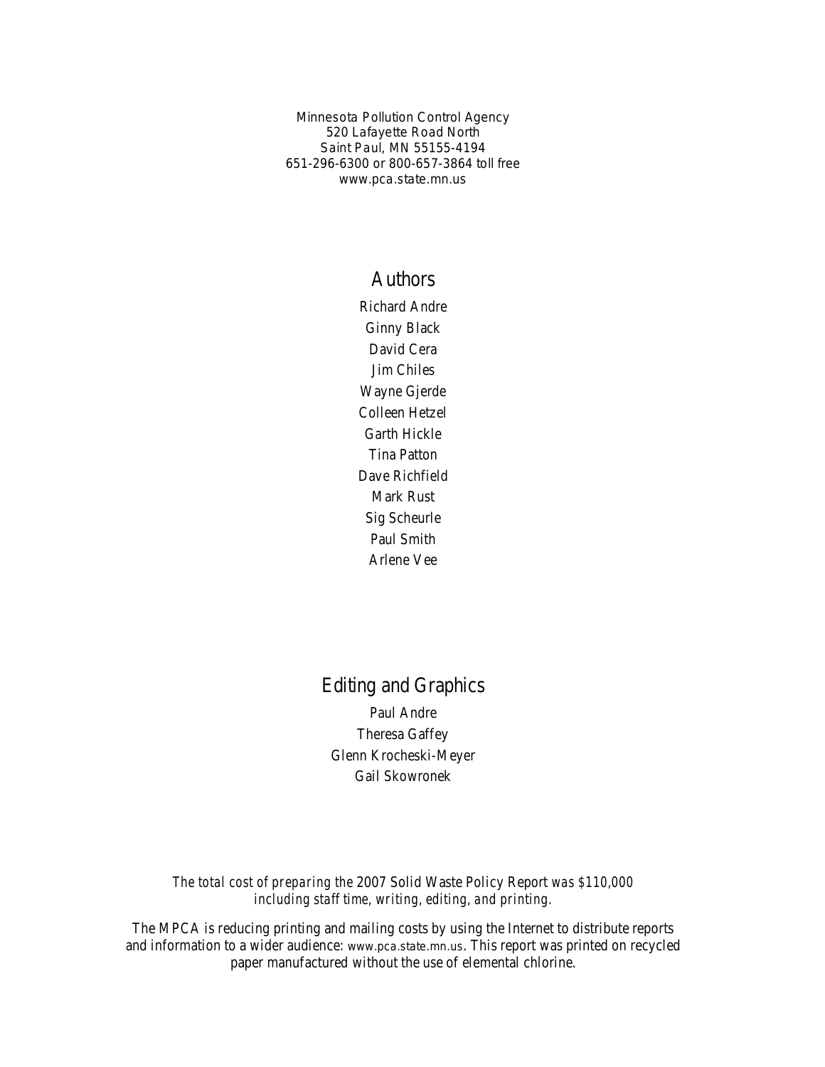Minnesota Pollution Control Agency
520 Lafayette Road North
Saint Paul, MN 55155-4194
651-296-6300 or 800-657-3864 toll free
www.pca.state.mn.us

## Authors

Richard Andre
Ginny Black
David Cera
Jim Chiles
Wayne Gjerde
Colleen Hetzel
Garth Hickle
Tina Patton
Dave Richfield
Mark Rust
Sig Scheurle
Paul Smith
Arlene Vee

## Editing and Graphics

Paul Andre
Theresa Gaffey
Glenn Krocheski-Meyer
Gail Skowronek

*The total cost of preparing the 2007 Solid Waste Policy Report was $110,000 including staff time, writing, editing, and printing.*

The MPCA is reducing printing and mailing costs by using the Internet to distribute reports and information to a wider audience: www.pca.state.mn.us. This report was printed on recycled paper manufactured without the use of elemental chlorine.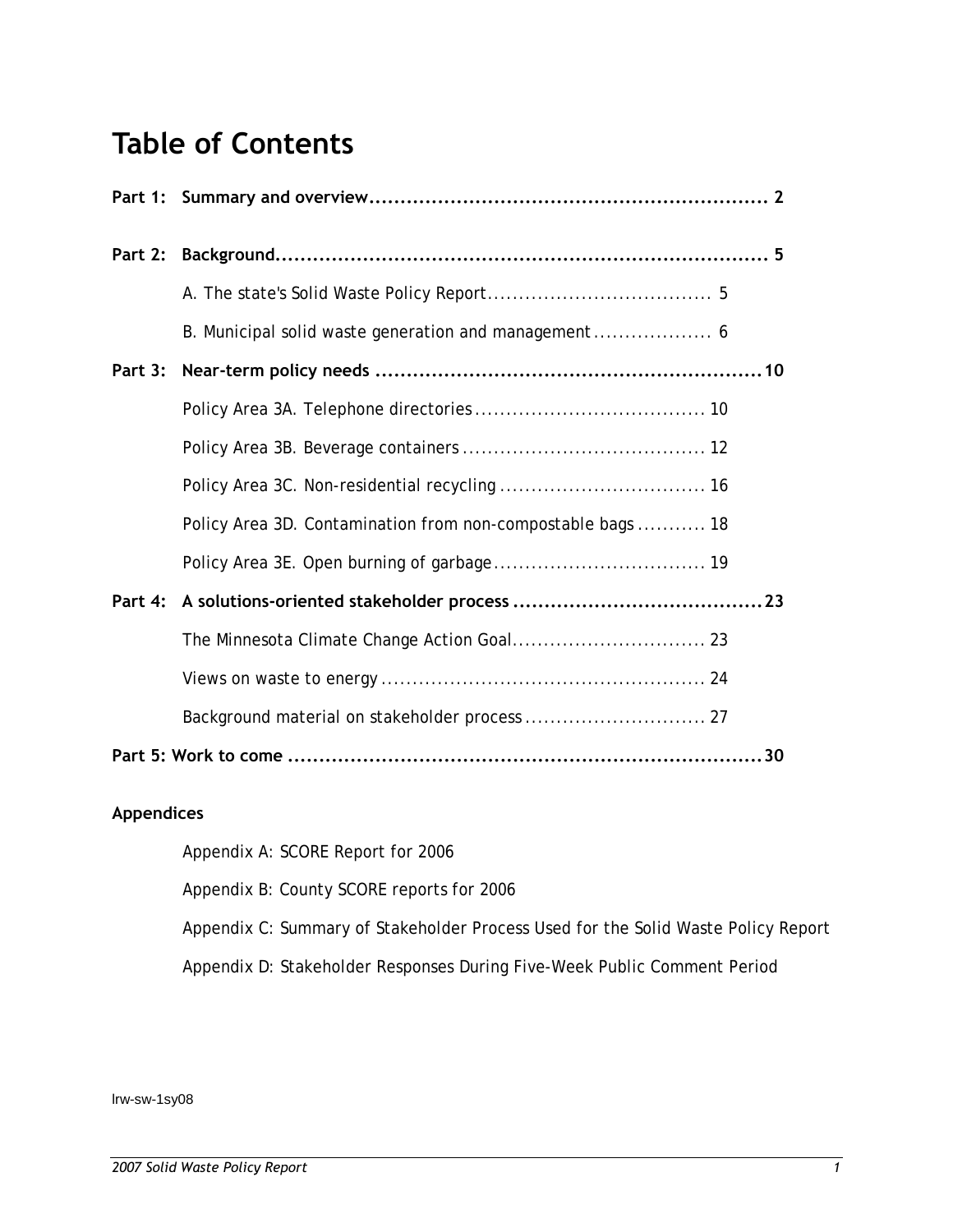# Table of Contents

**Part 1: Summary and overview** ........ **2**

**Part 2: Background** ........ **5**

- A. The state's Solid Waste Policy Report ........ 5
- B. Municipal solid waste generation and management ........ 6

**Part 3: Near-term policy needs** ........ **10**

- Policy Area 3A. Telephone directories ........ 10
- Policy Area 3B. Beverage containers ........ 12
- Policy Area 3C. Non-residential recycling ........ 16
- Policy Area 3D. Contamination from non-compostable bags ........ 18
- Policy Area 3E. Open burning of garbage ........ 19

**Part 4: A solutions-oriented stakeholder process** ........ **23**

- The Minnesota Climate Change Action Goal ........ 23
- Views on waste to energy ........ 24
- Background material on stakeholder process ........ 27

**Part 5: Work to come** ........ **30**

**Appendices**

- Appendix A: SCORE Report for 2006
- Appendix B: County SCORE reports for 2006
- Appendix C: Summary of Stakeholder Process Used for the Solid Waste Policy Report
- Appendix D: Stakeholder Responses During Five-Week Public Comment Period

lrw-sw-1sy08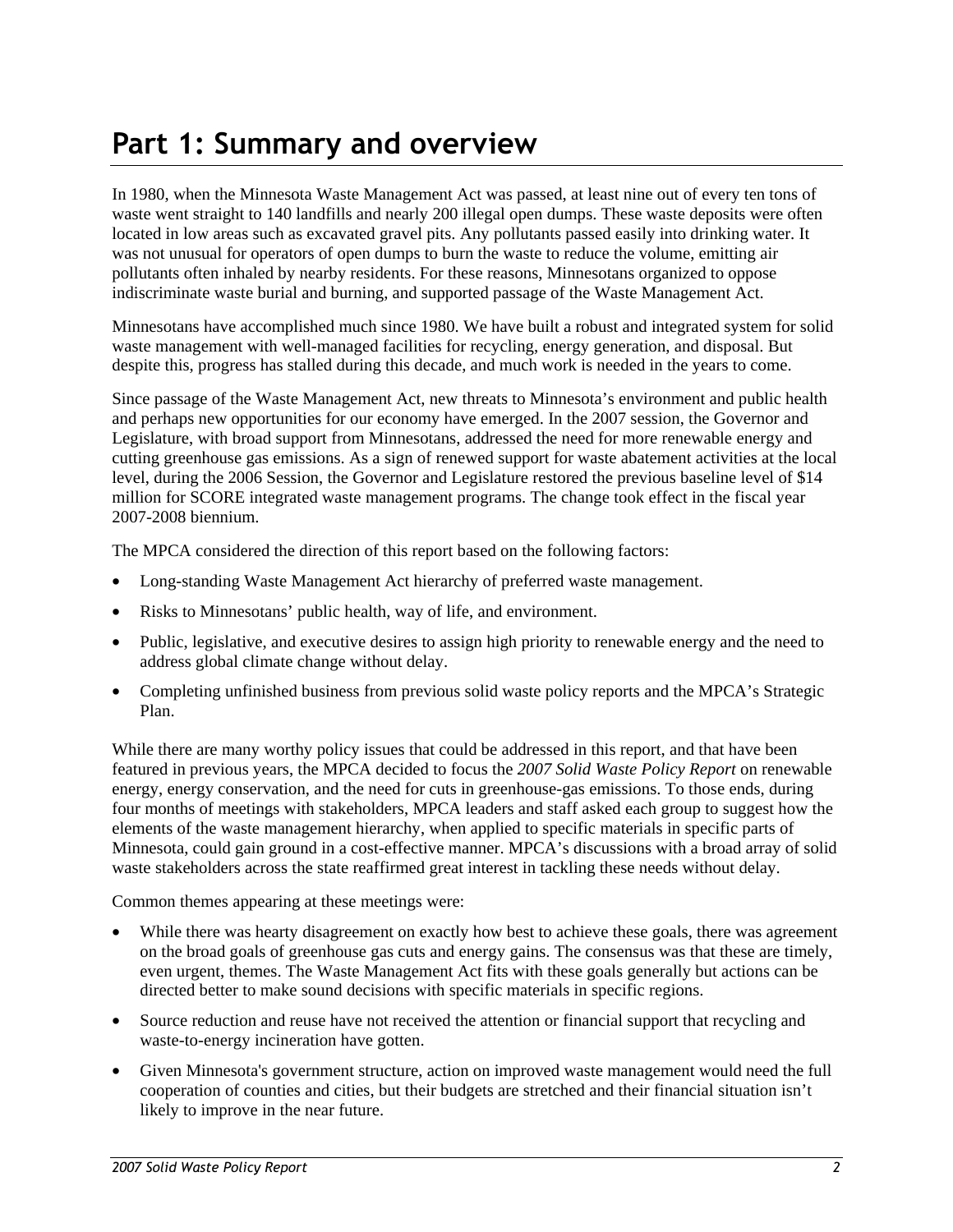# Part 1: Summary and overview

In 1980, when the Minnesota Waste Management Act was passed, at least nine out of every ten tons of waste went straight to 140 landfills and nearly 200 illegal open dumps. These waste deposits were often located in low areas such as excavated gravel pits. Any pollutants passed easily into drinking water. It was not unusual for operators of open dumps to burn the waste to reduce the volume, emitting air pollutants often inhaled by nearby residents. For these reasons, Minnesotans organized to oppose indiscriminate waste burial and burning, and supported passage of the Waste Management Act.

Minnesotans have accomplished much since 1980. We have built a robust and integrated system for solid waste management with well-managed facilities for recycling, energy generation, and disposal. But despite this, progress has stalled during this decade, and much work is needed in the years to come.

Since passage of the Waste Management Act, new threats to Minnesota's environment and public health and perhaps new opportunities for our economy have emerged. In the 2007 session, the Governor and Legislature, with broad support from Minnesotans, addressed the need for more renewable energy and cutting greenhouse gas emissions. As a sign of renewed support for waste abatement activities at the local level, during the 2006 Session, the Governor and Legislature restored the previous baseline level of $14 million for SCORE integrated waste management programs. The change took effect in the fiscal year 2007-2008 biennium.

The MPCA considered the direction of this report based on the following factors:

- Long-standing Waste Management Act hierarchy of preferred waste management.
- Risks to Minnesotans' public health, way of life, and environment.
- Public, legislative, and executive desires to assign high priority to renewable energy and the need to address global climate change without delay.
- Completing unfinished business from previous solid waste policy reports and the MPCA's Strategic Plan.

While there are many worthy policy issues that could be addressed in this report, and that have been featured in previous years, the MPCA decided to focus the *2007 Solid Waste Policy Report* on renewable energy, energy conservation, and the need for cuts in greenhouse-gas emissions. To those ends, during four months of meetings with stakeholders, MPCA leaders and staff asked each group to suggest how the elements of the waste management hierarchy, when applied to specific materials in specific parts of Minnesota, could gain ground in a cost-effective manner. MPCA's discussions with a broad array of solid waste stakeholders across the state reaffirmed great interest in tackling these needs without delay.

Common themes appearing at these meetings were:

- While there was hearty disagreement on exactly how best to achieve these goals, there was agreement on the broad goals of greenhouse gas cuts and energy gains. The consensus was that these are timely, even urgent, themes. The Waste Management Act fits with these goals generally but actions can be directed better to make sound decisions with specific materials in specific regions.
- Source reduction and reuse have not received the attention or financial support that recycling and waste-to-energy incineration have gotten.
- Given Minnesota's government structure, action on improved waste management would need the full cooperation of counties and cities, but their budgets are stretched and their financial situation isn't likely to improve in the near future.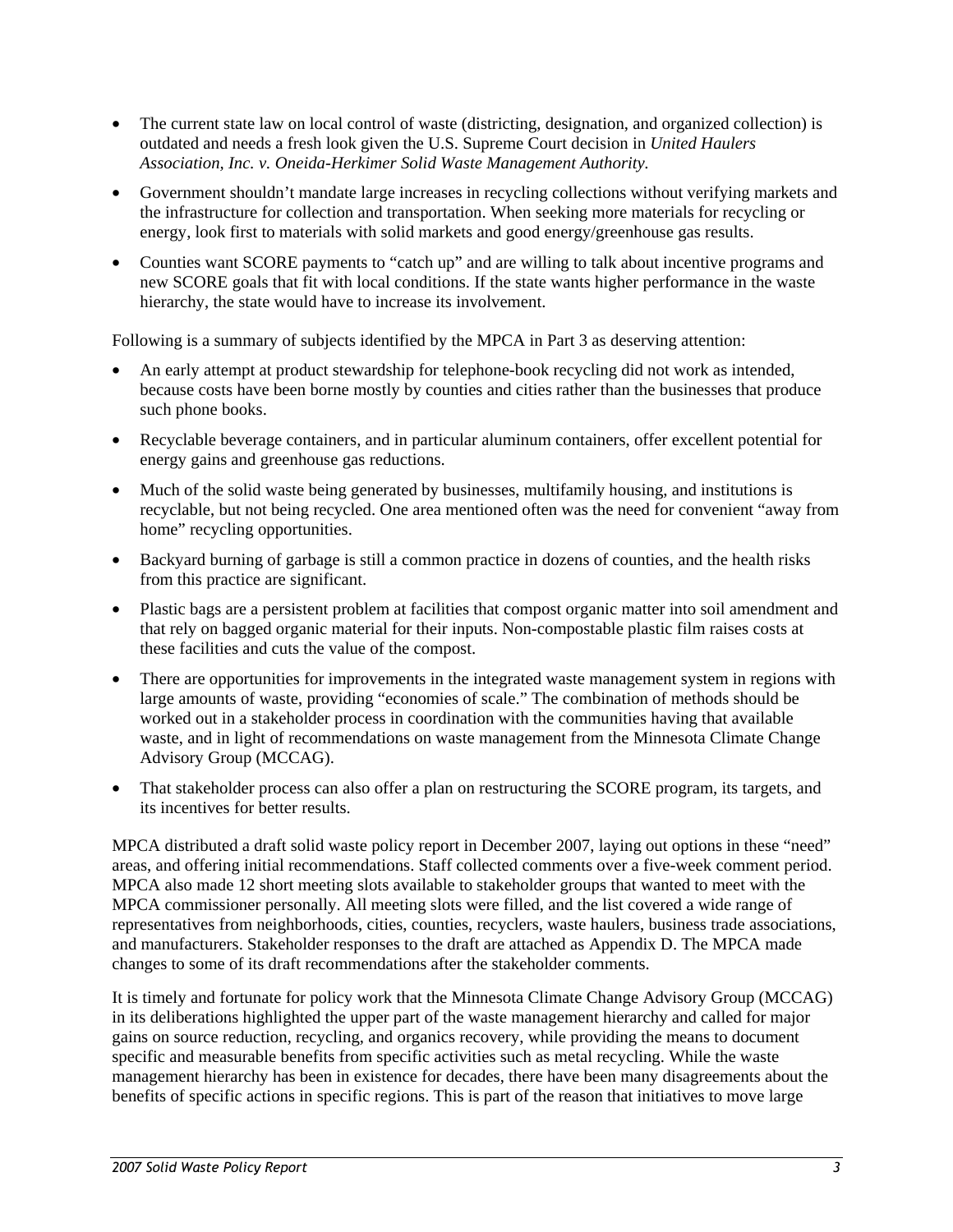- The current state law on local control of waste (districting, designation, and organized collection) is outdated and needs a fresh look given the U.S. Supreme Court decision in *United Haulers Association, Inc. v. Oneida-Herkimer Solid Waste Management Authority.*
- Government shouldn't mandate large increases in recycling collections without verifying markets and the infrastructure for collection and transportation. When seeking more materials for recycling or energy, look first to materials with solid markets and good energy/greenhouse gas results.
- Counties want SCORE payments to "catch up" and are willing to talk about incentive programs and new SCORE goals that fit with local conditions. If the state wants higher performance in the waste hierarchy, the state would have to increase its involvement.

Following is a summary of subjects identified by the MPCA in Part 3 as deserving attention:

- An early attempt at product stewardship for telephone-book recycling did not work as intended, because costs have been borne mostly by counties and cities rather than the businesses that produce such phone books.
- Recyclable beverage containers, and in particular aluminum containers, offer excellent potential for energy gains and greenhouse gas reductions.
- Much of the solid waste being generated by businesses, multifamily housing, and institutions is recyclable, but not being recycled. One area mentioned often was the need for convenient "away from home" recycling opportunities.
- Backyard burning of garbage is still a common practice in dozens of counties, and the health risks from this practice are significant.
- Plastic bags are a persistent problem at facilities that compost organic matter into soil amendment and that rely on bagged organic material for their inputs. Non-compostable plastic film raises costs at these facilities and cuts the value of the compost.
- There are opportunities for improvements in the integrated waste management system in regions with large amounts of waste, providing "economies of scale." The combination of methods should be worked out in a stakeholder process in coordination with the communities having that available waste, and in light of recommendations on waste management from the Minnesota Climate Change Advisory Group (MCCAG).
- That stakeholder process can also offer a plan on restructuring the SCORE program, its targets, and its incentives for better results.

MPCA distributed a draft solid waste policy report in December 2007, laying out options in these "need" areas, and offering initial recommendations. Staff collected comments over a five-week comment period. MPCA also made 12 short meeting slots available to stakeholder groups that wanted to meet with the MPCA commissioner personally. All meeting slots were filled, and the list covered a wide range of representatives from neighborhoods, cities, counties, recyclers, waste haulers, business trade associations, and manufacturers. Stakeholder responses to the draft are attached as Appendix D. The MPCA made changes to some of its draft recommendations after the stakeholder comments.

It is timely and fortunate for policy work that the Minnesota Climate Change Advisory Group (MCCAG) in its deliberations highlighted the upper part of the waste management hierarchy and called for major gains on source reduction, recycling, and organics recovery, while providing the means to document specific and measurable benefits from specific activities such as metal recycling. While the waste management hierarchy has been in existence for decades, there have been many disagreements about the benefits of specific actions in specific regions. This is part of the reason that initiatives to move large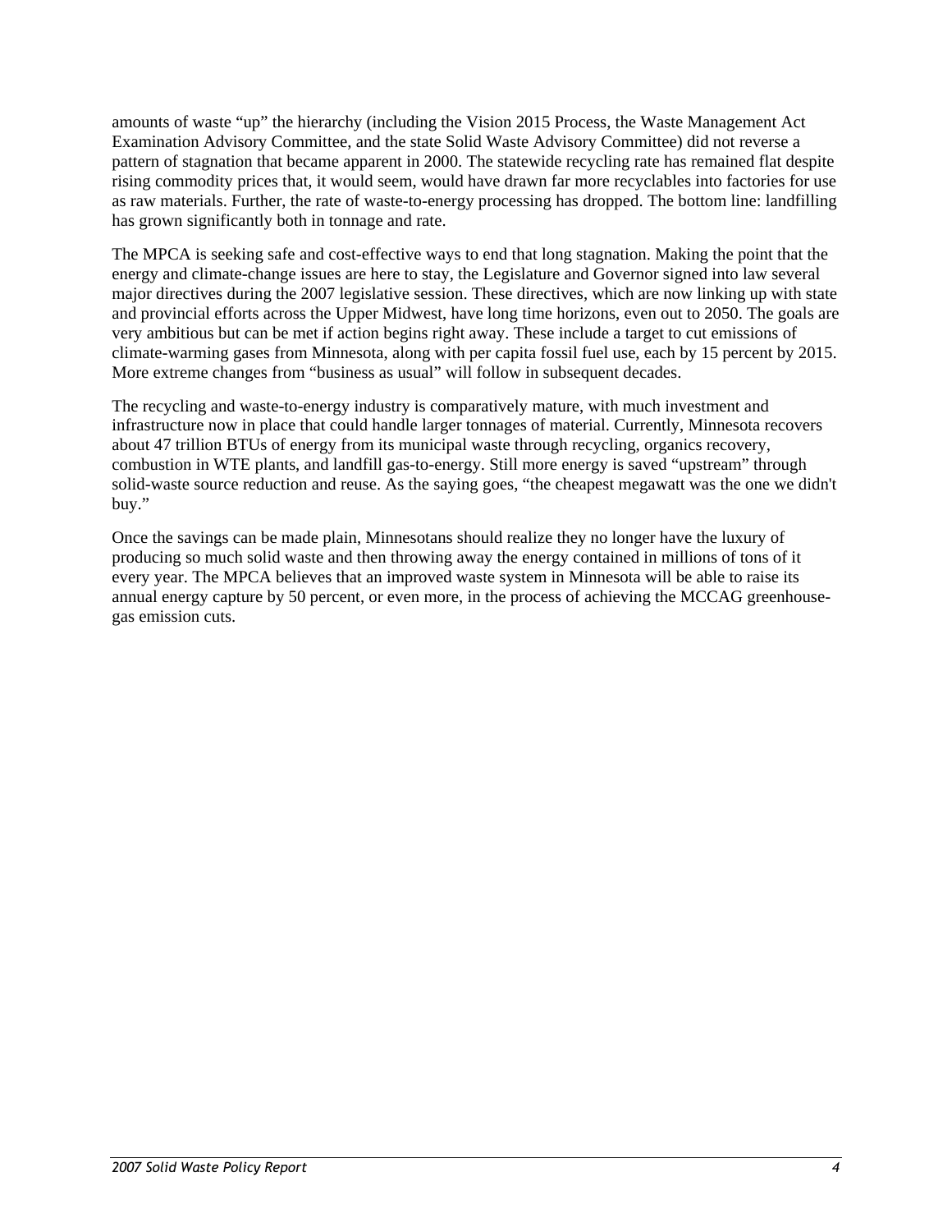amounts of waste "up" the hierarchy (including the Vision 2015 Process, the Waste Management Act Examination Advisory Committee, and the state Solid Waste Advisory Committee) did not reverse a pattern of stagnation that became apparent in 2000. The statewide recycling rate has remained flat despite rising commodity prices that, it would seem, would have drawn far more recyclables into factories for use as raw materials. Further, the rate of waste-to-energy processing has dropped. The bottom line: landfilling has grown significantly both in tonnage and rate.

The MPCA is seeking safe and cost-effective ways to end that long stagnation. Making the point that the energy and climate-change issues are here to stay, the Legislature and Governor signed into law several major directives during the 2007 legislative session. These directives, which are now linking up with state and provincial efforts across the Upper Midwest, have long time horizons, even out to 2050. The goals are very ambitious but can be met if action begins right away. These include a target to cut emissions of climate-warming gases from Minnesota, along with per capita fossil fuel use, each by 15 percent by 2015. More extreme changes from "business as usual" will follow in subsequent decades.

The recycling and waste-to-energy industry is comparatively mature, with much investment and infrastructure now in place that could handle larger tonnages of material. Currently, Minnesota recovers about 47 trillion BTUs of energy from its municipal waste through recycling, organics recovery, combustion in WTE plants, and landfill gas-to-energy. Still more energy is saved "upstream" through solid-waste source reduction and reuse. As the saying goes, "the cheapest megawatt was the one we didn't buy."

Once the savings can be made plain, Minnesotans should realize they no longer have the luxury of producing so much solid waste and then throwing away the energy contained in millions of tons of it every year. The MPCA believes that an improved waste system in Minnesota will be able to raise its annual energy capture by 50 percent, or even more, in the process of achieving the MCCAG greenhouse-gas emission cuts.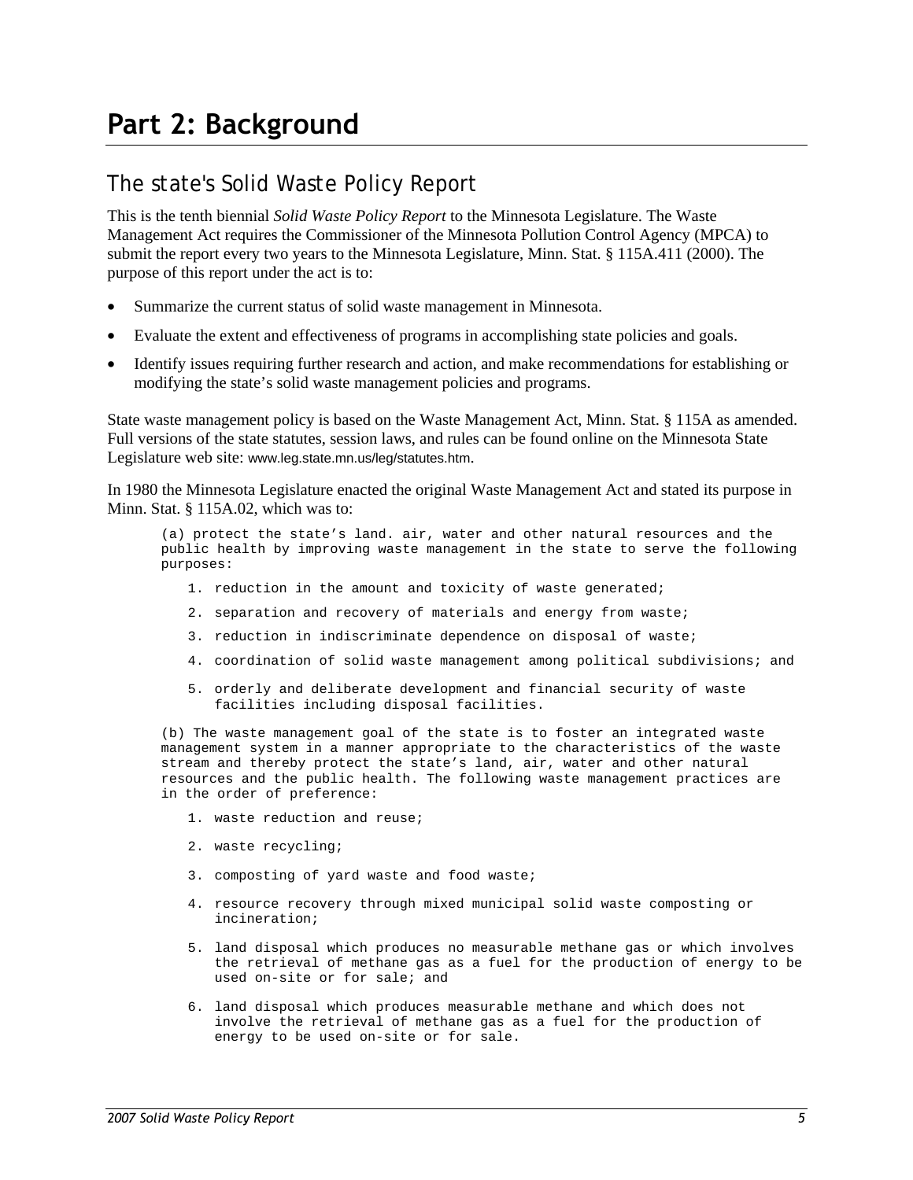# Part 2: Background

## The state's Solid Waste Policy Report

This is the tenth biennial *Solid Waste Policy Report* to the Minnesota Legislature. The Waste Management Act requires the Commissioner of the Minnesota Pollution Control Agency (MPCA) to submit the report every two years to the Minnesota Legislature, Minn. Stat. § 115A.411 (2000). The purpose of this report under the act is to:

- Summarize the current status of solid waste management in Minnesota.
- Evaluate the extent and effectiveness of programs in accomplishing state policies and goals.
- Identify issues requiring further research and action, and make recommendations for establishing or modifying the state's solid waste management policies and programs.

State waste management policy is based on the Waste Management Act, Minn. Stat. § 115A as amended. Full versions of the state statutes, session laws, and rules can be found online on the Minnesota State Legislature web site: www.leg.state.mn.us/leg/statutes.htm.

In 1980 the Minnesota Legislature enacted the original Waste Management Act and stated its purpose in Minn. Stat. § 115A.02, which was to:

> (a) protect the state's land. air, water and other natural resources and the public health by improving waste management in the state to serve the following purposes:
>
> 1. reduction in the amount and toxicity of waste generated;
> 2. separation and recovery of materials and energy from waste;
> 3. reduction in indiscriminate dependence on disposal of waste;
> 4. coordination of solid waste management among political subdivisions; and
> 5. orderly and deliberate development and financial security of waste facilities including disposal facilities.
>
> (b) The waste management goal of the state is to foster an integrated waste management system in a manner appropriate to the characteristics of the waste stream and thereby protect the state's land, air, water and other natural resources and the public health. The following waste management practices are in the order of preference:
>
> 1. waste reduction and reuse;
> 2. waste recycling;
> 3. composting of yard waste and food waste;
> 4. resource recovery through mixed municipal solid waste composting or incineration;
> 5. land disposal which produces no measurable methane gas or which involves the retrieval of methane gas as a fuel for the production of energy to be used on-site or for sale; and
> 6. land disposal which produces measurable methane and which does not involve the retrieval of methane gas as a fuel for the production of energy to be used on-site or for sale.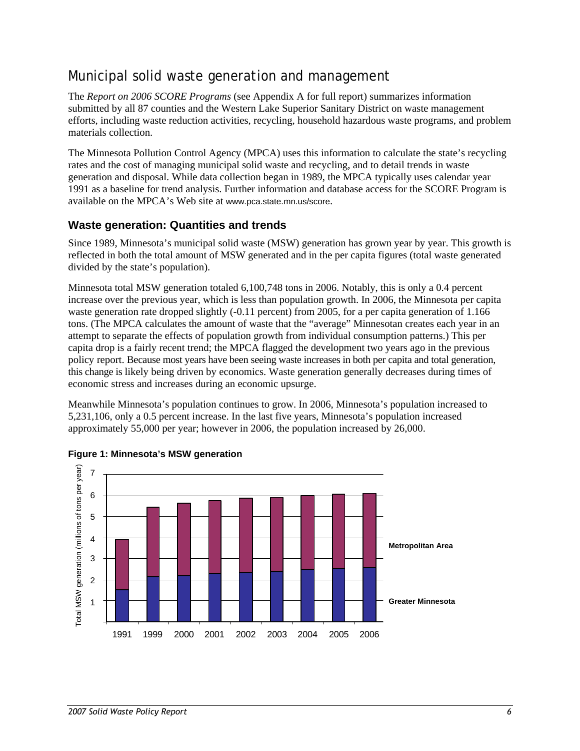# Municipal solid waste generation and management

The *Report on 2006 SCORE Programs* (see Appendix A for full report) summarizes information submitted by all 87 counties and the Western Lake Superior Sanitary District on waste management efforts, including waste reduction activities, recycling, household hazardous waste programs, and problem materials collection.

The Minnesota Pollution Control Agency (MPCA) uses this information to calculate the state's recycling rates and the cost of managing municipal solid waste and recycling, and to detail trends in waste generation and disposal. While data collection began in 1989, the MPCA typically uses calendar year 1991 as a baseline for trend analysis. Further information and database access for the SCORE Program is available on the MPCA's Web site at www.pca.state.mn.us/score.

## Waste generation: Quantities and trends

Since 1989, Minnesota's municipal solid waste (MSW) generation has grown year by year. This growth is reflected in both the total amount of MSW generated and in the per capita figures (total waste generated divided by the state's population).

Minnesota total MSW generation totaled 6,100,748 tons in 2006. Notably, this is only a 0.4 percent increase over the previous year, which is less than population growth. In 2006, the Minnesota per capita waste generation rate dropped slightly (-0.11 percent) from 2005, for a per capita generation of 1.166 tons. (The MPCA calculates the amount of waste that the "average" Minnesotan creates each year in an attempt to separate the effects of population growth from individual consumption patterns.) This per capita drop is a fairly recent trend; the MPCA flagged the development two years ago in the previous policy report. Because most years have been seeing waste increases in both per capita and total generation, this change is likely being driven by economics. Waste generation generally decreases during times of economic stress and increases during an economic upsurge.

Meanwhile Minnesota's population continues to grow. In 2006, Minnesota's population increased to 5,231,106, only a 0.5 percent increase. In the last five years, Minnesota's population increased approximately 55,000 per year; however in 2006, the population increased by 26,000.

**Figure 1: Minnesota's MSW generation**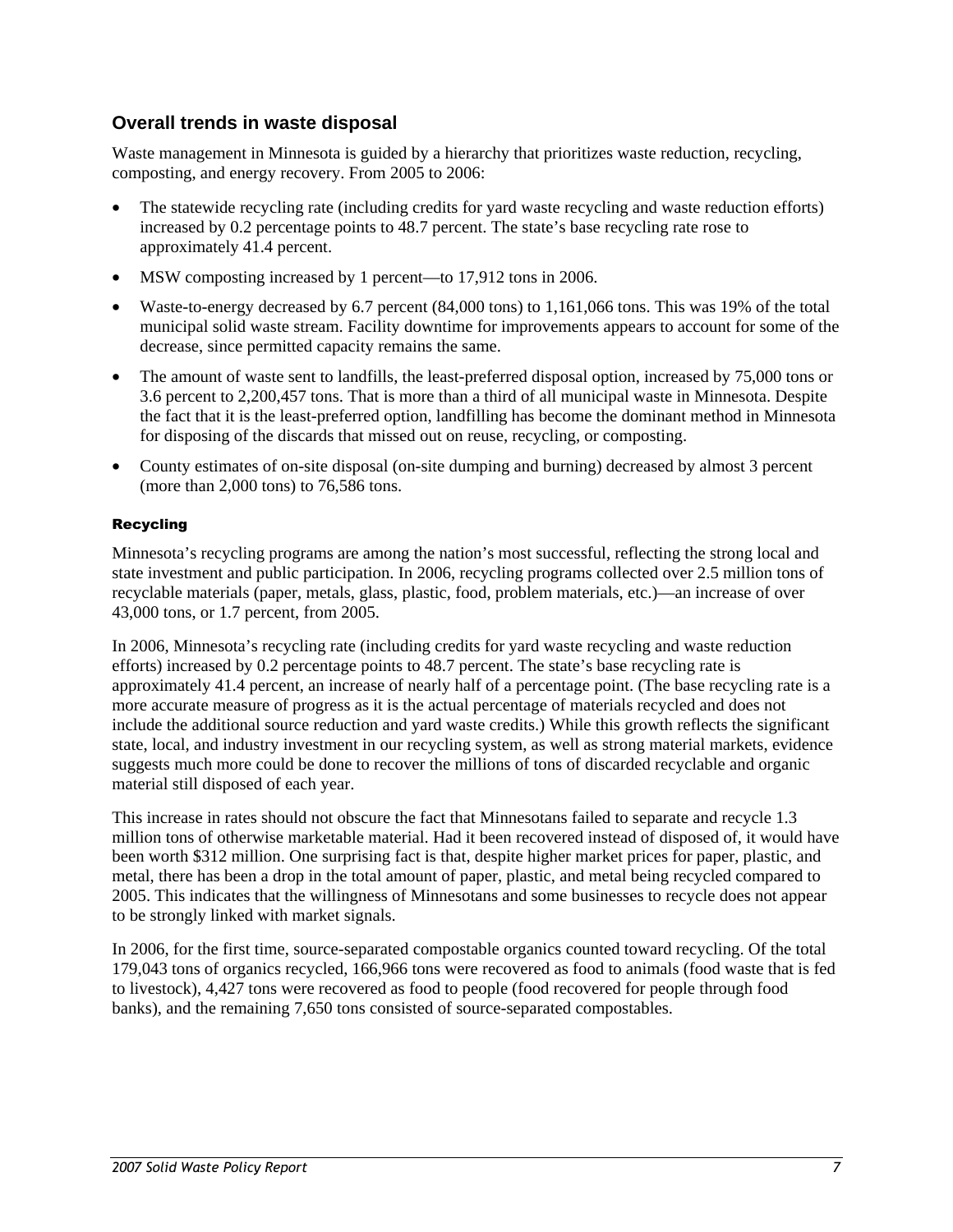## Overall trends in waste disposal

Waste management in Minnesota is guided by a hierarchy that prioritizes waste reduction, recycling, composting, and energy recovery. From 2005 to 2006:

- The statewide recycling rate (including credits for yard waste recycling and waste reduction efforts) increased by 0.2 percentage points to 48.7 percent. The state's base recycling rate rose to approximately 41.4 percent.
- MSW composting increased by 1 percent—to 17,912 tons in 2006.
- Waste-to-energy decreased by 6.7 percent (84,000 tons) to 1,161,066 tons. This was 19% of the total municipal solid waste stream. Facility downtime for improvements appears to account for some of the decrease, since permitted capacity remains the same.
- The amount of waste sent to landfills, the least-preferred disposal option, increased by 75,000 tons or 3.6 percent to 2,200,457 tons. That is more than a third of all municipal waste in Minnesota. Despite the fact that it is the least-preferred option, landfilling has become the dominant method in Minnesota for disposing of the discards that missed out on reuse, recycling, or composting.
- County estimates of on-site disposal (on-site dumping and burning) decreased by almost 3 percent (more than 2,000 tons) to 76,586 tons.

### Recycling

Minnesota's recycling programs are among the nation's most successful, reflecting the strong local and state investment and public participation. In 2006, recycling programs collected over 2.5 million tons of recyclable materials (paper, metals, glass, plastic, food, problem materials, etc.)—an increase of over 43,000 tons, or 1.7 percent, from 2005.

In 2006, Minnesota's recycling rate (including credits for yard waste recycling and waste reduction efforts) increased by 0.2 percentage points to 48.7 percent. The state's base recycling rate is approximately 41.4 percent, an increase of nearly half of a percentage point. (The base recycling rate is a more accurate measure of progress as it is the actual percentage of materials recycled and does not include the additional source reduction and yard waste credits.) While this growth reflects the significant state, local, and industry investment in our recycling system, as well as strong material markets, evidence suggests much more could be done to recover the millions of tons of discarded recyclable and organic material still disposed of each year.

This increase in rates should not obscure the fact that Minnesotans failed to separate and recycle 1.3 million tons of otherwise marketable material. Had it been recovered instead of disposed of, it would have been worth $312 million. One surprising fact is that, despite higher market prices for paper, plastic, and metal, there has been a drop in the total amount of paper, plastic, and metal being recycled compared to 2005. This indicates that the willingness of Minnesotans and some businesses to recycle does not appear to be strongly linked with market signals.

In 2006, for the first time, source-separated compostable organics counted toward recycling. Of the total 179,043 tons of organics recycled, 166,966 tons were recovered as food to animals (food waste that is fed to livestock), 4,427 tons were recovered as food to people (food recovered for people through food banks), and the remaining 7,650 tons consisted of source-separated compostables.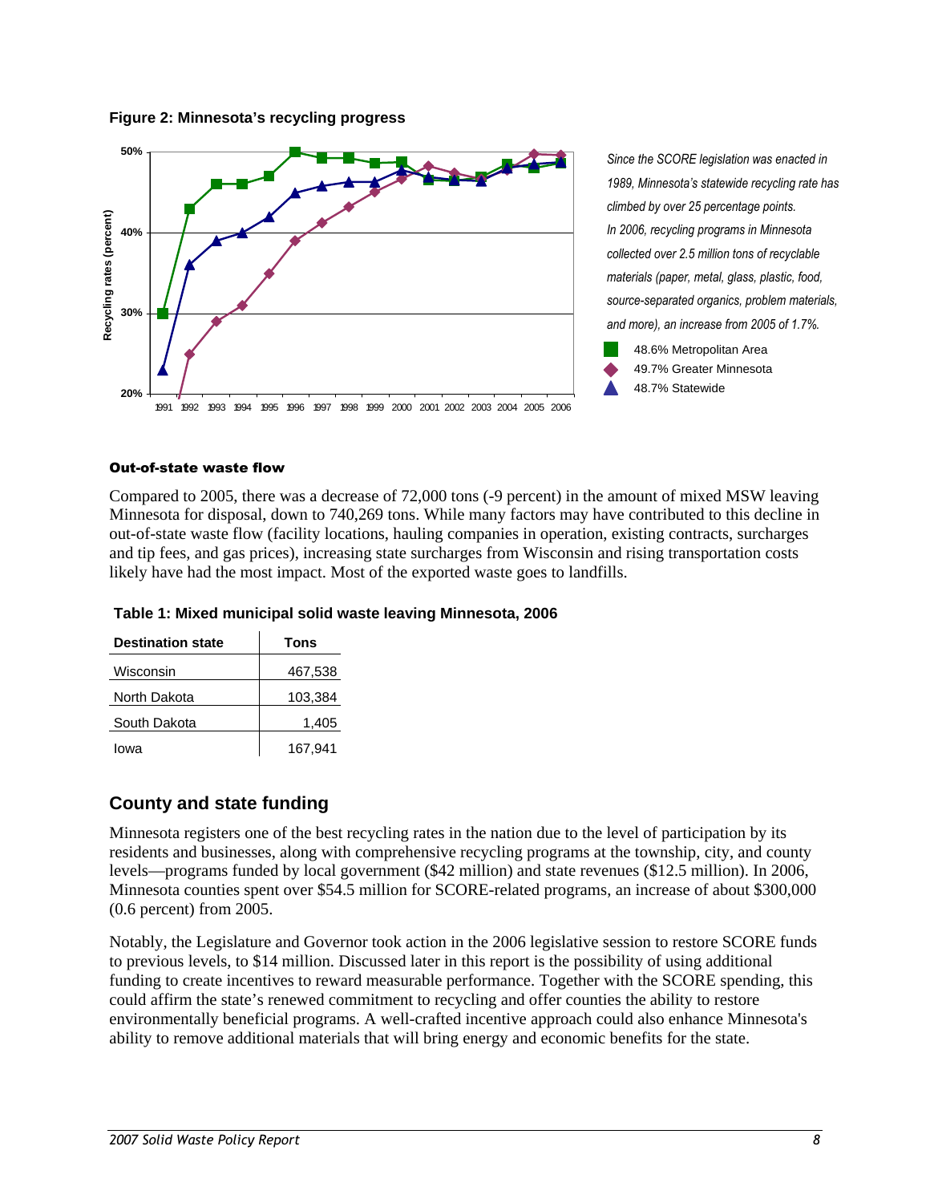**Figure 2: Minnesota's recycling progress**

*Since the SCORE legislation was enacted in 1989, Minnesota's statewide recycling rate has climbed by over 25 percentage points. In 2006, recycling programs in Minnesota collected over 2.5 million tons of recyclable materials (paper, metal, glass, plastic, food, source-separated organics, problem materials, and more), an increase from 2005 of 1.7%.*

- 48.6% Metropolitan Area
- 49.7% Greater Minnesota
- 48.7% Statewide

#### Out-of-state waste flow

Compared to 2005, there was a decrease of 72,000 tons (-9 percent) in the amount of mixed MSW leaving Minnesota for disposal, down to 740,269 tons. While many factors may have contributed to this decline in out-of-state waste flow (facility locations, hauling companies in operation, existing contracts, surcharges and tip fees, and gas prices), increasing state surcharges from Wisconsin and rising transportation costs likely have had the most impact. Most of the exported waste goes to landfills.

**Table 1: Mixed municipal solid waste leaving Minnesota, 2006**

| Destination state | Tons |
|---|---|
| Wisconsin | 467,538 |
| North Dakota | 103,384 |
| South Dakota | 1,405 |
| Iowa | 167,941 |

## County and state funding

Minnesota registers one of the best recycling rates in the nation due to the level of participation by its residents and businesses, along with comprehensive recycling programs at the township, city, and county levels—programs funded by local government ($42 million) and state revenues ($12.5 million). In 2006, Minnesota counties spent over $54.5 million for SCORE-related programs, an increase of about $300,000 (0.6 percent) from 2005.

Notably, the Legislature and Governor took action in the 2006 legislative session to restore SCORE funds to previous levels, to $14 million. Discussed later in this report is the possibility of using additional funding to create incentives to reward measurable performance. Together with the SCORE spending, this could affirm the state's renewed commitment to recycling and offer counties the ability to restore environmentally beneficial programs. A well-crafted incentive approach could also enhance Minnesota's ability to remove additional materials that will bring energy and economic benefits for the state.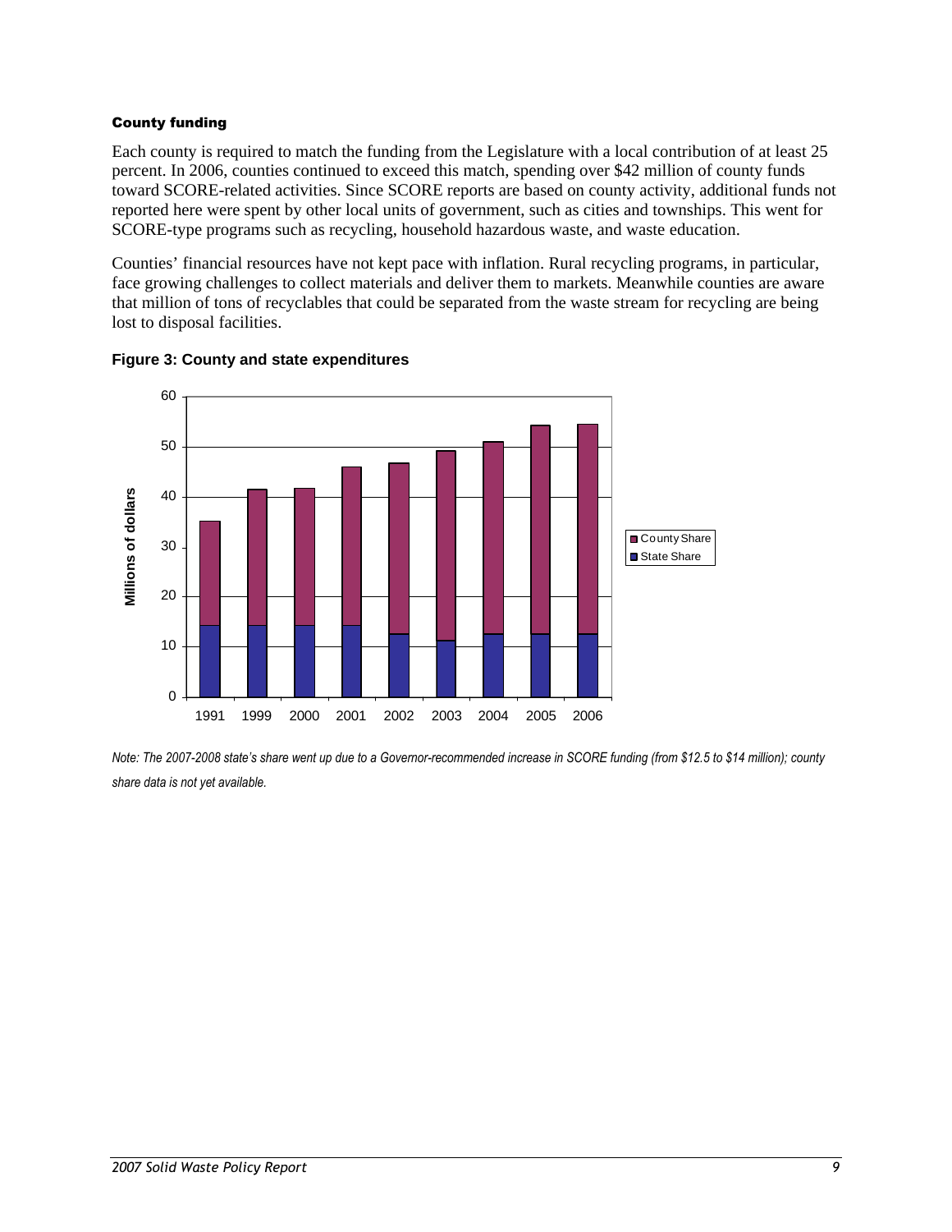#### County funding

Each county is required to match the funding from the Legislature with a local contribution of at least 25 percent. In 2006, counties continued to exceed this match, spending over $42 million of county funds toward SCORE-related activities. Since SCORE reports are based on county activity, additional funds not reported here were spent by other local units of government, such as cities and townships. This went for SCORE-type programs such as recycling, household hazardous waste, and waste education.

Counties' financial resources have not kept pace with inflation. Rural recycling programs, in particular, face growing challenges to collect materials and deliver them to markets. Meanwhile counties are aware that million of tons of recyclables that could be separated from the waste stream for recycling are being lost to disposal facilities.

**Figure 3: County and state expenditures**

*Note: The 2007-2008 state's share went up due to a Governor-recommended increase in SCORE funding (from $12.5 to $14 million); county share data is not yet available.*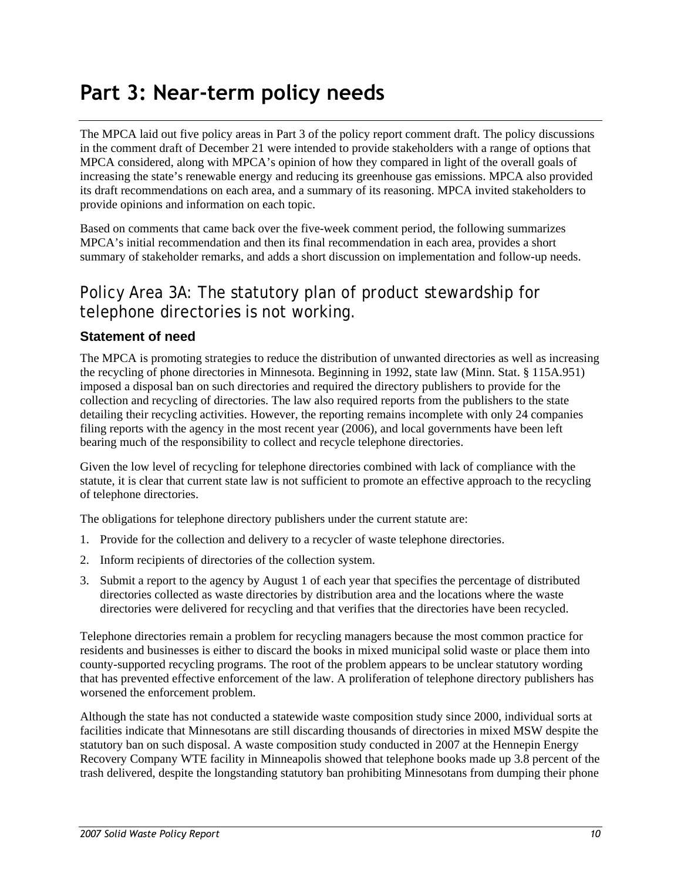# Part 3: Near-term policy needs

The MPCA laid out five policy areas in Part 3 of the policy report comment draft. The policy discussions in the comment draft of December 21 were intended to provide stakeholders with a range of options that MPCA considered, along with MPCA's opinion of how they compared in light of the overall goals of increasing the state's renewable energy and reducing its greenhouse gas emissions. MPCA also provided its draft recommendations on each area, and a summary of its reasoning. MPCA invited stakeholders to provide opinions and information on each topic.

Based on comments that came back over the five-week comment period, the following summarizes MPCA's initial recommendation and then its final recommendation in each area, provides a short summary of stakeholder remarks, and adds a short discussion on implementation and follow-up needs.

## Policy Area 3A: The statutory plan of product stewardship for telephone directories is not working.

### Statement of need

The MPCA is promoting strategies to reduce the distribution of unwanted directories as well as increasing the recycling of phone directories in Minnesota. Beginning in 1992, state law (Minn. Stat. § 115A.951) imposed a disposal ban on such directories and required the directory publishers to provide for the collection and recycling of directories. The law also required reports from the publishers to the state detailing their recycling activities. However, the reporting remains incomplete with only 24 companies filing reports with the agency in the most recent year (2006), and local governments have been left bearing much of the responsibility to collect and recycle telephone directories.

Given the low level of recycling for telephone directories combined with lack of compliance with the statute, it is clear that current state law is not sufficient to promote an effective approach to the recycling of telephone directories.

The obligations for telephone directory publishers under the current statute are:

1. Provide for the collection and delivery to a recycler of waste telephone directories.
2. Inform recipients of directories of the collection system.
3. Submit a report to the agency by August 1 of each year that specifies the percentage of distributed directories collected as waste directories by distribution area and the locations where the waste directories were delivered for recycling and that verifies that the directories have been recycled.

Telephone directories remain a problem for recycling managers because the most common practice for residents and businesses is either to discard the books in mixed municipal solid waste or place them into county-supported recycling programs. The root of the problem appears to be unclear statutory wording that has prevented effective enforcement of the law. A proliferation of telephone directory publishers has worsened the enforcement problem.

Although the state has not conducted a statewide waste composition study since 2000, individual sorts at facilities indicate that Minnesotans are still discarding thousands of directories in mixed MSW despite the statutory ban on such disposal. A waste composition study conducted in 2007 at the Hennepin Energy Recovery Company WTE facility in Minneapolis showed that telephone books made up 3.8 percent of the trash delivered, despite the longstanding statutory ban prohibiting Minnesotans from dumping their phone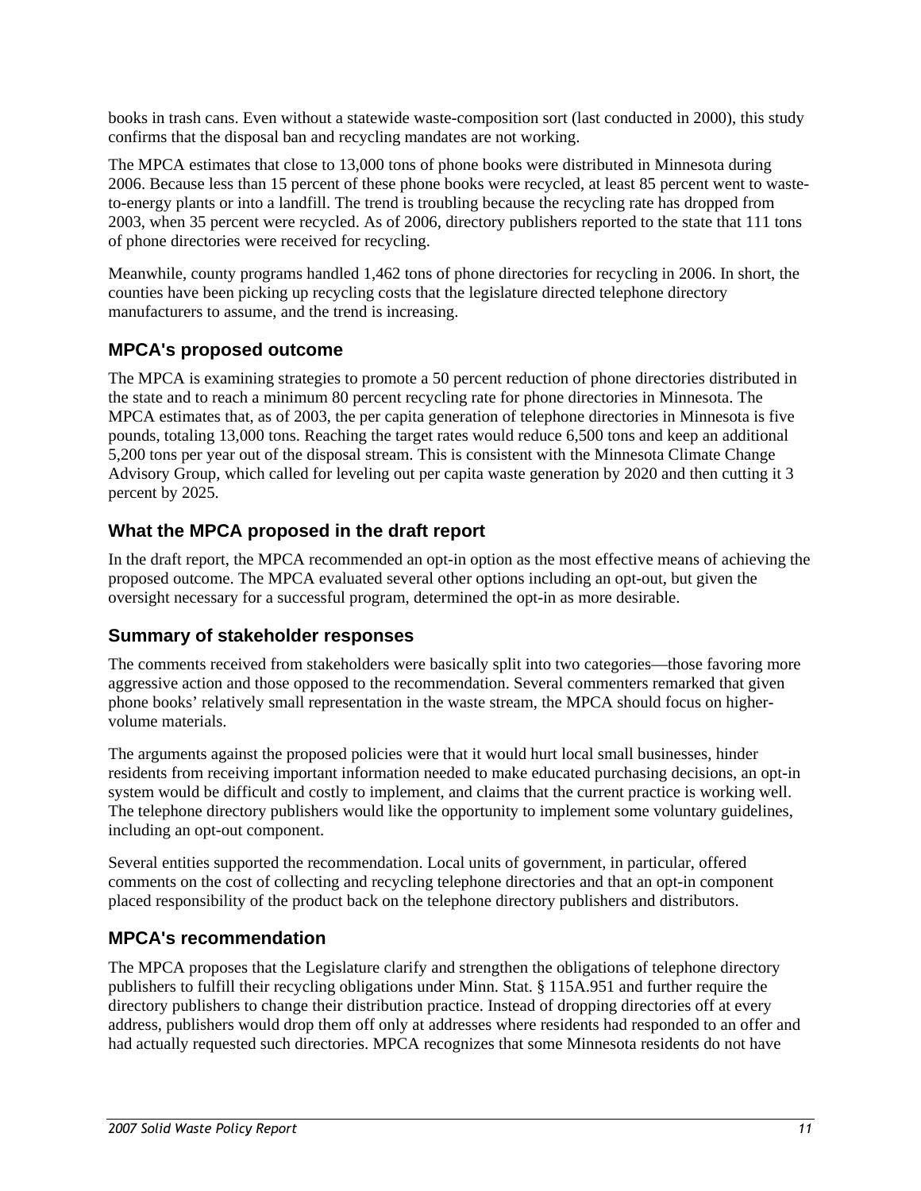books in trash cans. Even without a statewide waste-composition sort (last conducted in 2000), this study confirms that the disposal ban and recycling mandates are not working.

The MPCA estimates that close to 13,000 tons of phone books were distributed in Minnesota during 2006. Because less than 15 percent of these phone books were recycled, at least 85 percent went to waste-to-energy plants or into a landfill. The trend is troubling because the recycling rate has dropped from 2003, when 35 percent were recycled. As of 2006, directory publishers reported to the state that 111 tons of phone directories were received for recycling.

Meanwhile, county programs handled 1,462 tons of phone directories for recycling in 2006. In short, the counties have been picking up recycling costs that the legislature directed telephone directory manufacturers to assume, and the trend is increasing.

### MPCA's proposed outcome

The MPCA is examining strategies to promote a 50 percent reduction of phone directories distributed in the state and to reach a minimum 80 percent recycling rate for phone directories in Minnesota. The MPCA estimates that, as of 2003, the per capita generation of telephone directories in Minnesota is five pounds, totaling 13,000 tons. Reaching the target rates would reduce 6,500 tons and keep an additional 5,200 tons per year out of the disposal stream. This is consistent with the Minnesota Climate Change Advisory Group, which called for leveling out per capita waste generation by 2020 and then cutting it 3 percent by 2025.

### What the MPCA proposed in the draft report

In the draft report, the MPCA recommended an opt-in option as the most effective means of achieving the proposed outcome. The MPCA evaluated several other options including an opt-out, but given the oversight necessary for a successful program, determined the opt-in as more desirable.

### Summary of stakeholder responses

The comments received from stakeholders were basically split into two categories—those favoring more aggressive action and those opposed to the recommendation. Several commenters remarked that given phone books' relatively small representation in the waste stream, the MPCA should focus on higher-volume materials.

The arguments against the proposed policies were that it would hurt local small businesses, hinder residents from receiving important information needed to make educated purchasing decisions, an opt-in system would be difficult and costly to implement, and claims that the current practice is working well. The telephone directory publishers would like the opportunity to implement some voluntary guidelines, including an opt-out component.

Several entities supported the recommendation. Local units of government, in particular, offered comments on the cost of collecting and recycling telephone directories and that an opt-in component placed responsibility of the product back on the telephone directory publishers and distributors.

### MPCA's recommendation

The MPCA proposes that the Legislature clarify and strengthen the obligations of telephone directory publishers to fulfill their recycling obligations under Minn. Stat. § 115A.951 and further require the directory publishers to change their distribution practice. Instead of dropping directories off at every address, publishers would drop them off only at addresses where residents had responded to an offer and had actually requested such directories. MPCA recognizes that some Minnesota residents do not have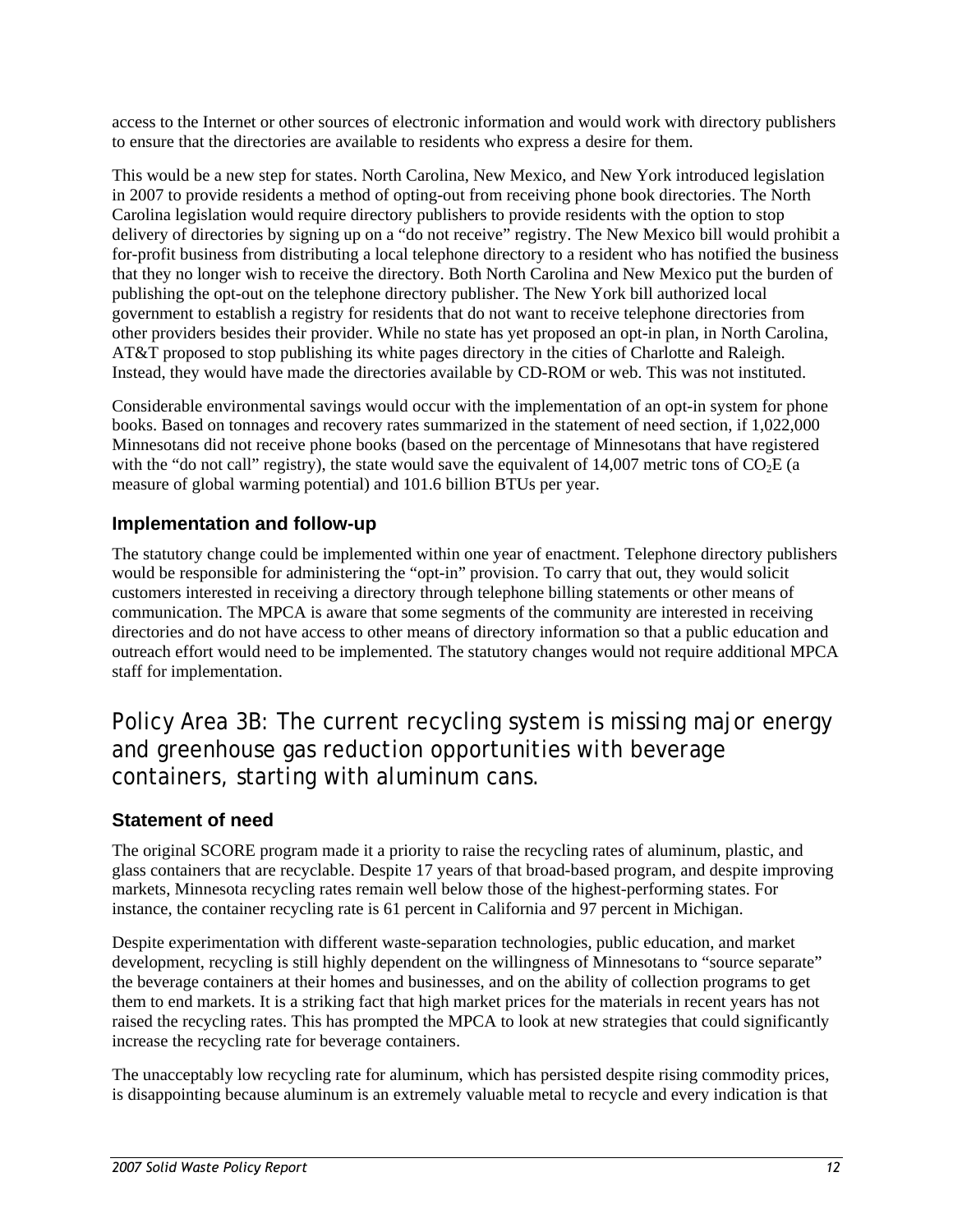access to the Internet or other sources of electronic information and would work with directory publishers to ensure that the directories are available to residents who express a desire for them.

This would be a new step for states. North Carolina, New Mexico, and New York introduced legislation in 2007 to provide residents a method of opting-out from receiving phone book directories. The North Carolina legislation would require directory publishers to provide residents with the option to stop delivery of directories by signing up on a "do not receive" registry. The New Mexico bill would prohibit a for-profit business from distributing a local telephone directory to a resident who has notified the business that they no longer wish to receive the directory. Both North Carolina and New Mexico put the burden of publishing the opt-out on the telephone directory publisher. The New York bill authorized local government to establish a registry for residents that do not want to receive telephone directories from other providers besides their provider. While no state has yet proposed an opt-in plan, in North Carolina, AT&T proposed to stop publishing its white pages directory in the cities of Charlotte and Raleigh. Instead, they would have made the directories available by CD-ROM or web. This was not instituted.

Considerable environmental savings would occur with the implementation of an opt-in system for phone books. Based on tonnages and recovery rates summarized in the statement of need section, if 1,022,000 Minnesotans did not receive phone books (based on the percentage of Minnesotans that have registered with the "do not call" registry), the state would save the equivalent of 14,007 metric tons of $CO_2E$ (a measure of global warming potential) and 101.6 billion BTUs per year.

### Implementation and follow-up

The statutory change could be implemented within one year of enactment. Telephone directory publishers would be responsible for administering the "opt-in" provision. To carry that out, they would solicit customers interested in receiving a directory through telephone billing statements or other means of communication. The MPCA is aware that some segments of the community are interested in receiving directories and do not have access to other means of directory information so that a public education and outreach effort would need to be implemented. The statutory changes would not require additional MPCA staff for implementation.

## Policy Area 3B: The current recycling system is missing major energy and greenhouse gas reduction opportunities with beverage containers, starting with aluminum cans.

### Statement of need

The original SCORE program made it a priority to raise the recycling rates of aluminum, plastic, and glass containers that are recyclable. Despite 17 years of that broad-based program, and despite improving markets, Minnesota recycling rates remain well below those of the highest-performing states. For instance, the container recycling rate is 61 percent in California and 97 percent in Michigan.

Despite experimentation with different waste-separation technologies, public education, and market development, recycling is still highly dependent on the willingness of Minnesotans to "source separate" the beverage containers at their homes and businesses, and on the ability of collection programs to get them to end markets. It is a striking fact that high market prices for the materials in recent years has not raised the recycling rates. This has prompted the MPCA to look at new strategies that could significantly increase the recycling rate for beverage containers.

The unacceptably low recycling rate for aluminum, which has persisted despite rising commodity prices, is disappointing because aluminum is an extremely valuable metal to recycle and every indication is that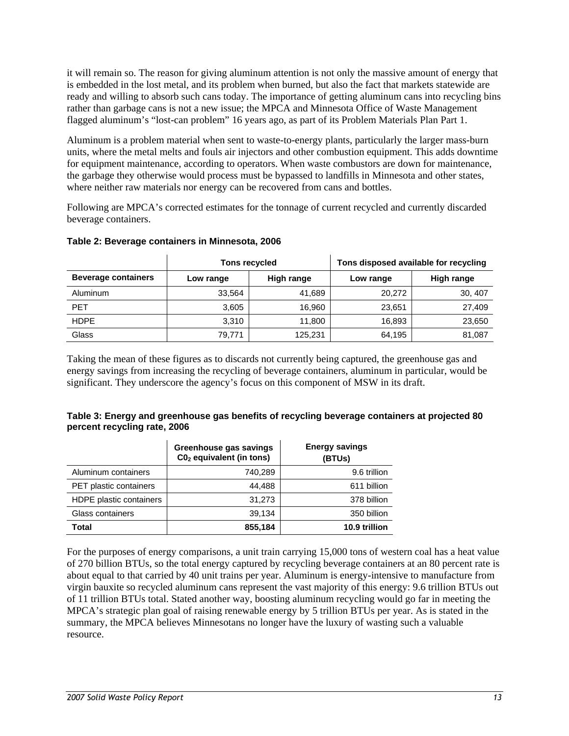it will remain so. The reason for giving aluminum attention is not only the massive amount of energy that is embedded in the lost metal, and its problem when burned, but also the fact that markets statewide are ready and willing to absorb such cans today. The importance of getting aluminum cans into recycling bins rather than garbage cans is not a new issue; the MPCA and Minnesota Office of Waste Management flagged aluminum's "lost-can problem" 16 years ago, as part of its Problem Materials Plan Part 1.

Aluminum is a problem material when sent to waste-to-energy plants, particularly the larger mass-burn units, where the metal melts and fouls air injectors and other combustion equipment. This adds downtime for equipment maintenance, according to operators. When waste combustors are down for maintenance, the garbage they otherwise would process must be bypassed to landfills in Minnesota and other states, where neither raw materials nor energy can be recovered from cans and bottles.

Following are MPCA's corrected estimates for the tonnage of current recycled and currently discarded beverage containers.

**Table 2: Beverage containers in Minnesota, 2006**

| | Tons recycled | | Tons disposed available for recycling | |
|---|---|---|---|---|
| **Beverage containers** | **Low range** | **High range** | **Low range** | **High range** |
| Aluminum | 33,564 | 41,689 | 20,272 | 30, 407 |
| PET | 3,605 | 16,960 | 23,651 | 27,409 |
| HDPE | 3,310 | 11,800 | 16,893 | 23,650 |
| Glass | 79,771 | 125,231 | 64,195 | 81,087 |

Taking the mean of these figures as to discards not currently being captured, the greenhouse gas and energy savings from increasing the recycling of beverage containers, aluminum in particular, would be significant. They underscore the agency's focus on this component of MSW in its draft.

**Table 3: Energy and greenhouse gas benefits of recycling beverage containers at projected 80 percent recycling rate, 2006**

| | Greenhouse gas savings $C0_2$ equivalent (in tons) | Energy savings (BTUs) |
|---|---|---|
| Aluminum containers | 740,289 | 9.6 trillion |
| PET plastic containers | 44,488 | 611 billion |
| HDPE plastic containers | 31,273 | 378 billion |
| Glass containers | 39,134 | 350 billion |
| **Total** | **855,184** | **10.9 trillion** |

For the purposes of energy comparisons, a unit train carrying 15,000 tons of western coal has a heat value of 270 billion BTUs, so the total energy captured by recycling beverage containers at an 80 percent rate is about equal to that carried by 40 unit trains per year. Aluminum is energy-intensive to manufacture from virgin bauxite so recycled aluminum cans represent the vast majority of this energy: 9.6 trillion BTUs out of 11 trillion BTUs total. Stated another way, boosting aluminum recycling would go far in meeting the MPCA's strategic plan goal of raising renewable energy by 5 trillion BTUs per year. As is stated in the summary, the MPCA believes Minnesotans no longer have the luxury of wasting such a valuable resource.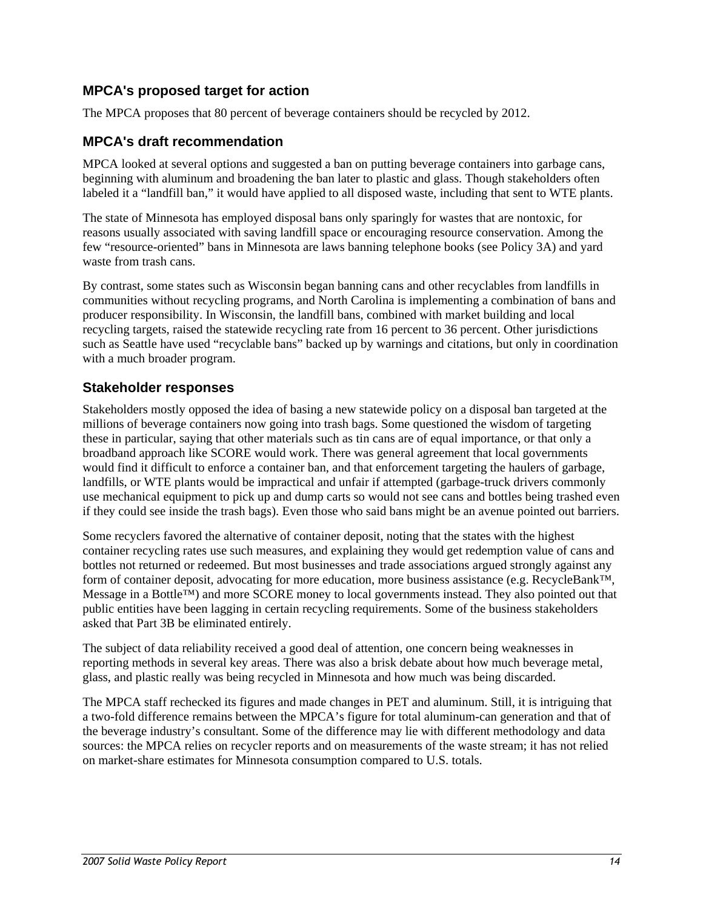## MPCA's proposed target for action

The MPCA proposes that 80 percent of beverage containers should be recycled by 2012.

## MPCA's draft recommendation

MPCA looked at several options and suggested a ban on putting beverage containers into garbage cans, beginning with aluminum and broadening the ban later to plastic and glass. Though stakeholders often labeled it a "landfill ban," it would have applied to all disposed waste, including that sent to WTE plants.

The state of Minnesota has employed disposal bans only sparingly for wastes that are nontoxic, for reasons usually associated with saving landfill space or encouraging resource conservation. Among the few "resource-oriented" bans in Minnesota are laws banning telephone books (see Policy 3A) and yard waste from trash cans.

By contrast, some states such as Wisconsin began banning cans and other recyclables from landfills in communities without recycling programs, and North Carolina is implementing a combination of bans and producer responsibility. In Wisconsin, the landfill bans, combined with market building and local recycling targets, raised the statewide recycling rate from 16 percent to 36 percent. Other jurisdictions such as Seattle have used "recyclable bans" backed up by warnings and citations, but only in coordination with a much broader program.

## Stakeholder responses

Stakeholders mostly opposed the idea of basing a new statewide policy on a disposal ban targeted at the millions of beverage containers now going into trash bags. Some questioned the wisdom of targeting these in particular, saying that other materials such as tin cans are of equal importance, or that only a broadband approach like SCORE would work. There was general agreement that local governments would find it difficult to enforce a container ban, and that enforcement targeting the haulers of garbage, landfills, or WTE plants would be impractical and unfair if attempted (garbage-truck drivers commonly use mechanical equipment to pick up and dump carts so would not see cans and bottles being trashed even if they could see inside the trash bags). Even those who said bans might be an avenue pointed out barriers.

Some recyclers favored the alternative of container deposit, noting that the states with the highest container recycling rates use such measures, and explaining they would get redemption value of cans and bottles not returned or redeemed. But most businesses and trade associations argued strongly against any form of container deposit, advocating for more education, more business assistance (e.g. RecycleBank™, Message in a Bottle™) and more SCORE money to local governments instead. They also pointed out that public entities have been lagging in certain recycling requirements. Some of the business stakeholders asked that Part 3B be eliminated entirely.

The subject of data reliability received a good deal of attention, one concern being weaknesses in reporting methods in several key areas. There was also a brisk debate about how much beverage metal, glass, and plastic really was being recycled in Minnesota and how much was being discarded.

The MPCA staff rechecked its figures and made changes in PET and aluminum. Still, it is intriguing that a two-fold difference remains between the MPCA's figure for total aluminum-can generation and that of the beverage industry's consultant. Some of the difference may lie with different methodology and data sources: the MPCA relies on recycler reports and on measurements of the waste stream; it has not relied on market-share estimates for Minnesota consumption compared to U.S. totals.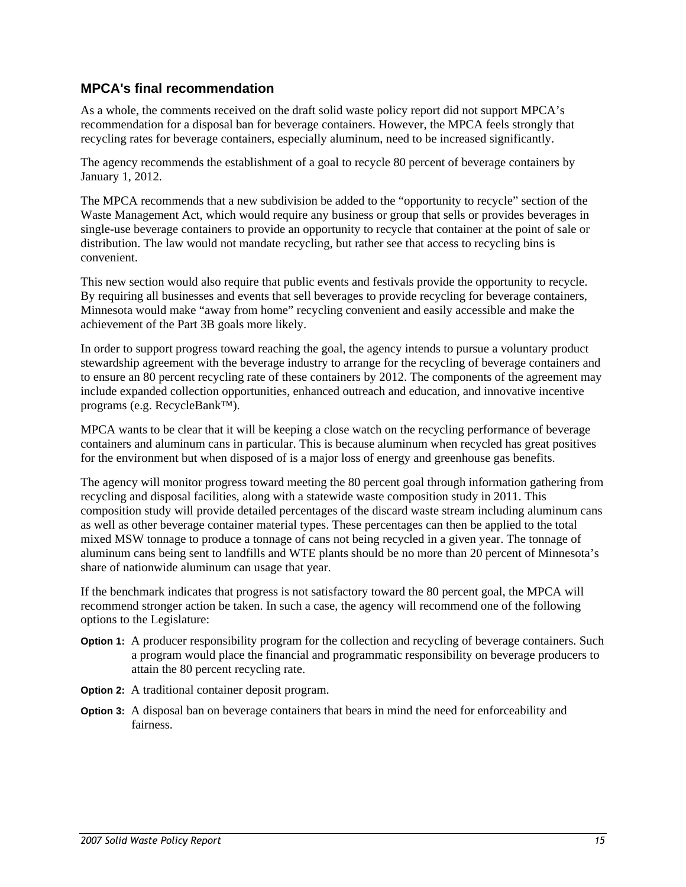### MPCA's final recommendation

As a whole, the comments received on the draft solid waste policy report did not support MPCA's recommendation for a disposal ban for beverage containers. However, the MPCA feels strongly that recycling rates for beverage containers, especially aluminum, need to be increased significantly.

The agency recommends the establishment of a goal to recycle 80 percent of beverage containers by January 1, 2012.

The MPCA recommends that a new subdivision be added to the "opportunity to recycle" section of the Waste Management Act, which would require any business or group that sells or provides beverages in single-use beverage containers to provide an opportunity to recycle that container at the point of sale or distribution. The law would not mandate recycling, but rather see that access to recycling bins is convenient.

This new section would also require that public events and festivals provide the opportunity to recycle. By requiring all businesses and events that sell beverages to provide recycling for beverage containers, Minnesota would make "away from home" recycling convenient and easily accessible and make the achievement of the Part 3B goals more likely.

In order to support progress toward reaching the goal, the agency intends to pursue a voluntary product stewardship agreement with the beverage industry to arrange for the recycling of beverage containers and to ensure an 80 percent recycling rate of these containers by 2012. The components of the agreement may include expanded collection opportunities, enhanced outreach and education, and innovative incentive programs (e.g. RecycleBank™).

MPCA wants to be clear that it will be keeping a close watch on the recycling performance of beverage containers and aluminum cans in particular. This is because aluminum when recycled has great positives for the environment but when disposed of is a major loss of energy and greenhouse gas benefits.

The agency will monitor progress toward meeting the 80 percent goal through information gathering from recycling and disposal facilities, along with a statewide waste composition study in 2011. This composition study will provide detailed percentages of the discard waste stream including aluminum cans as well as other beverage container material types. These percentages can then be applied to the total mixed MSW tonnage to produce a tonnage of cans not being recycled in a given year. The tonnage of aluminum cans being sent to landfills and WTE plants should be no more than 20 percent of Minnesota's share of nationwide aluminum can usage that year.

If the benchmark indicates that progress is not satisfactory toward the 80 percent goal, the MPCA will recommend stronger action be taken. In such a case, the agency will recommend one of the following options to the Legislature:

**Option 1:** A producer responsibility program for the collection and recycling of beverage containers. Such a program would place the financial and programmatic responsibility on beverage producers to attain the 80 percent recycling rate.

**Option 2:** A traditional container deposit program.

**Option 3:** A disposal ban on beverage containers that bears in mind the need for enforceability and fairness.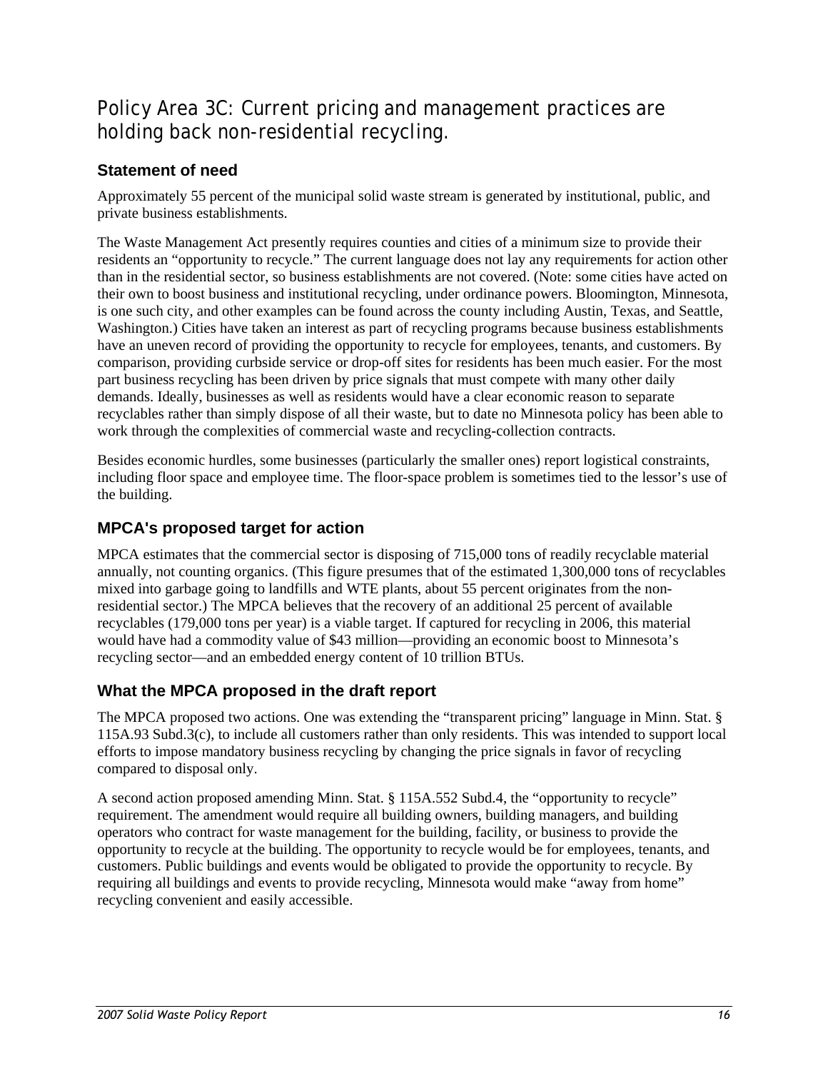## Policy Area 3C: Current pricing and management practices are holding back non-residential recycling.

### Statement of need

Approximately 55 percent of the municipal solid waste stream is generated by institutional, public, and private business establishments.

The Waste Management Act presently requires counties and cities of a minimum size to provide their residents an "opportunity to recycle." The current language does not lay any requirements for action other than in the residential sector, so business establishments are not covered. (Note: some cities have acted on their own to boost business and institutional recycling, under ordinance powers. Bloomington, Minnesota, is one such city, and other examples can be found across the county including Austin, Texas, and Seattle, Washington.) Cities have taken an interest as part of recycling programs because business establishments have an uneven record of providing the opportunity to recycle for employees, tenants, and customers. By comparison, providing curbside service or drop-off sites for residents has been much easier. For the most part business recycling has been driven by price signals that must compete with many other daily demands. Ideally, businesses as well as residents would have a clear economic reason to separate recyclables rather than simply dispose of all their waste, but to date no Minnesota policy has been able to work through the complexities of commercial waste and recycling-collection contracts.

Besides economic hurdles, some businesses (particularly the smaller ones) report logistical constraints, including floor space and employee time. The floor-space problem is sometimes tied to the lessor's use of the building.

### MPCA's proposed target for action

MPCA estimates that the commercial sector is disposing of 715,000 tons of readily recyclable material annually, not counting organics. (This figure presumes that of the estimated 1,300,000 tons of recyclables mixed into garbage going to landfills and WTE plants, about 55 percent originates from the non-residential sector.) The MPCA believes that the recovery of an additional 25 percent of available recyclables (179,000 tons per year) is a viable target. If captured for recycling in 2006, this material would have had a commodity value of $43 million—providing an economic boost to Minnesota's recycling sector—and an embedded energy content of 10 trillion BTUs.

### What the MPCA proposed in the draft report

The MPCA proposed two actions. One was extending the "transparent pricing" language in Minn. Stat. § 115A.93 Subd.3(c), to include all customers rather than only residents. This was intended to support local efforts to impose mandatory business recycling by changing the price signals in favor of recycling compared to disposal only.

A second action proposed amending Minn. Stat. § 115A.552 Subd.4, the "opportunity to recycle" requirement. The amendment would require all building owners, building managers, and building operators who contract for waste management for the building, facility, or business to provide the opportunity to recycle at the building. The opportunity to recycle would be for employees, tenants, and customers. Public buildings and events would be obligated to provide the opportunity to recycle. By requiring all buildings and events to provide recycling, Minnesota would make "away from home" recycling convenient and easily accessible.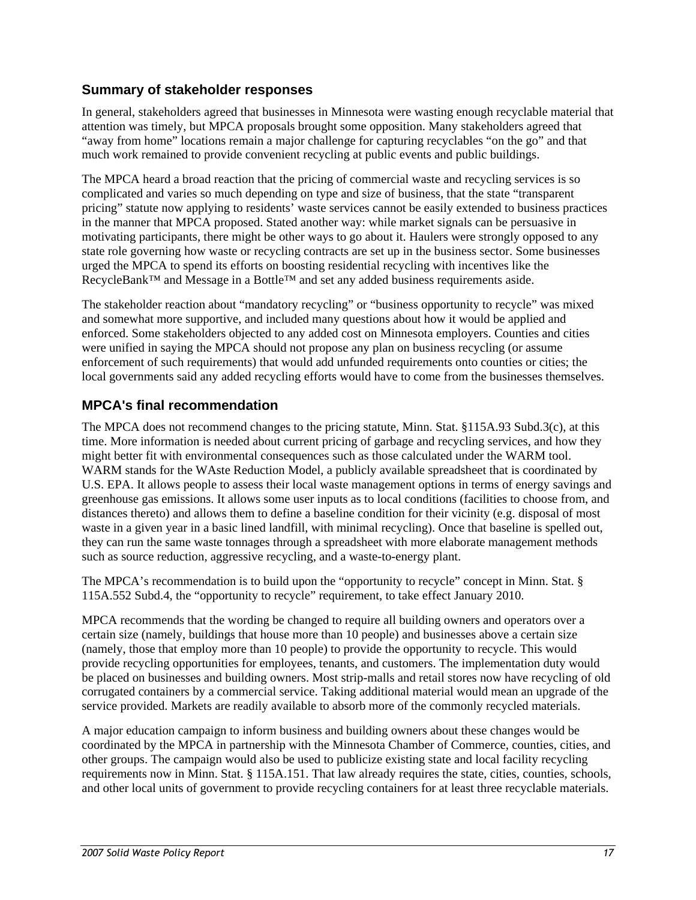## Summary of stakeholder responses

In general, stakeholders agreed that businesses in Minnesota were wasting enough recyclable material that attention was timely, but MPCA proposals brought some opposition. Many stakeholders agreed that "away from home" locations remain a major challenge for capturing recyclables "on the go" and that much work remained to provide convenient recycling at public events and public buildings.

The MPCA heard a broad reaction that the pricing of commercial waste and recycling services is so complicated and varies so much depending on type and size of business, that the state "transparent pricing" statute now applying to residents' waste services cannot be easily extended to business practices in the manner that MPCA proposed. Stated another way: while market signals can be persuasive in motivating participants, there might be other ways to go about it. Haulers were strongly opposed to any state role governing how waste or recycling contracts are set up in the business sector. Some businesses urged the MPCA to spend its efforts on boosting residential recycling with incentives like the RecycleBank™ and Message in a Bottle™ and set any added business requirements aside.

The stakeholder reaction about "mandatory recycling" or "business opportunity to recycle" was mixed and somewhat more supportive, and included many questions about how it would be applied and enforced. Some stakeholders objected to any added cost on Minnesota employers. Counties and cities were unified in saying the MPCA should not propose any plan on business recycling (or assume enforcement of such requirements) that would add unfunded requirements onto counties or cities; the local governments said any added recycling efforts would have to come from the businesses themselves.

## MPCA's final recommendation

The MPCA does not recommend changes to the pricing statute, Minn. Stat. §115A.93 Subd.3(c), at this time. More information is needed about current pricing of garbage and recycling services, and how they might better fit with environmental consequences such as those calculated under the WARM tool. WARM stands for the WAste Reduction Model, a publicly available spreadsheet that is coordinated by U.S. EPA. It allows people to assess their local waste management options in terms of energy savings and greenhouse gas emissions. It allows some user inputs as to local conditions (facilities to choose from, and distances thereto) and allows them to define a baseline condition for their vicinity (e.g. disposal of most waste in a given year in a basic lined landfill, with minimal recycling). Once that baseline is spelled out, they can run the same waste tonnages through a spreadsheet with more elaborate management methods such as source reduction, aggressive recycling, and a waste-to-energy plant.

The MPCA's recommendation is to build upon the "opportunity to recycle" concept in Minn. Stat. § 115A.552 Subd.4, the "opportunity to recycle" requirement, to take effect January 2010.

MPCA recommends that the wording be changed to require all building owners and operators over a certain size (namely, buildings that house more than 10 people) and businesses above a certain size (namely, those that employ more than 10 people) to provide the opportunity to recycle. This would provide recycling opportunities for employees, tenants, and customers. The implementation duty would be placed on businesses and building owners. Most strip-malls and retail stores now have recycling of old corrugated containers by a commercial service. Taking additional material would mean an upgrade of the service provided. Markets are readily available to absorb more of the commonly recycled materials.

A major education campaign to inform business and building owners about these changes would be coordinated by the MPCA in partnership with the Minnesota Chamber of Commerce, counties, cities, and other groups. The campaign would also be used to publicize existing state and local facility recycling requirements now in Minn. Stat. § 115A.151. That law already requires the state, cities, counties, schools, and other local units of government to provide recycling containers for at least three recyclable materials.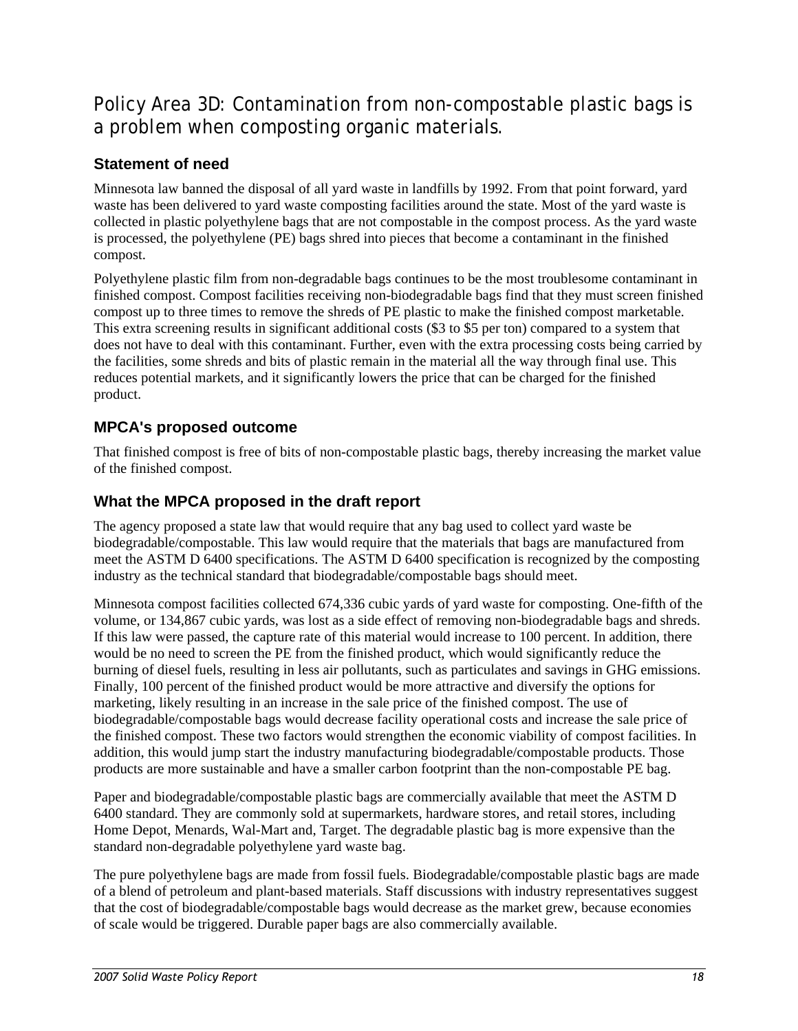## Policy Area 3D: Contamination from non-compostable plastic bags is a problem when composting organic materials.

### Statement of need

Minnesota law banned the disposal of all yard waste in landfills by 1992. From that point forward, yard waste has been delivered to yard waste composting facilities around the state. Most of the yard waste is collected in plastic polyethylene bags that are not compostable in the compost process. As the yard waste is processed, the polyethylene (PE) bags shred into pieces that become a contaminant in the finished compost.

Polyethylene plastic film from non-degradable bags continues to be the most troublesome contaminant in finished compost. Compost facilities receiving non-biodegradable bags find that they must screen finished compost up to three times to remove the shreds of PE plastic to make the finished compost marketable. This extra screening results in significant additional costs ($3 to $5 per ton) compared to a system that does not have to deal with this contaminant. Further, even with the extra processing costs being carried by the facilities, some shreds and bits of plastic remain in the material all the way through final use. This reduces potential markets, and it significantly lowers the price that can be charged for the finished product.

### MPCA's proposed outcome

That finished compost is free of bits of non-compostable plastic bags, thereby increasing the market value of the finished compost.

### What the MPCA proposed in the draft report

The agency proposed a state law that would require that any bag used to collect yard waste be biodegradable/compostable. This law would require that the materials that bags are manufactured from meet the ASTM D 6400 specifications. The ASTM D 6400 specification is recognized by the composting industry as the technical standard that biodegradable/compostable bags should meet.

Minnesota compost facilities collected 674,336 cubic yards of yard waste for composting. One-fifth of the volume, or 134,867 cubic yards, was lost as a side effect of removing non-biodegradable bags and shreds. If this law were passed, the capture rate of this material would increase to 100 percent. In addition, there would be no need to screen the PE from the finished product, which would significantly reduce the burning of diesel fuels, resulting in less air pollutants, such as particulates and savings in GHG emissions. Finally, 100 percent of the finished product would be more attractive and diversify the options for marketing, likely resulting in an increase in the sale price of the finished compost. The use of biodegradable/compostable bags would decrease facility operational costs and increase the sale price of the finished compost. These two factors would strengthen the economic viability of compost facilities. In addition, this would jump start the industry manufacturing biodegradable/compostable products. Those products are more sustainable and have a smaller carbon footprint than the non-compostable PE bag.

Paper and biodegradable/compostable plastic bags are commercially available that meet the ASTM D 6400 standard. They are commonly sold at supermarkets, hardware stores, and retail stores, including Home Depot, Menards, Wal-Mart and, Target. The degradable plastic bag is more expensive than the standard non-degradable polyethylene yard waste bag.

The pure polyethylene bags are made from fossil fuels. Biodegradable/compostable plastic bags are made of a blend of petroleum and plant-based materials. Staff discussions with industry representatives suggest that the cost of biodegradable/compostable bags would decrease as the market grew, because economies of scale would be triggered. Durable paper bags are also commercially available.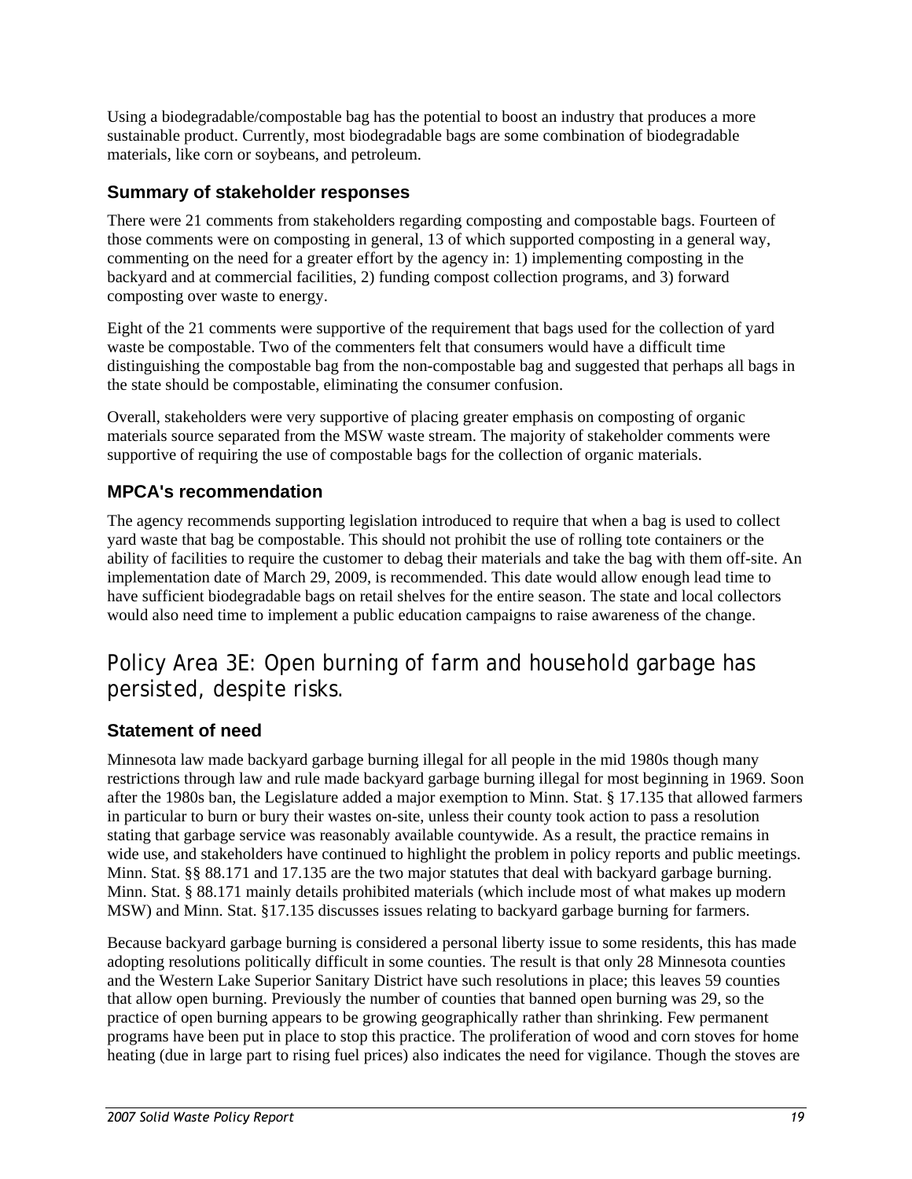Using a biodegradable/compostable bag has the potential to boost an industry that produces a more sustainable product. Currently, most biodegradable bags are some combination of biodegradable materials, like corn or soybeans, and petroleum.

### Summary of stakeholder responses

There were 21 comments from stakeholders regarding composting and compostable bags. Fourteen of those comments were on composting in general, 13 of which supported composting in a general way, commenting on the need for a greater effort by the agency in: 1) implementing composting in the backyard and at commercial facilities, 2) funding compost collection programs, and 3) forward composting over waste to energy.

Eight of the 21 comments were supportive of the requirement that bags used for the collection of yard waste be compostable. Two of the commenters felt that consumers would have a difficult time distinguishing the compostable bag from the non-compostable bag and suggested that perhaps all bags in the state should be compostable, eliminating the consumer confusion.

Overall, stakeholders were very supportive of placing greater emphasis on composting of organic materials source separated from the MSW waste stream. The majority of stakeholder comments were supportive of requiring the use of compostable bags for the collection of organic materials.

### MPCA's recommendation

The agency recommends supporting legislation introduced to require that when a bag is used to collect yard waste that bag be compostable. This should not prohibit the use of rolling tote containers or the ability of facilities to require the customer to debag their materials and take the bag with them off-site. An implementation date of March 29, 2009, is recommended. This date would allow enough lead time to have sufficient biodegradable bags on retail shelves for the entire season. The state and local collectors would also need time to implement a public education campaigns to raise awareness of the change.

## Policy Area 3E: Open burning of farm and household garbage has persisted, despite risks.

### Statement of need

Minnesota law made backyard garbage burning illegal for all people in the mid 1980s though many restrictions through law and rule made backyard garbage burning illegal for most beginning in 1969. Soon after the 1980s ban, the Legislature added a major exemption to Minn. Stat. § 17.135 that allowed farmers in particular to burn or bury their wastes on-site, unless their county took action to pass a resolution stating that garbage service was reasonably available countywide. As a result, the practice remains in wide use, and stakeholders have continued to highlight the problem in policy reports and public meetings. Minn. Stat. §§ 88.171 and 17.135 are the two major statutes that deal with backyard garbage burning. Minn. Stat. § 88.171 mainly details prohibited materials (which include most of what makes up modern MSW) and Minn. Stat. §17.135 discusses issues relating to backyard garbage burning for farmers.

Because backyard garbage burning is considered a personal liberty issue to some residents, this has made adopting resolutions politically difficult in some counties. The result is that only 28 Minnesota counties and the Western Lake Superior Sanitary District have such resolutions in place; this leaves 59 counties that allow open burning. Previously the number of counties that banned open burning was 29, so the practice of open burning appears to be growing geographically rather than shrinking. Few permanent programs have been put in place to stop this practice. The proliferation of wood and corn stoves for home heating (due in large part to rising fuel prices) also indicates the need for vigilance. Though the stoves are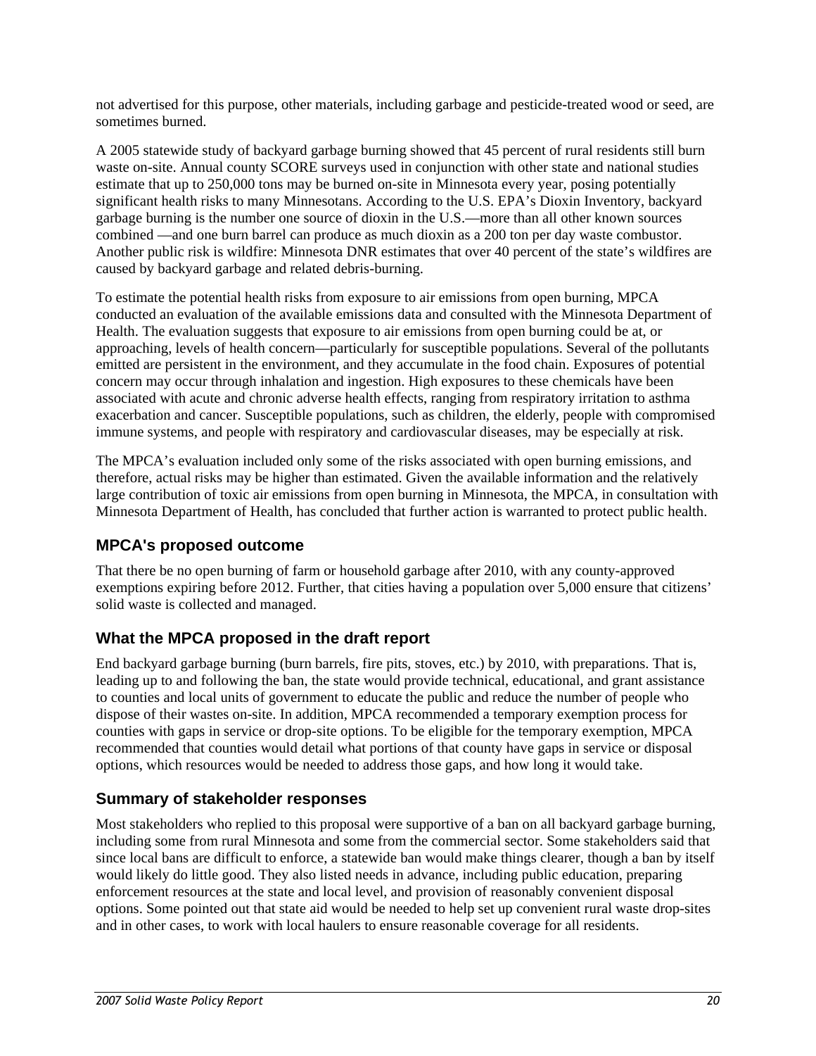not advertised for this purpose, other materials, including garbage and pesticide-treated wood or seed, are sometimes burned.

A 2005 statewide study of backyard garbage burning showed that 45 percent of rural residents still burn waste on-site. Annual county SCORE surveys used in conjunction with other state and national studies estimate that up to 250,000 tons may be burned on-site in Minnesota every year, posing potentially significant health risks to many Minnesotans. According to the U.S. EPA's Dioxin Inventory, backyard garbage burning is the number one source of dioxin in the U.S.—more than all other known sources combined —and one burn barrel can produce as much dioxin as a 200 ton per day waste combustor. Another public risk is wildfire: Minnesota DNR estimates that over 40 percent of the state's wildfires are caused by backyard garbage and related debris-burning.

To estimate the potential health risks from exposure to air emissions from open burning, MPCA conducted an evaluation of the available emissions data and consulted with the Minnesota Department of Health. The evaluation suggests that exposure to air emissions from open burning could be at, or approaching, levels of health concern—particularly for susceptible populations. Several of the pollutants emitted are persistent in the environment, and they accumulate in the food chain. Exposures of potential concern may occur through inhalation and ingestion. High exposures to these chemicals have been associated with acute and chronic adverse health effects, ranging from respiratory irritation to asthma exacerbation and cancer. Susceptible populations, such as children, the elderly, people with compromised immune systems, and people with respiratory and cardiovascular diseases, may be especially at risk.

The MPCA's evaluation included only some of the risks associated with open burning emissions, and therefore, actual risks may be higher than estimated. Given the available information and the relatively large contribution of toxic air emissions from open burning in Minnesota, the MPCA, in consultation with Minnesota Department of Health, has concluded that further action is warranted to protect public health.

### MPCA's proposed outcome

That there be no open burning of farm or household garbage after 2010, with any county-approved exemptions expiring before 2012. Further, that cities having a population over 5,000 ensure that citizens' solid waste is collected and managed.

### What the MPCA proposed in the draft report

End backyard garbage burning (burn barrels, fire pits, stoves, etc.) by 2010, with preparations. That is, leading up to and following the ban, the state would provide technical, educational, and grant assistance to counties and local units of government to educate the public and reduce the number of people who dispose of their wastes on-site. In addition, MPCA recommended a temporary exemption process for counties with gaps in service or drop-site options. To be eligible for the temporary exemption, MPCA recommended that counties would detail what portions of that county have gaps in service or disposal options, which resources would be needed to address those gaps, and how long it would take.

### Summary of stakeholder responses

Most stakeholders who replied to this proposal were supportive of a ban on all backyard garbage burning, including some from rural Minnesota and some from the commercial sector. Some stakeholders said that since local bans are difficult to enforce, a statewide ban would make things clearer, though a ban by itself would likely do little good. They also listed needs in advance, including public education, preparing enforcement resources at the state and local level, and provision of reasonably convenient disposal options. Some pointed out that state aid would be needed to help set up convenient rural waste drop-sites and in other cases, to work with local haulers to ensure reasonable coverage for all residents.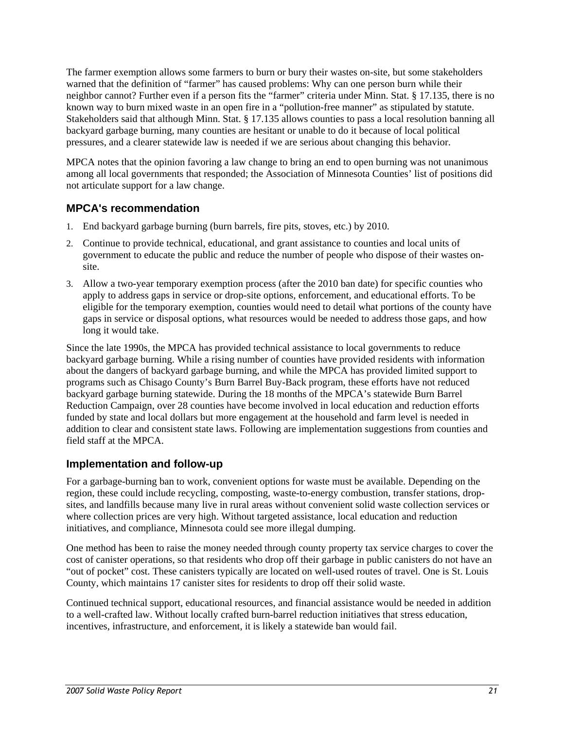The farmer exemption allows some farmers to burn or bury their wastes on-site, but some stakeholders warned that the definition of "farmer" has caused problems: Why can one person burn while their neighbor cannot? Further even if a person fits the "farmer" criteria under Minn. Stat. § 17.135, there is no known way to burn mixed waste in an open fire in a "pollution-free manner" as stipulated by statute. Stakeholders said that although Minn. Stat. § 17.135 allows counties to pass a local resolution banning all backyard garbage burning, many counties are hesitant or unable to do it because of local political pressures, and a clearer statewide law is needed if we are serious about changing this behavior.

MPCA notes that the opinion favoring a law change to bring an end to open burning was not unanimous among all local governments that responded; the Association of Minnesota Counties' list of positions did not articulate support for a law change.

## MPCA's recommendation

1. End backyard garbage burning (burn barrels, fire pits, stoves, etc.) by 2010.
2. Continue to provide technical, educational, and grant assistance to counties and local units of government to educate the public and reduce the number of people who dispose of their wastes on-site.
3. Allow a two-year temporary exemption process (after the 2010 ban date) for specific counties who apply to address gaps in service or drop-site options, enforcement, and educational efforts. To be eligible for the temporary exemption, counties would need to detail what portions of the county have gaps in service or disposal options, what resources would be needed to address those gaps, and how long it would take.

Since the late 1990s, the MPCA has provided technical assistance to local governments to reduce backyard garbage burning. While a rising number of counties have provided residents with information about the dangers of backyard garbage burning, and while the MPCA has provided limited support to programs such as Chisago County's Burn Barrel Buy-Back program, these efforts have not reduced backyard garbage burning statewide. During the 18 months of the MPCA's statewide Burn Barrel Reduction Campaign, over 28 counties have become involved in local education and reduction efforts funded by state and local dollars but more engagement at the household and farm level is needed in addition to clear and consistent state laws. Following are implementation suggestions from counties and field staff at the MPCA.

## Implementation and follow-up

For a garbage-burning ban to work, convenient options for waste must be available. Depending on the region, these could include recycling, composting, waste-to-energy combustion, transfer stations, drop-sites, and landfills because many live in rural areas without convenient solid waste collection services or where collection prices are very high. Without targeted assistance, local education and reduction initiatives, and compliance, Minnesota could see more illegal dumping.

One method has been to raise the money needed through county property tax service charges to cover the cost of canister operations, so that residents who drop off their garbage in public canisters do not have an "out of pocket" cost. These canisters typically are located on well-used routes of travel. One is St. Louis County, which maintains 17 canister sites for residents to drop off their solid waste.

Continued technical support, educational resources, and financial assistance would be needed in addition to a well-crafted law. Without locally crafted burn-barrel reduction initiatives that stress education, incentives, infrastructure, and enforcement, it is likely a statewide ban would fail.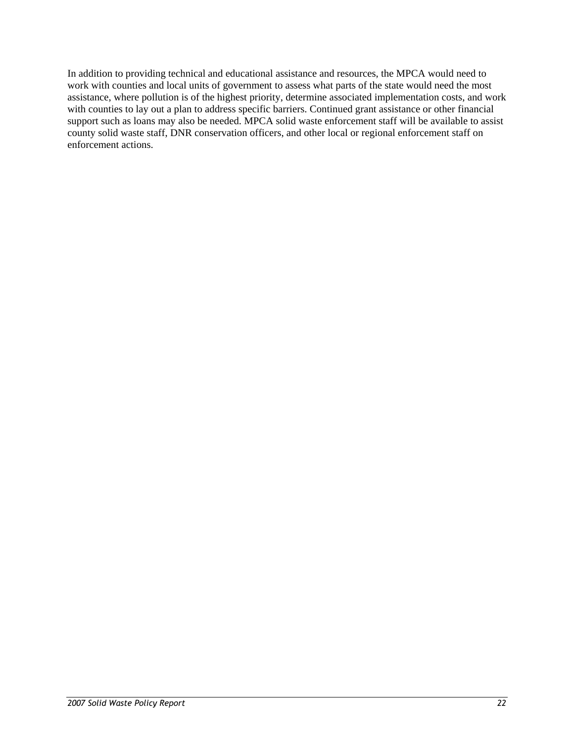In addition to providing technical and educational assistance and resources, the MPCA would need to work with counties and local units of government to assess what parts of the state would need the most assistance, where pollution is of the highest priority, determine associated implementation costs, and work with counties to lay out a plan to address specific barriers. Continued grant assistance or other financial support such as loans may also be needed. MPCA solid waste enforcement staff will be available to assist county solid waste staff, DNR conservation officers, and other local or regional enforcement staff on enforcement actions.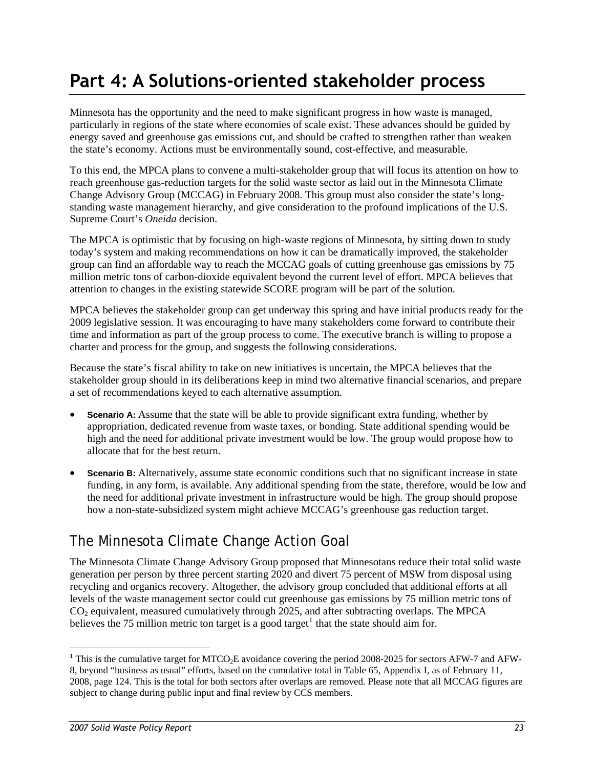# Part 4: A Solutions-oriented stakeholder process

Minnesota has the opportunity and the need to make significant progress in how waste is managed, particularly in regions of the state where economies of scale exist. These advances should be guided by energy saved and greenhouse gas emissions cut, and should be crafted to strengthen rather than weaken the state's economy. Actions must be environmentally sound, cost-effective, and measurable.

To this end, the MPCA plans to convene a multi-stakeholder group that will focus its attention on how to reach greenhouse gas-reduction targets for the solid waste sector as laid out in the Minnesota Climate Change Advisory Group (MCCAG) in February 2008. This group must also consider the state's long-standing waste management hierarchy, and give consideration to the profound implications of the U.S. Supreme Court's *Oneida* decision.

The MPCA is optimistic that by focusing on high-waste regions of Minnesota, by sitting down to study today's system and making recommendations on how it can be dramatically improved, the stakeholder group can find an affordable way to reach the MCCAG goals of cutting greenhouse gas emissions by 75 million metric tons of carbon-dioxide equivalent beyond the current level of effort. MPCA believes that attention to changes in the existing statewide SCORE program will be part of the solution.

MPCA believes the stakeholder group can get underway this spring and have initial products ready for the 2009 legislative session. It was encouraging to have many stakeholders come forward to contribute their time and information as part of the group process to come. The executive branch is willing to propose a charter and process for the group, and suggests the following considerations.

Because the state's fiscal ability to take on new initiatives is uncertain, the MPCA believes that the stakeholder group should in its deliberations keep in mind two alternative financial scenarios, and prepare a set of recommendations keyed to each alternative assumption.

- **Scenario A:** Assume that the state will be able to provide significant extra funding, whether by appropriation, dedicated revenue from waste taxes, or bonding. State additional spending would be high and the need for additional private investment would be low. The group would propose how to allocate that for the best return.
- **Scenario B:** Alternatively, assume state economic conditions such that no significant increase in state funding, in any form, is available. Any additional spending from the state, therefore, would be low and the need for additional private investment in infrastructure would be high. The group should propose how a non-state-subsidized system might achieve MCCAG's greenhouse gas reduction target.

## The Minnesota Climate Change Action Goal

The Minnesota Climate Change Advisory Group proposed that Minnesotans reduce their total solid waste generation per person by three percent starting 2020 and divert 75 percent of MSW from disposal using recycling and organics recovery. Altogether, the advisory group concluded that additional efforts at all levels of the waste management sector could cut greenhouse gas emissions by 75 million metric tons of $CO_2$ equivalent, measured cumulatively through 2025, and after subtracting overlaps. The MPCA believes the 75 million metric ton target is a good target[1] that the state should aim for.

[1] This is the cumulative target for $MTCO_2E$ avoidance covering the period 2008-2025 for sectors AFW-7 and AFW-8, beyond "business as usual" efforts, based on the cumulative total in Table 65, Appendix I, as of February 11, 2008, page 124. This is the total for both sectors after overlaps are removed. Please note that all MCCAG figures are subject to change during public input and final review by CCS members.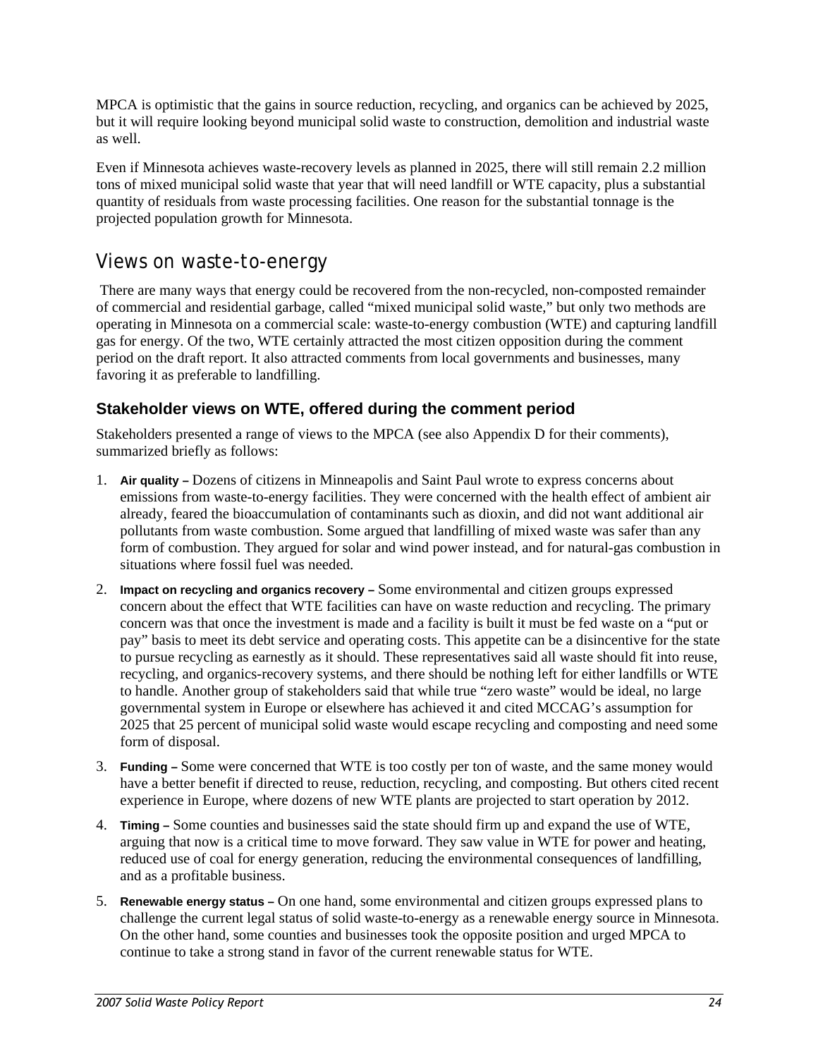MPCA is optimistic that the gains in source reduction, recycling, and organics can be achieved by 2025, but it will require looking beyond municipal solid waste to construction, demolition and industrial waste as well.

Even if Minnesota achieves waste-recovery levels as planned in 2025, there will still remain 2.2 million tons of mixed municipal solid waste that year that will need landfill or WTE capacity, plus a substantial quantity of residuals from waste processing facilities. One reason for the substantial tonnage is the projected population growth for Minnesota.

## Views on waste-to-energy

There are many ways that energy could be recovered from the non-recycled, non-composted remainder of commercial and residential garbage, called "mixed municipal solid waste," but only two methods are operating in Minnesota on a commercial scale: waste-to-energy combustion (WTE) and capturing landfill gas for energy. Of the two, WTE certainly attracted the most citizen opposition during the comment period on the draft report. It also attracted comments from local governments and businesses, many favoring it as preferable to landfilling.

### Stakeholder views on WTE, offered during the comment period

Stakeholders presented a range of views to the MPCA (see also Appendix D for their comments), summarized briefly as follows:

1. **Air quality –** Dozens of citizens in Minneapolis and Saint Paul wrote to express concerns about emissions from waste-to-energy facilities. They were concerned with the health effect of ambient air already, feared the bioaccumulation of contaminants such as dioxin, and did not want additional air pollutants from waste combustion. Some argued that landfilling of mixed waste was safer than any form of combustion. They argued for solar and wind power instead, and for natural-gas combustion in situations where fossil fuel was needed.
2. **Impact on recycling and organics recovery –** Some environmental and citizen groups expressed concern about the effect that WTE facilities can have on waste reduction and recycling. The primary concern was that once the investment is made and a facility is built it must be fed waste on a "put or pay" basis to meet its debt service and operating costs. This appetite can be a disincentive for the state to pursue recycling as earnestly as it should. These representatives said all waste should fit into reuse, recycling, and organics-recovery systems, and there should be nothing left for either landfills or WTE to handle. Another group of stakeholders said that while true "zero waste" would be ideal, no large governmental system in Europe or elsewhere has achieved it and cited MCCAG's assumption for 2025 that 25 percent of municipal solid waste would escape recycling and composting and need some form of disposal.
3. **Funding –** Some were concerned that WTE is too costly per ton of waste, and the same money would have a better benefit if directed to reuse, reduction, recycling, and composting. But others cited recent experience in Europe, where dozens of new WTE plants are projected to start operation by 2012.
4. **Timing –** Some counties and businesses said the state should firm up and expand the use of WTE, arguing that now is a critical time to move forward. They saw value in WTE for power and heating, reduced use of coal for energy generation, reducing the environmental consequences of landfilling, and as a profitable business.
5. **Renewable energy status –** On one hand, some environmental and citizen groups expressed plans to challenge the current legal status of solid waste-to-energy as a renewable energy source in Minnesota. On the other hand, some counties and businesses took the opposite position and urged MPCA to continue to take a strong stand in favor of the current renewable status for WTE.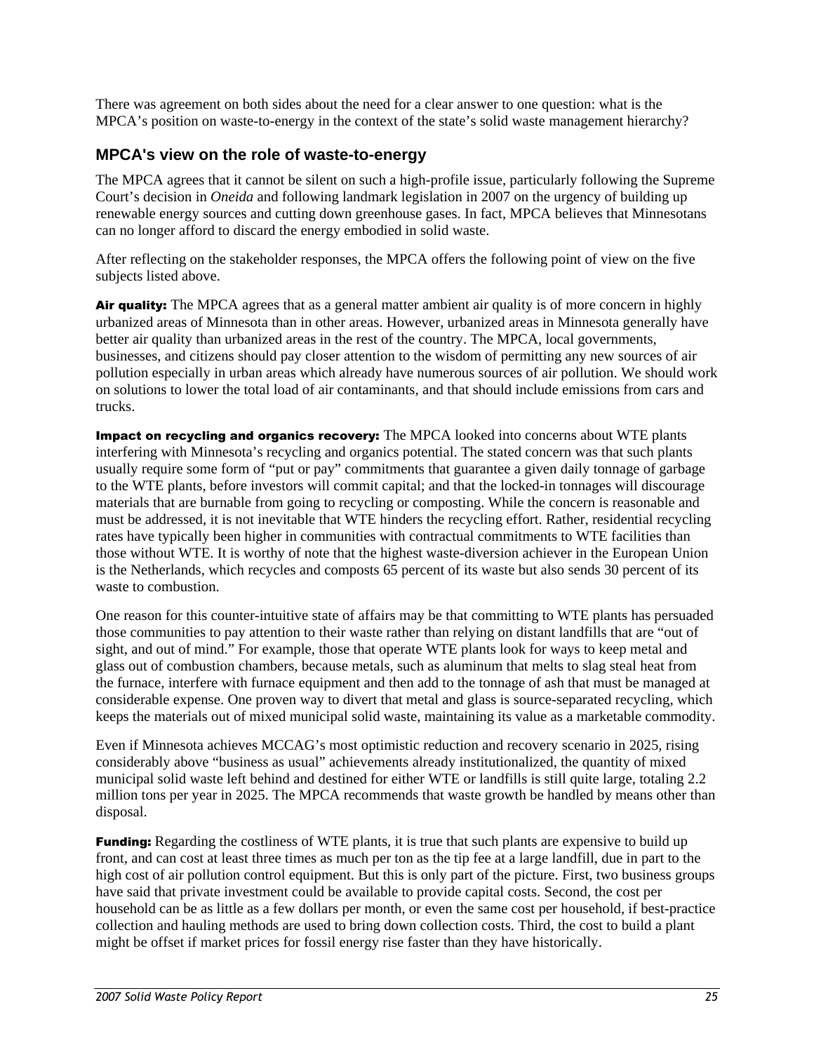There was agreement on both sides about the need for a clear answer to one question: what is the MPCA's position on waste-to-energy in the context of the state's solid waste management hierarchy?

### MPCA's view on the role of waste-to-energy

The MPCA agrees that it cannot be silent on such a high-profile issue, particularly following the Supreme Court's decision in *Oneida* and following landmark legislation in 2007 on the urgency of building up renewable energy sources and cutting down greenhouse gases. In fact, MPCA believes that Minnesotans can no longer afford to discard the energy embodied in solid waste.

After reflecting on the stakeholder responses, the MPCA offers the following point of view on the five subjects listed above.

**Air quality:** The MPCA agrees that as a general matter ambient air quality is of more concern in highly urbanized areas of Minnesota than in other areas. However, urbanized areas in Minnesota generally have better air quality than urbanized areas in the rest of the country. The MPCA, local governments, businesses, and citizens should pay closer attention to the wisdom of permitting any new sources of air pollution especially in urban areas which already have numerous sources of air pollution. We should work on solutions to lower the total load of air contaminants, and that should include emissions from cars and trucks.

**Impact on recycling and organics recovery:** The MPCA looked into concerns about WTE plants interfering with Minnesota's recycling and organics potential. The stated concern was that such plants usually require some form of "put or pay" commitments that guarantee a given daily tonnage of garbage to the WTE plants, before investors will commit capital; and that the locked-in tonnages will discourage materials that are burnable from going to recycling or composting. While the concern is reasonable and must be addressed, it is not inevitable that WTE hinders the recycling effort. Rather, residential recycling rates have typically been higher in communities with contractual commitments to WTE facilities than those without WTE. It is worthy of note that the highest waste-diversion achiever in the European Union is the Netherlands, which recycles and composts 65 percent of its waste but also sends 30 percent of its waste to combustion.

One reason for this counter-intuitive state of affairs may be that committing to WTE plants has persuaded those communities to pay attention to their waste rather than relying on distant landfills that are "out of sight, and out of mind." For example, those that operate WTE plants look for ways to keep metal and glass out of combustion chambers, because metals, such as aluminum that melts to slag steal heat from the furnace, interfere with furnace equipment and then add to the tonnage of ash that must be managed at considerable expense. One proven way to divert that metal and glass is source-separated recycling, which keeps the materials out of mixed municipal solid waste, maintaining its value as a marketable commodity.

Even if Minnesota achieves MCCAG's most optimistic reduction and recovery scenario in 2025, rising considerably above "business as usual" achievements already institutionalized, the quantity of mixed municipal solid waste left behind and destined for either WTE or landfills is still quite large, totaling 2.2 million tons per year in 2025. The MPCA recommends that waste growth be handled by means other than disposal.

**Funding:** Regarding the costliness of WTE plants, it is true that such plants are expensive to build up front, and can cost at least three times as much per ton as the tip fee at a large landfill, due in part to the high cost of air pollution control equipment. But this is only part of the picture. First, two business groups have said that private investment could be available to provide capital costs. Second, the cost per household can be as little as a few dollars per month, or even the same cost per household, if best-practice collection and hauling methods are used to bring down collection costs. Third, the cost to build a plant might be offset if market prices for fossil energy rise faster than they have historically.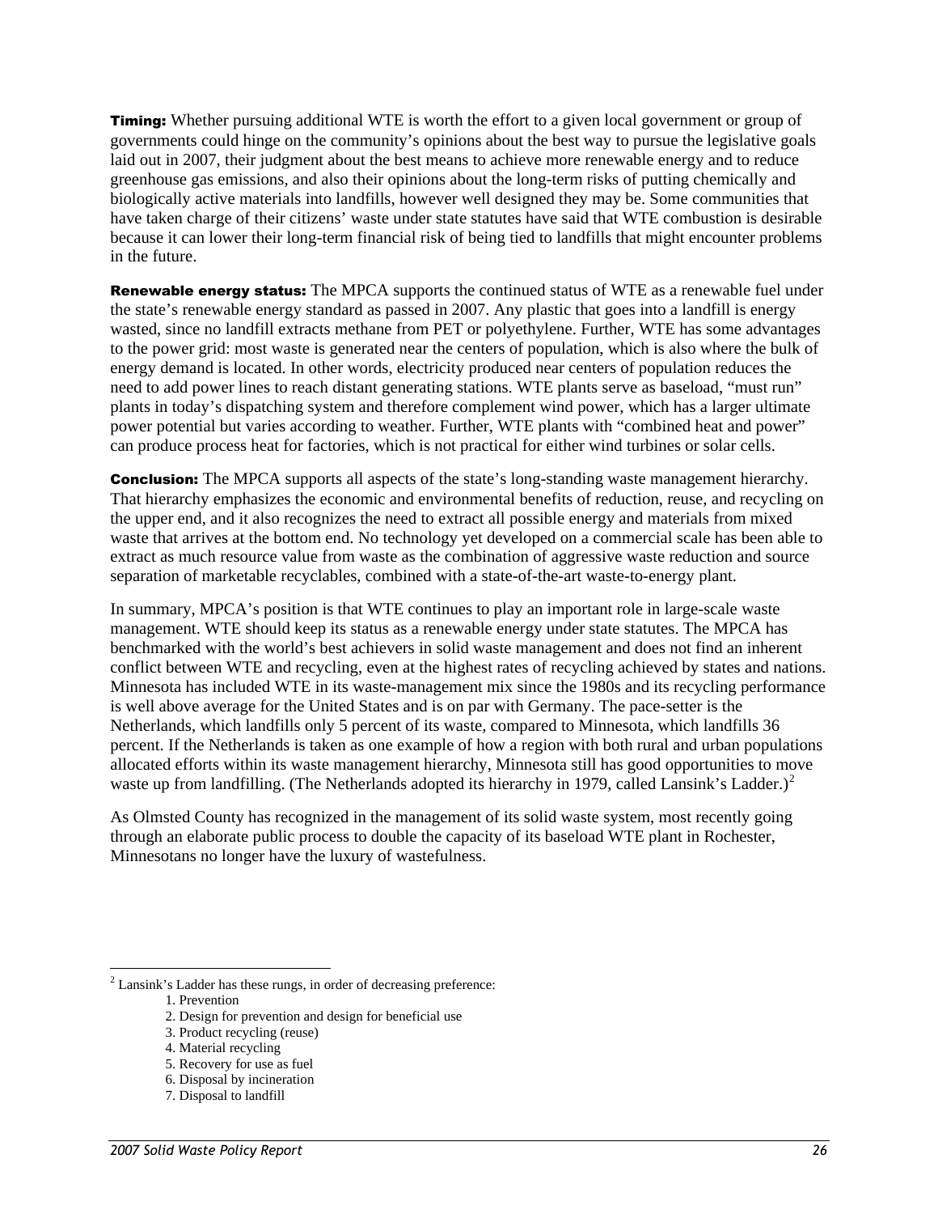**Timing:** Whether pursuing additional WTE is worth the effort to a given local government or group of governments could hinge on the community's opinions about the best way to pursue the legislative goals laid out in 2007, their judgment about the best means to achieve more renewable energy and to reduce greenhouse gas emissions, and also their opinions about the long-term risks of putting chemically and biologically active materials into landfills, however well designed they may be. Some communities that have taken charge of their citizens' waste under state statutes have said that WTE combustion is desirable because it can lower their long-term financial risk of being tied to landfills that might encounter problems in the future.

**Renewable energy status:** The MPCA supports the continued status of WTE as a renewable fuel under the state's renewable energy standard as passed in 2007. Any plastic that goes into a landfill is energy wasted, since no landfill extracts methane from PET or polyethylene. Further, WTE has some advantages to the power grid: most waste is generated near the centers of population, which is also where the bulk of energy demand is located. In other words, electricity produced near centers of population reduces the need to add power lines to reach distant generating stations. WTE plants serve as baseload, "must run" plants in today's dispatching system and therefore complement wind power, which has a larger ultimate power potential but varies according to weather. Further, WTE plants with "combined heat and power" can produce process heat for factories, which is not practical for either wind turbines or solar cells.

**Conclusion:** The MPCA supports all aspects of the state's long-standing waste management hierarchy. That hierarchy emphasizes the economic and environmental benefits of reduction, reuse, and recycling on the upper end, and it also recognizes the need to extract all possible energy and materials from mixed waste that arrives at the bottom end. No technology yet developed on a commercial scale has been able to extract as much resource value from waste as the combination of aggressive waste reduction and source separation of marketable recyclables, combined with a state-of-the-art waste-to-energy plant.

In summary, MPCA's position is that WTE continues to play an important role in large-scale waste management. WTE should keep its status as a renewable energy under state statutes. The MPCA has benchmarked with the world's best achievers in solid waste management and does not find an inherent conflict between WTE and recycling, even at the highest rates of recycling achieved by states and nations. Minnesota has included WTE in its waste-management mix since the 1980s and its recycling performance is well above average for the United States and is on par with Germany. The pace-setter is the Netherlands, which landfills only 5 percent of its waste, compared to Minnesota, which landfills 36 percent. If the Netherlands is taken as one example of how a region with both rural and urban populations allocated efforts within its waste management hierarchy, Minnesota still has good opportunities to move waste up from landfilling. (The Netherlands adopted its hierarchy in 1979, called Lansink's Ladder.)[2]

As Olmsted County has recognized in the management of its solid waste system, most recently going through an elaborate public process to double the capacity of its baseload WTE plant in Rochester, Minnesotans no longer have the luxury of wastefulness.

---

[2] Lansink's Ladder has these rungs, in order of decreasing preference:

1. Prevention
2. Design for prevention and design for beneficial use
3. Product recycling (reuse)
4. Material recycling
5. Recovery for use as fuel
6. Disposal by incineration
7. Disposal to landfill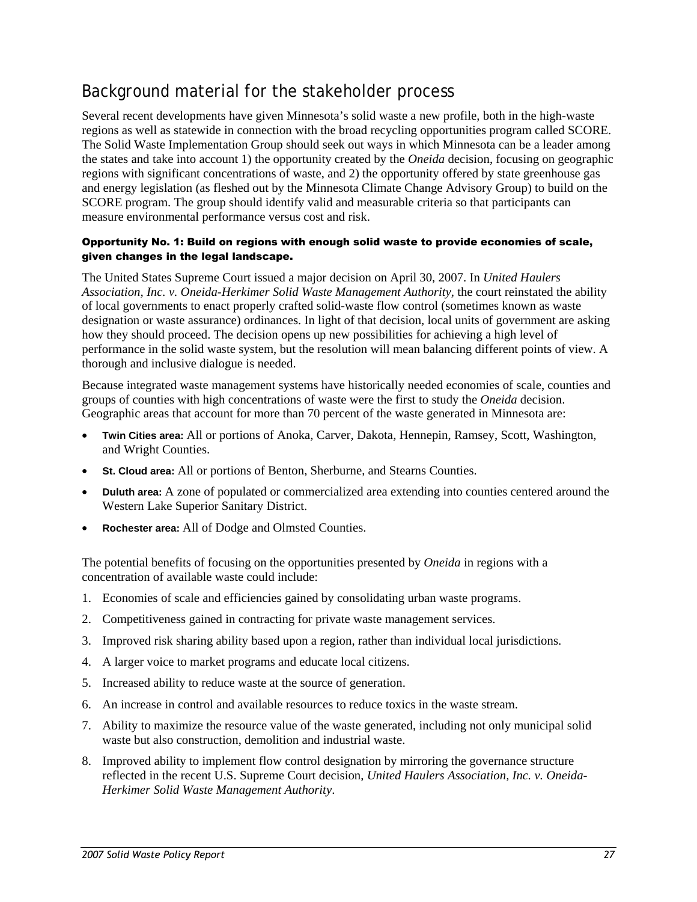## Background material for the stakeholder process

Several recent developments have given Minnesota's solid waste a new profile, both in the high-waste regions as well as statewide in connection with the broad recycling opportunities program called SCORE. The Solid Waste Implementation Group should seek out ways in which Minnesota can be a leader among the states and take into account 1) the opportunity created by the *Oneida* decision, focusing on geographic regions with significant concentrations of waste, and 2) the opportunity offered by state greenhouse gas and energy legislation (as fleshed out by the Minnesota Climate Change Advisory Group) to build on the SCORE program. The group should identify valid and measurable criteria so that participants can measure environmental performance versus cost and risk.

#### Opportunity No. 1: Build on regions with enough solid waste to provide economies of scale, given changes in the legal landscape.

The United States Supreme Court issued a major decision on April 30, 2007. In *United Haulers Association, Inc. v. Oneida-Herkimer Solid Waste Management Authority*, the court reinstated the ability of local governments to enact properly crafted solid-waste flow control (sometimes known as waste designation or waste assurance) ordinances. In light of that decision, local units of government are asking how they should proceed. The decision opens up new possibilities for achieving a high level of performance in the solid waste system, but the resolution will mean balancing different points of view. A thorough and inclusive dialogue is needed.

Because integrated waste management systems have historically needed economies of scale, counties and groups of counties with high concentrations of waste were the first to study the *Oneida* decision. Geographic areas that account for more than 70 percent of the waste generated in Minnesota are:

- **Twin Cities area:** All or portions of Anoka, Carver, Dakota, Hennepin, Ramsey, Scott, Washington, and Wright Counties.
- **St. Cloud area:** All or portions of Benton, Sherburne, and Stearns Counties.
- **Duluth area:** A zone of populated or commercialized area extending into counties centered around the Western Lake Superior Sanitary District.
- **Rochester area:** All of Dodge and Olmsted Counties.

The potential benefits of focusing on the opportunities presented by *Oneida* in regions with a concentration of available waste could include:

1. Economies of scale and efficiencies gained by consolidating urban waste programs.
2. Competitiveness gained in contracting for private waste management services.
3. Improved risk sharing ability based upon a region, rather than individual local jurisdictions.
4. A larger voice to market programs and educate local citizens.
5. Increased ability to reduce waste at the source of generation.
6. An increase in control and available resources to reduce toxics in the waste stream.
7. Ability to maximize the resource value of the waste generated, including not only municipal solid waste but also construction, demolition and industrial waste.
8. Improved ability to implement flow control designation by mirroring the governance structure reflected in the recent U.S. Supreme Court decision, *United Haulers Association, Inc. v. Oneida-Herkimer Solid Waste Management Authority*.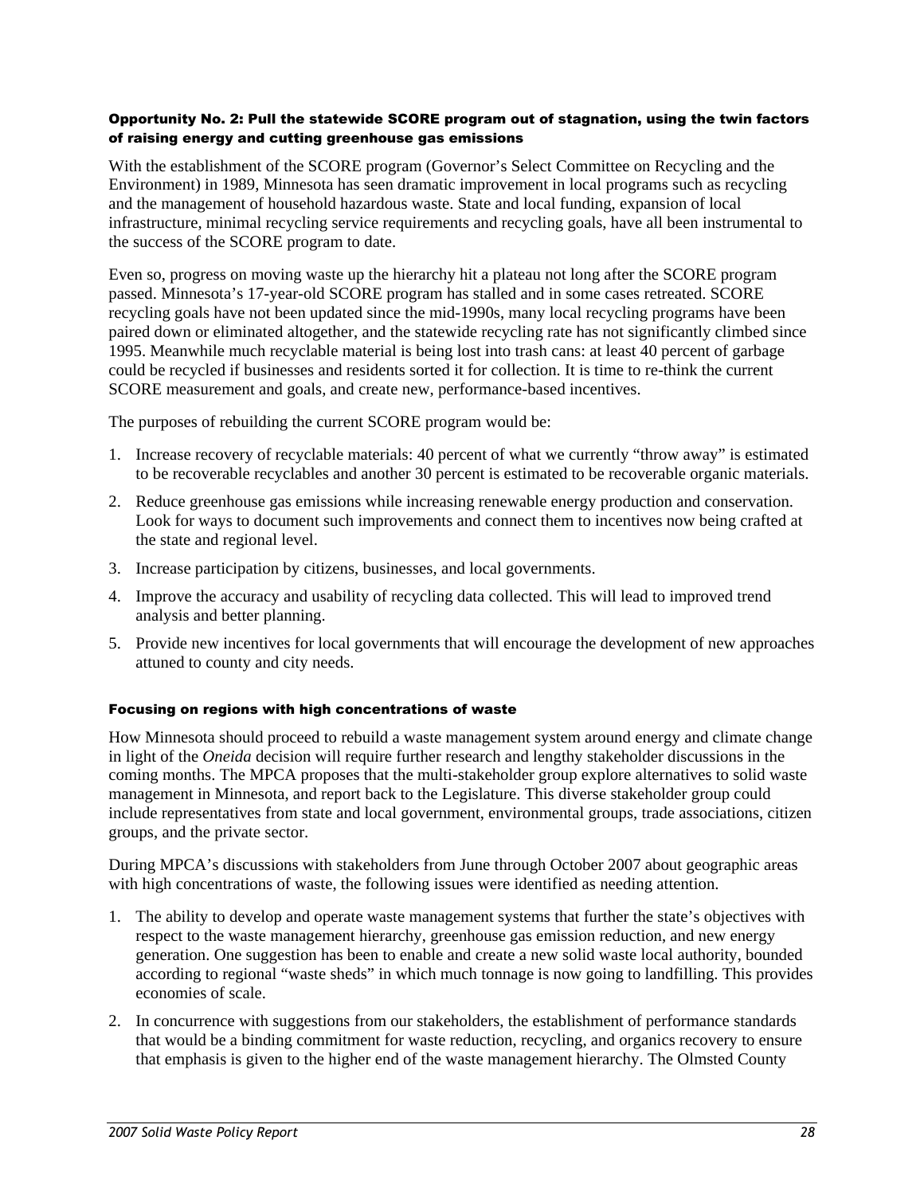#### Opportunity No. 2: Pull the statewide SCORE program out of stagnation, using the twin factors of raising energy and cutting greenhouse gas emissions

With the establishment of the SCORE program (Governor's Select Committee on Recycling and the Environment) in 1989, Minnesota has seen dramatic improvement in local programs such as recycling and the management of household hazardous waste. State and local funding, expansion of local infrastructure, minimal recycling service requirements and recycling goals, have all been instrumental to the success of the SCORE program to date.

Even so, progress on moving waste up the hierarchy hit a plateau not long after the SCORE program passed. Minnesota's 17-year-old SCORE program has stalled and in some cases retreated. SCORE recycling goals have not been updated since the mid-1990s, many local recycling programs have been paired down or eliminated altogether, and the statewide recycling rate has not significantly climbed since 1995. Meanwhile much recyclable material is being lost into trash cans: at least 40 percent of garbage could be recycled if businesses and residents sorted it for collection. It is time to re-think the current SCORE measurement and goals, and create new, performance-based incentives.

The purposes of rebuilding the current SCORE program would be:

1. Increase recovery of recyclable materials: 40 percent of what we currently "throw away" is estimated to be recoverable recyclables and another 30 percent is estimated to be recoverable organic materials.
2. Reduce greenhouse gas emissions while increasing renewable energy production and conservation. Look for ways to document such improvements and connect them to incentives now being crafted at the state and regional level.
3. Increase participation by citizens, businesses, and local governments.
4. Improve the accuracy and usability of recycling data collected. This will lead to improved trend analysis and better planning.
5. Provide new incentives for local governments that will encourage the development of new approaches attuned to county and city needs.

#### Focusing on regions with high concentrations of waste

How Minnesota should proceed to rebuild a waste management system around energy and climate change in light of the *Oneida* decision will require further research and lengthy stakeholder discussions in the coming months. The MPCA proposes that the multi-stakeholder group explore alternatives to solid waste management in Minnesota, and report back to the Legislature. This diverse stakeholder group could include representatives from state and local government, environmental groups, trade associations, citizen groups, and the private sector.

During MPCA's discussions with stakeholders from June through October 2007 about geographic areas with high concentrations of waste, the following issues were identified as needing attention.

1. The ability to develop and operate waste management systems that further the state's objectives with respect to the waste management hierarchy, greenhouse gas emission reduction, and new energy generation. One suggestion has been to enable and create a new solid waste local authority, bounded according to regional "waste sheds" in which much tonnage is now going to landfilling. This provides economies of scale.
2. In concurrence with suggestions from our stakeholders, the establishment of performance standards that would be a binding commitment for waste reduction, recycling, and organics recovery to ensure that emphasis is given to the higher end of the waste management hierarchy. The Olmsted County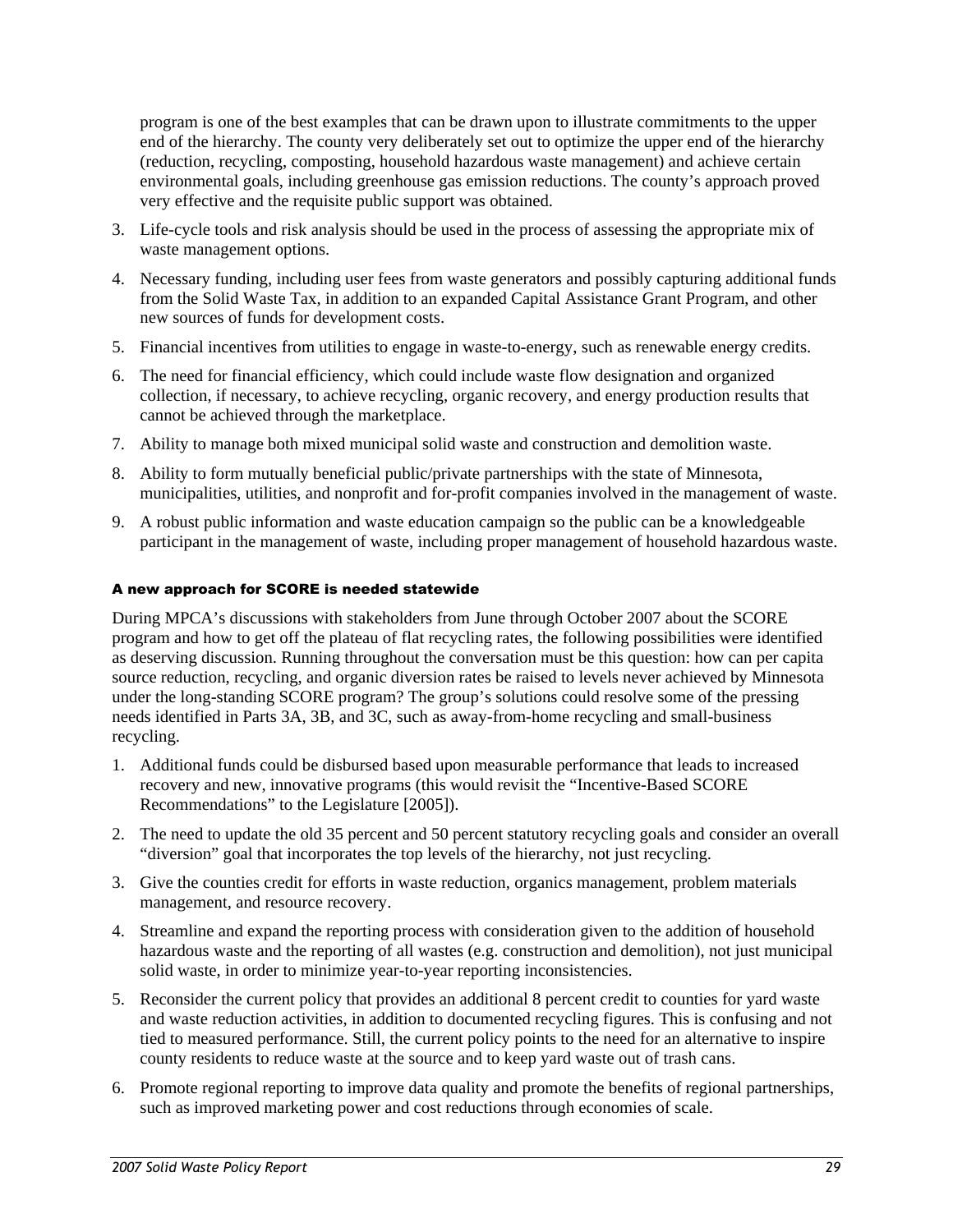program is one of the best examples that can be drawn upon to illustrate commitments to the upper end of the hierarchy. The county very deliberately set out to optimize the upper end of the hierarchy (reduction, recycling, composting, household hazardous waste management) and achieve certain environmental goals, including greenhouse gas emission reductions. The county's approach proved very effective and the requisite public support was obtained.

3. Life-cycle tools and risk analysis should be used in the process of assessing the appropriate mix of waste management options.
4. Necessary funding, including user fees from waste generators and possibly capturing additional funds from the Solid Waste Tax, in addition to an expanded Capital Assistance Grant Program, and other new sources of funds for development costs.
5. Financial incentives from utilities to engage in waste-to-energy, such as renewable energy credits.
6. The need for financial efficiency, which could include waste flow designation and organized collection, if necessary, to achieve recycling, organic recovery, and energy production results that cannot be achieved through the marketplace.
7. Ability to manage both mixed municipal solid waste and construction and demolition waste.
8. Ability to form mutually beneficial public/private partnerships with the state of Minnesota, municipalities, utilities, and nonprofit and for-profit companies involved in the management of waste.
9. A robust public information and waste education campaign so the public can be a knowledgeable participant in the management of waste, including proper management of household hazardous waste.

#### A new approach for SCORE is needed statewide

During MPCA's discussions with stakeholders from June through October 2007 about the SCORE program and how to get off the plateau of flat recycling rates, the following possibilities were identified as deserving discussion. Running throughout the conversation must be this question: how can per capita source reduction, recycling, and organic diversion rates be raised to levels never achieved by Minnesota under the long-standing SCORE program? The group's solutions could resolve some of the pressing needs identified in Parts 3A, 3B, and 3C, such as away-from-home recycling and small-business recycling.

1. Additional funds could be disbursed based upon measurable performance that leads to increased recovery and new, innovative programs (this would revisit the "Incentive-Based SCORE Recommendations" to the Legislature [2005]).
2. The need to update the old 35 percent and 50 percent statutory recycling goals and consider an overall "diversion" goal that incorporates the top levels of the hierarchy, not just recycling.
3. Give the counties credit for efforts in waste reduction, organics management, problem materials management, and resource recovery.
4. Streamline and expand the reporting process with consideration given to the addition of household hazardous waste and the reporting of all wastes (e.g. construction and demolition), not just municipal solid waste, in order to minimize year-to-year reporting inconsistencies.
5. Reconsider the current policy that provides an additional 8 percent credit to counties for yard waste and waste reduction activities, in addition to documented recycling figures. This is confusing and not tied to measured performance. Still, the current policy points to the need for an alternative to inspire county residents to reduce waste at the source and to keep yard waste out of trash cans.
6. Promote regional reporting to improve data quality and promote the benefits of regional partnerships, such as improved marketing power and cost reductions through economies of scale.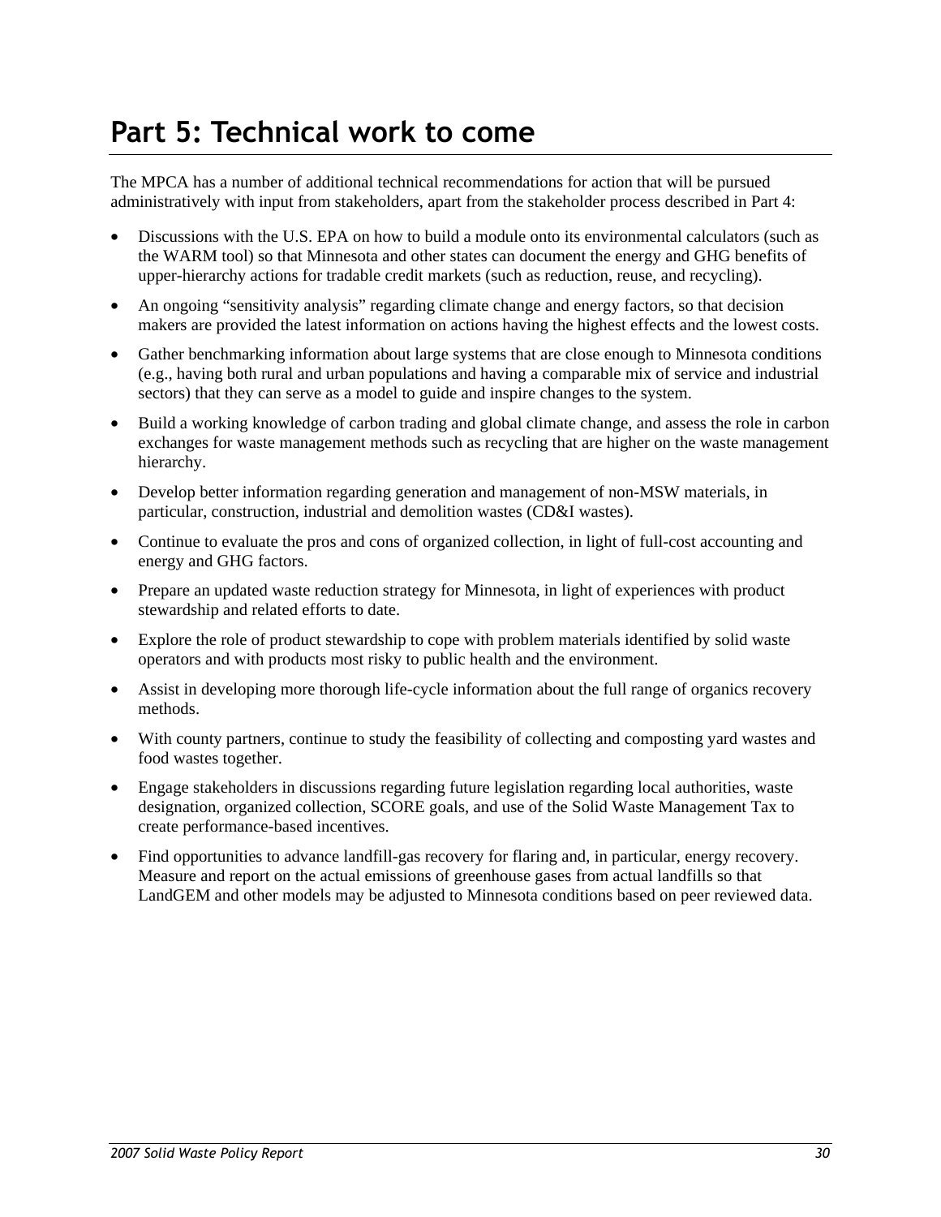# Part 5: Technical work to come

The MPCA has a number of additional technical recommendations for action that will be pursued administratively with input from stakeholders, apart from the stakeholder process described in Part 4:

- Discussions with the U.S. EPA on how to build a module onto its environmental calculators (such as the WARM tool) so that Minnesota and other states can document the energy and GHG benefits of upper-hierarchy actions for tradable credit markets (such as reduction, reuse, and recycling).
- An ongoing "sensitivity analysis" regarding climate change and energy factors, so that decision makers are provided the latest information on actions having the highest effects and the lowest costs.
- Gather benchmarking information about large systems that are close enough to Minnesota conditions (e.g., having both rural and urban populations and having a comparable mix of service and industrial sectors) that they can serve as a model to guide and inspire changes to the system.
- Build a working knowledge of carbon trading and global climate change, and assess the role in carbon exchanges for waste management methods such as recycling that are higher on the waste management hierarchy.
- Develop better information regarding generation and management of non-MSW materials, in particular, construction, industrial and demolition wastes (CD&I wastes).
- Continue to evaluate the pros and cons of organized collection, in light of full-cost accounting and energy and GHG factors.
- Prepare an updated waste reduction strategy for Minnesota, in light of experiences with product stewardship and related efforts to date.
- Explore the role of product stewardship to cope with problem materials identified by solid waste operators and with products most risky to public health and the environment.
- Assist in developing more thorough life-cycle information about the full range of organics recovery methods.
- With county partners, continue to study the feasibility of collecting and composting yard wastes and food wastes together.
- Engage stakeholders in discussions regarding future legislation regarding local authorities, waste designation, organized collection, SCORE goals, and use of the Solid Waste Management Tax to create performance-based incentives.
- Find opportunities to advance landfill-gas recovery for flaring and, in particular, energy recovery. Measure and report on the actual emissions of greenhouse gases from actual landfills so that LandGEM and other models may be adjusted to Minnesota conditions based on peer reviewed data.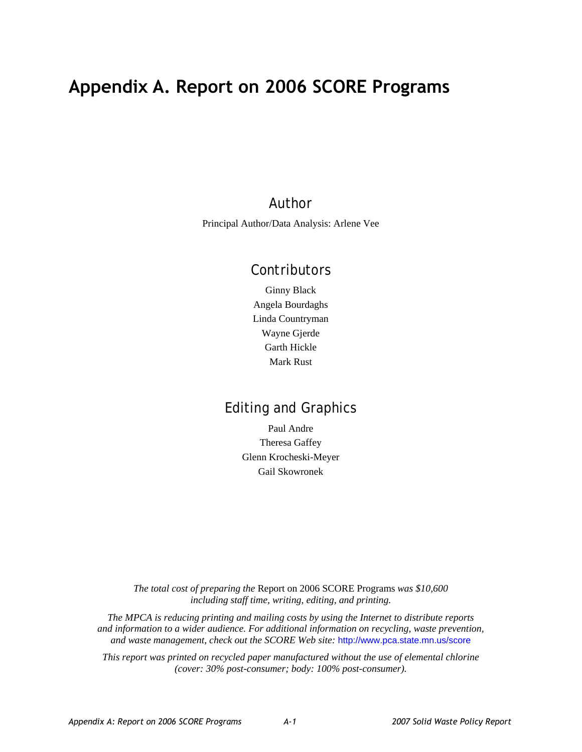# Appendix A. Report on 2006 SCORE Programs

## Author

Principal Author/Data Analysis: Arlene Vee

## Contributors

Ginny Black

Angela Bourdaghs

Linda Countryman

Wayne Gjerde

Garth Hickle

Mark Rust

## Editing and Graphics

Paul Andre

Theresa Gaffey

Glenn Krocheski-Meyer

Gail Skowronek

*The total cost of preparing the* Report on 2006 SCORE Programs *was $10,600 including staff time, writing, editing, and printing.*

*The MPCA is reducing printing and mailing costs by using the Internet to distribute reports and information to a wider audience. For additional information on recycling, waste prevention, and waste management, check out the SCORE Web site:* http://www.pca.state.mn.us/score

*This report was printed on recycled paper manufactured without the use of elemental chlorine (cover: 30% post-consumer; body: 100% post-consumer).*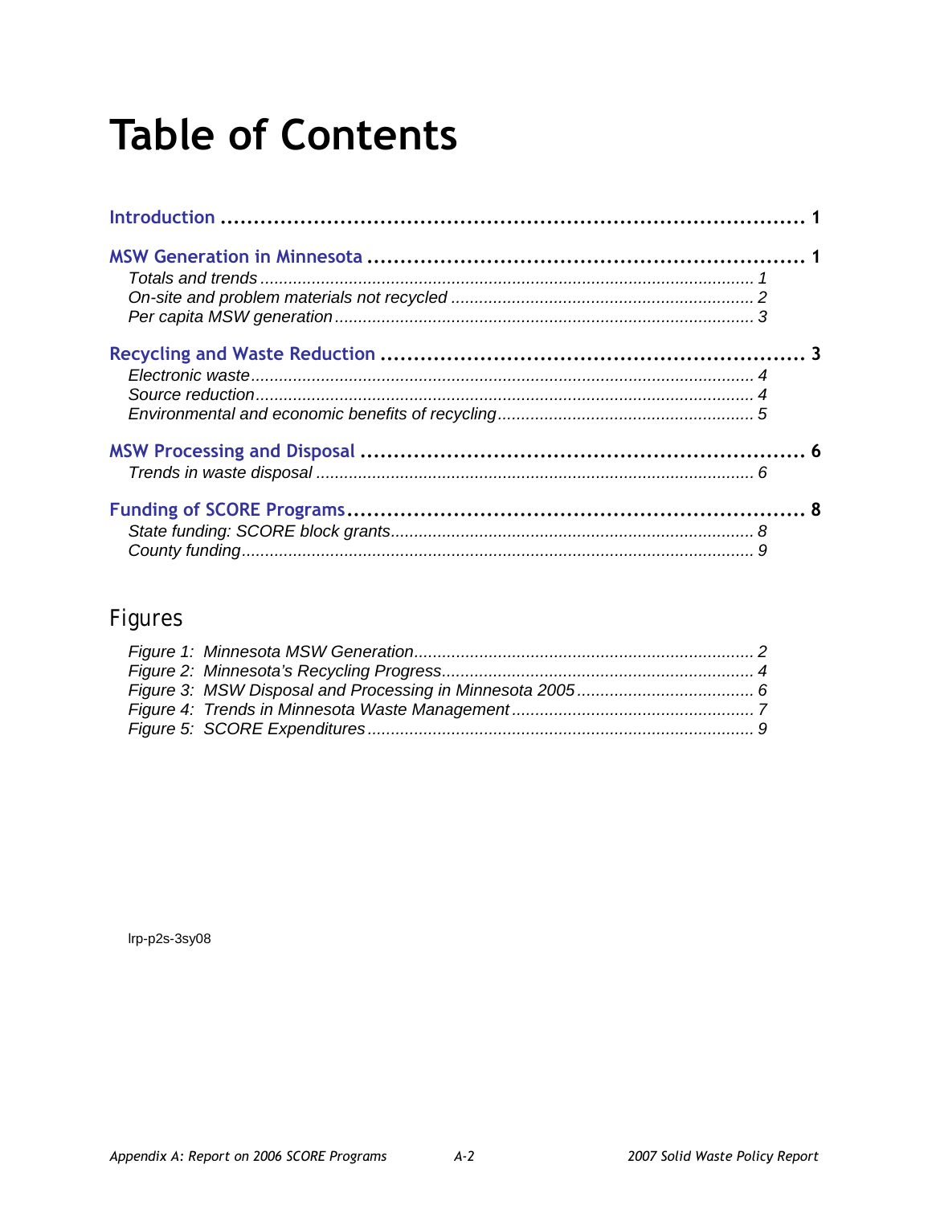# Table of Contents

**Introduction** ........................................................................................ **1**

**MSW Generation in Minnesota** .................................................................. **1**

*Totals and trends* ........................................................................................ *1*
*On-site and problem materials not recycled* ................................................ *2*
*Per capita MSW generation* ......................................................................... *3*

**Recycling and Waste Reduction** ................................................................ **3**

*Electronic waste* .......................................................................................... *4*
*Source reduction* .......................................................................................... *4*
*Environmental and economic benefits of recycling* ...................................... *5*

**MSW Processing and Disposal** ................................................................... **6**

*Trends in waste disposal* .............................................................................. *6*

**Funding of SCORE Programs** ...................................................................... **8**

*State funding: SCORE block grants* ............................................................. *8*
*County funding* ............................................................................................. *9*

## Figures

*Figure 1: Minnesota MSW Generation* ........................................................ *2*
*Figure 2: Minnesota's Recycling Progress* ................................................... *4*
*Figure 3: MSW Disposal and Processing in Minnesota 2005* ....................... *6*
*Figure 4: Trends in Minnesota Waste Management* .................................... *7*
*Figure 5: SCORE Expenditures* .................................................................... *9*

lrp-p2s-3sy08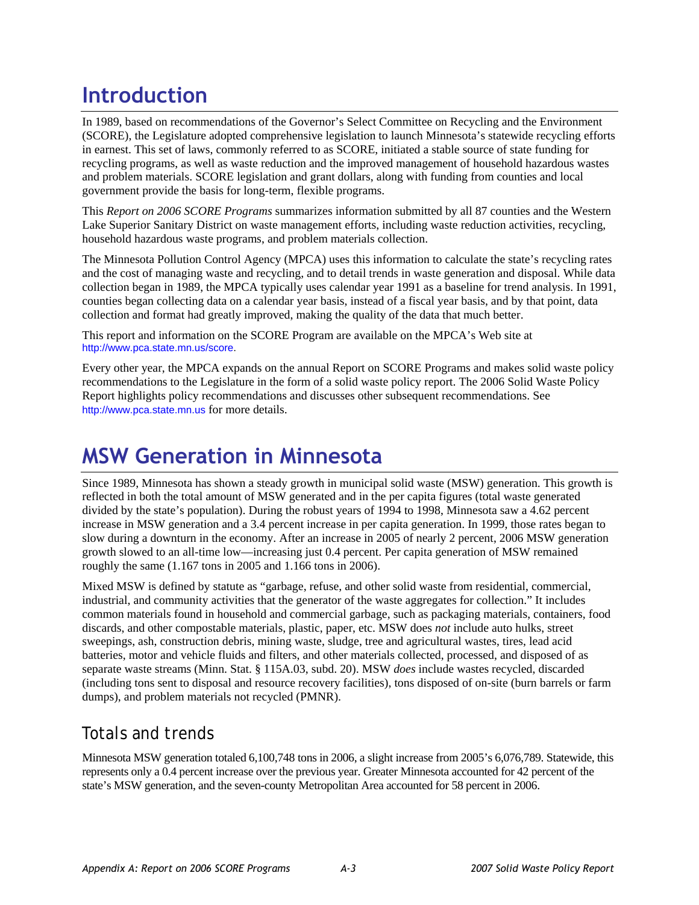# Introduction

In 1989, based on recommendations of the Governor's Select Committee on Recycling and the Environment (SCORE), the Legislature adopted comprehensive legislation to launch Minnesota's statewide recycling efforts in earnest. This set of laws, commonly referred to as SCORE, initiated a stable source of state funding for recycling programs, as well as waste reduction and the improved management of household hazardous wastes and problem materials. SCORE legislation and grant dollars, along with funding from counties and local government provide the basis for long-term, flexible programs.

This *Report on 2006 SCORE Programs* summarizes information submitted by all 87 counties and the Western Lake Superior Sanitary District on waste management efforts, including waste reduction activities, recycling, household hazardous waste programs, and problem materials collection.

The Minnesota Pollution Control Agency (MPCA) uses this information to calculate the state's recycling rates and the cost of managing waste and recycling, and to detail trends in waste generation and disposal. While data collection began in 1989, the MPCA typically uses calendar year 1991 as a baseline for trend analysis. In 1991, counties began collecting data on a calendar year basis, instead of a fiscal year basis, and by that point, data collection and format had greatly improved, making the quality of the data that much better.

This report and information on the SCORE Program are available on the MPCA's Web site at http://www.pca.state.mn.us/score.

Every other year, the MPCA expands on the annual Report on SCORE Programs and makes solid waste policy recommendations to the Legislature in the form of a solid waste policy report. The 2006 Solid Waste Policy Report highlights policy recommendations and discusses other subsequent recommendations. See http://www.pca.state.mn.us for more details.

# MSW Generation in Minnesota

Since 1989, Minnesota has shown a steady growth in municipal solid waste (MSW) generation. This growth is reflected in both the total amount of MSW generated and in the per capita figures (total waste generated divided by the state's population). During the robust years of 1994 to 1998, Minnesota saw a 4.62 percent increase in MSW generation and a 3.4 percent increase in per capita generation. In 1999, those rates began to slow during a downturn in the economy. After an increase in 2005 of nearly 2 percent, 2006 MSW generation growth slowed to an all-time low—increasing just 0.4 percent. Per capita generation of MSW remained roughly the same (1.167 tons in 2005 and 1.166 tons in 2006).

Mixed MSW is defined by statute as "garbage, refuse, and other solid waste from residential, commercial, industrial, and community activities that the generator of the waste aggregates for collection." It includes common materials found in household and commercial garbage, such as packaging materials, containers, food discards, and other compostable materials, plastic, paper, etc. MSW does *not* include auto hulks, street sweepings, ash, construction debris, mining waste, sludge, tree and agricultural wastes, tires, lead acid batteries, motor and vehicle fluids and filters, and other materials collected, processed, and disposed of as separate waste streams (Minn. Stat. § 115A.03, subd. 20). MSW *does* include wastes recycled, discarded (including tons sent to disposal and resource recovery facilities), tons disposed of on-site (burn barrels or farm dumps), and problem materials not recycled (PMNR).

## Totals and trends

Minnesota MSW generation totaled 6,100,748 tons in 2006, a slight increase from 2005's 6,076,789. Statewide, this represents only a 0.4 percent increase over the previous year. Greater Minnesota accounted for 42 percent of the state's MSW generation, and the seven-county Metropolitan Area accounted for 58 percent in 2006.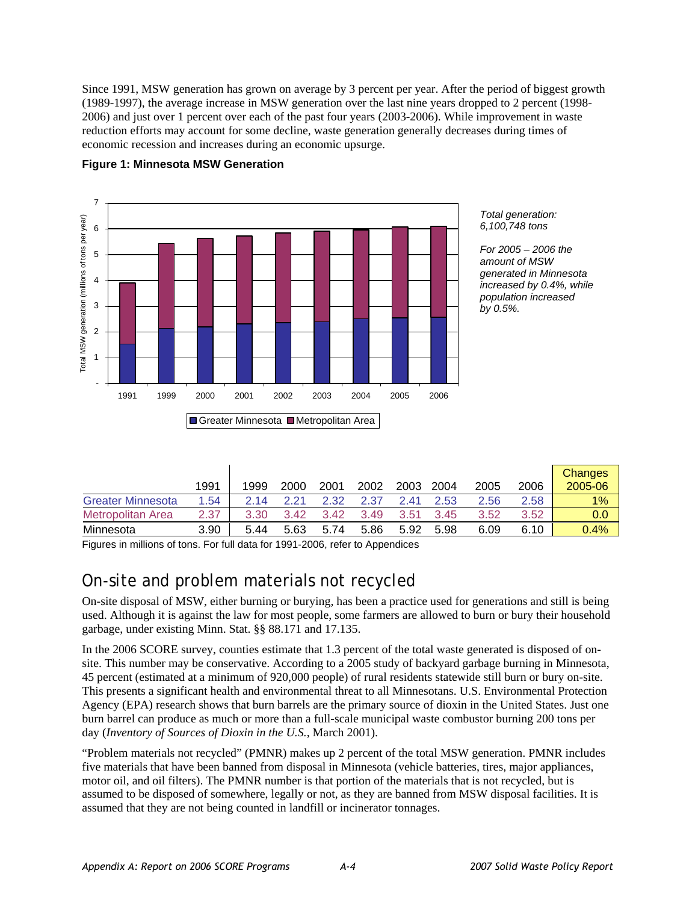Since 1991, MSW generation has grown on average by 3 percent per year. After the period of biggest growth (1989-1997), the average increase in MSW generation over the last nine years dropped to 2 percent (1998-2006) and just over 1 percent over each of the past four years (2003-2006). While improvement in waste reduction efforts may account for some decline, waste generation generally decreases during times of economic recession and increases during an economic upsurge.

**Figure 1: Minnesota MSW Generation**

*Total generation: 6,100,748 tons*

*For 2005 – 2006 the amount of MSW generated in Minnesota increased by 0.4%, while population increased by 0.5%.*

| | 1991 | 1999 | 2000 | 2001 | 2002 | 2003 | 2004 | 2005 | 2006 | Changes 2005-06 |
|---|---|---|---|---|---|---|---|---|---|---|
| Greater Minnesota | 1.54 | 2.14 | 2.21 | 2.32 | 2.37 | 2.41 | 2.53 | 2.56 | 2.58 | 1% |
| Metropolitan Area | 2.37 | 3.30 | 3.42 | 3.42 | 3.49 | 3.51 | 3.45 | 3.52 | 3.52 | 0.0 |
| Minnesota | 3.90 | 5.44 | 5.63 | 5.74 | 5.86 | 5.92 | 5.98 | 6.09 | 6.10 | 0.4% |

Figures in millions of tons. For full data for 1991-2006, refer to Appendices

## On-site and problem materials not recycled

On-site disposal of MSW, either burning or burying, has been a practice used for generations and still is being used. Although it is against the law for most people, some farmers are allowed to burn or bury their household garbage, under existing Minn. Stat. §§ 88.171 and 17.135.

In the 2006 SCORE survey, counties estimate that 1.3 percent of the total waste generated is disposed of on-site. This number may be conservative. According to a 2005 study of backyard garbage burning in Minnesota, 45 percent (estimated at a minimum of 920,000 people) of rural residents statewide still burn or bury on-site. This presents a significant health and environmental threat to all Minnesotans. U.S. Environmental Protection Agency (EPA) research shows that burn barrels are the primary source of dioxin in the United States. Just one burn barrel can produce as much or more than a full-scale municipal waste combustor burning 200 tons per day (*Inventory of Sources of Dioxin in the U.S.*, March 2001).

"Problem materials not recycled" (PMNR) makes up 2 percent of the total MSW generation. PMNR includes five materials that have been banned from disposal in Minnesota (vehicle batteries, tires, major appliances, motor oil, and oil filters). The PMNR number is that portion of the materials that is not recycled, but is assumed to be disposed of somewhere, legally or not, as they are banned from MSW disposal facilities. It is assumed that they are not being counted in landfill or incinerator tonnages.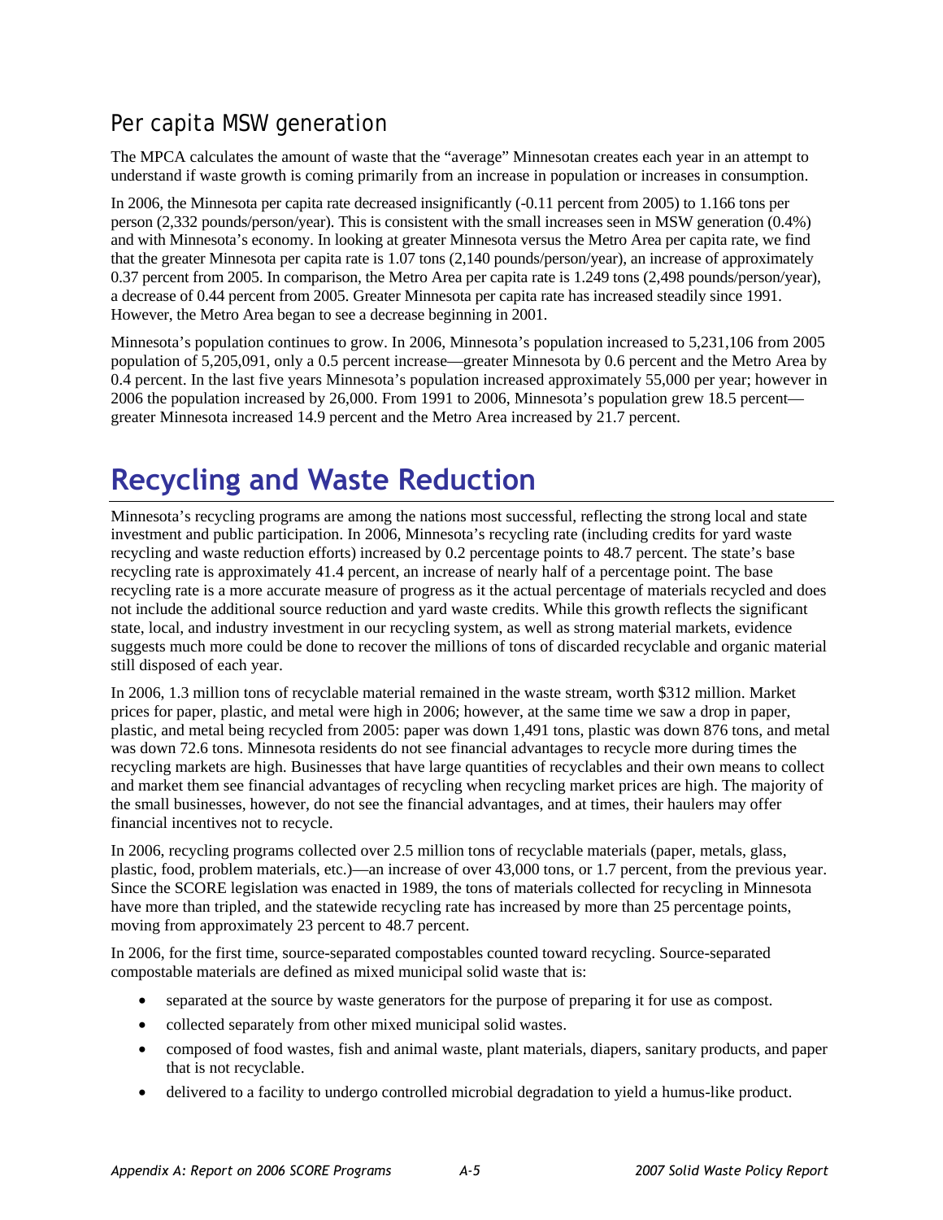## Per capita MSW generation

The MPCA calculates the amount of waste that the "average" Minnesotan creates each year in an attempt to understand if waste growth is coming primarily from an increase in population or increases in consumption.

In 2006, the Minnesota per capita rate decreased insignificantly (-0.11 percent from 2005) to 1.166 tons per person (2,332 pounds/person/year). This is consistent with the small increases seen in MSW generation (0.4%) and with Minnesota's economy. In looking at greater Minnesota versus the Metro Area per capita rate, we find that the greater Minnesota per capita rate is 1.07 tons (2,140 pounds/person/year), an increase of approximately 0.37 percent from 2005. In comparison, the Metro Area per capita rate is 1.249 tons (2,498 pounds/person/year), a decrease of 0.44 percent from 2005. Greater Minnesota per capita rate has increased steadily since 1991. However, the Metro Area began to see a decrease beginning in 2001.

Minnesota's population continues to grow. In 2006, Minnesota's population increased to 5,231,106 from 2005 population of 5,205,091, only a 0.5 percent increase—greater Minnesota by 0.6 percent and the Metro Area by 0.4 percent. In the last five years Minnesota's population increased approximately 55,000 per year; however in 2006 the population increased by 26,000. From 1991 to 2006, Minnesota's population grew 18.5 percent—greater Minnesota increased 14.9 percent and the Metro Area increased by 21.7 percent.

# Recycling and Waste Reduction

Minnesota's recycling programs are among the nations most successful, reflecting the strong local and state investment and public participation. In 2006, Minnesota's recycling rate (including credits for yard waste recycling and waste reduction efforts) increased by 0.2 percentage points to 48.7 percent. The state's base recycling rate is approximately 41.4 percent, an increase of nearly half of a percentage point. The base recycling rate is a more accurate measure of progress as it the actual percentage of materials recycled and does not include the additional source reduction and yard waste credits. While this growth reflects the significant state, local, and industry investment in our recycling system, as well as strong material markets, evidence suggests much more could be done to recover the millions of tons of discarded recyclable and organic material still disposed of each year.

In 2006, 1.3 million tons of recyclable material remained in the waste stream, worth $312 million. Market prices for paper, plastic, and metal were high in 2006; however, at the same time we saw a drop in paper, plastic, and metal being recycled from 2005: paper was down 1,491 tons, plastic was down 876 tons, and metal was down 72.6 tons. Minnesota residents do not see financial advantages to recycle more during times the recycling markets are high. Businesses that have large quantities of recyclables and their own means to collect and market them see financial advantages of recycling when recycling market prices are high. The majority of the small businesses, however, do not see the financial advantages, and at times, their haulers may offer financial incentives not to recycle.

In 2006, recycling programs collected over 2.5 million tons of recyclable materials (paper, metals, glass, plastic, food, problem materials, etc.)—an increase of over 43,000 tons, or 1.7 percent, from the previous year. Since the SCORE legislation was enacted in 1989, the tons of materials collected for recycling in Minnesota have more than tripled, and the statewide recycling rate has increased by more than 25 percentage points, moving from approximately 23 percent to 48.7 percent.

In 2006, for the first time, source-separated compostables counted toward recycling. Source-separated compostable materials are defined as mixed municipal solid waste that is:

- separated at the source by waste generators for the purpose of preparing it for use as compost.
- collected separately from other mixed municipal solid wastes.
- composed of food wastes, fish and animal waste, plant materials, diapers, sanitary products, and paper that is not recyclable.
- delivered to a facility to undergo controlled microbial degradation to yield a humus-like product.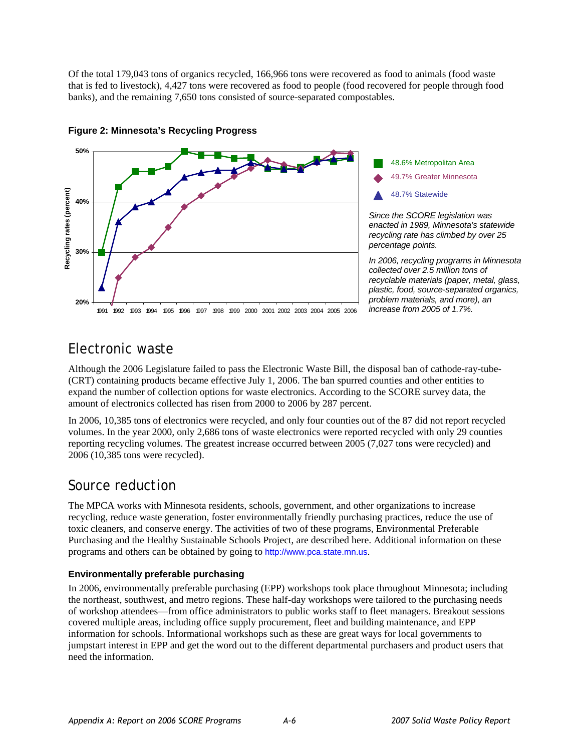Of the total 179,043 tons of organics recycled, 166,966 tons were recovered as food to animals (food waste that is fed to livestock), 4,427 tons were recovered as food to people (food recovered for people through food banks), and the remaining 7,650 tons consisted of source-separated compostables.

**Figure 2: Minnesota's Recycling Progress**

48.6% Metropolitan Area

49.7% Greater Minnesota

48.7% Statewide

*Since the SCORE legislation was enacted in 1989, Minnesota's statewide recycling rate has climbed by over 25 percentage points.*

*In 2006, recycling programs in Minnesota collected over 2.5 million tons of recyclable materials (paper, metal, glass, plastic, food, source-separated organics, problem materials, and more), an increase from 2005 of 1.7%.*

## Electronic waste

Although the 2006 Legislature failed to pass the Electronic Waste Bill, the disposal ban of cathode-ray-tube-(CRT) containing products became effective July 1, 2006. The ban spurred counties and other entities to expand the number of collection options for waste electronics. According to the SCORE survey data, the amount of electronics collected has risen from 2000 to 2006 by 287 percent.

In 2006, 10,385 tons of electronics were recycled, and only four counties out of the 87 did not report recycled volumes. In the year 2000, only 2,686 tons of waste electronics were reported recycled with only 29 counties reporting recycling volumes. The greatest increase occurred between 2005 (7,027 tons were recycled) and 2006 (10,385 tons were recycled).

## Source reduction

The MPCA works with Minnesota residents, schools, government, and other organizations to increase recycling, reduce waste generation, foster environmentally friendly purchasing practices, reduce the use of toxic cleaners, and conserve energy. The activities of two of these programs, Environmental Preferable Purchasing and the Healthy Sustainable Schools Project, are described here. Additional information on these programs and others can be obtained by going to http://www.pca.state.mn.us.

### Environmentally preferable purchasing

In 2006, environmentally preferable purchasing (EPP) workshops took place throughout Minnesota; including the northeast, southwest, and metro regions. These half-day workshops were tailored to the purchasing needs of workshop attendees—from office administrators to public works staff to fleet managers. Breakout sessions covered multiple areas, including office supply procurement, fleet and building maintenance, and EPP information for schools. Informational workshops such as these are great ways for local governments to jumpstart interest in EPP and get the word out to the different departmental purchasers and product users that need the information.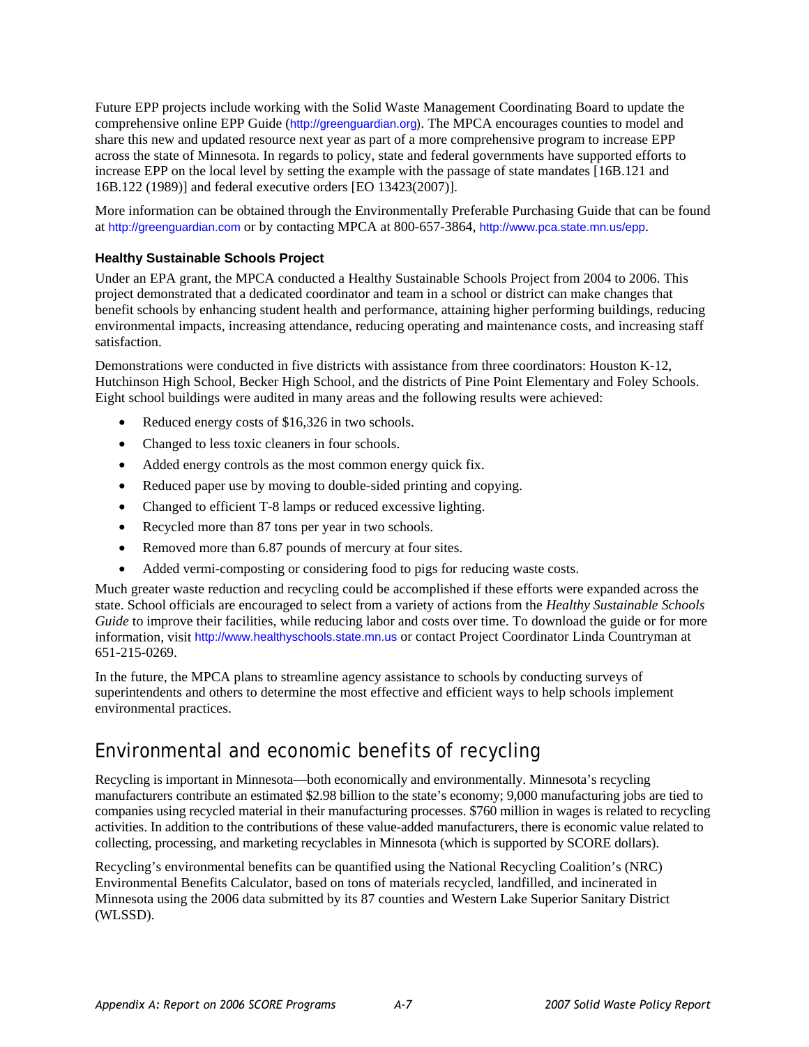Future EPP projects include working with the Solid Waste Management Coordinating Board to update the comprehensive online EPP Guide (http://greenguardian.org). The MPCA encourages counties to model and share this new and updated resource next year as part of a more comprehensive program to increase EPP across the state of Minnesota. In regards to policy, state and federal governments have supported efforts to increase EPP on the local level by setting the example with the passage of state mandates [16B.121 and 16B.122 (1989)] and federal executive orders [EO 13423(2007)].

More information can be obtained through the Environmentally Preferable Purchasing Guide that can be found at http://greenguardian.com or by contacting MPCA at 800-657-3864, http://www.pca.state.mn.us/epp.

#### Healthy Sustainable Schools Project

Under an EPA grant, the MPCA conducted a Healthy Sustainable Schools Project from 2004 to 2006. This project demonstrated that a dedicated coordinator and team in a school or district can make changes that benefit schools by enhancing student health and performance, attaining higher performing buildings, reducing environmental impacts, increasing attendance, reducing operating and maintenance costs, and increasing staff satisfaction.

Demonstrations were conducted in five districts with assistance from three coordinators: Houston K-12, Hutchinson High School, Becker High School, and the districts of Pine Point Elementary and Foley Schools. Eight school buildings were audited in many areas and the following results were achieved:

- Reduced energy costs of $16,326 in two schools.
- Changed to less toxic cleaners in four schools.
- Added energy controls as the most common energy quick fix.
- Reduced paper use by moving to double-sided printing and copying.
- Changed to efficient T-8 lamps or reduced excessive lighting.
- Recycled more than 87 tons per year in two schools.
- Removed more than 6.87 pounds of mercury at four sites.
- Added vermi-composting or considering food to pigs for reducing waste costs.

Much greater waste reduction and recycling could be accomplished if these efforts were expanded across the state. School officials are encouraged to select from a variety of actions from the *Healthy Sustainable Schools Guide* to improve their facilities, while reducing labor and costs over time. To download the guide or for more information, visit http://www.healthyschools.state.mn.us or contact Project Coordinator Linda Countryman at 651-215-0269.

In the future, the MPCA plans to streamline agency assistance to schools by conducting surveys of superintendents and others to determine the most effective and efficient ways to help schools implement environmental practices.

## Environmental and economic benefits of recycling

Recycling is important in Minnesota—both economically and environmentally. Minnesota's recycling manufacturers contribute an estimated $2.98 billion to the state's economy; 9,000 manufacturing jobs are tied to companies using recycled material in their manufacturing processes. $760 million in wages is related to recycling activities. In addition to the contributions of these value-added manufacturers, there is economic value related to collecting, processing, and marketing recyclables in Minnesota (which is supported by SCORE dollars).

Recycling's environmental benefits can be quantified using the National Recycling Coalition's (NRC) Environmental Benefits Calculator, based on tons of materials recycled, landfilled, and incinerated in Minnesota using the 2006 data submitted by its 87 counties and Western Lake Superior Sanitary District (WLSSD).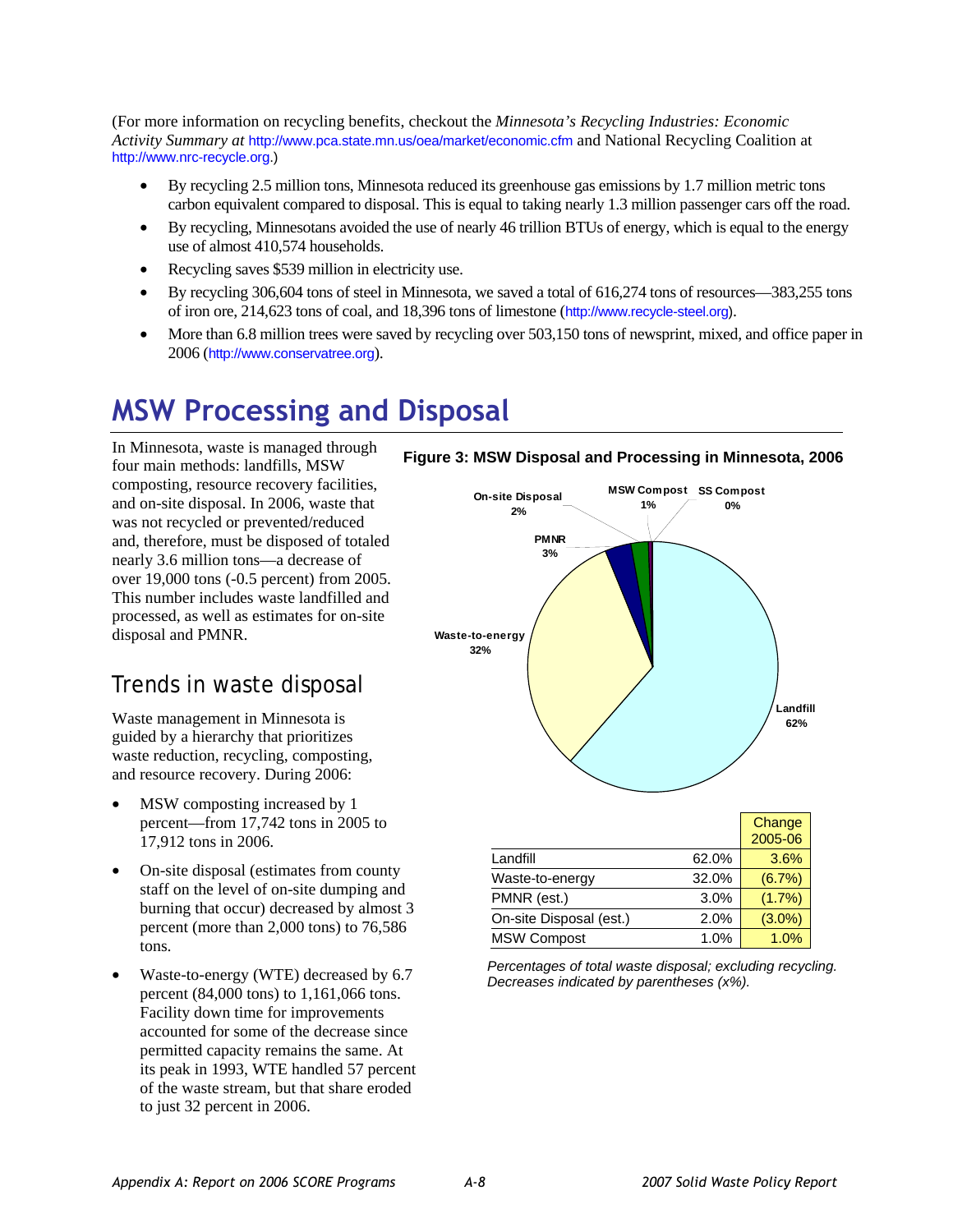(For more information on recycling benefits, checkout the *Minnesota's Recycling Industries: Economic Activity Summary at* http://www.pca.state.mn.us/oea/market/economic.cfm and National Recycling Coalition at http://www.nrc-recycle.org.)

- By recycling 2.5 million tons, Minnesota reduced its greenhouse gas emissions by 1.7 million metric tons carbon equivalent compared to disposal. This is equal to taking nearly 1.3 million passenger cars off the road.
- By recycling, Minnesotans avoided the use of nearly 46 trillion BTUs of energy, which is equal to the energy use of almost 410,574 households.
- Recycling saves $539 million in electricity use.
- By recycling 306,604 tons of steel in Minnesota, we saved a total of 616,274 tons of resources—383,255 tons of iron ore, 214,623 tons of coal, and 18,396 tons of limestone (http://www.recycle-steel.org).
- More than 6.8 million trees were saved by recycling over 503,150 tons of newsprint, mixed, and office paper in 2006 (http://www.conservatree.org).

# MSW Processing and Disposal

In Minnesota, waste is managed through four main methods: landfills, MSW composting, resource recovery facilities, and on-site disposal. In 2006, waste that was not recycled or prevented/reduced and, therefore, must be disposed of totaled nearly 3.6 million tons—a decrease of over 19,000 tons (-0.5 percent) from 2005. This number includes waste landfilled and processed, as well as estimates for on-site disposal and PMNR.

## Trends in waste disposal

Waste management in Minnesota is guided by a hierarchy that prioritizes waste reduction, recycling, composting, and resource recovery. During 2006:

- MSW composting increased by 1 percent—from 17,742 tons in 2005 to 17,912 tons in 2006.
- On-site disposal (estimates from county staff on the level of on-site dumping and burning that occur) decreased by almost 3 percent (more than 2,000 tons) to 76,586 tons.
- Waste-to-energy (WTE) decreased by 6.7 percent (84,000 tons) to 1,161,066 tons. Facility down time for improvements accounted for some of the decrease since permitted capacity remains the same. At its peak in 1993, WTE handled 57 percent of the waste stream, but that share eroded to just 32 percent in 2006.

**Figure 3: MSW Disposal and Processing in Minnesota, 2006**

| | | Change 2005-06 |
|---|---|---|
| Landfill | 62.0% | 3.6% |
| Waste-to-energy | 32.0% | (6.7%) |
| PMNR (est.) | 3.0% | (1.7%) |
| On-site Disposal (est.) | 2.0% | (3.0%) |
| MSW Compost | 1.0% | 1.0% |

*Percentages of total waste disposal; excluding recycling. Decreases indicated by parentheses (x%).*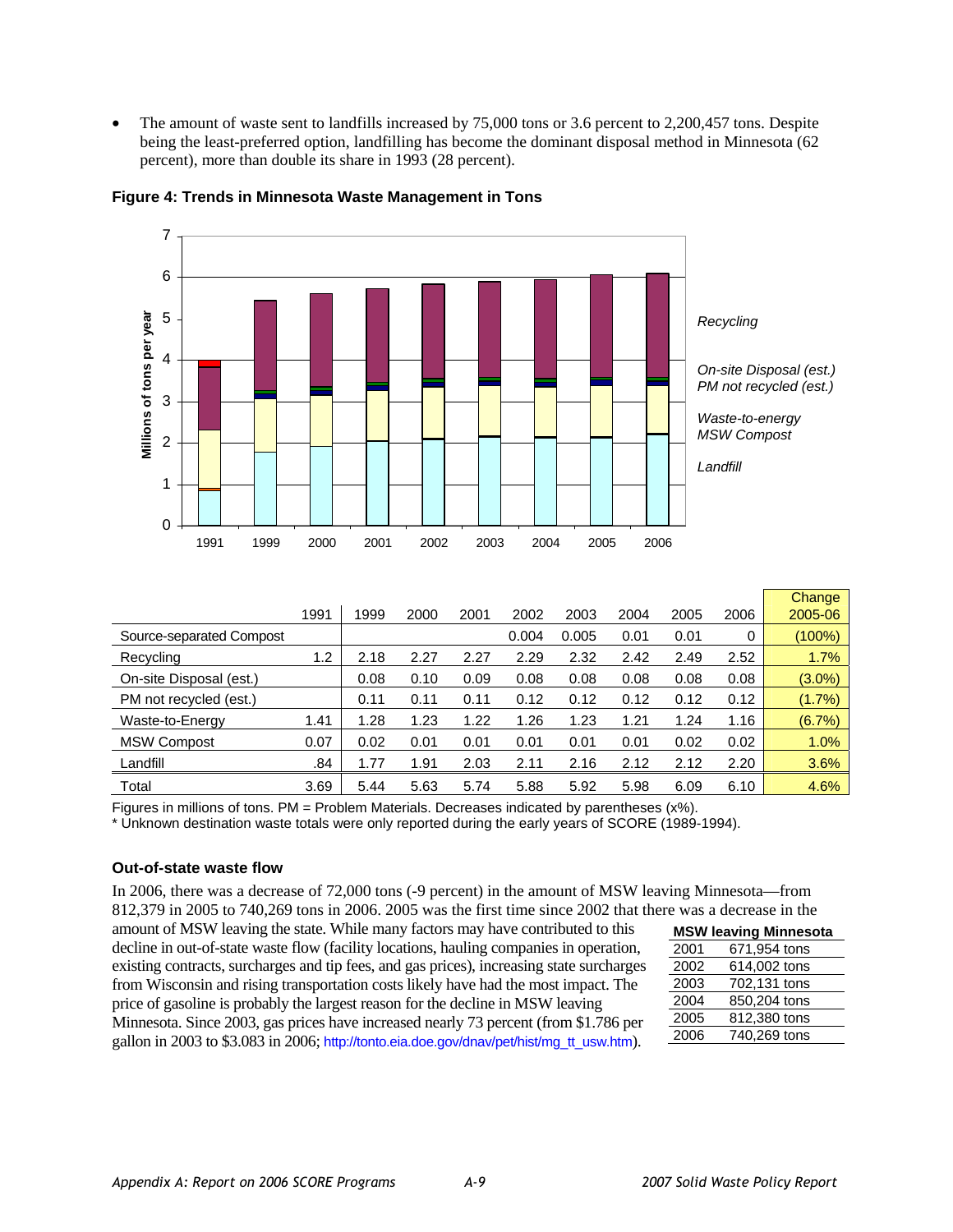- The amount of waste sent to landfills increased by 75,000 tons or 3.6 percent to 2,200,457 tons. Despite being the least-preferred option, landfilling has become the dominant disposal method in Minnesota (62 percent), more than double its share in 1993 (28 percent).

**Figure 4: Trends in Minnesota Waste Management in Tons**

| | 1991 | 1999 | 2000 | 2001 | 2002 | 2003 | 2004 | 2005 | 2006 | Change 2005-06 |
|---|---|---|---|---|---|---|---|---|---|---|
| Source-separated Compost | | | | | 0.004 | 0.005 | 0.01 | 0.01 | 0 | (100%) |
| Recycling | 1.2 | 2.18 | 2.27 | 2.27 | 2.29 | 2.32 | 2.42 | 2.49 | 2.52 | 1.7% |
| On-site Disposal (est.) | | 0.08 | 0.10 | 0.09 | 0.08 | 0.08 | 0.08 | 0.08 | 0.08 | (3.0%) |
| PM not recycled (est.) | | 0.11 | 0.11 | 0.11 | 0.12 | 0.12 | 0.12 | 0.12 | 0.12 | (1.7%) |
| Waste-to-Energy | 1.41 | 1.28 | 1.23 | 1.22 | 1.26 | 1.23 | 1.21 | 1.24 | 1.16 | (6.7%) |
| MSW Compost | 0.07 | 0.02 | 0.01 | 0.01 | 0.01 | 0.01 | 0.01 | 0.02 | 0.02 | 1.0% |
| Landfill | .84 | 1.77 | 1.91 | 2.03 | 2.11 | 2.16 | 2.12 | 2.12 | 2.20 | 3.6% |
| Total | 3.69 | 5.44 | 5.63 | 5.74 | 5.88 | 5.92 | 5.98 | 6.09 | 6.10 | 4.6% |

Figures in millions of tons. PM = Problem Materials. Decreases indicated by parentheses (x%).
* Unknown destination waste totals were only reported during the early years of SCORE (1989-1994).

### Out-of-state waste flow

In 2006, there was a decrease of 72,000 tons (-9 percent) in the amount of MSW leaving Minnesota—from 812,379 in 2005 to 740,269 tons in 2006. 2005 was the first time since 2002 that there was a decrease in the amount of MSW leaving the state. While many factors may have contributed to this decline in out-of-state waste flow (facility locations, hauling companies in operation, existing contracts, surcharges and tip fees, and gas prices), increasing state surcharges from Wisconsin and rising transportation costs likely have had the most impact. The price of gasoline is probably the largest reason for the decline in MSW leaving Minnesota. Since 2003, gas prices have increased nearly 73 percent (from $1.786 per gallon in 2003 to $3.083 in 2006; http://tonto.eia.doe.gov/dnav/pet/hist/mg_tt_usw.htm).

| MSW leaving Minnesota | |
|---|---|
| 2001 | 671,954 tons |
| 2002 | 614,002 tons |
| 2003 | 702,131 tons |
| 2004 | 850,204 tons |
| 2005 | 812,380 tons |
| 2006 | 740,269 tons |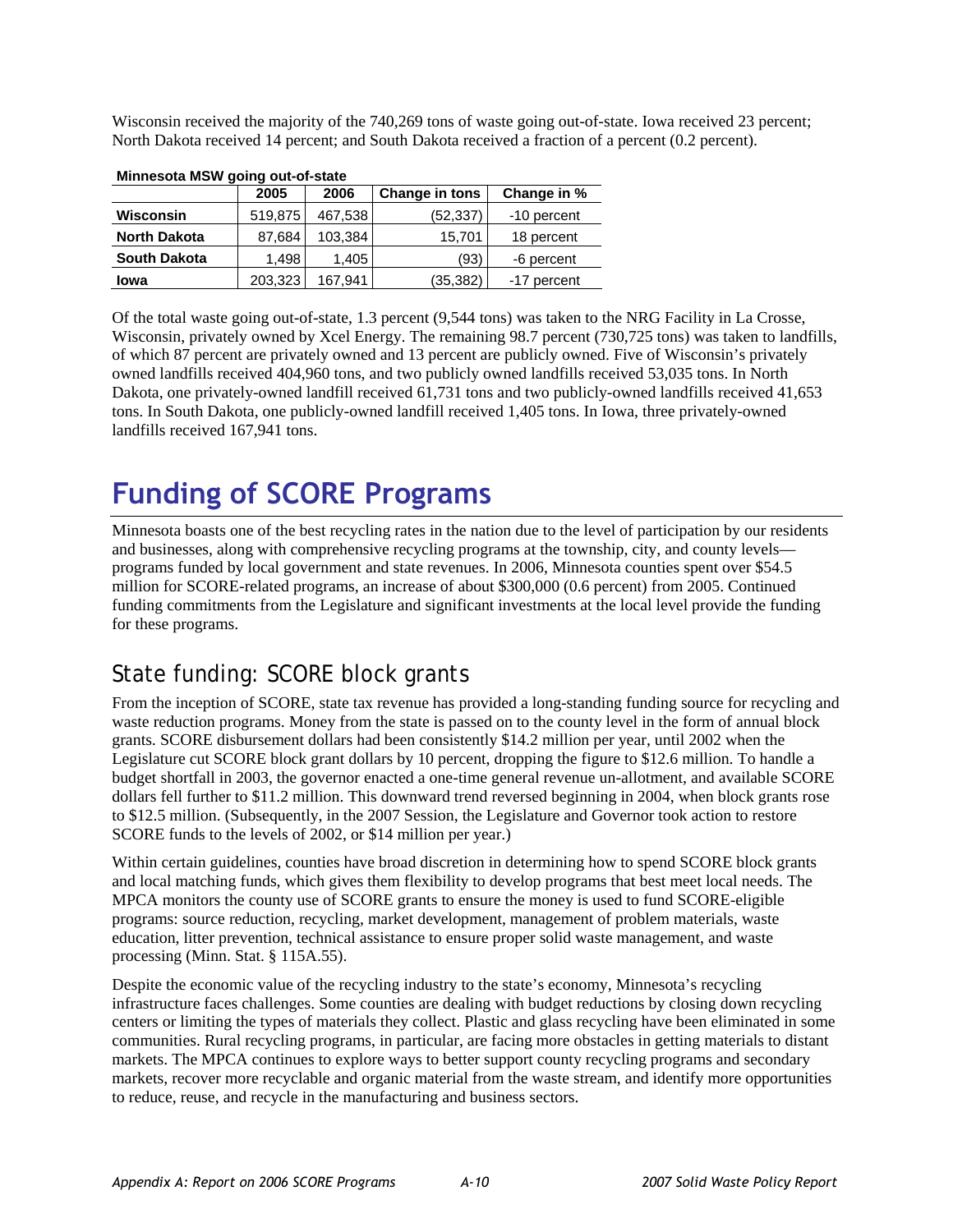Wisconsin received the majority of the 740,269 tons of waste going out-of-state. Iowa received 23 percent; North Dakota received 14 percent; and South Dakota received a fraction of a percent (0.2 percent).

**Minnesota MSW going out-of-state**

| | 2005 | 2006 | Change in tons | Change in % |
|---|---|---|---|---|
| **Wisconsin** | 519,875 | 467,538 | (52,337) | -10 percent |
| **North Dakota** | 87,684 | 103,384 | 15,701 | 18 percent |
| **South Dakota** | 1,498 | 1,405 | (93) | -6 percent |
| **Iowa** | 203,323 | 167,941 | (35,382) | -17 percent |

Of the total waste going out-of-state, 1.3 percent (9,544 tons) was taken to the NRG Facility in La Crosse, Wisconsin, privately owned by Xcel Energy. The remaining 98.7 percent (730,725 tons) was taken to landfills, of which 87 percent are privately owned and 13 percent are publicly owned. Five of Wisconsin's privately owned landfills received 404,960 tons, and two publicly owned landfills received 53,035 tons. In North Dakota, one privately-owned landfill received 61,731 tons and two publicly-owned landfills received 41,653 tons. In South Dakota, one publicly-owned landfill received 1,405 tons. In Iowa, three privately-owned landfills received 167,941 tons.

# Funding of SCORE Programs

Minnesota boasts one of the best recycling rates in the nation due to the level of participation by our residents and businesses, along with comprehensive recycling programs at the township, city, and county levels—programs funded by local government and state revenues. In 2006, Minnesota counties spent over $54.5 million for SCORE-related programs, an increase of about $300,000 (0.6 percent) from 2005. Continued funding commitments from the Legislature and significant investments at the local level provide the funding for these programs.

## State funding: SCORE block grants

From the inception of SCORE, state tax revenue has provided a long-standing funding source for recycling and waste reduction programs. Money from the state is passed on to the county level in the form of annual block grants. SCORE disbursement dollars had been consistently $14.2 million per year, until 2002 when the Legislature cut SCORE block grant dollars by 10 percent, dropping the figure to $12.6 million. To handle a budget shortfall in 2003, the governor enacted a one-time general revenue un-allotment, and available SCORE dollars fell further to $11.2 million. This downward trend reversed beginning in 2004, when block grants rose to $12.5 million. (Subsequently, in the 2007 Session, the Legislature and Governor took action to restore SCORE funds to the levels of 2002, or $14 million per year.)

Within certain guidelines, counties have broad discretion in determining how to spend SCORE block grants and local matching funds, which gives them flexibility to develop programs that best meet local needs. The MPCA monitors the county use of SCORE grants to ensure the money is used to fund SCORE-eligible programs: source reduction, recycling, market development, management of problem materials, waste education, litter prevention, technical assistance to ensure proper solid waste management, and waste processing (Minn. Stat. § 115A.55).

Despite the economic value of the recycling industry to the state's economy, Minnesota's recycling infrastructure faces challenges. Some counties are dealing with budget reductions by closing down recycling centers or limiting the types of materials they collect. Plastic and glass recycling have been eliminated in some communities. Rural recycling programs, in particular, are facing more obstacles in getting materials to distant markets. The MPCA continues to explore ways to better support county recycling programs and secondary markets, recover more recyclable and organic material from the waste stream, and identify more opportunities to reduce, reuse, and recycle in the manufacturing and business sectors.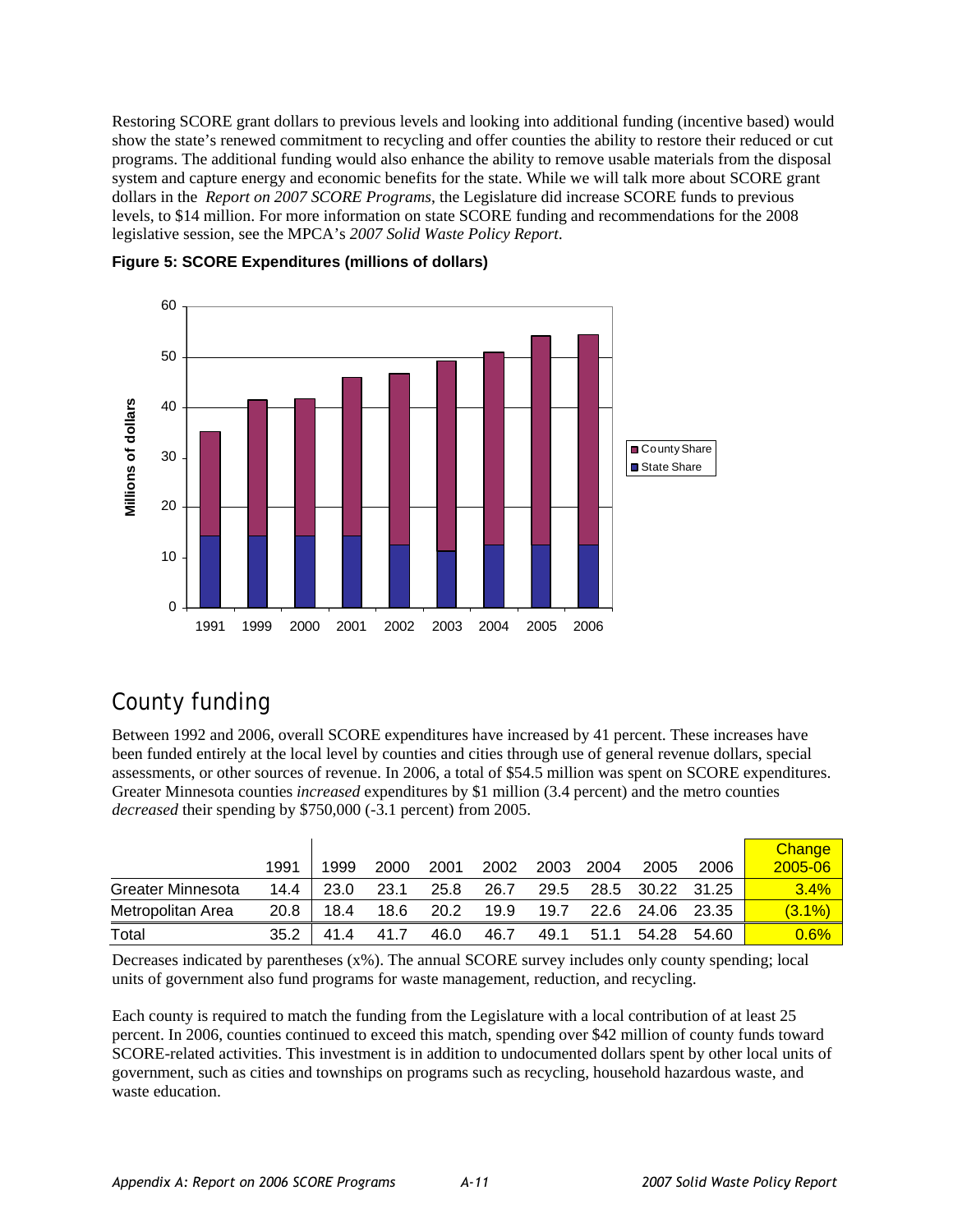Restoring SCORE grant dollars to previous levels and looking into additional funding (incentive based) would show the state's renewed commitment to recycling and offer counties the ability to restore their reduced or cut programs. The additional funding would also enhance the ability to remove usable materials from the disposal system and capture energy and economic benefits for the state. While we will talk more about SCORE grant dollars in the *Report on 2007 SCORE Programs*, the Legislature did increase SCORE funds to previous levels, to $14 million. For more information on state SCORE funding and recommendations for the 2008 legislative session, see the MPCA's *2007 Solid Waste Policy Report*.

**Figure 5: SCORE Expenditures (millions of dollars)**

## County funding

Between 1992 and 2006, overall SCORE expenditures have increased by 41 percent. These increases have been funded entirely at the local level by counties and cities through use of general revenue dollars, special assessments, or other sources of revenue. In 2006, a total of $54.5 million was spent on SCORE expenditures. Greater Minnesota counties *increased* expenditures by $1 million (3.4 percent) and the metro counties *decreased* their spending by $750,000 (-3.1 percent) from 2005.

| | 1991 | 1999 | 2000 | 2001 | 2002 | 2003 | 2004 | 2005 | 2006 | Change 2005-06 |
|---|---|---|---|---|---|---|---|---|---|---|
| Greater Minnesota | 14.4 | 23.0 | 23.1 | 25.8 | 26.7 | 29.5 | 28.5 | 30.22 | 31.25 | 3.4% |
| Metropolitan Area | 20.8 | 18.4 | 18.6 | 20.2 | 19.9 | 19.7 | 22.6 | 24.06 | 23.35 | (3.1%) |
| Total | 35.2 | 41.4 | 41.7 | 46.0 | 46.7 | 49.1 | 51.1 | 54.28 | 54.60 | 0.6% |

Decreases indicated by parentheses (x%). The annual SCORE survey includes only county spending; local units of government also fund programs for waste management, reduction, and recycling.

Each county is required to match the funding from the Legislature with a local contribution of at least 25 percent. In 2006, counties continued to exceed this match, spending over $42 million of county funds toward SCORE-related activities. This investment is in addition to undocumented dollars spent by other local units of government, such as cities and townships on programs such as recycling, household hazardous waste, and waste education.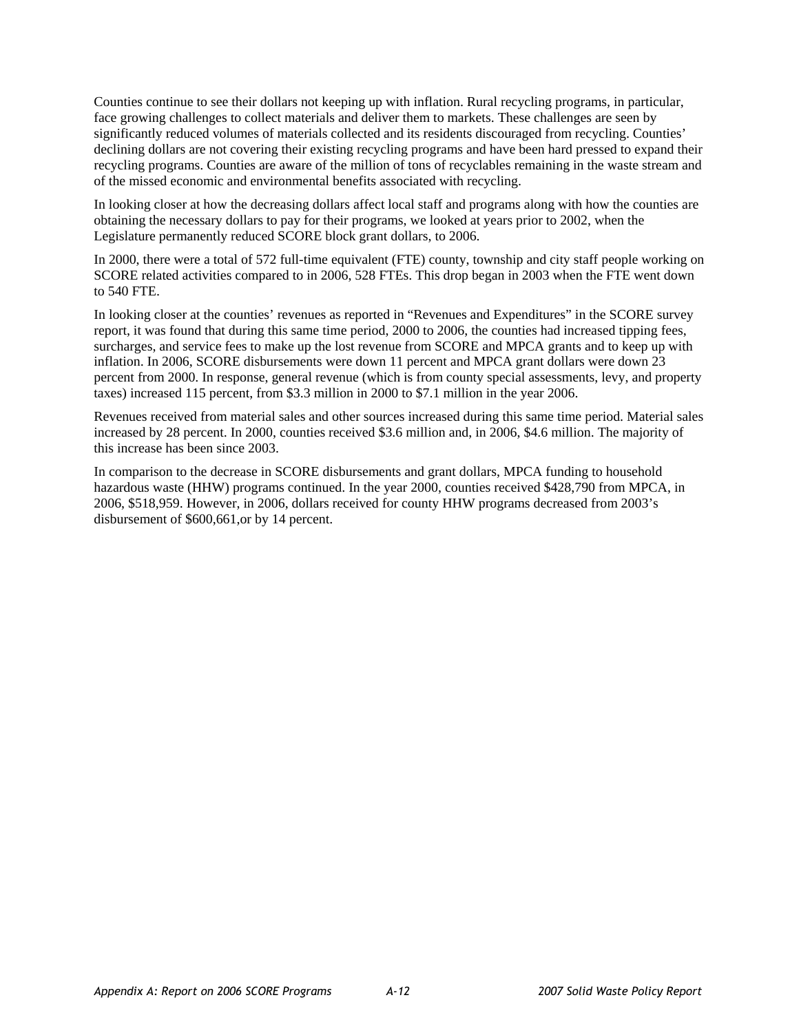Counties continue to see their dollars not keeping up with inflation. Rural recycling programs, in particular, face growing challenges to collect materials and deliver them to markets. These challenges are seen by significantly reduced volumes of materials collected and its residents discouraged from recycling. Counties' declining dollars are not covering their existing recycling programs and have been hard pressed to expand their recycling programs. Counties are aware of the million of tons of recyclables remaining in the waste stream and of the missed economic and environmental benefits associated with recycling.

In looking closer at how the decreasing dollars affect local staff and programs along with how the counties are obtaining the necessary dollars to pay for their programs, we looked at years prior to 2002, when the Legislature permanently reduced SCORE block grant dollars, to 2006.

In 2000, there were a total of 572 full-time equivalent (FTE) county, township and city staff people working on SCORE related activities compared to in 2006, 528 FTEs. This drop began in 2003 when the FTE went down to 540 FTE.

In looking closer at the counties' revenues as reported in "Revenues and Expenditures" in the SCORE survey report, it was found that during this same time period, 2000 to 2006, the counties had increased tipping fees, surcharges, and service fees to make up the lost revenue from SCORE and MPCA grants and to keep up with inflation. In 2006, SCORE disbursements were down 11 percent and MPCA grant dollars were down 23 percent from 2000. In response, general revenue (which is from county special assessments, levy, and property taxes) increased 115 percent, from \$3.3 million in 2000 to \$7.1 million in the year 2006.

Revenues received from material sales and other sources increased during this same time period. Material sales increased by 28 percent. In 2000, counties received \$3.6 million and, in 2006, \$4.6 million. The majority of this increase has been since 2003.

In comparison to the decrease in SCORE disbursements and grant dollars, MPCA funding to household hazardous waste (HHW) programs continued. In the year 2000, counties received \$428,790 from MPCA, in 2006, \$518,959. However, in 2006, dollars received for county HHW programs decreased from 2003's disbursement of \$600,661,or by 14 percent.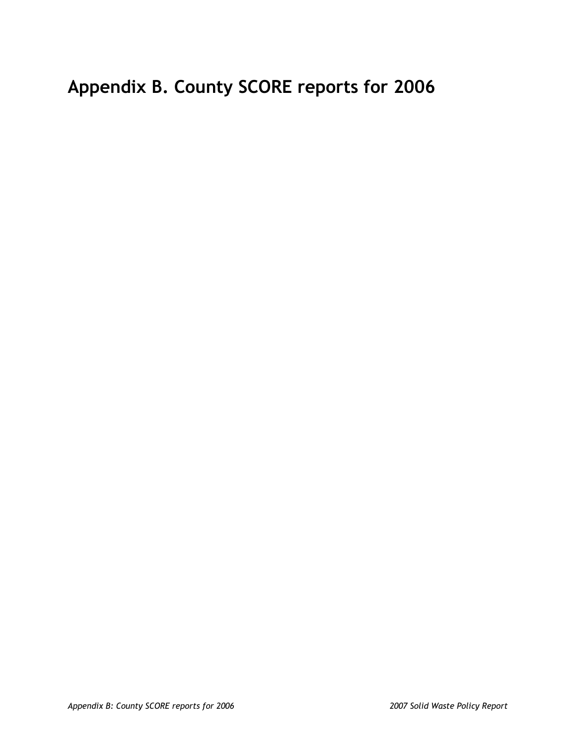# Appendix B. County SCORE reports for 2006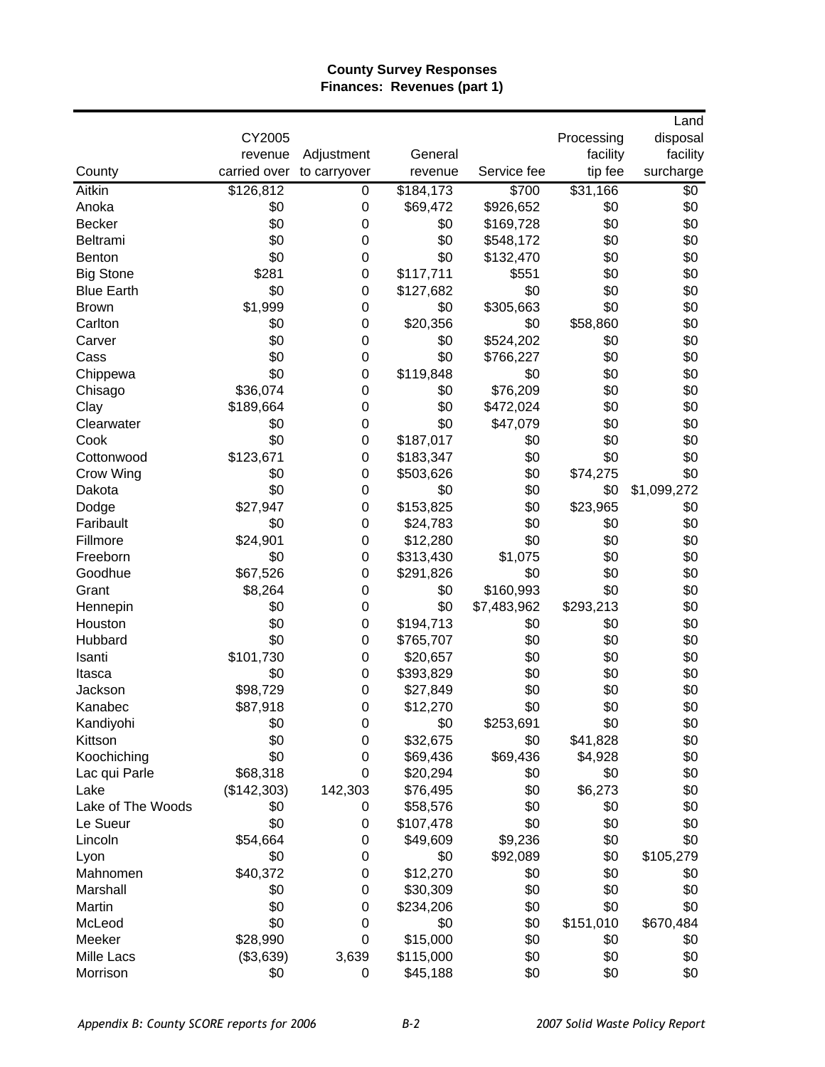**County Survey Responses**
**Finances: Revenues (part 1)**

| County | CY2005 revenue carried over | Adjustment to carryover | General revenue | Service fee | Processing facility tip fee | Land disposal facility surcharge |
|---|---|---|---|---|---|---|
| Aitkin | $126,812 | 0 | $184,173 | $700 | $31,166 | $0 |
| Anoka | $0 | 0 | $69,472 | $926,652 | $0 | $0 |
| Becker | $0 | 0 | $0 | $169,728 | $0 | $0 |
| Beltrami | $0 | 0 | $0 | $548,172 | $0 | $0 |
| Benton | $0 | 0 | $0 | $132,470 | $0 | $0 |
| Big Stone | $281 | 0 | $117,711 | $551 | $0 | $0 |
| Blue Earth | $0 | 0 | $127,682 | $0 | $0 | $0 |
| Brown | $1,999 | 0 | $0 | $305,663 | $0 | $0 |
| Carlton | $0 | 0 | $20,356 | $0 | $58,860 | $0 |
| Carver | $0 | 0 | $0 | $524,202 | $0 | $0 |
| Cass | $0 | 0 | $0 | $766,227 | $0 | $0 |
| Chippewa | $0 | 0 | $119,848 | $0 | $0 | $0 |
| Chisago | $36,074 | 0 | $0 | $76,209 | $0 | $0 |
| Clay | $189,664 | 0 | $0 | $472,024 | $0 | $0 |
| Clearwater | $0 | 0 | $0 | $47,079 | $0 | $0 |
| Cook | $0 | 0 | $187,017 | $0 | $0 | $0 |
| Cottonwood | $123,671 | 0 | $183,347 | $0 | $0 | $0 |
| Crow Wing | $0 | 0 | $503,626 | $0 | $74,275 | $0 |
| Dakota | $0 | 0 | $0 | $0 | $0 | $1,099,272 |
| Dodge | $27,947 | 0 | $153,825 | $0 | $23,965 | $0 |
| Faribault | $0 | 0 | $24,783 | $0 | $0 | $0 |
| Fillmore | $24,901 | 0 | $12,280 | $0 | $0 | $0 |
| Freeborn | $0 | 0 | $313,430 | $1,075 | $0 | $0 |
| Goodhue | $67,526 | 0 | $291,826 | $0 | $0 | $0 |
| Grant | $8,264 | 0 | $0 | $160,993 | $0 | $0 |
| Hennepin | $0 | 0 | $0 | $7,483,962 | $293,213 | $0 |
| Houston | $0 | 0 | $194,713 | $0 | $0 | $0 |
| Hubbard | $0 | 0 | $765,707 | $0 | $0 | $0 |
| Isanti | $101,730 | 0 | $20,657 | $0 | $0 | $0 |
| Itasca | $0 | 0 | $393,829 | $0 | $0 | $0 |
| Jackson | $98,729 | 0 | $27,849 | $0 | $0 | $0 |
| Kanabec | $87,918 | 0 | $12,270 | $0 | $0 | $0 |
| Kandiyohi | $0 | 0 | $0 | $253,691 | $0 | $0 |
| Kittson | $0 | 0 | $32,675 | $0 | $41,828 | $0 |
| Koochiching | $0 | 0 | $69,436 | $69,436 | $4,928 | $0 |
| Lac qui Parle | $68,318 | 0 | $20,294 | $0 | $0 | $0 |
| Lake | ($142,303) | 142,303 | $76,495 | $0 | $6,273 | $0 |
| Lake of The Woods | $0 | 0 | $58,576 | $0 | $0 | $0 |
| Le Sueur | $0 | 0 | $107,478 | $0 | $0 | $0 |
| Lincoln | $54,664 | 0 | $49,609 | $9,236 | $0 | $0 |
| Lyon | $0 | 0 | $0 | $92,089 | $0 | $105,279 |
| Mahnomen | $40,372 | 0 | $12,270 | $0 | $0 | $0 |
| Marshall | $0 | 0 | $30,309 | $0 | $0 | $0 |
| Martin | $0 | 0 | $234,206 | $0 | $0 | $0 |
| McLeod | $0 | 0 | $0 | $0 | $151,010 | $670,484 |
| Meeker | $28,990 | 0 | $15,000 | $0 | $0 | $0 |
| Mille Lacs | ($3,639) | 3,639 | $115,000 | $0 | $0 | $0 |
| Morrison | $0 | 0 | $45,188 | $0 | $0 | $0 |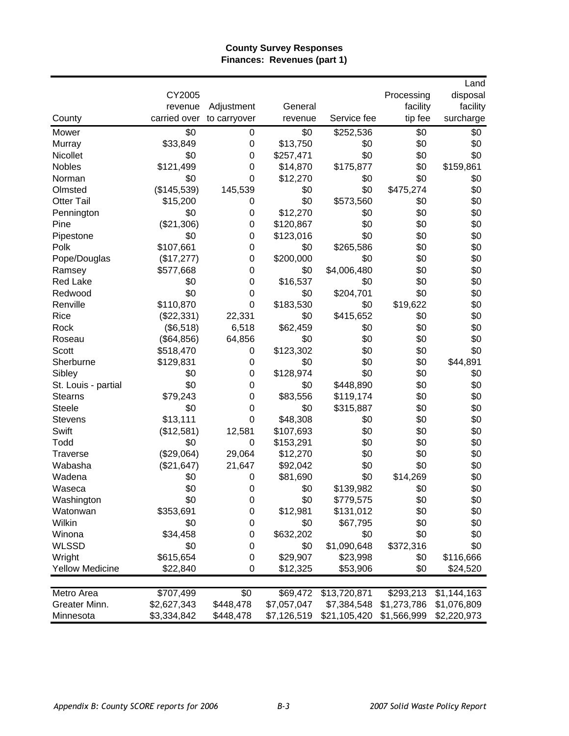**County Survey Responses**
**Finances: Revenues (part 1)**

| County | CY2005 revenue carried over | Adjustment to carryover | General revenue | Service fee | Processing facility tip fee | Land disposal facility surcharge |
|---|---|---|---|---|---|---|
| Mower | $0 | 0 | $0 | $252,536 | $0 | $0 |
| Murray | $33,849 | 0 | $13,750 | $0 | $0 | $0 |
| Nicollet | $0 | 0 | $257,471 | $0 | $0 | $0 |
| Nobles | $121,499 | 0 | $14,870 | $175,877 | $0 | $159,861 |
| Norman | $0 | 0 | $12,270 | $0 | $0 | $0 |
| Olmsted | ($145,539) | 145,539 | $0 | $0 | $475,274 | $0 |
| Otter Tail | $15,200 | 0 | $0 | $573,560 | $0 | $0 |
| Pennington | $0 | 0 | $12,270 | $0 | $0 | $0 |
| Pine | ($21,306) | 0 | $120,867 | $0 | $0 | $0 |
| Pipestone | $0 | 0 | $123,016 | $0 | $0 | $0 |
| Polk | $107,661 | 0 | $0 | $265,586 | $0 | $0 |
| Pope/Douglas | ($17,277) | 0 | $200,000 | $0 | $0 | $0 |
| Ramsey | $577,668 | 0 | $0 | $4,006,480 | $0 | $0 |
| Red Lake | $0 | 0 | $16,537 | $0 | $0 | $0 |
| Redwood | $0 | 0 | $0 | $204,701 | $0 | $0 |
| Renville | $110,870 | 0 | $183,530 | $0 | $19,622 | $0 |
| Rice | ($22,331) | 22,331 | $0 | $415,652 | $0 | $0 |
| Rock | ($6,518) | 6,518 | $62,459 | $0 | $0 | $0 |
| Roseau | ($64,856) | 64,856 | $0 | $0 | $0 | $0 |
| Scott | $518,470 | 0 | $123,302 | $0 | $0 | $0 |
| Sherburne | $129,831 | 0 | $0 | $0 | $0 | $44,891 |
| Sibley | $0 | 0 | $128,974 | $0 | $0 | $0 |
| St. Louis - partial | $0 | 0 | $0 | $448,890 | $0 | $0 |
| Stearns | $79,243 | 0 | $83,556 | $119,174 | $0 | $0 |
| Steele | $0 | 0 | $0 | $315,887 | $0 | $0 |
| Stevens | $13,111 | 0 | $48,308 | $0 | $0 | $0 |
| Swift | ($12,581) | 12,581 | $107,693 | $0 | $0 | $0 |
| Todd | $0 | 0 | $153,291 | $0 | $0 | $0 |
| Traverse | ($29,064) | 29,064 | $12,270 | $0 | $0 | $0 |
| Wabasha | ($21,647) | 21,647 | $92,042 | $0 | $0 | $0 |
| Wadena | $0 | 0 | $81,690 | $0 | $14,269 | $0 |
| Waseca | $0 | 0 | $0 | $139,982 | $0 | $0 |
| Washington | $0 | 0 | $0 | $779,575 | $0 | $0 |
| Watonwan | $353,691 | 0 | $12,981 | $131,012 | $0 | $0 |
| Wilkin | $0 | 0 | $0 | $67,795 | $0 | $0 |
| Winona | $34,458 | 0 | $632,202 | $0 | $0 | $0 |
| WLSSD | $0 | 0 | $0 | $1,090,648 | $372,316 | $0 |
| Wright | $615,654 | 0 | $29,907 | $23,998 | $0 | $116,666 |
| Yellow Medicine | $22,840 | 0 | $12,325 | $53,906 | $0 | $24,520 |
| Metro Area | $707,499 | $0 | $69,472 | $13,720,871 | $293,213 | $1,144,163 |
| Greater Minn. | $2,627,343 | $448,478 | $7,057,047 | $7,384,548 | $1,273,786 | $1,076,809 |
| Minnesota | $3,334,842 | $448,478 | $7,126,519 | $21,105,420 | $1,566,999 | $2,220,973 |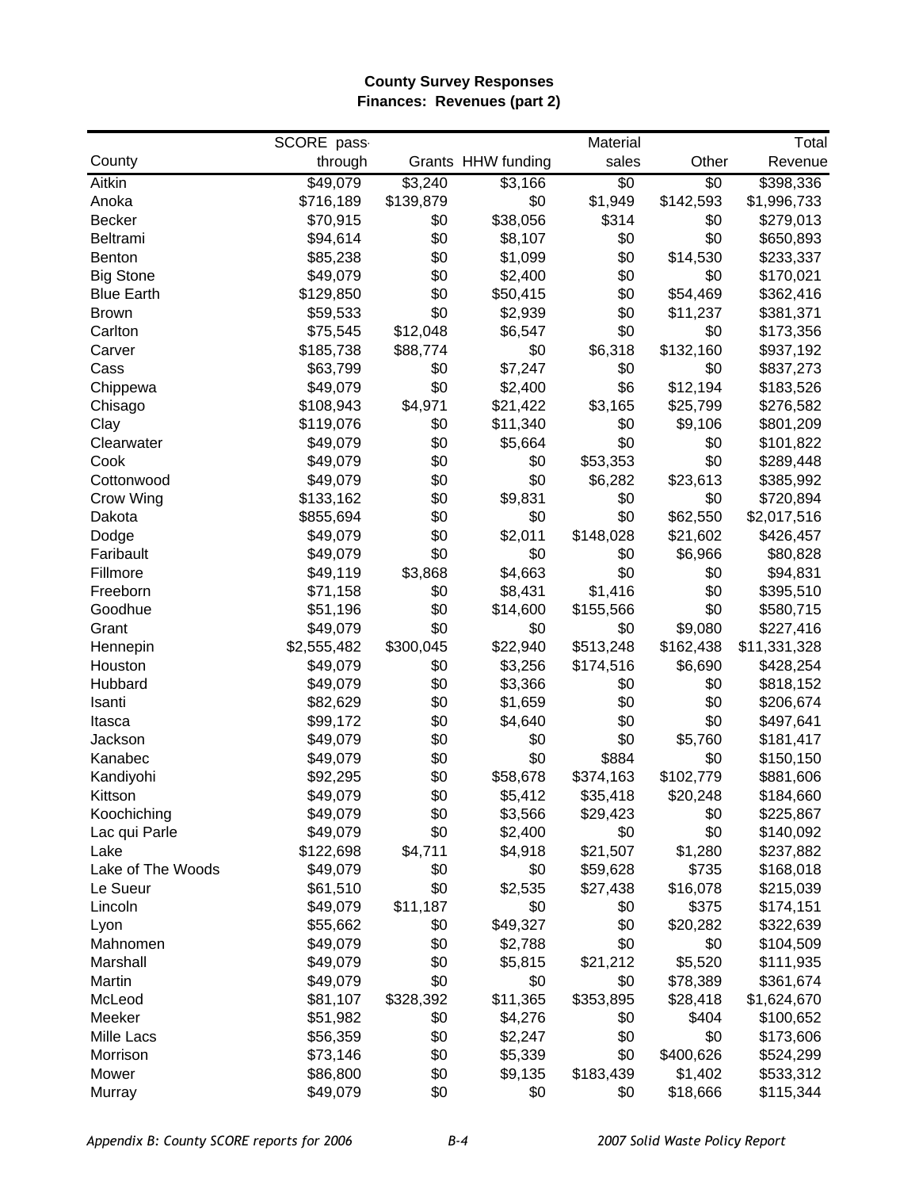**County Survey Responses**
**Finances: Revenues (part 2)**

| County | SCORE pass-through | Grants | HHW funding | Material sales | Other | Total Revenue |
|---|---|---|---|---|---|---|
| Aitkin | $49,079 | $3,240 | $3,166 | $0 | $0 | $398,336 |
| Anoka | $716,189 | $139,879 | $0 | $1,949 | $142,593 | $1,996,733 |
| Becker | $70,915 | $0 | $38,056 | $314 | $0 | $279,013 |
| Beltrami | $94,614 | $0 | $8,107 | $0 | $0 | $650,893 |
| Benton | $85,238 | $0 | $1,099 | $0 | $14,530 | $233,337 |
| Big Stone | $49,079 | $0 | $2,400 | $0 | $0 | $170,021 |
| Blue Earth | $129,850 | $0 | $50,415 | $0 | $54,469 | $362,416 |
| Brown | $59,533 | $0 | $2,939 | $0 | $11,237 | $381,371 |
| Carlton | $75,545 | $12,048 | $6,547 | $0 | $0 | $173,356 |
| Carver | $185,738 | $88,774 | $0 | $6,318 | $132,160 | $937,192 |
| Cass | $63,799 | $0 | $7,247 | $0 | $0 | $837,273 |
| Chippewa | $49,079 | $0 | $2,400 | $6 | $12,194 | $183,526 |
| Chisago | $108,943 | $4,971 | $21,422 | $3,165 | $25,799 | $276,582 |
| Clay | $119,076 | $0 | $11,340 | $0 | $9,106 | $801,209 |
| Clearwater | $49,079 | $0 | $5,664 | $0 | $0 | $101,822 |
| Cook | $49,079 | $0 | $0 | $53,353 | $0 | $289,448 |
| Cottonwood | $49,079 | $0 | $0 | $6,282 | $23,613 | $385,992 |
| Crow Wing | $133,162 | $0 | $9,831 | $0 | $0 | $720,894 |
| Dakota | $855,694 | $0 | $0 | $0 | $62,550 | $2,017,516 |
| Dodge | $49,079 | $0 | $2,011 | $148,028 | $21,602 | $426,457 |
| Faribault | $49,079 | $0 | $0 | $0 | $6,966 | $80,828 |
| Fillmore | $49,119 | $3,868 | $4,663 | $0 | $0 | $94,831 |
| Freeborn | $71,158 | $0 | $8,431 | $1,416 | $0 | $395,510 |
| Goodhue | $51,196 | $0 | $14,600 | $155,566 | $0 | $580,715 |
| Grant | $49,079 | $0 | $0 | $0 | $9,080 | $227,416 |
| Hennepin | $2,555,482 | $300,045 | $22,940 | $513,248 | $162,438 | $11,331,328 |
| Houston | $49,079 | $0 | $3,256 | $174,516 | $6,690 | $428,254 |
| Hubbard | $49,079 | $0 | $3,366 | $0 | $0 | $818,152 |
| Isanti | $82,629 | $0 | $1,659 | $0 | $0 | $206,674 |
| Itasca | $99,172 | $0 | $4,640 | $0 | $0 | $497,641 |
| Jackson | $49,079 | $0 | $0 | $0 | $5,760 | $181,417 |
| Kanabec | $49,079 | $0 | $0 | $884 | $0 | $150,150 |
| Kandiyohi | $92,295 | $0 | $58,678 | $374,163 | $102,779 | $881,606 |
| Kittson | $49,079 | $0 | $5,412 | $35,418 | $20,248 | $184,660 |
| Koochiching | $49,079 | $0 | $3,566 | $29,423 | $0 | $225,867 |
| Lac qui Parle | $49,079 | $0 | $2,400 | $0 | $0 | $140,092 |
| Lake | $122,698 | $4,711 | $4,918 | $21,507 | $1,280 | $237,882 |
| Lake of The Woods | $49,079 | $0 | $0 | $59,628 | $735 | $168,018 |
| Le Sueur | $61,510 | $0 | $2,535 | $27,438 | $16,078 | $215,039 |
| Lincoln | $49,079 | $11,187 | $0 | $0 | $375 | $174,151 |
| Lyon | $55,662 | $0 | $49,327 | $0 | $20,282 | $322,639 |
| Mahnomen | $49,079 | $0 | $2,788 | $0 | $0 | $104,509 |
| Marshall | $49,079 | $0 | $5,815 | $21,212 | $5,520 | $111,935 |
| Martin | $49,079 | $0 | $0 | $0 | $78,389 | $361,674 |
| McLeod | $81,107 | $328,392 | $11,365 | $353,895 | $28,418 | $1,624,670 |
| Meeker | $51,982 | $0 | $4,276 | $0 | $404 | $100,652 |
| Mille Lacs | $56,359 | $0 | $2,247 | $0 | $0 | $173,606 |
| Morrison | $73,146 | $0 | $5,339 | $0 | $400,626 | $524,299 |
| Mower | $86,800 | $0 | $9,135 | $183,439 | $1,402 | $533,312 |
| Murray | $49,079 | $0 | $0 | $0 | $18,666 | $115,344 |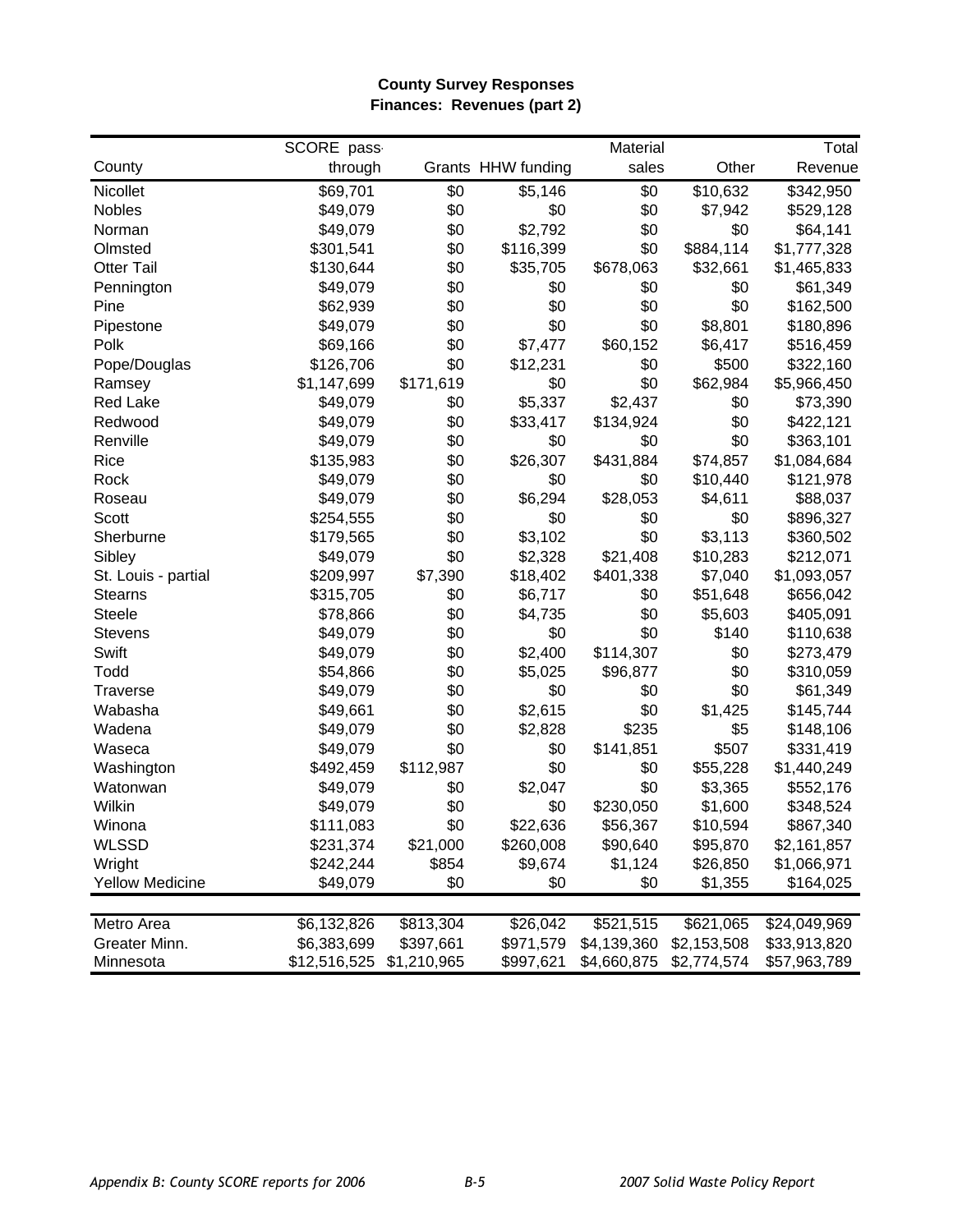## County Survey Responses
### Finances: Revenues (part 2)

| County | SCORE pass-through | Grants | HHW funding | Material sales | Other | Total Revenue |
|---|---|---|---|---|---|---|
| Nicollet | $69,701 | $0 | $5,146 | $0 | $10,632 | $342,950 |
| Nobles | $49,079 | $0 | $0 | $0 | $7,942 | $529,128 |
| Norman | $49,079 | $0 | $2,792 | $0 | $0 | $64,141 |
| Olmsted | $301,541 | $0 | $116,399 | $0 | $884,114 | $1,777,328 |
| Otter Tail | $130,644 | $0 | $35,705 | $678,063 | $32,661 | $1,465,833 |
| Pennington | $49,079 | $0 | $0 | $0 | $0 | $61,349 |
| Pine | $62,939 | $0 | $0 | $0 | $0 | $162,500 |
| Pipestone | $49,079 | $0 | $0 | $0 | $8,801 | $180,896 |
| Polk | $69,166 | $0 | $7,477 | $60,152 | $6,417 | $516,459 |
| Pope/Douglas | $126,706 | $0 | $12,231 | $0 | $500 | $322,160 |
| Ramsey | $1,147,699 | $171,619 | $0 | $0 | $62,984 | $5,966,450 |
| Red Lake | $49,079 | $0 | $5,337 | $2,437 | $0 | $73,390 |
| Redwood | $49,079 | $0 | $33,417 | $134,924 | $0 | $422,121 |
| Renville | $49,079 | $0 | $0 | $0 | $0 | $363,101 |
| Rice | $135,983 | $0 | $26,307 | $431,884 | $74,857 | $1,084,684 |
| Rock | $49,079 | $0 | $0 | $0 | $10,440 | $121,978 |
| Roseau | $49,079 | $0 | $6,294 | $28,053 | $4,611 | $88,037 |
| Scott | $254,555 | $0 | $0 | $0 | $0 | $896,327 |
| Sherburne | $179,565 | $0 | $3,102 | $0 | $3,113 | $360,502 |
| Sibley | $49,079 | $0 | $2,328 | $21,408 | $10,283 | $212,071 |
| St. Louis - partial | $209,997 | $7,390 | $18,402 | $401,338 | $7,040 | $1,093,057 |
| Stearns | $315,705 | $0 | $6,717 | $0 | $51,648 | $656,042 |
| Steele | $78,866 | $0 | $4,735 | $0 | $5,603 | $405,091 |
| Stevens | $49,079 | $0 | $0 | $0 | $140 | $110,638 |
| Swift | $49,079 | $0 | $2,400 | $114,307 | $0 | $273,479 |
| Todd | $54,866 | $0 | $5,025 | $96,877 | $0 | $310,059 |
| Traverse | $49,079 | $0 | $0 | $0 | $0 | $61,349 |
| Wabasha | $49,661 | $0 | $2,615 | $0 | $1,425 | $145,744 |
| Wadena | $49,079 | $0 | $2,828 | $235 | $5 | $148,106 |
| Waseca | $49,079 | $0 | $0 | $141,851 | $507 | $331,419 |
| Washington | $492,459 | $112,987 | $0 | $0 | $55,228 | $1,440,249 |
| Watonwan | $49,079 | $0 | $2,047 | $0 | $3,365 | $552,176 |
| Wilkin | $49,079 | $0 | $0 | $230,050 | $1,600 | $348,524 |
| Winona | $111,083 | $0 | $22,636 | $56,367 | $10,594 | $867,340 |
| WLSSD | $231,374 | $21,000 | $260,008 | $90,640 | $95,870 | $2,161,857 |
| Wright | $242,244 | $854 | $9,674 | $1,124 | $26,850 | $1,066,971 |
| Yellow Medicine | $49,079 | $0 | $0 | $0 | $1,355 | $164,025 |
| Metro Area | $6,132,826 | $813,304 | $26,042 | $521,515 | $621,065 | $24,049,969 |
| Greater Minn. | $6,383,699 | $397,661 | $971,579 | $4,139,360 | $2,153,508 | $33,913,820 |
| Minnesota | $12,516,525 | $1,210,965 | $997,621 | $4,660,875 | $2,774,574 | $57,963,789 |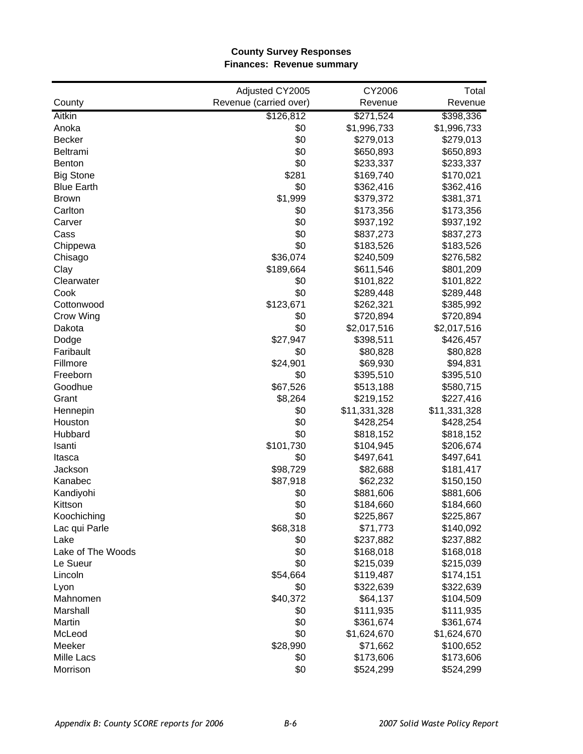**County Survey Responses**
**Finances: Revenue summary**

| County | Adjusted CY2005 Revenue (carried over) | CY2006 Revenue | Total Revenue |
|---|---|---|---|
| Aitkin | $126,812 | $271,524 | $398,336 |
| Anoka | $0 | $1,996,733 | $1,996,733 |
| Becker | $0 | $279,013 | $279,013 |
| Beltrami | $0 | $650,893 | $650,893 |
| Benton | $0 | $233,337 | $233,337 |
| Big Stone | $281 | $169,740 | $170,021 |
| Blue Earth | $0 | $362,416 | $362,416 |
| Brown | $1,999 | $379,372 | $381,371 |
| Carlton | $0 | $173,356 | $173,356 |
| Carver | $0 | $937,192 | $937,192 |
| Cass | $0 | $837,273 | $837,273 |
| Chippewa | $0 | $183,526 | $183,526 |
| Chisago | $36,074 | $240,509 | $276,582 |
| Clay | $189,664 | $611,546 | $801,209 |
| Clearwater | $0 | $101,822 | $101,822 |
| Cook | $0 | $289,448 | $289,448 |
| Cottonwood | $123,671 | $262,321 | $385,992 |
| Crow Wing | $0 | $720,894 | $720,894 |
| Dakota | $0 | $2,017,516 | $2,017,516 |
| Dodge | $27,947 | $398,511 | $426,457 |
| Faribault | $0 | $80,828 | $80,828 |
| Fillmore | $24,901 | $69,930 | $94,831 |
| Freeborn | $0 | $395,510 | $395,510 |
| Goodhue | $67,526 | $513,188 | $580,715 |
| Grant | $8,264 | $219,152 | $227,416 |
| Hennepin | $0 | $11,331,328 | $11,331,328 |
| Houston | $0 | $428,254 | $428,254 |
| Hubbard | $0 | $818,152 | $818,152 |
| Isanti | $101,730 | $104,945 | $206,674 |
| Itasca | $0 | $497,641 | $497,641 |
| Jackson | $98,729 | $82,688 | $181,417 |
| Kanabec | $87,918 | $62,232 | $150,150 |
| Kandiyohi | $0 | $881,606 | $881,606 |
| Kittson | $0 | $184,660 | $184,660 |
| Koochiching | $0 | $225,867 | $225,867 |
| Lac qui Parle | $68,318 | $71,773 | $140,092 |
| Lake | $0 | $237,882 | $237,882 |
| Lake of The Woods | $0 | $168,018 | $168,018 |
| Le Sueur | $0 | $215,039 | $215,039 |
| Lincoln | $54,664 | $119,487 | $174,151 |
| Lyon | $0 | $322,639 | $322,639 |
| Mahnomen | $40,372 | $64,137 | $104,509 |
| Marshall | $0 | $111,935 | $111,935 |
| Martin | $0 | $361,674 | $361,674 |
| McLeod | $0 | $1,624,670 | $1,624,670 |
| Meeker | $28,990 | $71,662 | $100,652 |
| Mille Lacs | $0 | $173,606 | $173,606 |
| Morrison | $0 | $524,299 | $524,299 |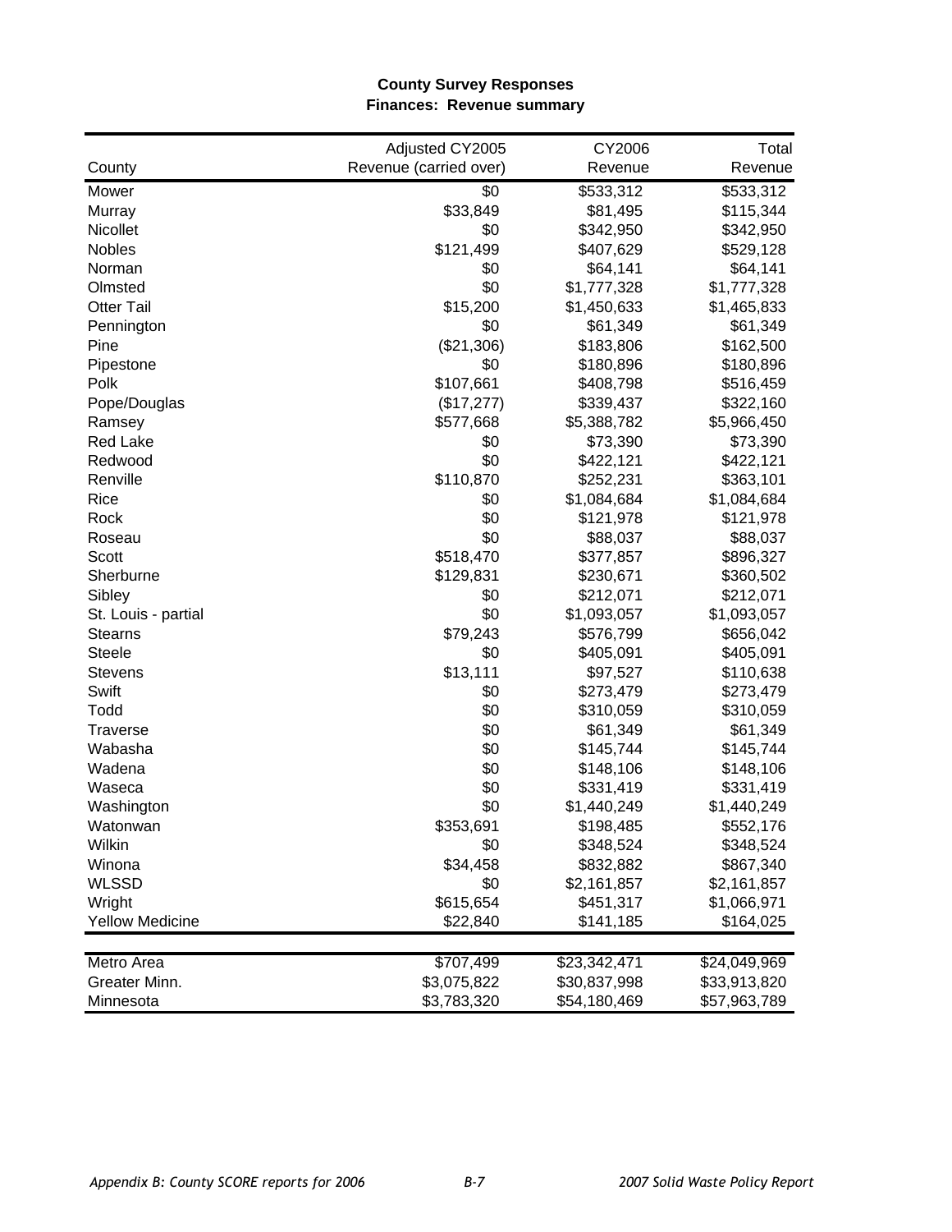**County Survey Responses**
**Finances: Revenue summary**

| County | Adjusted CY2005 Revenue (carried over) | CY2006 Revenue | Total Revenue |
|---|---|---|---|
| Mower | $0 | $533,312 | $533,312 |
| Murray | $33,849 | $81,495 | $115,344 |
| Nicollet | $0 | $342,950 | $342,950 |
| Nobles | $121,499 | $407,629 | $529,128 |
| Norman | $0 | $64,141 | $64,141 |
| Olmsted | $0 | $1,777,328 | $1,777,328 |
| Otter Tail | $15,200 | $1,450,633 | $1,465,833 |
| Pennington | $0 | $61,349 | $61,349 |
| Pine | ($21,306) | $183,806 | $162,500 |
| Pipestone | $0 | $180,896 | $180,896 |
| Polk | $107,661 | $408,798 | $516,459 |
| Pope/Douglas | ($17,277) | $339,437 | $322,160 |
| Ramsey | $577,668 | $5,388,782 | $5,966,450 |
| Red Lake | $0 | $73,390 | $73,390 |
| Redwood | $0 | $422,121 | $422,121 |
| Renville | $110,870 | $252,231 | $363,101 |
| Rice | $0 | $1,084,684 | $1,084,684 |
| Rock | $0 | $121,978 | $121,978 |
| Roseau | $0 | $88,037 | $88,037 |
| Scott | $518,470 | $377,857 | $896,327 |
| Sherburne | $129,831 | $230,671 | $360,502 |
| Sibley | $0 | $212,071 | $212,071 |
| St. Louis - partial | $0 | $1,093,057 | $1,093,057 |
| Stearns | $79,243 | $576,799 | $656,042 |
| Steele | $0 | $405,091 | $405,091 |
| Stevens | $13,111 | $97,527 | $110,638 |
| Swift | $0 | $273,479 | $273,479 |
| Todd | $0 | $310,059 | $310,059 |
| Traverse | $0 | $61,349 | $61,349 |
| Wabasha | $0 | $145,744 | $145,744 |
| Wadena | $0 | $148,106 | $148,106 |
| Waseca | $0 | $331,419 | $331,419 |
| Washington | $0 | $1,440,249 | $1,440,249 |
| Watonwan | $353,691 | $198,485 | $552,176 |
| Wilkin | $0 | $348,524 | $348,524 |
| Winona | $34,458 | $832,882 | $867,340 |
| WLSSD | $0 | $2,161,857 | $2,161,857 |
| Wright | $615,654 | $451,317 | $1,066,971 |
| Yellow Medicine | $22,840 | $141,185 | $164,025 |
| Metro Area | $707,499 | $23,342,471 | $24,049,969 |
| Greater Minn. | $3,075,822 | $30,837,998 | $33,913,820 |
| Minnesota | $3,783,320 | $54,180,469 | $57,963,789 |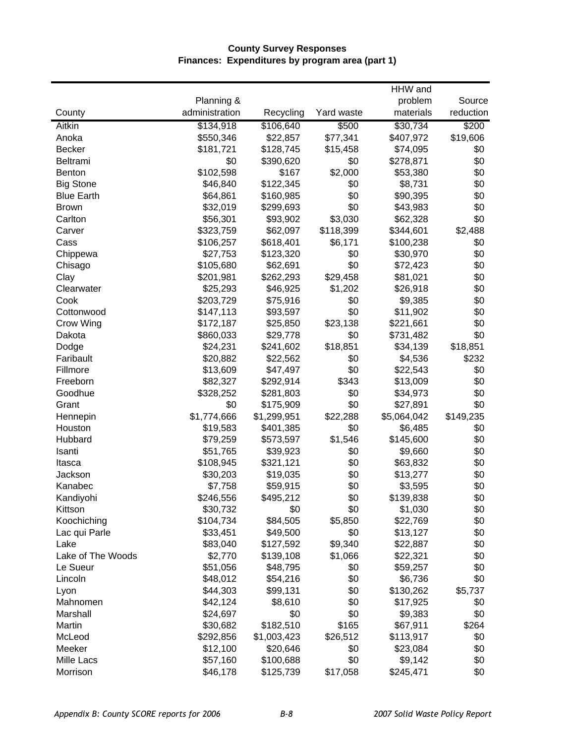**County Survey Responses**
**Finances: Expenditures by program area (part 1)**

| County | Planning & administration | Recycling | Yard waste | HHW and problem materials | Source reduction |
|---|---|---|---|---|---|
| Aitkin | $134,918 | $106,640 | $500 | $30,734 | $200 |
| Anoka | $550,346 | $22,857 | $77,341 | $407,972 | $19,606 |
| Becker | $181,721 | $128,745 | $15,458 | $74,095 | $0 |
| Beltrami | $0 | $390,620 | $0 | $278,871 | $0 |
| Benton | $102,598 | $167 | $2,000 | $53,380 | $0 |
| Big Stone | $46,840 | $122,345 | $0 | $8,731 | $0 |
| Blue Earth | $64,861 | $160,985 | $0 | $90,395 | $0 |
| Brown | $32,019 | $299,693 | $0 | $43,983 | $0 |
| Carlton | $56,301 | $93,902 | $3,030 | $62,328 | $0 |
| Carver | $323,759 | $62,097 | $118,399 | $344,601 | $2,488 |
| Cass | $106,257 | $618,401 | $6,171 | $100,238 | $0 |
| Chippewa | $27,753 | $123,320 | $0 | $30,970 | $0 |
| Chisago | $105,680 | $62,691 | $0 | $72,423 | $0 |
| Clay | $201,981 | $262,293 | $29,458 | $81,021 | $0 |
| Clearwater | $25,293 | $46,925 | $1,202 | $26,918 | $0 |
| Cook | $203,729 | $75,916 | $0 | $9,385 | $0 |
| Cottonwood | $147,113 | $93,597 | $0 | $11,902 | $0 |
| Crow Wing | $172,187 | $25,850 | $23,138 | $221,661 | $0 |
| Dakota | $860,033 | $29,778 | $0 | $731,482 | $0 |
| Dodge | $24,231 | $241,602 | $18,851 | $34,139 | $18,851 |
| Faribault | $20,882 | $22,562 | $0 | $4,536 | $232 |
| Fillmore | $13,609 | $47,497 | $0 | $22,543 | $0 |
| Freeborn | $82,327 | $292,914 | $343 | $13,009 | $0 |
| Goodhue | $328,252 | $281,803 | $0 | $34,973 | $0 |
| Grant | $0 | $175,909 | $0 | $27,891 | $0 |
| Hennepin | $1,774,666 | $1,299,951 | $22,288 | $5,064,042 | $149,235 |
| Houston | $19,583 | $401,385 | $0 | $6,485 | $0 |
| Hubbard | $79,259 | $573,597 | $1,546 | $145,600 | $0 |
| Isanti | $51,765 | $39,923 | $0 | $9,660 | $0 |
| Itasca | $108,945 | $321,121 | $0 | $63,832 | $0 |
| Jackson | $30,203 | $19,035 | $0 | $13,277 | $0 |
| Kanabec | $7,758 | $59,915 | $0 | $3,595 | $0 |
| Kandiyohi | $246,556 | $495,212 | $0 | $139,838 | $0 |
| Kittson | $30,732 | $0 | $0 | $1,030 | $0 |
| Koochiching | $104,734 | $84,505 | $5,850 | $22,769 | $0 |
| Lac qui Parle | $33,451 | $49,500 | $0 | $13,127 | $0 |
| Lake | $83,040 | $127,592 | $9,340 | $22,887 | $0 |
| Lake of The Woods | $2,770 | $139,108 | $1,066 | $22,321 | $0 |
| Le Sueur | $51,056 | $48,795 | $0 | $59,257 | $0 |
| Lincoln | $48,012 | $54,216 | $0 | $6,736 | $0 |
| Lyon | $44,303 | $99,131 | $0 | $130,262 | $5,737 |
| Mahnomen | $42,124 | $8,610 | $0 | $17,925 | $0 |
| Marshall | $24,697 | $0 | $0 | $9,383 | $0 |
| Martin | $30,682 | $182,510 | $165 | $67,911 | $264 |
| McLeod | $292,856 | $1,003,423 | $26,512 | $113,917 | $0 |
| Meeker | $12,100 | $20,646 | $0 | $23,084 | $0 |
| Mille Lacs | $57,160 | $100,688 | $0 | $9,142 | $0 |
| Morrison | $46,178 | $125,739 | $17,058 | $245,471 | $0 |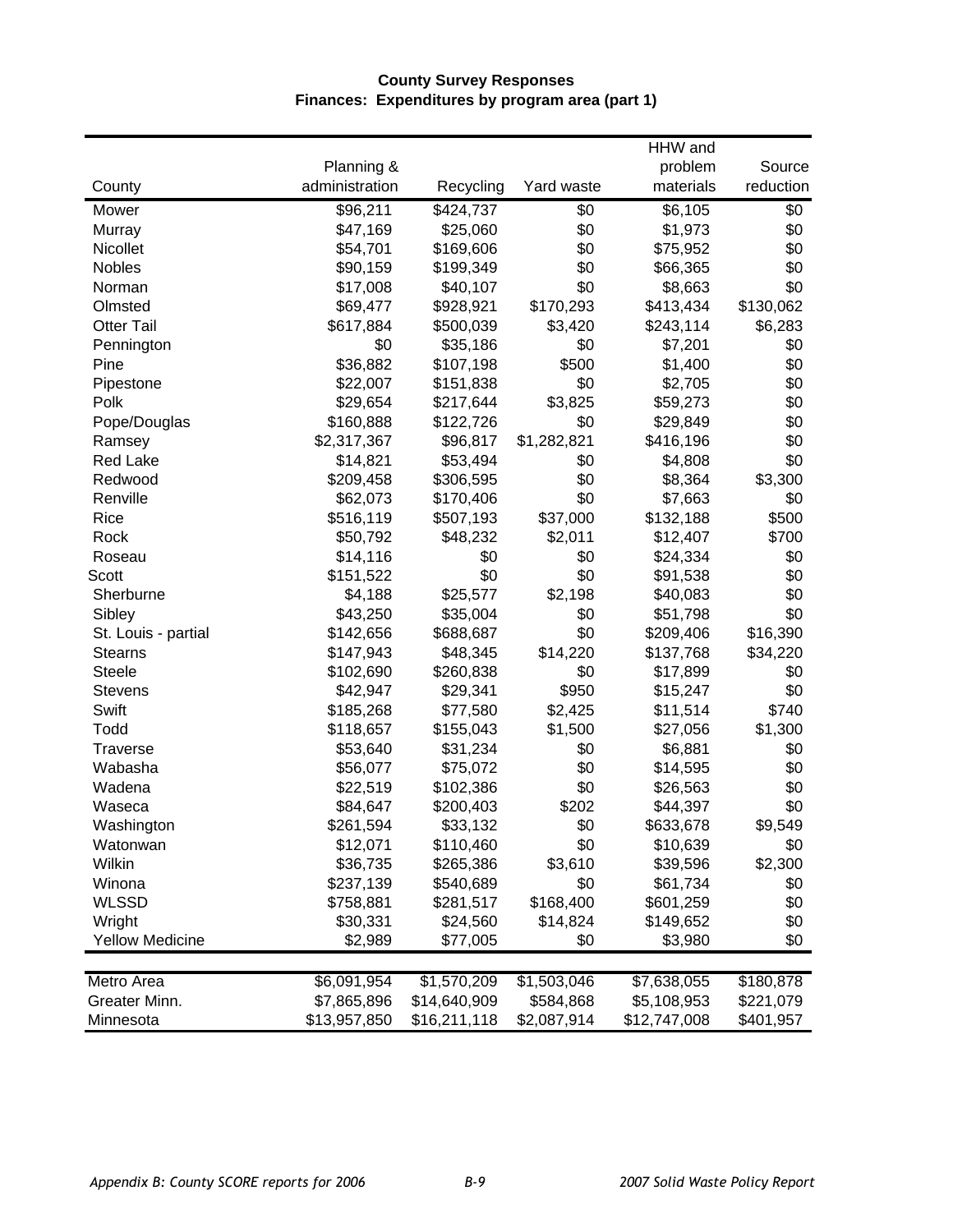**County Survey Responses**
**Finances: Expenditures by program area (part 1)**

| County | Planning & administration | Recycling | Yard waste | HHW and problem materials | Source reduction |
|---|---|---|---|---|---|
| Mower | $96,211 | $424,737 | $0 | $6,105 | $0 |
| Murray | $47,169 | $25,060 | $0 | $1,973 | $0 |
| Nicollet | $54,701 | $169,606 | $0 | $75,952 | $0 |
| Nobles | $90,159 | $199,349 | $0 | $66,365 | $0 |
| Norman | $17,008 | $40,107 | $0 | $8,663 | $0 |
| Olmsted | $69,477 | $928,921 | $170,293 | $413,434 | $130,062 |
| Otter Tail | $617,884 | $500,039 | $3,420 | $243,114 | $6,283 |
| Pennington | $0 | $35,186 | $0 | $7,201 | $0 |
| Pine | $36,882 | $107,198 | $500 | $1,400 | $0 |
| Pipestone | $22,007 | $151,838 | $0 | $2,705 | $0 |
| Polk | $29,654 | $217,644 | $3,825 | $59,273 | $0 |
| Pope/Douglas | $160,888 | $122,726 | $0 | $29,849 | $0 |
| Ramsey | $2,317,367 | $96,817 | $1,282,821 | $416,196 | $0 |
| Red Lake | $14,821 | $53,494 | $0 | $4,808 | $0 |
| Redwood | $209,458 | $306,595 | $0 | $8,364 | $3,300 |
| Renville | $62,073 | $170,406 | $0 | $7,663 | $0 |
| Rice | $516,119 | $507,193 | $37,000 | $132,188 | $500 |
| Rock | $50,792 | $48,232 | $2,011 | $12,407 | $700 |
| Roseau | $14,116 | $0 | $0 | $24,334 | $0 |
| Scott | $151,522 | $0 | $0 | $91,538 | $0 |
| Sherburne | $4,188 | $25,577 | $2,198 | $40,083 | $0 |
| Sibley | $43,250 | $35,004 | $0 | $51,798 | $0 |
| St. Louis - partial | $142,656 | $688,687 | $0 | $209,406 | $16,390 |
| Stearns | $147,943 | $48,345 | $14,220 | $137,768 | $34,220 |
| Steele | $102,690 | $260,838 | $0 | $17,899 | $0 |
| Stevens | $42,947 | $29,341 | $950 | $15,247 | $0 |
| Swift | $185,268 | $77,580 | $2,425 | $11,514 | $740 |
| Todd | $118,657 | $155,043 | $1,500 | $27,056 | $1,300 |
| Traverse | $53,640 | $31,234 | $0 | $6,881 | $0 |
| Wabasha | $56,077 | $75,072 | $0 | $14,595 | $0 |
| Wadena | $22,519 | $102,386 | $0 | $26,563 | $0 |
| Waseca | $84,647 | $200,403 | $202 | $44,397 | $0 |
| Washington | $261,594 | $33,132 | $0 | $633,678 | $9,549 |
| Watonwan | $12,071 | $110,460 | $0 | $10,639 | $0 |
| Wilkin | $36,735 | $265,386 | $3,610 | $39,596 | $2,300 |
| Winona | $237,139 | $540,689 | $0 | $61,734 | $0 |
| WLSSD | $758,881 | $281,517 | $168,400 | $601,259 | $0 |
| Wright | $30,331 | $24,560 | $14,824 | $149,652 | $0 |
| Yellow Medicine | $2,989 | $77,005 | $0 | $3,980 | $0 |
| Metro Area | $6,091,954 | $1,570,209 | $1,503,046 | $7,638,055 | $180,878 |
| Greater Minn. | $7,865,896 | $14,640,909 | $584,868 | $5,108,953 | $221,079 |
| Minnesota | $13,957,850 | $16,211,118 | $2,087,914 | $12,747,008 | $401,957 |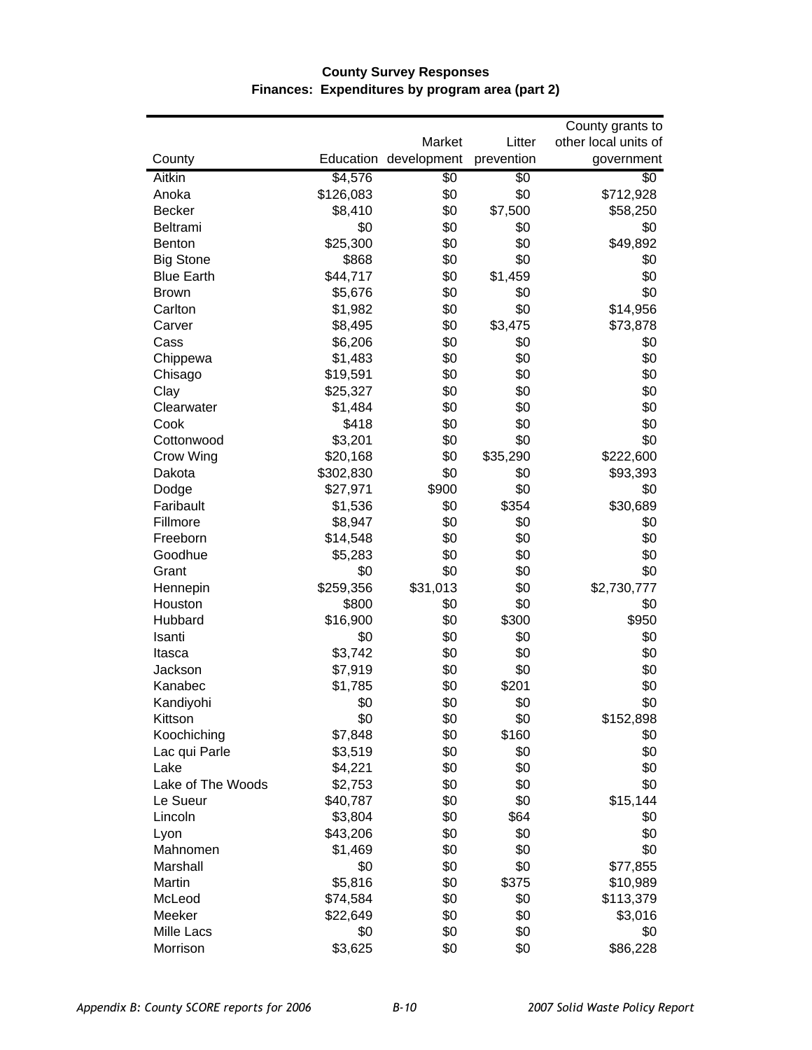**County Survey Responses**
**Finances: Expenditures by program area (part 2)**

| County | Education | Market development | Litter prevention | County grants to other local units of government |
|---|---|---|---|---|
| Aitkin | $4,576 | $0 | $0 | $0 |
| Anoka | $126,083 | $0 | $0 | $712,928 |
| Becker | $8,410 | $0 | $7,500 | $58,250 |
| Beltrami | $0 | $0 | $0 | $0 |
| Benton | $25,300 | $0 | $0 | $49,892 |
| Big Stone | $868 | $0 | $0 | $0 |
| Blue Earth | $44,717 | $0 | $1,459 | $0 |
| Brown | $5,676 | $0 | $0 | $0 |
| Carlton | $1,982 | $0 | $0 | $14,956 |
| Carver | $8,495 | $0 | $3,475 | $73,878 |
| Cass | $6,206 | $0 | $0 | $0 |
| Chippewa | $1,483 | $0 | $0 | $0 |
| Chisago | $19,591 | $0 | $0 | $0 |
| Clay | $25,327 | $0 | $0 | $0 |
| Clearwater | $1,484 | $0 | $0 | $0 |
| Cook | $418 | $0 | $0 | $0 |
| Cottonwood | $3,201 | $0 | $0 | $0 |
| Crow Wing | $20,168 | $0 | $35,290 | $222,600 |
| Dakota | $302,830 | $0 | $0 | $93,393 |
| Dodge | $27,971 | $900 | $0 | $0 |
| Faribault | $1,536 | $0 | $354 | $30,689 |
| Fillmore | $8,947 | $0 | $0 | $0 |
| Freeborn | $14,548 | $0 | $0 | $0 |
| Goodhue | $5,283 | $0 | $0 | $0 |
| Grant | $0 | $0 | $0 | $0 |
| Hennepin | $259,356 | $31,013 | $0 | $2,730,777 |
| Houston | $800 | $0 | $0 | $0 |
| Hubbard | $16,900 | $0 | $300 | $950 |
| Isanti | $0 | $0 | $0 | $0 |
| Itasca | $3,742 | $0 | $0 | $0 |
| Jackson | $7,919 | $0 | $0 | $0 |
| Kanabec | $1,785 | $0 | $201 | $0 |
| Kandiyohi | $0 | $0 | $0 | $0 |
| Kittson | $0 | $0 | $0 | $152,898 |
| Koochiching | $7,848 | $0 | $160 | $0 |
| Lac qui Parle | $3,519 | $0 | $0 | $0 |
| Lake | $4,221 | $0 | $0 | $0 |
| Lake of The Woods | $2,753 | $0 | $0 | $0 |
| Le Sueur | $40,787 | $0 | $0 | $15,144 |
| Lincoln | $3,804 | $0 | $64 | $0 |
| Lyon | $43,206 | $0 | $0 | $0 |
| Mahnomen | $1,469 | $0 | $0 | $0 |
| Marshall | $0 | $0 | $0 | $77,855 |
| Martin | $5,816 | $0 | $375 | $10,989 |
| McLeod | $74,584 | $0 | $0 | $113,379 |
| Meeker | $22,649 | $0 | $0 | $3,016 |
| Mille Lacs | $0 | $0 | $0 | $0 |
| Morrison | $3,625 | $0 | $0 | $86,228 |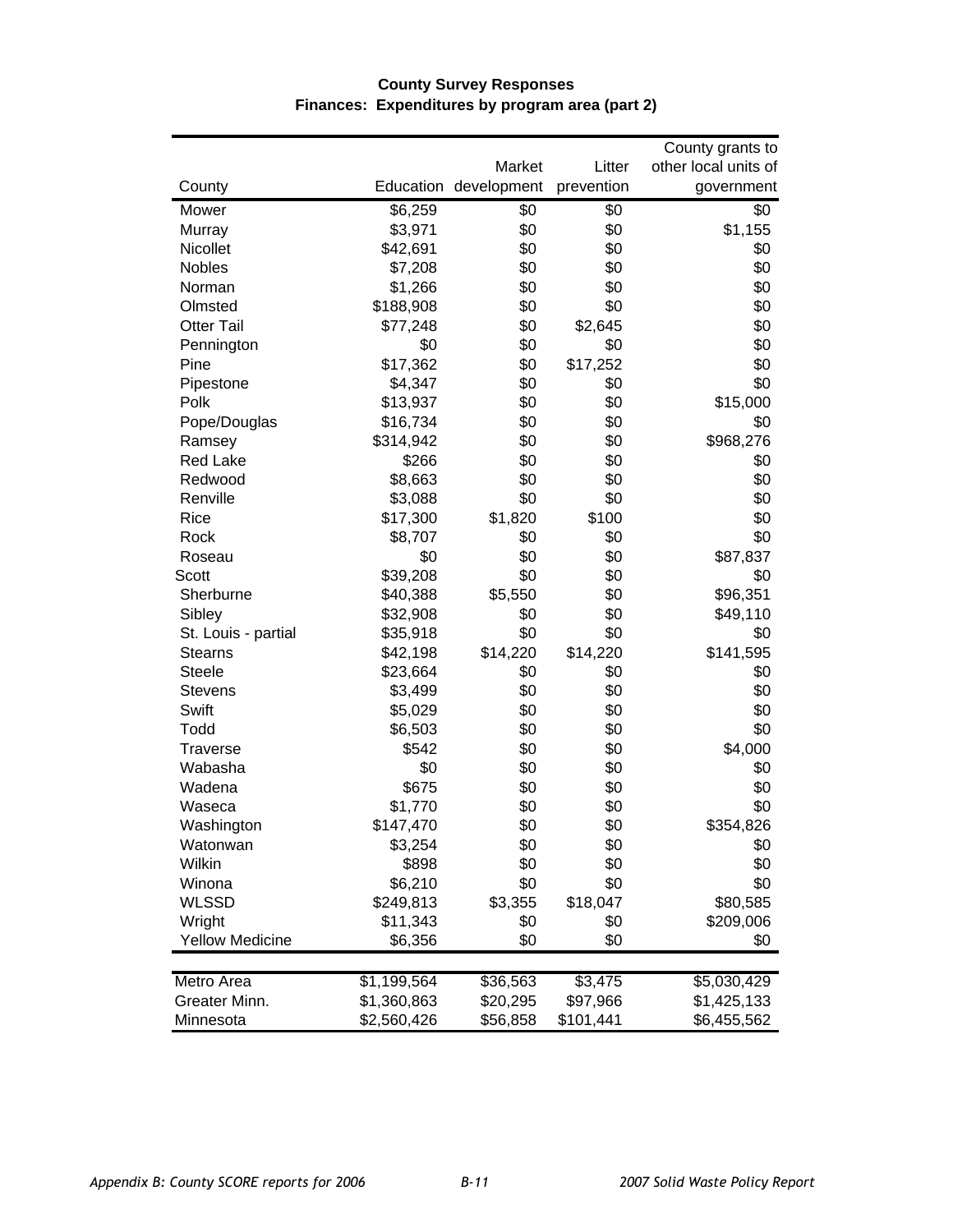**County Survey Responses**
**Finances: Expenditures by program area (part 2)**

| County | Education | Market development | Litter prevention | County grants to other local units of government |
|---|---|---|---|---|
| Mower | $6,259 | $0 | $0 | $0 |
| Murray | $3,971 | $0 | $0 | $1,155 |
| Nicollet | $42,691 | $0 | $0 | $0 |
| Nobles | $7,208 | $0 | $0 | $0 |
| Norman | $1,266 | $0 | $0 | $0 |
| Olmsted | $188,908 | $0 | $0 | $0 |
| Otter Tail | $77,248 | $0 | $2,645 | $0 |
| Pennington | $0 | $0 | $0 | $0 |
| Pine | $17,362 | $0 | $17,252 | $0 |
| Pipestone | $4,347 | $0 | $0 | $0 |
| Polk | $13,937 | $0 | $0 | $15,000 |
| Pope/Douglas | $16,734 | $0 | $0 | $0 |
| Ramsey | $314,942 | $0 | $0 | $968,276 |
| Red Lake | $266 | $0 | $0 | $0 |
| Redwood | $8,663 | $0 | $0 | $0 |
| Renville | $3,088 | $0 | $0 | $0 |
| Rice | $17,300 | $1,820 | $100 | $0 |
| Rock | $8,707 | $0 | $0 | $0 |
| Roseau | $0 | $0 | $0 | $87,837 |
| Scott | $39,208 | $0 | $0 | $0 |
| Sherburne | $40,388 | $5,550 | $0 | $96,351 |
| Sibley | $32,908 | $0 | $0 | $49,110 |
| St. Louis - partial | $35,918 | $0 | $0 | $0 |
| Stearns | $42,198 | $14,220 | $14,220 | $141,595 |
| Steele | $23,664 | $0 | $0 | $0 |
| Stevens | $3,499 | $0 | $0 | $0 |
| Swift | $5,029 | $0 | $0 | $0 |
| Todd | $6,503 | $0 | $0 | $0 |
| Traverse | $542 | $0 | $0 | $4,000 |
| Wabasha | $0 | $0 | $0 | $0 |
| Wadena | $675 | $0 | $0 | $0 |
| Waseca | $1,770 | $0 | $0 | $0 |
| Washington | $147,470 | $0 | $0 | $354,826 |
| Watonwan | $3,254 | $0 | $0 | $0 |
| Wilkin | $898 | $0 | $0 | $0 |
| Winona | $6,210 | $0 | $0 | $0 |
| WLSSD | $249,813 | $3,355 | $18,047 | $80,585 |
| Wright | $11,343 | $0 | $0 | $209,006 |
| Yellow Medicine | $6,356 | $0 | $0 | $0 |
| Metro Area | $1,199,564 | $36,563 | $3,475 | $5,030,429 |
| Greater Minn. | $1,360,863 | $20,295 | $97,966 | $1,425,133 |
| Minnesota | $2,560,426 | $56,858 | $101,441 | $6,455,562 |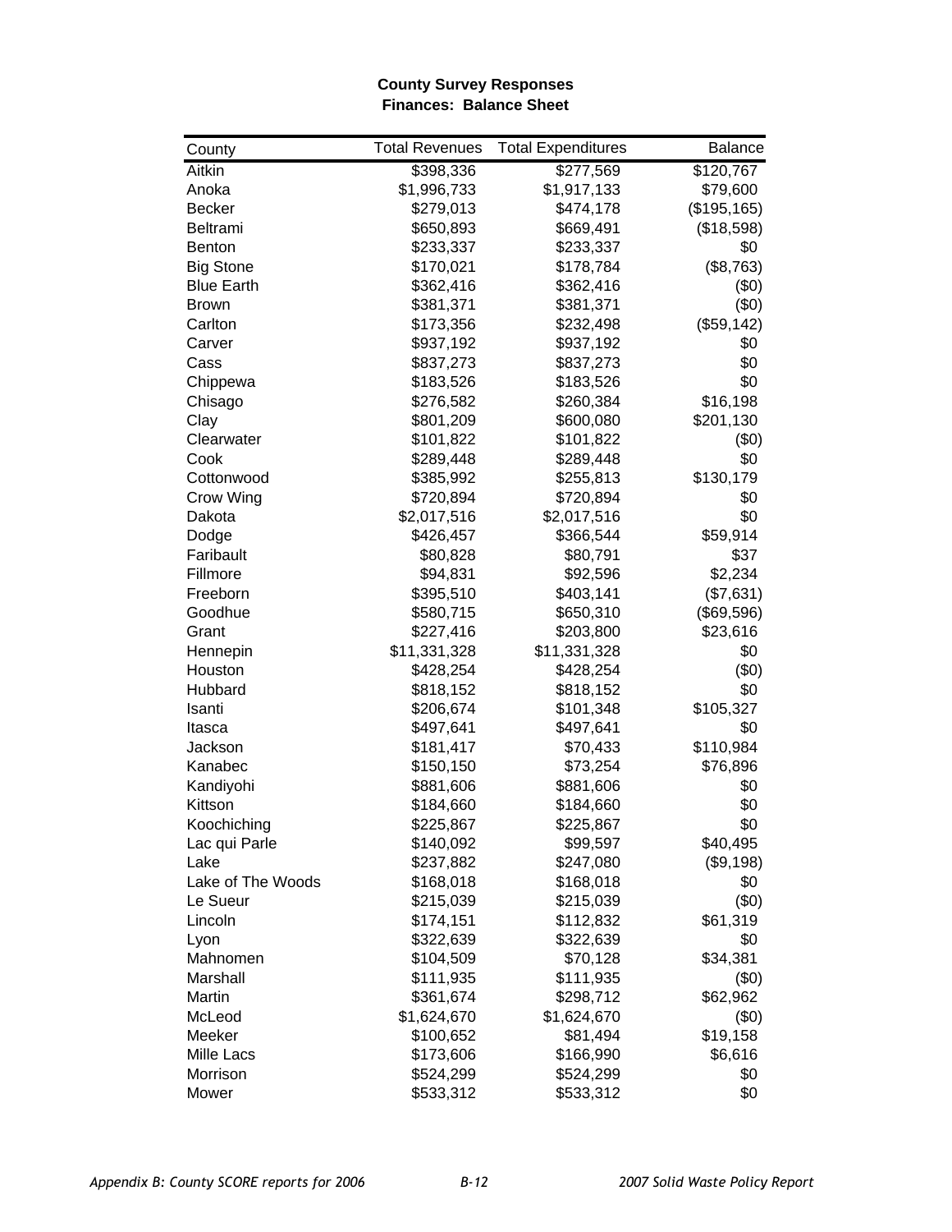**County Survey Responses**
**Finances: Balance Sheet**

| County | Total Revenues | Total Expenditures | Balance |
|---|---|---|---|
| Aitkin | $398,336 | $277,569 | $120,767 |
| Anoka | $1,996,733 | $1,917,133 | $79,600 |
| Becker | $279,013 | $474,178 | ($195,165) |
| Beltrami | $650,893 | $669,491 | ($18,598) |
| Benton | $233,337 | $233,337 | $0 |
| Big Stone | $170,021 | $178,784 | ($8,763) |
| Blue Earth | $362,416 | $362,416 | ($0) |
| Brown | $381,371 | $381,371 | ($0) |
| Carlton | $173,356 | $232,498 | ($59,142) |
| Carver | $937,192 | $937,192 | $0 |
| Cass | $837,273 | $837,273 | $0 |
| Chippewa | $183,526 | $183,526 | $0 |
| Chisago | $276,582 | $260,384 | $16,198 |
| Clay | $801,209 | $600,080 | $201,130 |
| Clearwater | $101,822 | $101,822 | ($0) |
| Cook | $289,448 | $289,448 | $0 |
| Cottonwood | $385,992 | $255,813 | $130,179 |
| Crow Wing | $720,894 | $720,894 | $0 |
| Dakota | $2,017,516 | $2,017,516 | $0 |
| Dodge | $426,457 | $366,544 | $59,914 |
| Faribault | $80,828 | $80,791 | $37 |
| Fillmore | $94,831 | $92,596 | $2,234 |
| Freeborn | $395,510 | $403,141 | ($7,631) |
| Goodhue | $580,715 | $650,310 | ($69,596) |
| Grant | $227,416 | $203,800 | $23,616 |
| Hennepin | $11,331,328 | $11,331,328 | $0 |
| Houston | $428,254 | $428,254 | ($0) |
| Hubbard | $818,152 | $818,152 | $0 |
| Isanti | $206,674 | $101,348 | $105,327 |
| Itasca | $497,641 | $497,641 | $0 |
| Jackson | $181,417 | $70,433 | $110,984 |
| Kanabec | $150,150 | $73,254 | $76,896 |
| Kandiyohi | $881,606 | $881,606 | $0 |
| Kittson | $184,660 | $184,660 | $0 |
| Koochiching | $225,867 | $225,867 | $0 |
| Lac qui Parle | $140,092 | $99,597 | $40,495 |
| Lake | $237,882 | $247,080 | ($9,198) |
| Lake of The Woods | $168,018 | $168,018 | $0 |
| Le Sueur | $215,039 | $215,039 | ($0) |
| Lincoln | $174,151 | $112,832 | $61,319 |
| Lyon | $322,639 | $322,639 | $0 |
| Mahnomen | $104,509 | $70,128 | $34,381 |
| Marshall | $111,935 | $111,935 | ($0) |
| Martin | $361,674 | $298,712 | $62,962 |
| McLeod | $1,624,670 | $1,624,670 | ($0) |
| Meeker | $100,652 | $81,494 | $19,158 |
| Mille Lacs | $173,606 | $166,990 | $6,616 |
| Morrison | $524,299 | $524,299 | $0 |
| Mower | $533,312 | $533,312 | $0 |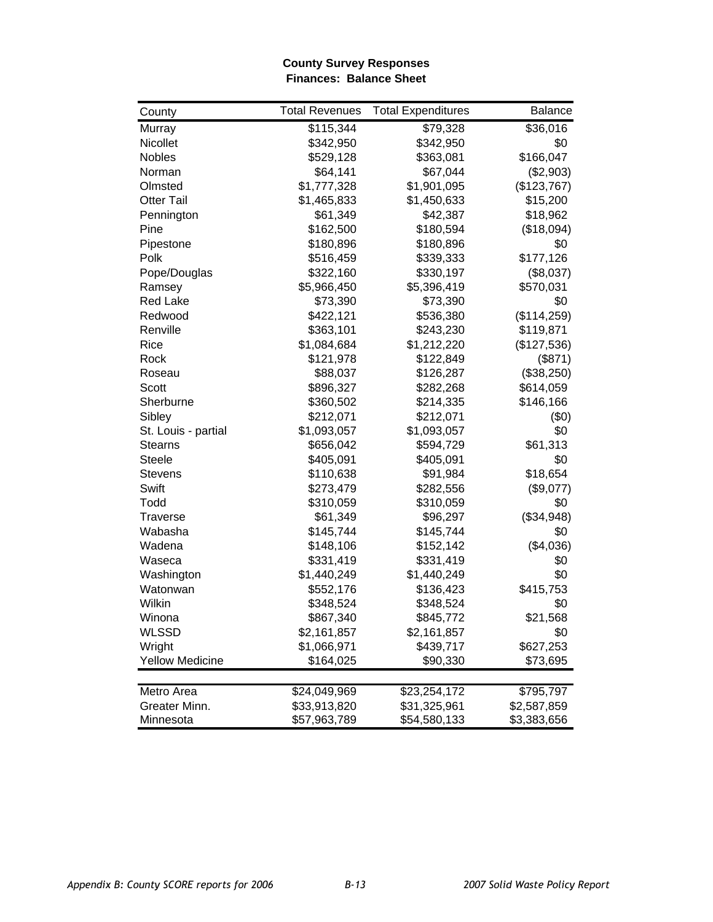**County Survey Responses**
**Finances: Balance Sheet**

| County | Total Revenues | Total Expenditures | Balance |
|---|---|---|---|
| Murray | $115,344 | $79,328 | $36,016 |
| Nicollet | $342,950 | $342,950 | $0 |
| Nobles | $529,128 | $363,081 | $166,047 |
| Norman | $64,141 | $67,044 | ($2,903) |
| Olmsted | $1,777,328 | $1,901,095 | ($123,767) |
| Otter Tail | $1,465,833 | $1,450,633 | $15,200 |
| Pennington | $61,349 | $42,387 | $18,962 |
| Pine | $162,500 | $180,594 | ($18,094) |
| Pipestone | $180,896 | $180,896 | $0 |
| Polk | $516,459 | $339,333 | $177,126 |
| Pope/Douglas | $322,160 | $330,197 | ($8,037) |
| Ramsey | $5,966,450 | $5,396,419 | $570,031 |
| Red Lake | $73,390 | $73,390 | $0 |
| Redwood | $422,121 | $536,380 | ($114,259) |
| Renville | $363,101 | $243,230 | $119,871 |
| Rice | $1,084,684 | $1,212,220 | ($127,536) |
| Rock | $121,978 | $122,849 | ($871) |
| Roseau | $88,037 | $126,287 | ($38,250) |
| Scott | $896,327 | $282,268 | $614,059 |
| Sherburne | $360,502 | $214,335 | $146,166 |
| Sibley | $212,071 | $212,071 | ($0) |
| St. Louis - partial | $1,093,057 | $1,093,057 | $0 |
| Stearns | $656,042 | $594,729 | $61,313 |
| Steele | $405,091 | $405,091 | $0 |
| Stevens | $110,638 | $91,984 | $18,654 |
| Swift | $273,479 | $282,556 | ($9,077) |
| Todd | $310,059 | $310,059 | $0 |
| Traverse | $61,349 | $96,297 | ($34,948) |
| Wabasha | $145,744 | $145,744 | $0 |
| Wadena | $148,106 | $152,142 | ($4,036) |
| Waseca | $331,419 | $331,419 | $0 |
| Washington | $1,440,249 | $1,440,249 | $0 |
| Watonwan | $552,176 | $136,423 | $415,753 |
| Wilkin | $348,524 | $348,524 | $0 |
| Winona | $867,340 | $845,772 | $21,568 |
| WLSSD | $2,161,857 | $2,161,857 | $0 |
| Wright | $1,066,971 | $439,717 | $627,253 |
| Yellow Medicine | $164,025 | $90,330 | $73,695 |
| Metro Area | $24,049,969 | $23,254,172 | $795,797 |
| Greater Minn. | $33,913,820 | $31,325,961 | $2,587,859 |
| Minnesota | $57,963,789 | $54,580,133 | $3,383,656 |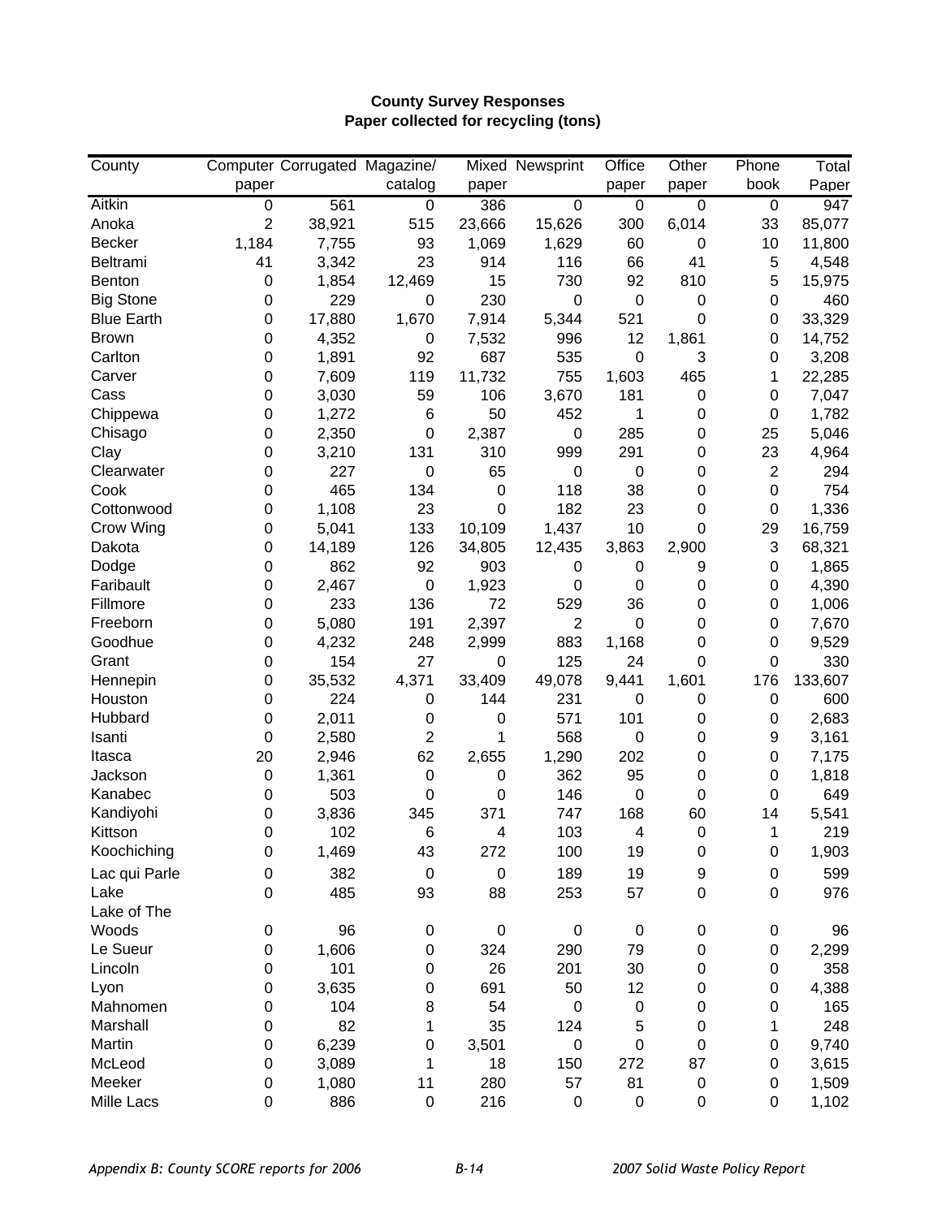**County Survey Responses**
**Paper collected for recycling (tons)**

| County | Computer paper | Corrugated | Magazine/ catalog | Mixed paper | Newsprint | Office paper | Other paper | Phone book | Total Paper |
|---|---|---|---|---|---|---|---|---|---|
| Aitkin | 0 | 561 | 0 | 386 | 0 | 0 | 0 | 0 | 947 |
| Anoka | 2 | 38,921 | 515 | 23,666 | 15,626 | 300 | 6,014 | 33 | 85,077 |
| Becker | 1,184 | 7,755 | 93 | 1,069 | 1,629 | 60 | 0 | 10 | 11,800 |
| Beltrami | 41 | 3,342 | 23 | 914 | 116 | 66 | 41 | 5 | 4,548 |
| Benton | 0 | 1,854 | 12,469 | 15 | 730 | 92 | 810 | 5 | 15,975 |
| Big Stone | 0 | 229 | 0 | 230 | 0 | 0 | 0 | 0 | 460 |
| Blue Earth | 0 | 17,880 | 1,670 | 7,914 | 5,344 | 521 | 0 | 0 | 33,329 |
| Brown | 0 | 4,352 | 0 | 7,532 | 996 | 12 | 1,861 | 0 | 14,752 |
| Carlton | 0 | 1,891 | 92 | 687 | 535 | 0 | 3 | 0 | 3,208 |
| Carver | 0 | 7,609 | 119 | 11,732 | 755 | 1,603 | 465 | 1 | 22,285 |
| Cass | 0 | 3,030 | 59 | 106 | 3,670 | 181 | 0 | 0 | 7,047 |
| Chippewa | 0 | 1,272 | 6 | 50 | 452 | 1 | 0 | 0 | 1,782 |
| Chisago | 0 | 2,350 | 0 | 2,387 | 0 | 285 | 0 | 25 | 5,046 |
| Clay | 0 | 3,210 | 131 | 310 | 999 | 291 | 0 | 23 | 4,964 |
| Clearwater | 0 | 227 | 0 | 65 | 0 | 0 | 0 | 2 | 294 |
| Cook | 0 | 465 | 134 | 0 | 118 | 38 | 0 | 0 | 754 |
| Cottonwood | 0 | 1,108 | 23 | 0 | 182 | 23 | 0 | 0 | 1,336 |
| Crow Wing | 0 | 5,041 | 133 | 10,109 | 1,437 | 10 | 0 | 29 | 16,759 |
| Dakota | 0 | 14,189 | 126 | 34,805 | 12,435 | 3,863 | 2,900 | 3 | 68,321 |
| Dodge | 0 | 862 | 92 | 903 | 0 | 0 | 9 | 0 | 1,865 |
| Faribault | 0 | 2,467 | 0 | 1,923 | 0 | 0 | 0 | 0 | 4,390 |
| Fillmore | 0 | 233 | 136 | 72 | 529 | 36 | 0 | 0 | 1,006 |
| Freeborn | 0 | 5,080 | 191 | 2,397 | 2 | 0 | 0 | 0 | 7,670 |
| Goodhue | 0 | 4,232 | 248 | 2,999 | 883 | 1,168 | 0 | 0 | 9,529 |
| Grant | 0 | 154 | 27 | 0 | 125 | 24 | 0 | 0 | 330 |
| Hennepin | 0 | 35,532 | 4,371 | 33,409 | 49,078 | 9,441 | 1,601 | 176 | 133,607 |
| Houston | 0 | 224 | 0 | 144 | 231 | 0 | 0 | 0 | 600 |
| Hubbard | 0 | 2,011 | 0 | 0 | 571 | 101 | 0 | 0 | 2,683 |
| Isanti | 0 | 2,580 | 2 | 1 | 568 | 0 | 0 | 9 | 3,161 |
| Itasca | 20 | 2,946 | 62 | 2,655 | 1,290 | 202 | 0 | 0 | 7,175 |
| Jackson | 0 | 1,361 | 0 | 0 | 362 | 95 | 0 | 0 | 1,818 |
| Kanabec | 0 | 503 | 0 | 0 | 146 | 0 | 0 | 0 | 649 |
| Kandiyohi | 0 | 3,836 | 345 | 371 | 747 | 168 | 60 | 14 | 5,541 |
| Kittson | 0 | 102 | 6 | 4 | 103 | 4 | 0 | 1 | 219 |
| Koochiching | 0 | 1,469 | 43 | 272 | 100 | 19 | 0 | 0 | 1,903 |
| Lac qui Parle | 0 | 382 | 0 | 0 | 189 | 19 | 9 | 0 | 599 |
| Lake | 0 | 485 | 93 | 88 | 253 | 57 | 0 | 0 | 976 |
| Lake of The Woods | 0 | 96 | 0 | 0 | 0 | 0 | 0 | 0 | 96 |
| Le Sueur | 0 | 1,606 | 0 | 324 | 290 | 79 | 0 | 0 | 2,299 |
| Lincoln | 0 | 101 | 0 | 26 | 201 | 30 | 0 | 0 | 358 |
| Lyon | 0 | 3,635 | 0 | 691 | 50 | 12 | 0 | 0 | 4,388 |
| Mahnomen | 0 | 104 | 8 | 54 | 0 | 0 | 0 | 0 | 165 |
| Marshall | 0 | 82 | 1 | 35 | 124 | 5 | 0 | 1 | 248 |
| Martin | 0 | 6,239 | 0 | 3,501 | 0 | 0 | 0 | 0 | 9,740 |
| McLeod | 0 | 3,089 | 1 | 18 | 150 | 272 | 87 | 0 | 3,615 |
| Meeker | 0 | 1,080 | 11 | 280 | 57 | 81 | 0 | 0 | 1,509 |
| Mille Lacs | 0 | 886 | 0 | 216 | 0 | 0 | 0 | 0 | 1,102 |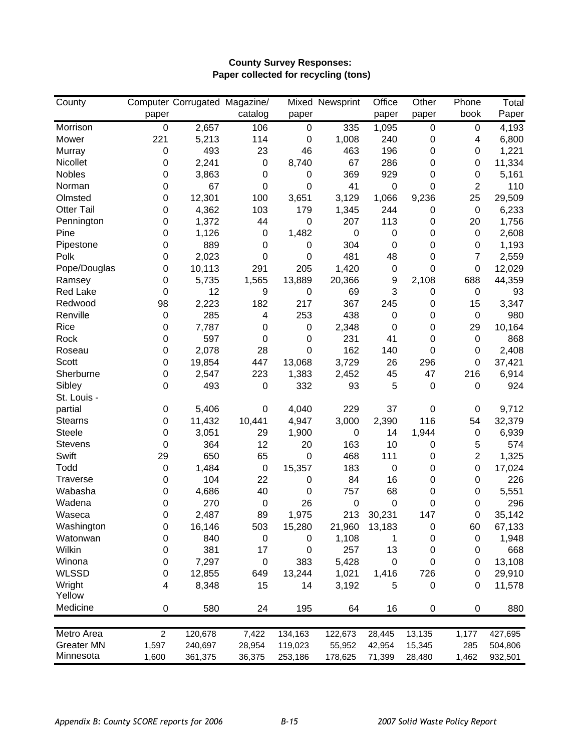**County Survey Responses:**
**Paper collected for recycling (tons)**

| County | Computer paper | Corrugated | Magazine/ catalog | Mixed paper | Newsprint | Office paper | Other paper | Phone book | Total Paper |
|---|---|---|---|---|---|---|---|---|---|
| Morrison | 0 | 2,657 | 106 | 0 | 335 | 1,095 | 0 | 0 | 4,193 |
| Mower | 221 | 5,213 | 114 | 0 | 1,008 | 240 | 0 | 4 | 6,800 |
| Murray | 0 | 493 | 23 | 46 | 463 | 196 | 0 | 0 | 1,221 |
| Nicollet | 0 | 2,241 | 0 | 8,740 | 67 | 286 | 0 | 0 | 11,334 |
| Nobles | 0 | 3,863 | 0 | 0 | 369 | 929 | 0 | 0 | 5,161 |
| Norman | 0 | 67 | 0 | 0 | 41 | 0 | 0 | 2 | 110 |
| Olmsted | 0 | 12,301 | 100 | 3,651 | 3,129 | 1,066 | 9,236 | 25 | 29,509 |
| Otter Tail | 0 | 4,362 | 103 | 179 | 1,345 | 244 | 0 | 0 | 6,233 |
| Pennington | 0 | 1,372 | 44 | 0 | 207 | 113 | 0 | 20 | 1,756 |
| Pine | 0 | 1,126 | 0 | 1,482 | 0 | 0 | 0 | 0 | 2,608 |
| Pipestone | 0 | 889 | 0 | 0 | 304 | 0 | 0 | 0 | 1,193 |
| Polk | 0 | 2,023 | 0 | 0 | 481 | 48 | 0 | 7 | 2,559 |
| Pope/Douglas | 0 | 10,113 | 291 | 205 | 1,420 | 0 | 0 | 0 | 12,029 |
| Ramsey | 0 | 5,735 | 1,565 | 13,889 | 20,366 | 9 | 2,108 | 688 | 44,359 |
| Red Lake | 0 | 12 | 9 | 0 | 69 | 3 | 0 | 0 | 93 |
| Redwood | 98 | 2,223 | 182 | 217 | 367 | 245 | 0 | 15 | 3,347 |
| Renville | 0 | 285 | 4 | 253 | 438 | 0 | 0 | 0 | 980 |
| Rice | 0 | 7,787 | 0 | 0 | 2,348 | 0 | 0 | 29 | 10,164 |
| Rock | 0 | 597 | 0 | 0 | 231 | 41 | 0 | 0 | 868 |
| Roseau | 0 | 2,078 | 28 | 0 | 162 | 140 | 0 | 0 | 2,408 |
| Scott | 0 | 19,854 | 447 | 13,068 | 3,729 | 26 | 296 | 0 | 37,421 |
| Sherburne | 0 | 2,547 | 223 | 1,383 | 2,452 | 45 | 47 | 216 | 6,914 |
| Sibley | 0 | 493 | 0 | 332 | 93 | 5 | 0 | 0 | 924 |
| St. Louis - partial | 0 | 5,406 | 0 | 4,040 | 229 | 37 | 0 | 0 | 9,712 |
| Stearns | 0 | 11,432 | 10,441 | 4,947 | 3,000 | 2,390 | 116 | 54 | 32,379 |
| Steele | 0 | 3,051 | 29 | 1,900 | 0 | 14 | 1,944 | 0 | 6,939 |
| Stevens | 0 | 364 | 12 | 20 | 163 | 10 | 0 | 5 | 574 |
| Swift | 29 | 650 | 65 | 0 | 468 | 111 | 0 | 2 | 1,325 |
| Todd | 0 | 1,484 | 0 | 15,357 | 183 | 0 | 0 | 0 | 17,024 |
| Traverse | 0 | 104 | 22 | 0 | 84 | 16 | 0 | 0 | 226 |
| Wabasha | 0 | 4,686 | 40 | 0 | 757 | 68 | 0 | 0 | 5,551 |
| Wadena | 0 | 270 | 0 | 26 | 0 | 0 | 0 | 0 | 296 |
| Waseca | 0 | 2,487 | 89 | 1,975 | 213 | 30,231 | 147 | 0 | 35,142 |
| Washington | 0 | 16,146 | 503 | 15,280 | 21,960 | 13,183 | 0 | 60 | 67,133 |
| Watonwan | 0 | 840 | 0 | 0 | 1,108 | 1 | 0 | 0 | 1,948 |
| Wilkin | 0 | 381 | 17 | 0 | 257 | 13 | 0 | 0 | 668 |
| Winona | 0 | 7,297 | 0 | 383 | 5,428 | 0 | 0 | 0 | 13,108 |
| WLSSD | 0 | 12,855 | 649 | 13,244 | 1,021 | 1,416 | 726 | 0 | 29,910 |
| Wright | 4 | 8,348 | 15 | 14 | 3,192 | 5 | 0 | 0 | 11,578 |
| Yellow Medicine | 0 | 580 | 24 | 195 | 64 | 16 | 0 | 0 | 880 |
| Metro Area | 2 | 120,678 | 7,422 | 134,163 | 122,673 | 28,445 | 13,135 | 1,177 | 427,695 |
| Greater MN | 1,597 | 240,697 | 28,954 | 119,023 | 55,952 | 42,954 | 15,345 | 285 | 504,806 |
| Minnesota | 1,600 | 361,375 | 36,375 | 253,186 | 178,625 | 71,399 | 28,480 | 1,462 | 932,501 |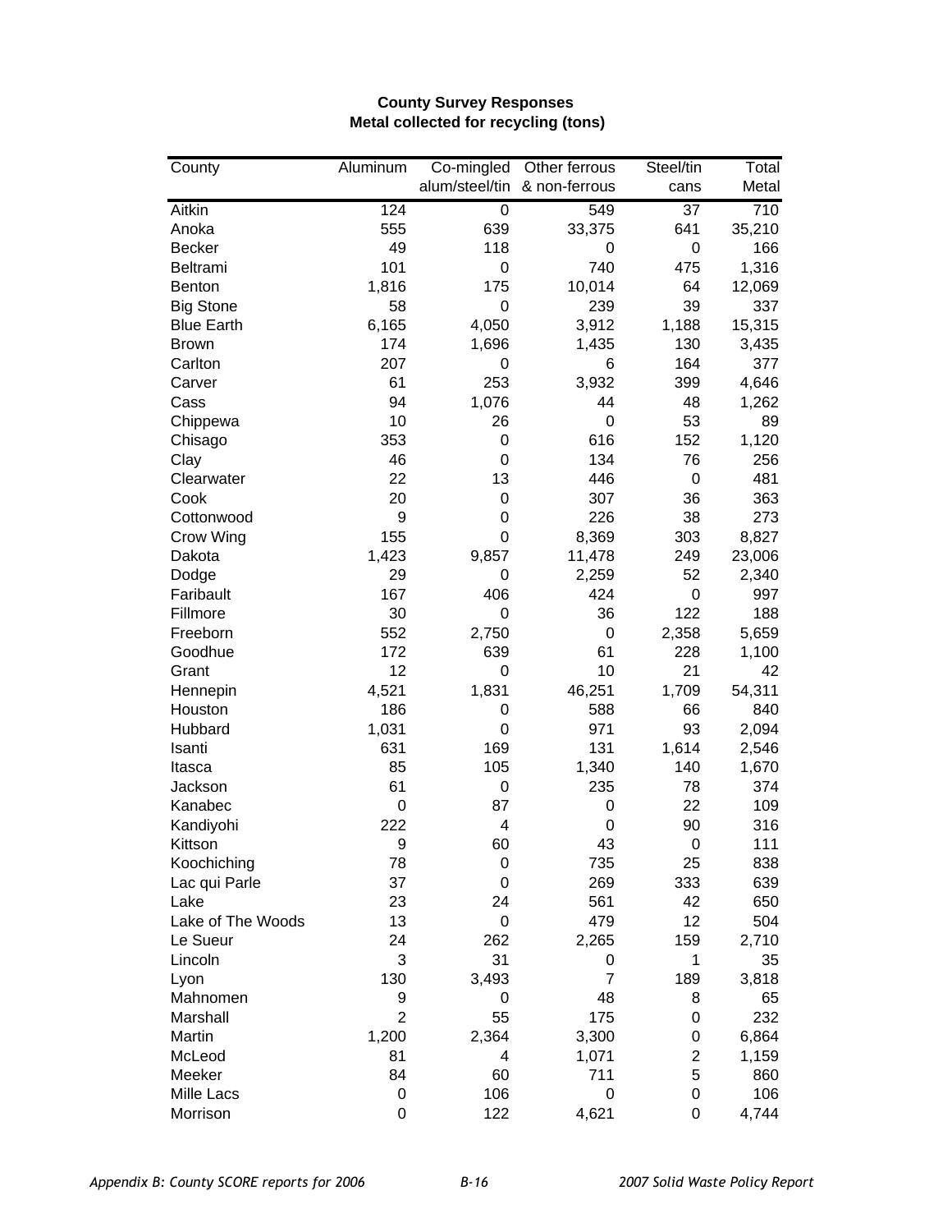**County Survey Responses**
**Metal collected for recycling (tons)**

| County | Aluminum | Co-mingled alum/steel/tin | Other ferrous & non-ferrous | Steel/tin cans | Total Metal |
|---|---|---|---|---|---|
| Aitkin | 124 | 0 | 549 | 37 | 710 |
| Anoka | 555 | 639 | 33,375 | 641 | 35,210 |
| Becker | 49 | 118 | 0 | 0 | 166 |
| Beltrami | 101 | 0 | 740 | 475 | 1,316 |
| Benton | 1,816 | 175 | 10,014 | 64 | 12,069 |
| Big Stone | 58 | 0 | 239 | 39 | 337 |
| Blue Earth | 6,165 | 4,050 | 3,912 | 1,188 | 15,315 |
| Brown | 174 | 1,696 | 1,435 | 130 | 3,435 |
| Carlton | 207 | 0 | 6 | 164 | 377 |
| Carver | 61 | 253 | 3,932 | 399 | 4,646 |
| Cass | 94 | 1,076 | 44 | 48 | 1,262 |
| Chippewa | 10 | 26 | 0 | 53 | 89 |
| Chisago | 353 | 0 | 616 | 152 | 1,120 |
| Clay | 46 | 0 | 134 | 76 | 256 |
| Clearwater | 22 | 13 | 446 | 0 | 481 |
| Cook | 20 | 0 | 307 | 36 | 363 |
| Cottonwood | 9 | 0 | 226 | 38 | 273 |
| Crow Wing | 155 | 0 | 8,369 | 303 | 8,827 |
| Dakota | 1,423 | 9,857 | 11,478 | 249 | 23,006 |
| Dodge | 29 | 0 | 2,259 | 52 | 2,340 |
| Faribault | 167 | 406 | 424 | 0 | 997 |
| Fillmore | 30 | 0 | 36 | 122 | 188 |
| Freeborn | 552 | 2,750 | 0 | 2,358 | 5,659 |
| Goodhue | 172 | 639 | 61 | 228 | 1,100 |
| Grant | 12 | 0 | 10 | 21 | 42 |
| Hennepin | 4,521 | 1,831 | 46,251 | 1,709 | 54,311 |
| Houston | 186 | 0 | 588 | 66 | 840 |
| Hubbard | 1,031 | 0 | 971 | 93 | 2,094 |
| Isanti | 631 | 169 | 131 | 1,614 | 2,546 |
| Itasca | 85 | 105 | 1,340 | 140 | 1,670 |
| Jackson | 61 | 0 | 235 | 78 | 374 |
| Kanabec | 0 | 87 | 0 | 22 | 109 |
| Kandiyohi | 222 | 4 | 0 | 90 | 316 |
| Kittson | 9 | 60 | 43 | 0 | 111 |
| Koochiching | 78 | 0 | 735 | 25 | 838 |
| Lac qui Parle | 37 | 0 | 269 | 333 | 639 |
| Lake | 23 | 24 | 561 | 42 | 650 |
| Lake of The Woods | 13 | 0 | 479 | 12 | 504 |
| Le Sueur | 24 | 262 | 2,265 | 159 | 2,710 |
| Lincoln | 3 | 31 | 0 | 1 | 35 |
| Lyon | 130 | 3,493 | 7 | 189 | 3,818 |
| Mahnomen | 9 | 0 | 48 | 8 | 65 |
| Marshall | 2 | 55 | 175 | 0 | 232 |
| Martin | 1,200 | 2,364 | 3,300 | 0 | 6,864 |
| McLeod | 81 | 4 | 1,071 | 2 | 1,159 |
| Meeker | 84 | 60 | 711 | 5 | 860 |
| Mille Lacs | 0 | 106 | 0 | 0 | 106 |
| Morrison | 0 | 122 | 4,621 | 0 | 4,744 |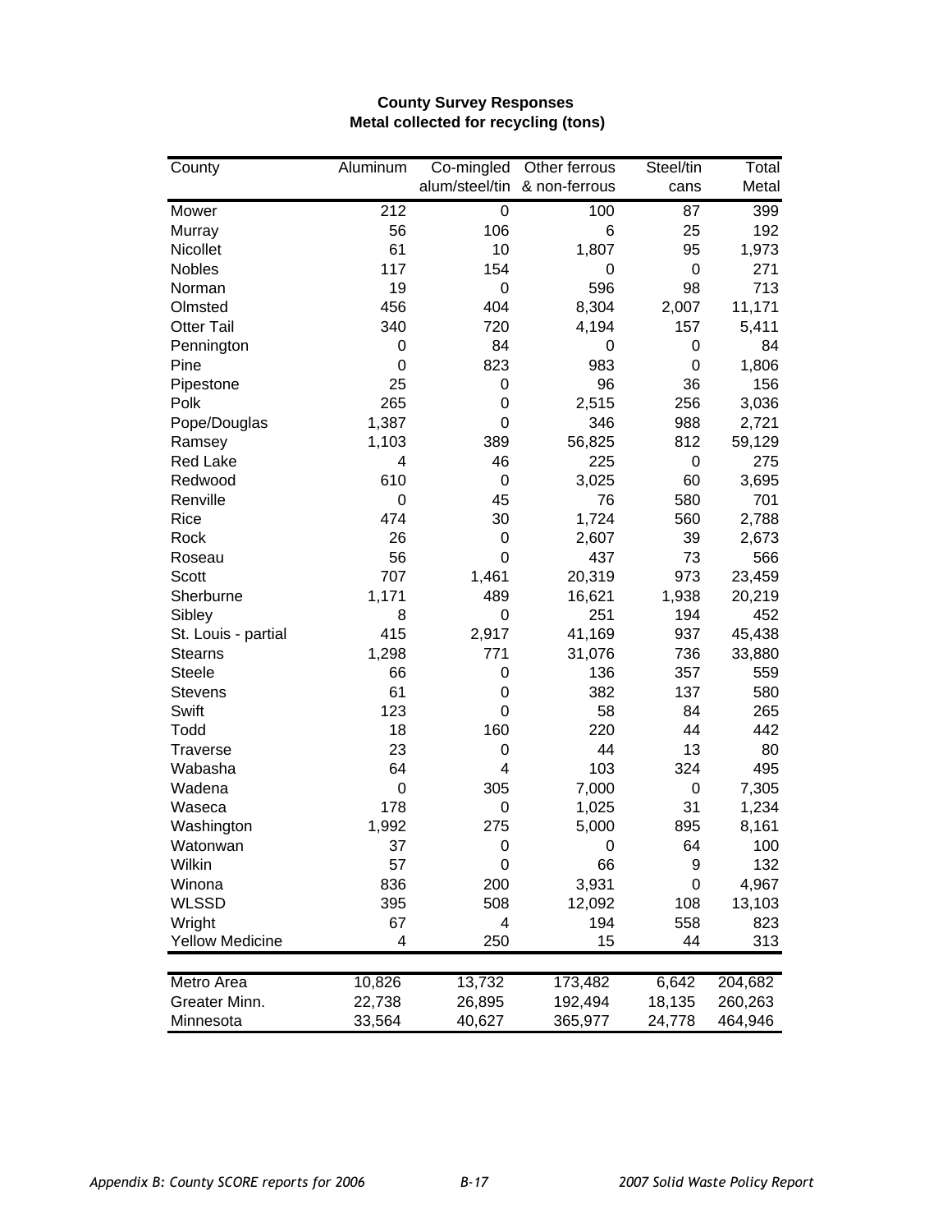**County Survey Responses**
**Metal collected for recycling (tons)**

| County | Aluminum | Co-mingled alum/steel/tin | Other ferrous & non-ferrous | Steel/tin cans | Total Metal |
|---|---|---|---|---|---|
| Mower | 212 | 0 | 100 | 87 | 399 |
| Murray | 56 | 106 | 6 | 25 | 192 |
| Nicollet | 61 | 10 | 1,807 | 95 | 1,973 |
| Nobles | 117 | 154 | 0 | 0 | 271 |
| Norman | 19 | 0 | 596 | 98 | 713 |
| Olmsted | 456 | 404 | 8,304 | 2,007 | 11,171 |
| Otter Tail | 340 | 720 | 4,194 | 157 | 5,411 |
| Pennington | 0 | 84 | 0 | 0 | 84 |
| Pine | 0 | 823 | 983 | 0 | 1,806 |
| Pipestone | 25 | 0 | 96 | 36 | 156 |
| Polk | 265 | 0 | 2,515 | 256 | 3,036 |
| Pope/Douglas | 1,387 | 0 | 346 | 988 | 2,721 |
| Ramsey | 1,103 | 389 | 56,825 | 812 | 59,129 |
| Red Lake | 4 | 46 | 225 | 0 | 275 |
| Redwood | 610 | 0 | 3,025 | 60 | 3,695 |
| Renville | 0 | 45 | 76 | 580 | 701 |
| Rice | 474 | 30 | 1,724 | 560 | 2,788 |
| Rock | 26 | 0 | 2,607 | 39 | 2,673 |
| Roseau | 56 | 0 | 437 | 73 | 566 |
| Scott | 707 | 1,461 | 20,319 | 973 | 23,459 |
| Sherburne | 1,171 | 489 | 16,621 | 1,938 | 20,219 |
| Sibley | 8 | 0 | 251 | 194 | 452 |
| St. Louis - partial | 415 | 2,917 | 41,169 | 937 | 45,438 |
| Stearns | 1,298 | 771 | 31,076 | 736 | 33,880 |
| Steele | 66 | 0 | 136 | 357 | 559 |
| Stevens | 61 | 0 | 382 | 137 | 580 |
| Swift | 123 | 0 | 58 | 84 | 265 |
| Todd | 18 | 160 | 220 | 44 | 442 |
| Traverse | 23 | 0 | 44 | 13 | 80 |
| Wabasha | 64 | 4 | 103 | 324 | 495 |
| Wadena | 0 | 305 | 7,000 | 0 | 7,305 |
| Waseca | 178 | 0 | 1,025 | 31 | 1,234 |
| Washington | 1,992 | 275 | 5,000 | 895 | 8,161 |
| Watonwan | 37 | 0 | 0 | 64 | 100 |
| Wilkin | 57 | 0 | 66 | 9 | 132 |
| Winona | 836 | 200 | 3,931 | 0 | 4,967 |
| WLSSD | 395 | 508 | 12,092 | 108 | 13,103 |
| Wright | 67 | 4 | 194 | 558 | 823 |
| Yellow Medicine | 4 | 250 | 15 | 44 | 313 |
| Metro Area | 10,826 | 13,732 | 173,482 | 6,642 | 204,682 |
| Greater Minn. | 22,738 | 26,895 | 192,494 | 18,135 | 260,263 |
| Minnesota | 33,564 | 40,627 | 365,977 | 24,778 | 464,946 |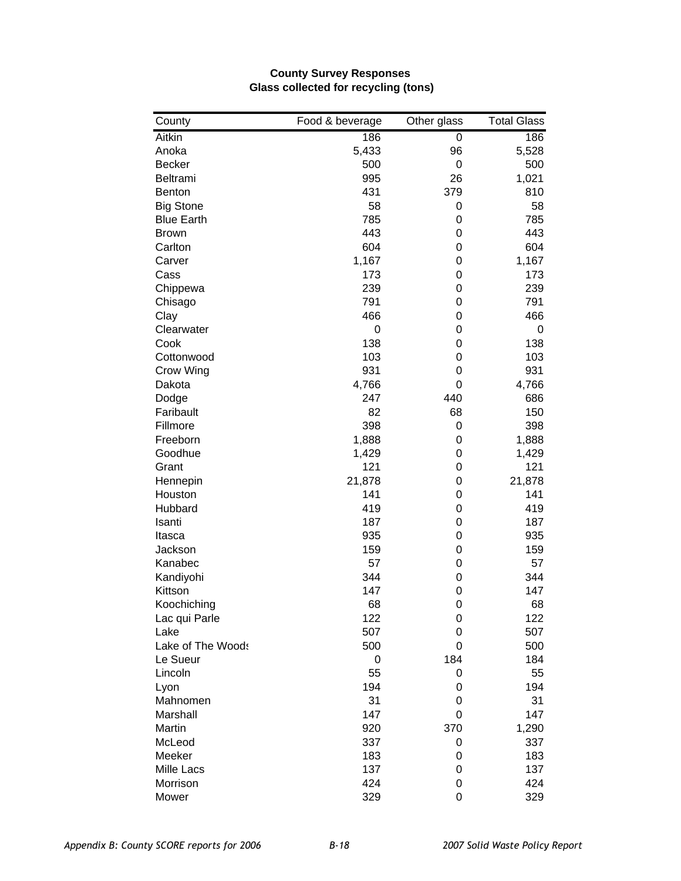**County Survey Responses**
**Glass collected for recycling (tons)**

| County | Food & beverage | Other glass | Total Glass |
|---|---|---|---|
| Aitkin | 186 | 0 | 186 |
| Anoka | 5,433 | 96 | 5,528 |
| Becker | 500 | 0 | 500 |
| Beltrami | 995 | 26 | 1,021 |
| Benton | 431 | 379 | 810 |
| Big Stone | 58 | 0 | 58 |
| Blue Earth | 785 | 0 | 785 |
| Brown | 443 | 0 | 443 |
| Carlton | 604 | 0 | 604 |
| Carver | 1,167 | 0 | 1,167 |
| Cass | 173 | 0 | 173 |
| Chippewa | 239 | 0 | 239 |
| Chisago | 791 | 0 | 791 |
| Clay | 466 | 0 | 466 |
| Clearwater | 0 | 0 | 0 |
| Cook | 138 | 0 | 138 |
| Cottonwood | 103 | 0 | 103 |
| Crow Wing | 931 | 0 | 931 |
| Dakota | 4,766 | 0 | 4,766 |
| Dodge | 247 | 440 | 686 |
| Faribault | 82 | 68 | 150 |
| Fillmore | 398 | 0 | 398 |
| Freeborn | 1,888 | 0 | 1,888 |
| Goodhue | 1,429 | 0 | 1,429 |
| Grant | 121 | 0 | 121 |
| Hennepin | 21,878 | 0 | 21,878 |
| Houston | 141 | 0 | 141 |
| Hubbard | 419 | 0 | 419 |
| Isanti | 187 | 0 | 187 |
| Itasca | 935 | 0 | 935 |
| Jackson | 159 | 0 | 159 |
| Kanabec | 57 | 0 | 57 |
| Kandiyohi | 344 | 0 | 344 |
| Kittson | 147 | 0 | 147 |
| Koochiching | 68 | 0 | 68 |
| Lac qui Parle | 122 | 0 | 122 |
| Lake | 507 | 0 | 507 |
| Lake of The Woods | 500 | 0 | 500 |
| Le Sueur | 0 | 184 | 184 |
| Lincoln | 55 | 0 | 55 |
| Lyon | 194 | 0 | 194 |
| Mahnomen | 31 | 0 | 31 |
| Marshall | 147 | 0 | 147 |
| Martin | 920 | 370 | 1,290 |
| McLeod | 337 | 0 | 337 |
| Meeker | 183 | 0 | 183 |
| Mille Lacs | 137 | 0 | 137 |
| Morrison | 424 | 0 | 424 |
| Mower | 329 | 0 | 329 |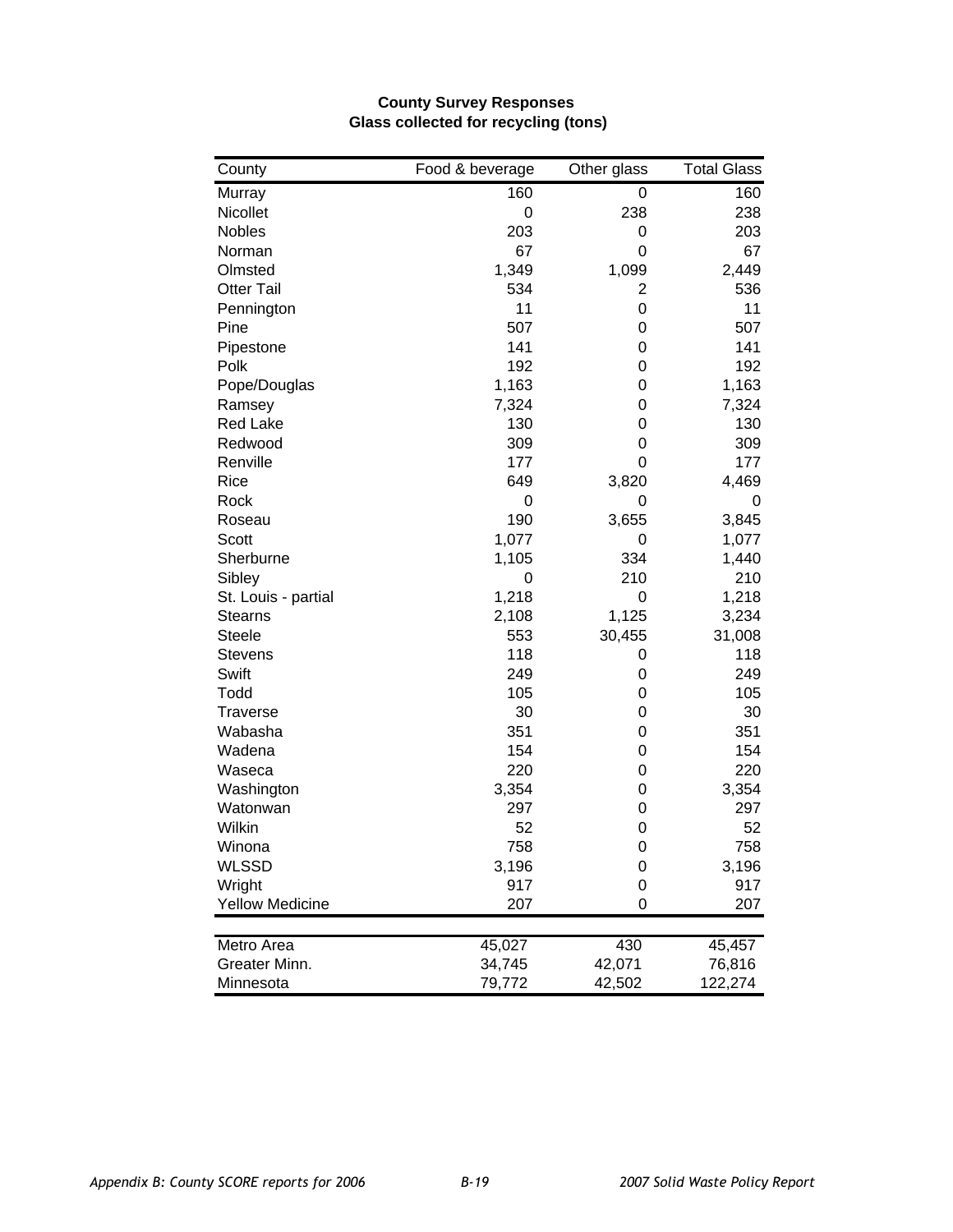**County Survey Responses**
**Glass collected for recycling (tons)**

| County | Food & beverage | Other glass | Total Glass |
|---|---|---|---|
| Murray | 160 | 0 | 160 |
| Nicollet | 0 | 238 | 238 |
| Nobles | 203 | 0 | 203 |
| Norman | 67 | 0 | 67 |
| Olmsted | 1,349 | 1,099 | 2,449 |
| Otter Tail | 534 | 2 | 536 |
| Pennington | 11 | 0 | 11 |
| Pine | 507 | 0 | 507 |
| Pipestone | 141 | 0 | 141 |
| Polk | 192 | 0 | 192 |
| Pope/Douglas | 1,163 | 0 | 1,163 |
| Ramsey | 7,324 | 0 | 7,324 |
| Red Lake | 130 | 0 | 130 |
| Redwood | 309 | 0 | 309 |
| Renville | 177 | 0 | 177 |
| Rice | 649 | 3,820 | 4,469 |
| Rock | 0 | 0 | 0 |
| Roseau | 190 | 3,655 | 3,845 |
| Scott | 1,077 | 0 | 1,077 |
| Sherburne | 1,105 | 334 | 1,440 |
| Sibley | 0 | 210 | 210 |
| St. Louis - partial | 1,218 | 0 | 1,218 |
| Stearns | 2,108 | 1,125 | 3,234 |
| Steele | 553 | 30,455 | 31,008 |
| Stevens | 118 | 0 | 118 |
| Swift | 249 | 0 | 249 |
| Todd | 105 | 0 | 105 |
| Traverse | 30 | 0 | 30 |
| Wabasha | 351 | 0 | 351 |
| Wadena | 154 | 0 | 154 |
| Waseca | 220 | 0 | 220 |
| Washington | 3,354 | 0 | 3,354 |
| Watonwan | 297 | 0 | 297 |
| Wilkin | 52 | 0 | 52 |
| Winona | 758 | 0 | 758 |
| WLSSD | 3,196 | 0 | 3,196 |
| Wright | 917 | 0 | 917 |
| Yellow Medicine | 207 | 0 | 207 |
| | | | |
| Metro Area | 45,027 | 430 | 45,457 |
| Greater Minn. | 34,745 | 42,071 | 76,816 |
| Minnesota | 79,772 | 42,502 | 122,274 |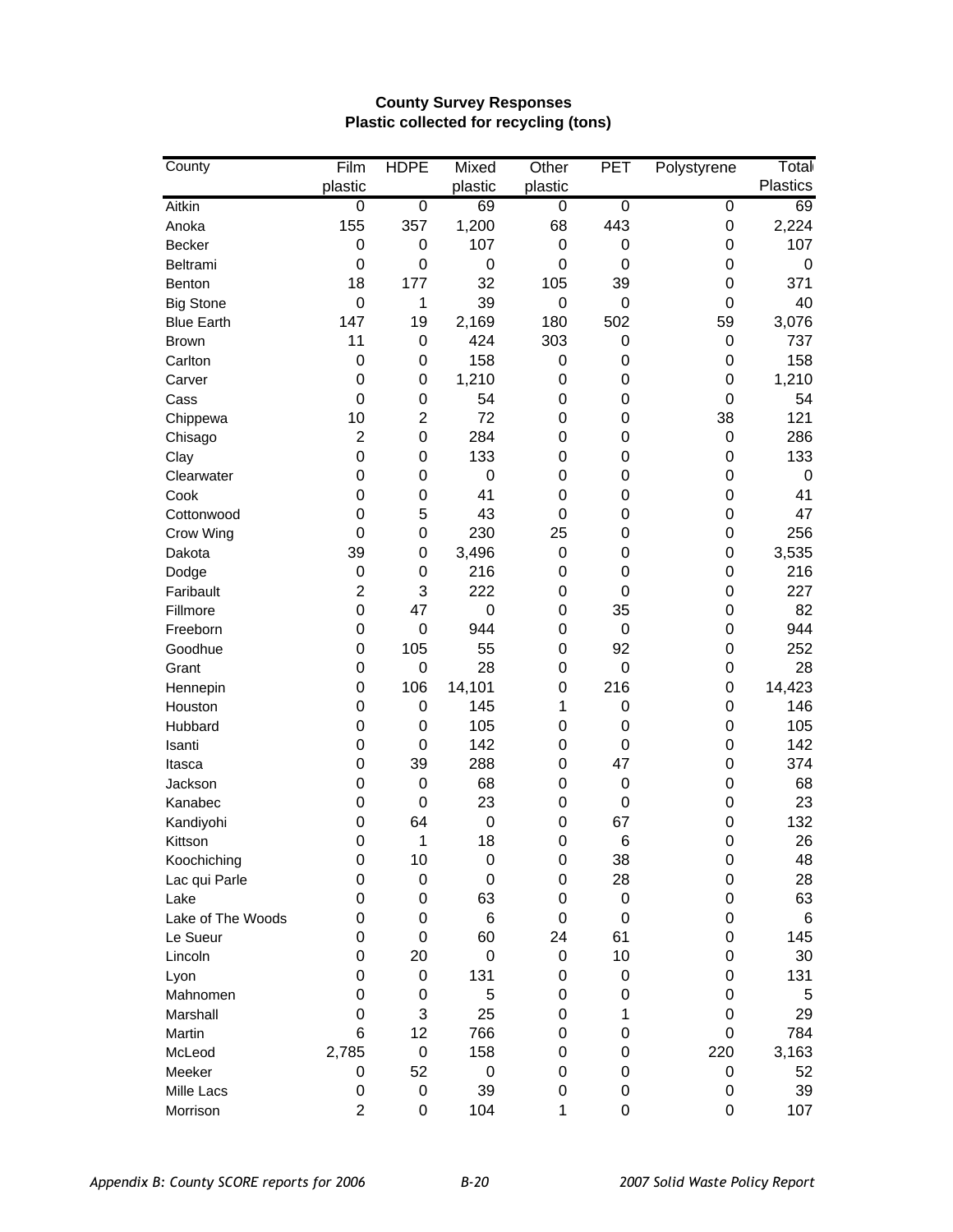**County Survey Responses**
**Plastic collected for recycling (tons)**

| County | Film plastic | HDPE | Mixed plastic | Other plastic | PET | Polystyrene | Total Plastics |
|---|---|---|---|---|---|---|---|
| Aitkin | 0 | 0 | 69 | 0 | 0 | 0 | 69 |
| Anoka | 155 | 357 | 1,200 | 68 | 443 | 0 | 2,224 |
| Becker | 0 | 0 | 107 | 0 | 0 | 0 | 107 |
| Beltrami | 0 | 0 | 0 | 0 | 0 | 0 | 0 |
| Benton | 18 | 177 | 32 | 105 | 39 | 0 | 371 |
| Big Stone | 0 | 1 | 39 | 0 | 0 | 0 | 40 |
| Blue Earth | 147 | 19 | 2,169 | 180 | 502 | 59 | 3,076 |
| Brown | 11 | 0 | 424 | 303 | 0 | 0 | 737 |
| Carlton | 0 | 0 | 158 | 0 | 0 | 0 | 158 |
| Carver | 0 | 0 | 1,210 | 0 | 0 | 0 | 1,210 |
| Cass | 0 | 0 | 54 | 0 | 0 | 0 | 54 |
| Chippewa | 10 | 2 | 72 | 0 | 0 | 38 | 121 |
| Chisago | 2 | 0 | 284 | 0 | 0 | 0 | 286 |
| Clay | 0 | 0 | 133 | 0 | 0 | 0 | 133 |
| Clearwater | 0 | 0 | 0 | 0 | 0 | 0 | 0 |
| Cook | 0 | 0 | 41 | 0 | 0 | 0 | 41 |
| Cottonwood | 0 | 5 | 43 | 0 | 0 | 0 | 47 |
| Crow Wing | 0 | 0 | 230 | 25 | 0 | 0 | 256 |
| Dakota | 39 | 0 | 3,496 | 0 | 0 | 0 | 3,535 |
| Dodge | 0 | 0 | 216 | 0 | 0 | 0 | 216 |
| Faribault | 2 | 3 | 222 | 0 | 0 | 0 | 227 |
| Fillmore | 0 | 47 | 0 | 0 | 35 | 0 | 82 |
| Freeborn | 0 | 0 | 944 | 0 | 0 | 0 | 944 |
| Goodhue | 0 | 105 | 55 | 0 | 92 | 0 | 252 |
| Grant | 0 | 0 | 28 | 0 | 0 | 0 | 28 |
| Hennepin | 0 | 106 | 14,101 | 0 | 216 | 0 | 14,423 |
| Houston | 0 | 0 | 145 | 1 | 0 | 0 | 146 |
| Hubbard | 0 | 0 | 105 | 0 | 0 | 0 | 105 |
| Isanti | 0 | 0 | 142 | 0 | 0 | 0 | 142 |
| Itasca | 0 | 39 | 288 | 0 | 47 | 0 | 374 |
| Jackson | 0 | 0 | 68 | 0 | 0 | 0 | 68 |
| Kanabec | 0 | 0 | 23 | 0 | 0 | 0 | 23 |
| Kandiyohi | 0 | 64 | 0 | 0 | 67 | 0 | 132 |
| Kittson | 0 | 1 | 18 | 0 | 6 | 0 | 26 |
| Koochiching | 0 | 10 | 0 | 0 | 38 | 0 | 48 |
| Lac qui Parle | 0 | 0 | 0 | 0 | 28 | 0 | 28 |
| Lake | 0 | 0 | 63 | 0 | 0 | 0 | 63 |
| Lake of The Woods | 0 | 0 | 6 | 0 | 0 | 0 | 6 |
| Le Sueur | 0 | 0 | 60 | 24 | 61 | 0 | 145 |
| Lincoln | 0 | 20 | 0 | 0 | 10 | 0 | 30 |
| Lyon | 0 | 0 | 131 | 0 | 0 | 0 | 131 |
| Mahnomen | 0 | 0 | 5 | 0 | 0 | 0 | 5 |
| Marshall | 0 | 3 | 25 | 0 | 1 | 0 | 29 |
| Martin | 6 | 12 | 766 | 0 | 0 | 0 | 784 |
| McLeod | 2,785 | 0 | 158 | 0 | 0 | 220 | 3,163 |
| Meeker | 0 | 52 | 0 | 0 | 0 | 0 | 52 |
| Mille Lacs | 0 | 0 | 39 | 0 | 0 | 0 | 39 |
| Morrison | 2 | 0 | 104 | 1 | 0 | 0 | 107 |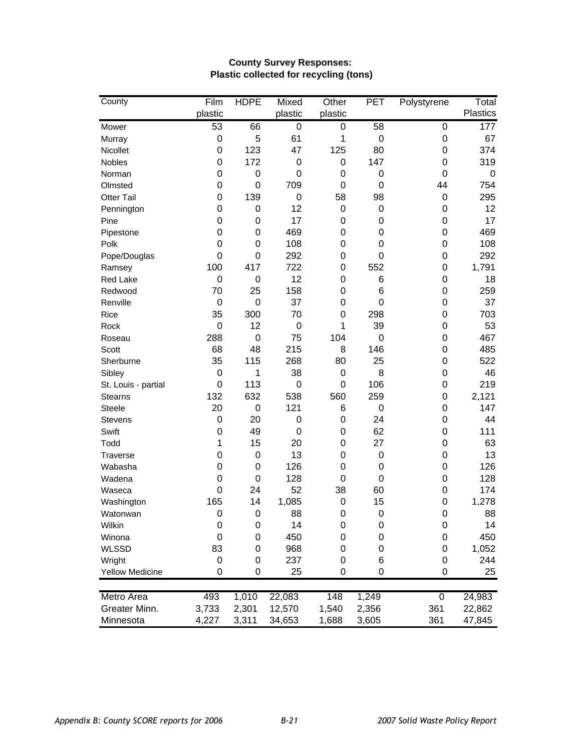**County Survey Responses:**
**Plastic collected for recycling (tons)**

| County | Film plastic | HDPE | Mixed plastic | Other plastic | PET | Polystyrene | Total Plastics |
|---|---|---|---|---|---|---|---|
| Mower | 53 | 66 | 0 | 0 | 58 | 0 | 177 |
| Murray | 0 | 5 | 61 | 1 | 0 | 0 | 67 |
| Nicollet | 0 | 123 | 47 | 125 | 80 | 0 | 374 |
| Nobles | 0 | 172 | 0 | 0 | 147 | 0 | 319 |
| Norman | 0 | 0 | 0 | 0 | 0 | 0 | 0 |
| Olmsted | 0 | 0 | 709 | 0 | 0 | 44 | 754 |
| Otter Tail | 0 | 139 | 0 | 58 | 98 | 0 | 295 |
| Pennington | 0 | 0 | 12 | 0 | 0 | 0 | 12 |
| Pine | 0 | 0 | 17 | 0 | 0 | 0 | 17 |
| Pipestone | 0 | 0 | 469 | 0 | 0 | 0 | 469 |
| Polk | 0 | 0 | 108 | 0 | 0 | 0 | 108 |
| Pope/Douglas | 0 | 0 | 292 | 0 | 0 | 0 | 292 |
| Ramsey | 100 | 417 | 722 | 0 | 552 | 0 | 1,791 |
| Red Lake | 0 | 0 | 12 | 0 | 6 | 0 | 18 |
| Redwood | 70 | 25 | 158 | 0 | 6 | 0 | 259 |
| Renville | 0 | 0 | 37 | 0 | 0 | 0 | 37 |
| Rice | 35 | 300 | 70 | 0 | 298 | 0 | 703 |
| Rock | 0 | 12 | 0 | 1 | 39 | 0 | 53 |
| Roseau | 288 | 0 | 75 | 104 | 0 | 0 | 467 |
| Scott | 68 | 48 | 215 | 8 | 146 | 0 | 485 |
| Sherburne | 35 | 115 | 268 | 80 | 25 | 0 | 522 |
| Sibley | 0 | 1 | 38 | 0 | 8 | 0 | 46 |
| St. Louis - partial | 0 | 113 | 0 | 0 | 106 | 0 | 219 |
| Stearns | 132 | 632 | 538 | 560 | 259 | 0 | 2,121 |
| Steele | 20 | 0 | 121 | 6 | 0 | 0 | 147 |
| Stevens | 0 | 20 | 0 | 0 | 24 | 0 | 44 |
| Swift | 0 | 49 | 0 | 0 | 62 | 0 | 111 |
| Todd | 1 | 15 | 20 | 0 | 27 | 0 | 63 |
| Traverse | 0 | 0 | 13 | 0 | 0 | 0 | 13 |
| Wabasha | 0 | 0 | 126 | 0 | 0 | 0 | 126 |
| Wadena | 0 | 0 | 128 | 0 | 0 | 0 | 128 |
| Waseca | 0 | 24 | 52 | 38 | 60 | 0 | 174 |
| Washington | 165 | 14 | 1,085 | 0 | 15 | 0 | 1,278 |
| Watonwan | 0 | 0 | 88 | 0 | 0 | 0 | 88 |
| Wilkin | 0 | 0 | 14 | 0 | 0 | 0 | 14 |
| Winona | 0 | 0 | 450 | 0 | 0 | 0 | 450 |
| WLSSD | 83 | 0 | 968 | 0 | 0 | 0 | 1,052 |
| Wright | 0 | 0 | 237 | 0 | 6 | 0 | 244 |
| Yellow Medicine | 0 | 0 | 25 | 0 | 0 | 0 | 25 |
| Metro Area | 493 | 1,010 | 22,083 | 148 | 1,249 | 0 | 24,983 |
| Greater Minn. | 3,733 | 2,301 | 12,570 | 1,540 | 2,356 | 361 | 22,862 |
| Minnesota | 4,227 | 3,311 | 34,653 | 1,688 | 3,605 | 361 | 47,845 |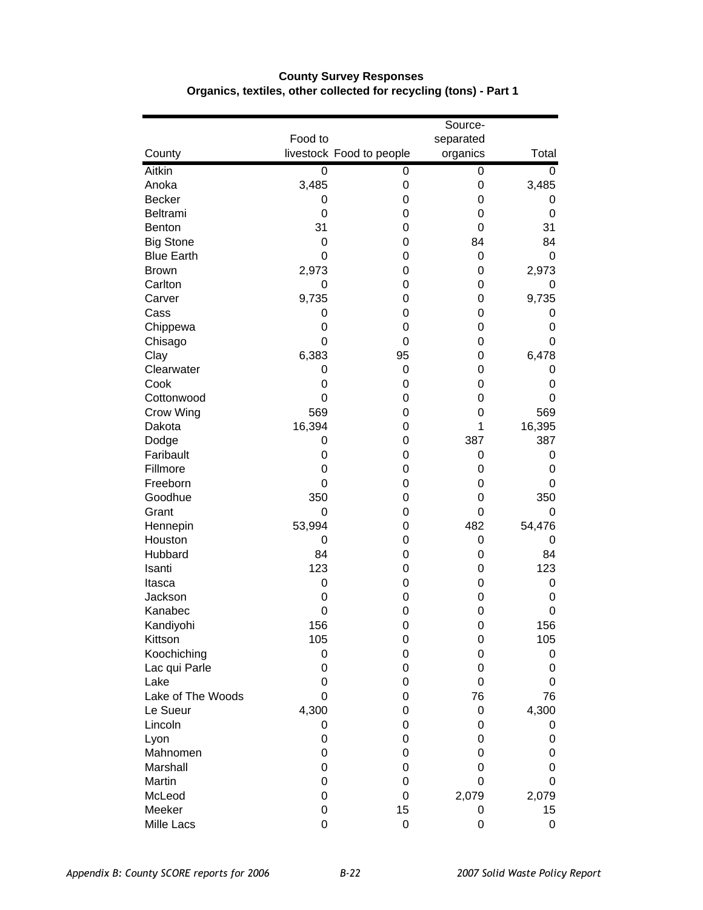**County Survey Responses**
**Organics, textiles, other collected for recycling (tons) - Part 1**

| County | Food to livestock | Food to people | Source-separated organics | Total |
|---|---|---|---|---|
| Aitkin | 0 | 0 | 0 | 0 |
| Anoka | 3,485 | 0 | 0 | 3,485 |
| Becker | 0 | 0 | 0 | 0 |
| Beltrami | 0 | 0 | 0 | 0 |
| Benton | 31 | 0 | 0 | 31 |
| Big Stone | 0 | 0 | 84 | 84 |
| Blue Earth | 0 | 0 | 0 | 0 |
| Brown | 2,973 | 0 | 0 | 2,973 |
| Carlton | 0 | 0 | 0 | 0 |
| Carver | 9,735 | 0 | 0 | 9,735 |
| Cass | 0 | 0 | 0 | 0 |
| Chippewa | 0 | 0 | 0 | 0 |
| Chisago | 0 | 0 | 0 | 0 |
| Clay | 6,383 | 95 | 0 | 6,478 |
| Clearwater | 0 | 0 | 0 | 0 |
| Cook | 0 | 0 | 0 | 0 |
| Cottonwood | 0 | 0 | 0 | 0 |
| Crow Wing | 569 | 0 | 0 | 569 |
| Dakota | 16,394 | 0 | 1 | 16,395 |
| Dodge | 0 | 0 | 387 | 387 |
| Faribault | 0 | 0 | 0 | 0 |
| Fillmore | 0 | 0 | 0 | 0 |
| Freeborn | 0 | 0 | 0 | 0 |
| Goodhue | 350 | 0 | 0 | 350 |
| Grant | 0 | 0 | 0 | 0 |
| Hennepin | 53,994 | 0 | 482 | 54,476 |
| Houston | 0 | 0 | 0 | 0 |
| Hubbard | 84 | 0 | 0 | 84 |
| Isanti | 123 | 0 | 0 | 123 |
| Itasca | 0 | 0 | 0 | 0 |
| Jackson | 0 | 0 | 0 | 0 |
| Kanabec | 0 | 0 | 0 | 0 |
| Kandiyohi | 156 | 0 | 0 | 156 |
| Kittson | 105 | 0 | 0 | 105 |
| Koochiching | 0 | 0 | 0 | 0 |
| Lac qui Parle | 0 | 0 | 0 | 0 |
| Lake | 0 | 0 | 0 | 0 |
| Lake of The Woods | 0 | 0 | 76 | 76 |
| Le Sueur | 4,300 | 0 | 0 | 4,300 |
| Lincoln | 0 | 0 | 0 | 0 |
| Lyon | 0 | 0 | 0 | 0 |
| Mahnomen | 0 | 0 | 0 | 0 |
| Marshall | 0 | 0 | 0 | 0 |
| Martin | 0 | 0 | 0 | 0 |
| McLeod | 0 | 0 | 2,079 | 2,079 |
| Meeker | 0 | 15 | 0 | 15 |
| Mille Lacs | 0 | 0 | 0 | 0 |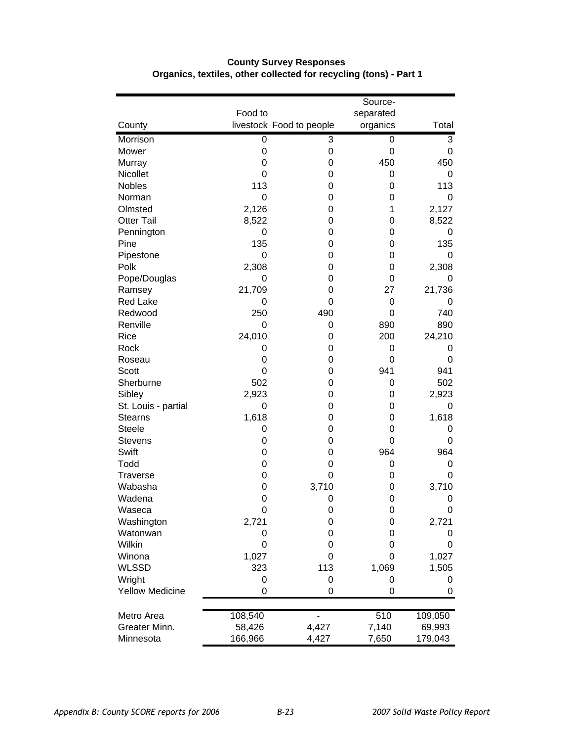**County Survey Responses**
**Organics, textiles, other collected for recycling (tons) - Part 1**

| County | Food to livestock | Food to people | Source-separated organics | Total |
|---|---|---|---|---|
| Morrison | 0 | 3 | 0 | 3 |
| Mower | 0 | 0 | 0 | 0 |
| Murray | 0 | 0 | 450 | 450 |
| Nicollet | 0 | 0 | 0 | 0 |
| Nobles | 113 | 0 | 0 | 113 |
| Norman | 0 | 0 | 0 | 0 |
| Olmsted | 2,126 | 0 | 1 | 2,127 |
| Otter Tail | 8,522 | 0 | 0 | 8,522 |
| Pennington | 0 | 0 | 0 | 0 |
| Pine | 135 | 0 | 0 | 135 |
| Pipestone | 0 | 0 | 0 | 0 |
| Polk | 2,308 | 0 | 0 | 2,308 |
| Pope/Douglas | 0 | 0 | 0 | 0 |
| Ramsey | 21,709 | 0 | 27 | 21,736 |
| Red Lake | 0 | 0 | 0 | 0 |
| Redwood | 250 | 490 | 0 | 740 |
| Renville | 0 | 0 | 890 | 890 |
| Rice | 24,010 | 0 | 200 | 24,210 |
| Rock | 0 | 0 | 0 | 0 |
| Roseau | 0 | 0 | 0 | 0 |
| Scott | 0 | 0 | 941 | 941 |
| Sherburne | 502 | 0 | 0 | 502 |
| Sibley | 2,923 | 0 | 0 | 2,923 |
| St. Louis - partial | 0 | 0 | 0 | 0 |
| Stearns | 1,618 | 0 | 0 | 1,618 |
| Steele | 0 | 0 | 0 | 0 |
| Stevens | 0 | 0 | 0 | 0 |
| Swift | 0 | 0 | 964 | 964 |
| Todd | 0 | 0 | 0 | 0 |
| Traverse | 0 | 0 | 0 | 0 |
| Wabasha | 0 | 3,710 | 0 | 3,710 |
| Wadena | 0 | 0 | 0 | 0 |
| Waseca | 0 | 0 | 0 | 0 |
| Washington | 2,721 | 0 | 0 | 2,721 |
| Watonwan | 0 | 0 | 0 | 0 |
| Wilkin | 0 | 0 | 0 | 0 |
| Winona | 1,027 | 0 | 0 | 1,027 |
| WLSSD | 323 | 113 | 1,069 | 1,505 |
| Wright | 0 | 0 | 0 | 0 |
| Yellow Medicine | 0 | 0 | 0 | 0 |
| Metro Area | 108,540 | - | 510 | 109,050 |
| Greater Minn. | 58,426 | 4,427 | 7,140 | 69,993 |
| Minnesota | 166,966 | 4,427 | 7,650 | 179,043 |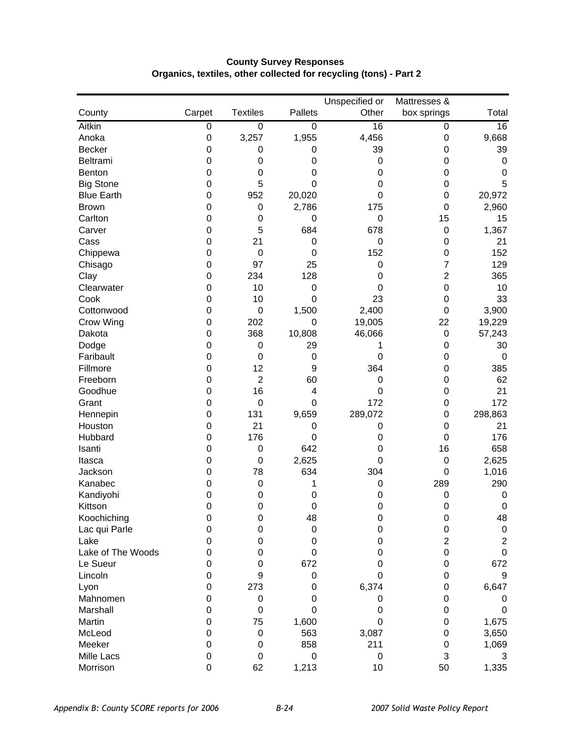**County Survey Responses**
**Organics, textiles, other collected for recycling (tons) - Part 2**

| County | Carpet | Textiles | Pallets | Unspecified or Other | Mattresses & box springs | Total |
|---|---|---|---|---|---|---|
| Aitkin | 0 | 0 | 0 | 16 | 0 | 16 |
| Anoka | 0 | 3,257 | 1,955 | 4,456 | 0 | 9,668 |
| Becker | 0 | 0 | 0 | 39 | 0 | 39 |
| Beltrami | 0 | 0 | 0 | 0 | 0 | 0 |
| Benton | 0 | 0 | 0 | 0 | 0 | 0 |
| Big Stone | 0 | 5 | 0 | 0 | 0 | 5 |
| Blue Earth | 0 | 952 | 20,020 | 0 | 0 | 20,972 |
| Brown | 0 | 0 | 2,786 | 175 | 0 | 2,960 |
| Carlton | 0 | 0 | 0 | 0 | 15 | 15 |
| Carver | 0 | 5 | 684 | 678 | 0 | 1,367 |
| Cass | 0 | 21 | 0 | 0 | 0 | 21 |
| Chippewa | 0 | 0 | 0 | 152 | 0 | 152 |
| Chisago | 0 | 97 | 25 | 0 | 7 | 129 |
| Clay | 0 | 234 | 128 | 0 | 2 | 365 |
| Clearwater | 0 | 10 | 0 | 0 | 0 | 10 |
| Cook | 0 | 10 | 0 | 23 | 0 | 33 |
| Cottonwood | 0 | 0 | 1,500 | 2,400 | 0 | 3,900 |
| Crow Wing | 0 | 202 | 0 | 19,005 | 22 | 19,229 |
| Dakota | 0 | 368 | 10,808 | 46,066 | 0 | 57,243 |
| Dodge | 0 | 0 | 29 | 1 | 0 | 30 |
| Faribault | 0 | 0 | 0 | 0 | 0 | 0 |
| Fillmore | 0 | 12 | 9 | 364 | 0 | 385 |
| Freeborn | 0 | 2 | 60 | 0 | 0 | 62 |
| Goodhue | 0 | 16 | 4 | 0 | 0 | 21 |
| Grant | 0 | 0 | 0 | 172 | 0 | 172 |
| Hennepin | 0 | 131 | 9,659 | 289,072 | 0 | 298,863 |
| Houston | 0 | 21 | 0 | 0 | 0 | 21 |
| Hubbard | 0 | 176 | 0 | 0 | 0 | 176 |
| Isanti | 0 | 0 | 642 | 0 | 16 | 658 |
| Itasca | 0 | 0 | 2,625 | 0 | 0 | 2,625 |
| Jackson | 0 | 78 | 634 | 304 | 0 | 1,016 |
| Kanabec | 0 | 0 | 1 | 0 | 289 | 290 |
| Kandiyohi | 0 | 0 | 0 | 0 | 0 | 0 |
| Kittson | 0 | 0 | 0 | 0 | 0 | 0 |
| Koochiching | 0 | 0 | 48 | 0 | 0 | 48 |
| Lac qui Parle | 0 | 0 | 0 | 0 | 0 | 0 |
| Lake | 0 | 0 | 0 | 0 | 2 | 2 |
| Lake of The Woods | 0 | 0 | 0 | 0 | 0 | 0 |
| Le Sueur | 0 | 0 | 672 | 0 | 0 | 672 |
| Lincoln | 0 | 9 | 0 | 0 | 0 | 9 |
| Lyon | 0 | 273 | 0 | 6,374 | 0 | 6,647 |
| Mahnomen | 0 | 0 | 0 | 0 | 0 | 0 |
| Marshall | 0 | 0 | 0 | 0 | 0 | 0 |
| Martin | 0 | 75 | 1,600 | 0 | 0 | 1,675 |
| McLeod | 0 | 0 | 563 | 3,087 | 0 | 3,650 |
| Meeker | 0 | 0 | 858 | 211 | 0 | 1,069 |
| Mille Lacs | 0 | 0 | 0 | 0 | 3 | 3 |
| Morrison | 0 | 62 | 1,213 | 10 | 50 | 1,335 |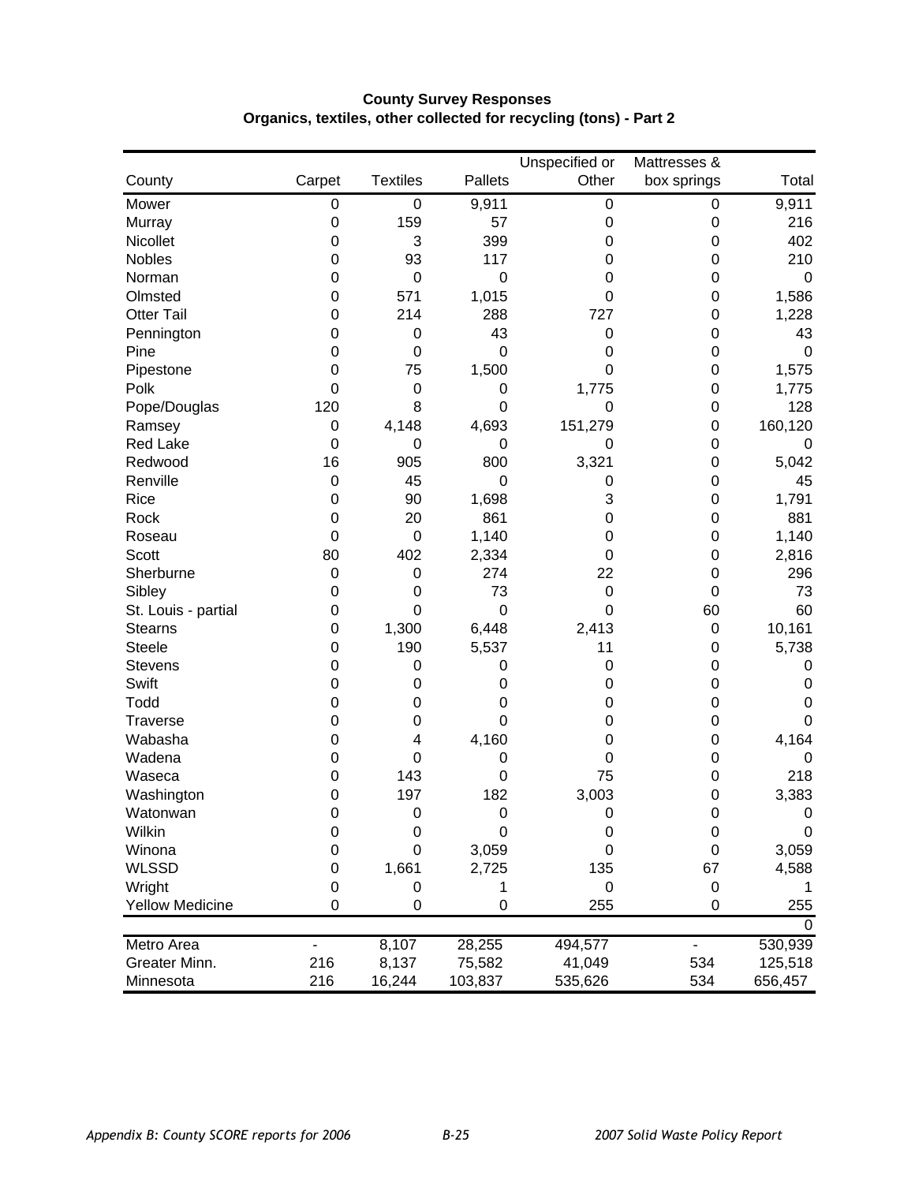**County Survey Responses**
**Organics, textiles, other collected for recycling (tons) - Part 2**

| County | Carpet | Textiles | Pallets | Unspecified or Other | Mattresses & box springs | Total |
|---|---|---|---|---|---|---|
| Mower | 0 | 0 | 9,911 | 0 | 0 | 9,911 |
| Murray | 0 | 159 | 57 | 0 | 0 | 216 |
| Nicollet | 0 | 3 | 399 | 0 | 0 | 402 |
| Nobles | 0 | 93 | 117 | 0 | 0 | 210 |
| Norman | 0 | 0 | 0 | 0 | 0 | 0 |
| Olmsted | 0 | 571 | 1,015 | 0 | 0 | 1,586 |
| Otter Tail | 0 | 214 | 288 | 727 | 0 | 1,228 |
| Pennington | 0 | 0 | 43 | 0 | 0 | 43 |
| Pine | 0 | 0 | 0 | 0 | 0 | 0 |
| Pipestone | 0 | 75 | 1,500 | 0 | 0 | 1,575 |
| Polk | 0 | 0 | 0 | 1,775 | 0 | 1,775 |
| Pope/Douglas | 120 | 8 | 0 | 0 | 0 | 128 |
| Ramsey | 0 | 4,148 | 4,693 | 151,279 | 0 | 160,120 |
| Red Lake | 0 | 0 | 0 | 0 | 0 | 0 |
| Redwood | 16 | 905 | 800 | 3,321 | 0 | 5,042 |
| Renville | 0 | 45 | 0 | 0 | 0 | 45 |
| Rice | 0 | 90 | 1,698 | 3 | 0 | 1,791 |
| Rock | 0 | 20 | 861 | 0 | 0 | 881 |
| Roseau | 0 | 0 | 1,140 | 0 | 0 | 1,140 |
| Scott | 80 | 402 | 2,334 | 0 | 0 | 2,816 |
| Sherburne | 0 | 0 | 274 | 22 | 0 | 296 |
| Sibley | 0 | 0 | 73 | 0 | 0 | 73 |
| St. Louis - partial | 0 | 0 | 0 | 0 | 60 | 60 |
| Stearns | 0 | 1,300 | 6,448 | 2,413 | 0 | 10,161 |
| Steele | 0 | 190 | 5,537 | 11 | 0 | 5,738 |
| Stevens | 0 | 0 | 0 | 0 | 0 | 0 |
| Swift | 0 | 0 | 0 | 0 | 0 | 0 |
| Todd | 0 | 0 | 0 | 0 | 0 | 0 |
| Traverse | 0 | 0 | 0 | 0 | 0 | 0 |
| Wabasha | 0 | 4 | 4,160 | 0 | 0 | 4,164 |
| Wadena | 0 | 0 | 0 | 0 | 0 | 0 |
| Waseca | 0 | 143 | 0 | 75 | 0 | 218 |
| Washington | 0 | 197 | 182 | 3,003 | 0 | 3,383 |
| Watonwan | 0 | 0 | 0 | 0 | 0 | 0 |
| Wilkin | 0 | 0 | 0 | 0 | 0 | 0 |
| Winona | 0 | 0 | 3,059 | 0 | 0 | 3,059 |
| WLSSD | 0 | 1,661 | 2,725 | 135 | 67 | 4,588 |
| Wright | 0 | 0 | 1 | 0 | 0 | 1 |
| Yellow Medicine | 0 | 0 | 0 | 255 | 0 | 255 |
| | | | | | | 0 |
| Metro Area | - | 8,107 | 28,255 | 494,577 | - | 530,939 |
| Greater Minn. | 216 | 8,137 | 75,582 | 41,049 | 534 | 125,518 |
| Minnesota | 216 | 16,244 | 103,837 | 535,626 | 534 | 656,457 |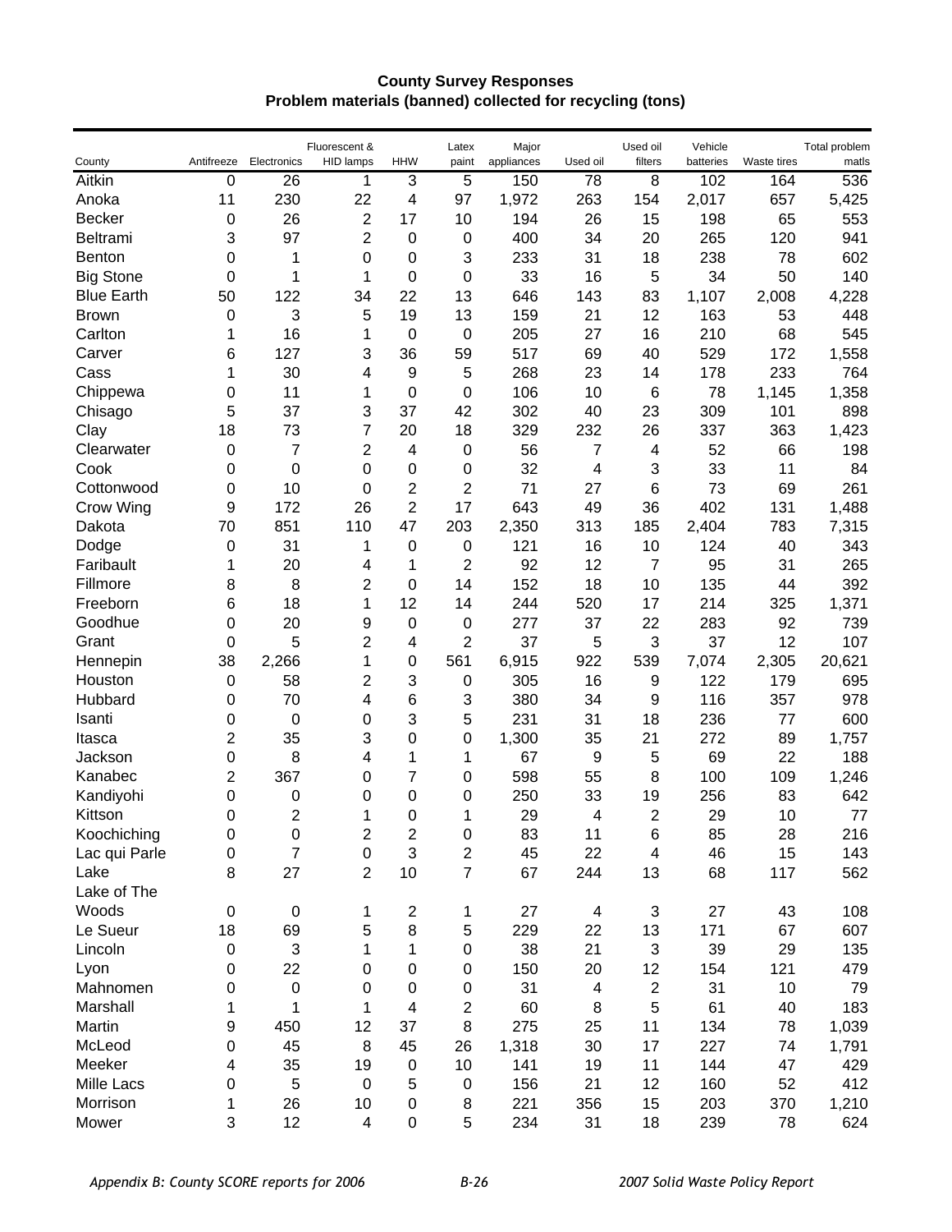**County Survey Responses**
**Problem materials (banned) collected for recycling (tons)**

| County | Antifreeze | Electronics | Fluorescent & HID lamps | HHW | Latex paint | Major appliances | Used oil | Used oil filters | Vehicle batteries | Waste tires | Total problem matls |
|---|---|---|---|---|---|---|---|---|---|---|---|
| Aitkin | 0 | 26 | 1 | 3 | 5 | 150 | 78 | 8 | 102 | 164 | 536 |
| Anoka | 11 | 230 | 22 | 4 | 97 | 1,972 | 263 | 154 | 2,017 | 657 | 5,425 |
| Becker | 0 | 26 | 2 | 17 | 10 | 194 | 26 | 15 | 198 | 65 | 553 |
| Beltrami | 3 | 97 | 2 | 0 | 0 | 400 | 34 | 20 | 265 | 120 | 941 |
| Benton | 0 | 1 | 0 | 0 | 3 | 233 | 31 | 18 | 238 | 78 | 602 |
| Big Stone | 0 | 1 | 1 | 0 | 0 | 33 | 16 | 5 | 34 | 50 | 140 |
| Blue Earth | 50 | 122 | 34 | 22 | 13 | 646 | 143 | 83 | 1,107 | 2,008 | 4,228 |
| Brown | 0 | 3 | 5 | 19 | 13 | 159 | 21 | 12 | 163 | 53 | 448 |
| Carlton | 1 | 16 | 1 | 0 | 0 | 205 | 27 | 16 | 210 | 68 | 545 |
| Carver | 6 | 127 | 3 | 36 | 59 | 517 | 69 | 40 | 529 | 172 | 1,558 |
| Cass | 1 | 30 | 4 | 9 | 5 | 268 | 23 | 14 | 178 | 233 | 764 |
| Chippewa | 0 | 11 | 1 | 0 | 0 | 106 | 10 | 6 | 78 | 1,145 | 1,358 |
| Chisago | 5 | 37 | 3 | 37 | 42 | 302 | 40 | 23 | 309 | 101 | 898 |
| Clay | 18 | 73 | 7 | 20 | 18 | 329 | 232 | 26 | 337 | 363 | 1,423 |
| Clearwater | 0 | 7 | 2 | 4 | 0 | 56 | 7 | 4 | 52 | 66 | 198 |
| Cook | 0 | 0 | 0 | 0 | 0 | 32 | 4 | 3 | 33 | 11 | 84 |
| Cottonwood | 0 | 10 | 0 | 2 | 2 | 71 | 27 | 6 | 73 | 69 | 261 |
| Crow Wing | 9 | 172 | 26 | 2 | 17 | 643 | 49 | 36 | 402 | 131 | 1,488 |
| Dakota | 70 | 851 | 110 | 47 | 203 | 2,350 | 313 | 185 | 2,404 | 783 | 7,315 |
| Dodge | 0 | 31 | 1 | 0 | 0 | 121 | 16 | 10 | 124 | 40 | 343 |
| Faribault | 1 | 20 | 4 | 1 | 2 | 92 | 12 | 7 | 95 | 31 | 265 |
| Fillmore | 8 | 8 | 2 | 0 | 14 | 152 | 18 | 10 | 135 | 44 | 392 |
| Freeborn | 6 | 18 | 1 | 12 | 14 | 244 | 520 | 17 | 214 | 325 | 1,371 |
| Goodhue | 0 | 20 | 9 | 0 | 0 | 277 | 37 | 22 | 283 | 92 | 739 |
| Grant | 0 | 5 | 2 | 4 | 2 | 37 | 5 | 3 | 37 | 12 | 107 |
| Hennepin | 38 | 2,266 | 1 | 0 | 561 | 6,915 | 922 | 539 | 7,074 | 2,305 | 20,621 |
| Houston | 0 | 58 | 2 | 3 | 0 | 305 | 16 | 9 | 122 | 179 | 695 |
| Hubbard | 0 | 70 | 4 | 6 | 3 | 380 | 34 | 9 | 116 | 357 | 978 |
| Isanti | 0 | 0 | 0 | 3 | 5 | 231 | 31 | 18 | 236 | 77 | 600 |
| Itasca | 2 | 35 | 3 | 0 | 0 | 1,300 | 35 | 21 | 272 | 89 | 1,757 |
| Jackson | 0 | 8 | 4 | 1 | 1 | 67 | 9 | 5 | 69 | 22 | 188 |
| Kanabec | 2 | 367 | 0 | 7 | 0 | 598 | 55 | 8 | 100 | 109 | 1,246 |
| Kandiyohi | 0 | 0 | 0 | 0 | 0 | 250 | 33 | 19 | 256 | 83 | 642 |
| Kittson | 0 | 2 | 1 | 0 | 1 | 29 | 4 | 2 | 29 | 10 | 77 |
| Koochiching | 0 | 0 | 2 | 2 | 0 | 83 | 11 | 6 | 85 | 28 | 216 |
| Lac qui Parle | 0 | 7 | 0 | 3 | 2 | 45 | 22 | 4 | 46 | 15 | 143 |
| Lake | 8 | 27 | 2 | 10 | 7 | 67 | 244 | 13 | 68 | 117 | 562 |
| Lake of The Woods | 0 | 0 | 1 | 2 | 1 | 27 | 4 | 3 | 27 | 43 | 108 |
| Le Sueur | 18 | 69 | 5 | 8 | 5 | 229 | 22 | 13 | 171 | 67 | 607 |
| Lincoln | 0 | 3 | 1 | 1 | 0 | 38 | 21 | 3 | 39 | 29 | 135 |
| Lyon | 0 | 22 | 0 | 0 | 0 | 150 | 20 | 12 | 154 | 121 | 479 |
| Mahnomen | 0 | 0 | 0 | 0 | 0 | 31 | 4 | 2 | 31 | 10 | 79 |
| Marshall | 1 | 1 | 1 | 4 | 2 | 60 | 8 | 5 | 61 | 40 | 183 |
| Martin | 9 | 450 | 12 | 37 | 8 | 275 | 25 | 11 | 134 | 78 | 1,039 |
| McLeod | 0 | 45 | 8 | 45 | 26 | 1,318 | 30 | 17 | 227 | 74 | 1,791 |
| Meeker | 4 | 35 | 19 | 0 | 10 | 141 | 19 | 11 | 144 | 47 | 429 |
| Mille Lacs | 0 | 5 | 0 | 5 | 0 | 156 | 21 | 12 | 160 | 52 | 412 |
| Morrison | 1 | 26 | 10 | 0 | 8 | 221 | 356 | 15 | 203 | 370 | 1,210 |
| Mower | 3 | 12 | 4 | 0 | 5 | 234 | 31 | 18 | 239 | 78 | 624 |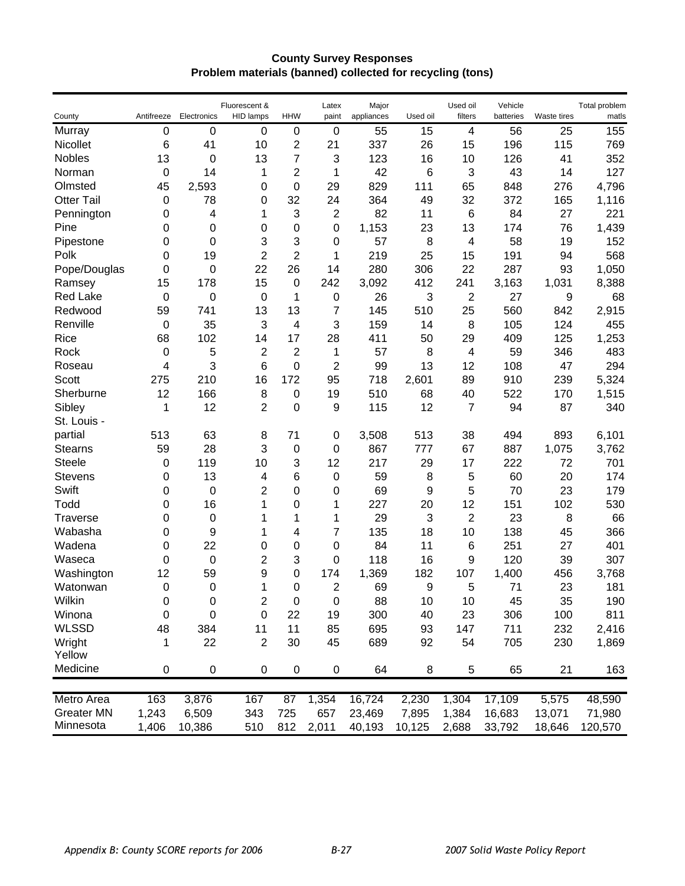**County Survey Responses**
**Problem materials (banned) collected for recycling (tons)**

| County | Antifreeze | Electronics | Fluorescent & HID lamps | HHW | Latex paint | Major appliances | Used oil | Used oil filters | Vehicle batteries | Waste tires | Total problem matls |
|---|---|---|---|---|---|---|---|---|---|---|---|
| Murray | 0 | 0 | 0 | 0 | 0 | 55 | 15 | 4 | 56 | 25 | 155 |
| Nicollet | 6 | 41 | 10 | 2 | 21 | 337 | 26 | 15 | 196 | 115 | 769 |
| Nobles | 13 | 0 | 13 | 7 | 3 | 123 | 16 | 10 | 126 | 41 | 352 |
| Norman | 0 | 14 | 1 | 2 | 1 | 42 | 6 | 3 | 43 | 14 | 127 |
| Olmsted | 45 | 2,593 | 0 | 0 | 29 | 829 | 111 | 65 | 848 | 276 | 4,796 |
| Otter Tail | 0 | 78 | 0 | 32 | 24 | 364 | 49 | 32 | 372 | 165 | 1,116 |
| Pennington | 0 | 4 | 1 | 3 | 2 | 82 | 11 | 6 | 84 | 27 | 221 |
| Pine | 0 | 0 | 0 | 0 | 0 | 1,153 | 23 | 13 | 174 | 76 | 1,439 |
| Pipestone | 0 | 0 | 3 | 3 | 0 | 57 | 8 | 4 | 58 | 19 | 152 |
| Polk | 0 | 19 | 2 | 2 | 1 | 219 | 25 | 15 | 191 | 94 | 568 |
| Pope/Douglas | 0 | 0 | 22 | 26 | 14 | 280 | 306 | 22 | 287 | 93 | 1,050 |
| Ramsey | 15 | 178 | 15 | 0 | 242 | 3,092 | 412 | 241 | 3,163 | 1,031 | 8,388 |
| Red Lake | 0 | 0 | 0 | 1 | 0 | 26 | 3 | 2 | 27 | 9 | 68 |
| Redwood | 59 | 741 | 13 | 13 | 7 | 145 | 510 | 25 | 560 | 842 | 2,915 |
| Renville | 0 | 35 | 3 | 4 | 3 | 159 | 14 | 8 | 105 | 124 | 455 |
| Rice | 68 | 102 | 14 | 17 | 28 | 411 | 50 | 29 | 409 | 125 | 1,253 |
| Rock | 0 | 5 | 2 | 2 | 1 | 57 | 8 | 4 | 59 | 346 | 483 |
| Roseau | 4 | 3 | 6 | 0 | 2 | 99 | 13 | 12 | 108 | 47 | 294 |
| Scott | 275 | 210 | 16 | 172 | 95 | 718 | 2,601 | 89 | 910 | 239 | 5,324 |
| Sherburne | 12 | 166 | 8 | 0 | 19 | 510 | 68 | 40 | 522 | 170 | 1,515 |
| Sibley | 1 | 12 | 2 | 0 | 9 | 115 | 12 | 7 | 94 | 87 | 340 |
| St. Louis - partial | 513 | 63 | 8 | 71 | 0 | 3,508 | 513 | 38 | 494 | 893 | 6,101 |
| Stearns | 59 | 28 | 3 | 0 | 0 | 867 | 777 | 67 | 887 | 1,075 | 3,762 |
| Steele | 0 | 119 | 10 | 3 | 12 | 217 | 29 | 17 | 222 | 72 | 701 |
| Stevens | 0 | 13 | 4 | 6 | 0 | 59 | 8 | 5 | 60 | 20 | 174 |
| Swift | 0 | 0 | 2 | 0 | 0 | 69 | 9 | 5 | 70 | 23 | 179 |
| Todd | 0 | 16 | 1 | 0 | 1 | 227 | 20 | 12 | 151 | 102 | 530 |
| Traverse | 0 | 0 | 1 | 1 | 1 | 29 | 3 | 2 | 23 | 8 | 66 |
| Wabasha | 0 | 9 | 1 | 4 | 7 | 135 | 18 | 10 | 138 | 45 | 366 |
| Wadena | 0 | 22 | 0 | 0 | 0 | 84 | 11 | 6 | 251 | 27 | 401 |
| Waseca | 0 | 0 | 2 | 3 | 0 | 118 | 16 | 9 | 120 | 39 | 307 |
| Washington | 12 | 59 | 9 | 0 | 174 | 1,369 | 182 | 107 | 1,400 | 456 | 3,768 |
| Watonwan | 0 | 0 | 1 | 0 | 2 | 69 | 9 | 5 | 71 | 23 | 181 |
| Wilkin | 0 | 0 | 2 | 0 | 0 | 88 | 10 | 10 | 45 | 35 | 190 |
| Winona | 0 | 0 | 0 | 22 | 19 | 300 | 40 | 23 | 306 | 100 | 811 |
| WLSSD | 48 | 384 | 11 | 11 | 85 | 695 | 93 | 147 | 711 | 232 | 2,416 |
| Wright | 1 | 22 | 2 | 30 | 45 | 689 | 92 | 54 | 705 | 230 | 1,869 |
| Yellow Medicine | 0 | 0 | 0 | 0 | 0 | 64 | 8 | 5 | 65 | 21 | 163 |
| Metro Area | 163 | 3,876 | 167 | 87 | 1,354 | 16,724 | 2,230 | 1,304 | 17,109 | 5,575 | 48,590 |
| Greater MN | 1,243 | 6,509 | 343 | 725 | 657 | 23,469 | 7,895 | 1,384 | 16,683 | 13,071 | 71,980 |
| Minnesota | 1,406 | 10,386 | 510 | 812 | 2,011 | 40,193 | 10,125 | 2,688 | 33,792 | 18,646 | 120,570 |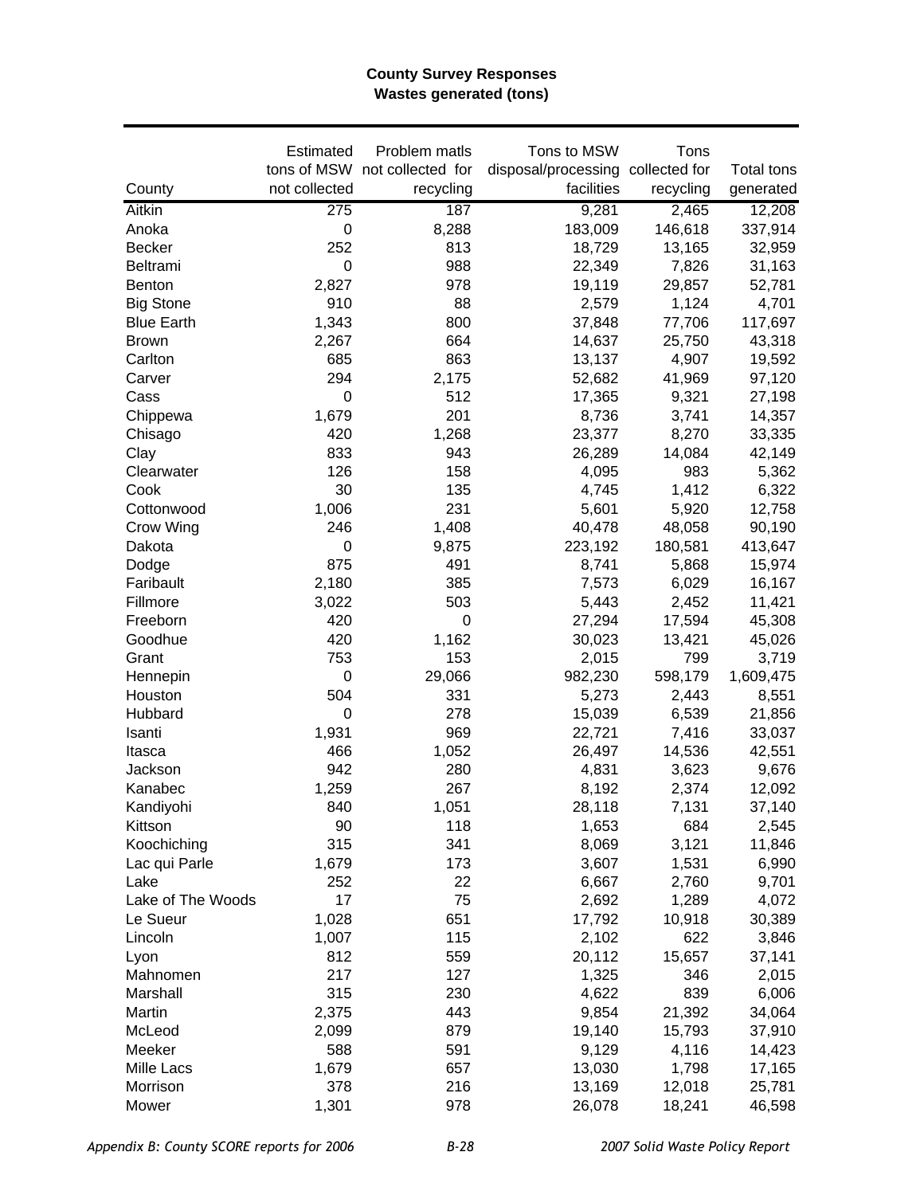**County Survey Responses**
**Wastes generated (tons)**

| County | Estimated tons of MSW not collected | Problem matls not collected for recycling | Tons to MSW disposal/processing facilities | Tons collected for recycling | Total tons generated |
|---|---|---|---|---|---|
| Aitkin | 275 | 187 | 9,281 | 2,465 | 12,208 |
| Anoka | 0 | 8,288 | 183,009 | 146,618 | 337,914 |
| Becker | 252 | 813 | 18,729 | 13,165 | 32,959 |
| Beltrami | 0 | 988 | 22,349 | 7,826 | 31,163 |
| Benton | 2,827 | 978 | 19,119 | 29,857 | 52,781 |
| Big Stone | 910 | 88 | 2,579 | 1,124 | 4,701 |
| Blue Earth | 1,343 | 800 | 37,848 | 77,706 | 117,697 |
| Brown | 2,267 | 664 | 14,637 | 25,750 | 43,318 |
| Carlton | 685 | 863 | 13,137 | 4,907 | 19,592 |
| Carver | 294 | 2,175 | 52,682 | 41,969 | 97,120 |
| Cass | 0 | 512 | 17,365 | 9,321 | 27,198 |
| Chippewa | 1,679 | 201 | 8,736 | 3,741 | 14,357 |
| Chisago | 420 | 1,268 | 23,377 | 8,270 | 33,335 |
| Clay | 833 | 943 | 26,289 | 14,084 | 42,149 |
| Clearwater | 126 | 158 | 4,095 | 983 | 5,362 |
| Cook | 30 | 135 | 4,745 | 1,412 | 6,322 |
| Cottonwood | 1,006 | 231 | 5,601 | 5,920 | 12,758 |
| Crow Wing | 246 | 1,408 | 40,478 | 48,058 | 90,190 |
| Dakota | 0 | 9,875 | 223,192 | 180,581 | 413,647 |
| Dodge | 875 | 491 | 8,741 | 5,868 | 15,974 |
| Faribault | 2,180 | 385 | 7,573 | 6,029 | 16,167 |
| Fillmore | 3,022 | 503 | 5,443 | 2,452 | 11,421 |
| Freeborn | 420 | 0 | 27,294 | 17,594 | 45,308 |
| Goodhue | 420 | 1,162 | 30,023 | 13,421 | 45,026 |
| Grant | 753 | 153 | 2,015 | 799 | 3,719 |
| Hennepin | 0 | 29,066 | 982,230 | 598,179 | 1,609,475 |
| Houston | 504 | 331 | 5,273 | 2,443 | 8,551 |
| Hubbard | 0 | 278 | 15,039 | 6,539 | 21,856 |
| Isanti | 1,931 | 969 | 22,721 | 7,416 | 33,037 |
| Itasca | 466 | 1,052 | 26,497 | 14,536 | 42,551 |
| Jackson | 942 | 280 | 4,831 | 3,623 | 9,676 |
| Kanabec | 1,259 | 267 | 8,192 | 2,374 | 12,092 |
| Kandiyohi | 840 | 1,051 | 28,118 | 7,131 | 37,140 |
| Kittson | 90 | 118 | 1,653 | 684 | 2,545 |
| Koochiching | 315 | 341 | 8,069 | 3,121 | 11,846 |
| Lac qui Parle | 1,679 | 173 | 3,607 | 1,531 | 6,990 |
| Lake | 252 | 22 | 6,667 | 2,760 | 9,701 |
| Lake of The Woods | 17 | 75 | 2,692 | 1,289 | 4,072 |
| Le Sueur | 1,028 | 651 | 17,792 | 10,918 | 30,389 |
| Lincoln | 1,007 | 115 | 2,102 | 622 | 3,846 |
| Lyon | 812 | 559 | 20,112 | 15,657 | 37,141 |
| Mahnomen | 217 | 127 | 1,325 | 346 | 2,015 |
| Marshall | 315 | 230 | 4,622 | 839 | 6,006 |
| Martin | 2,375 | 443 | 9,854 | 21,392 | 34,064 |
| McLeod | 2,099 | 879 | 19,140 | 15,793 | 37,910 |
| Meeker | 588 | 591 | 9,129 | 4,116 | 14,423 |
| Mille Lacs | 1,679 | 657 | 13,030 | 1,798 | 17,165 |
| Morrison | 378 | 216 | 13,169 | 12,018 | 25,781 |
| Mower | 1,301 | 978 | 26,078 | 18,241 | 46,598 |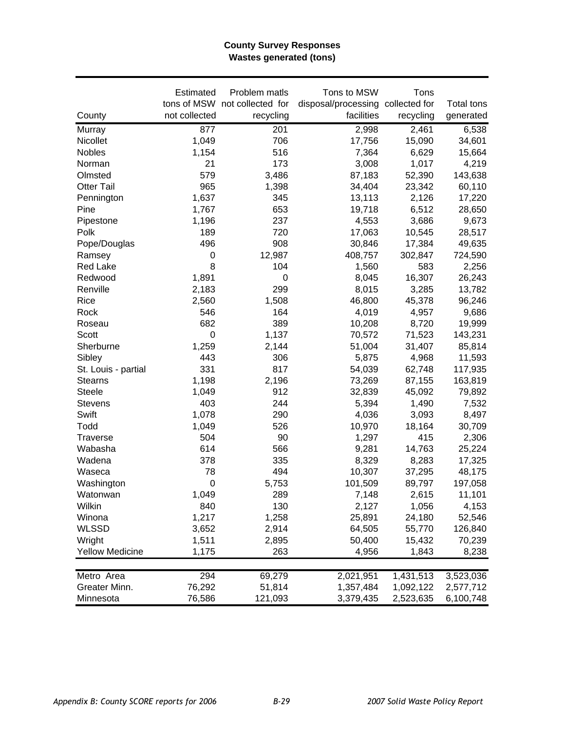**County Survey Responses**
**Wastes generated (tons)**

| County | Estimated tons of MSW not collected | Problem matls not collected for recycling | Tons to MSW disposal/processing facilities | Tons collected for recycling | Total tons generated |
|---|---|---|---|---|---|
| Murray | 877 | 201 | 2,998 | 2,461 | 6,538 |
| Nicollet | 1,049 | 706 | 17,756 | 15,090 | 34,601 |
| Nobles | 1,154 | 516 | 7,364 | 6,629 | 15,664 |
| Norman | 21 | 173 | 3,008 | 1,017 | 4,219 |
| Olmsted | 579 | 3,486 | 87,183 | 52,390 | 143,638 |
| Otter Tail | 965 | 1,398 | 34,404 | 23,342 | 60,110 |
| Pennington | 1,637 | 345 | 13,113 | 2,126 | 17,220 |
| Pine | 1,767 | 653 | 19,718 | 6,512 | 28,650 |
| Pipestone | 1,196 | 237 | 4,553 | 3,686 | 9,673 |
| Polk | 189 | 720 | 17,063 | 10,545 | 28,517 |
| Pope/Douglas | 496 | 908 | 30,846 | 17,384 | 49,635 |
| Ramsey | 0 | 12,987 | 408,757 | 302,847 | 724,590 |
| Red Lake | 8 | 104 | 1,560 | 583 | 2,256 |
| Redwood | 1,891 | 0 | 8,045 | 16,307 | 26,243 |
| Renville | 2,183 | 299 | 8,015 | 3,285 | 13,782 |
| Rice | 2,560 | 1,508 | 46,800 | 45,378 | 96,246 |
| Rock | 546 | 164 | 4,019 | 4,957 | 9,686 |
| Roseau | 682 | 389 | 10,208 | 8,720 | 19,999 |
| Scott | 0 | 1,137 | 70,572 | 71,523 | 143,231 |
| Sherburne | 1,259 | 2,144 | 51,004 | 31,407 | 85,814 |
| Sibley | 443 | 306 | 5,875 | 4,968 | 11,593 |
| St. Louis - partial | 331 | 817 | 54,039 | 62,748 | 117,935 |
| Stearns | 1,198 | 2,196 | 73,269 | 87,155 | 163,819 |
| Steele | 1,049 | 912 | 32,839 | 45,092 | 79,892 |
| Stevens | 403 | 244 | 5,394 | 1,490 | 7,532 |
| Swift | 1,078 | 290 | 4,036 | 3,093 | 8,497 |
| Todd | 1,049 | 526 | 10,970 | 18,164 | 30,709 |
| Traverse | 504 | 90 | 1,297 | 415 | 2,306 |
| Wabasha | 614 | 566 | 9,281 | 14,763 | 25,224 |
| Wadena | 378 | 335 | 8,329 | 8,283 | 17,325 |
| Waseca | 78 | 494 | 10,307 | 37,295 | 48,175 |
| Washington | 0 | 5,753 | 101,509 | 89,797 | 197,058 |
| Watonwan | 1,049 | 289 | 7,148 | 2,615 | 11,101 |
| Wilkin | 840 | 130 | 2,127 | 1,056 | 4,153 |
| Winona | 1,217 | 1,258 | 25,891 | 24,180 | 52,546 |
| WLSSD | 3,652 | 2,914 | 64,505 | 55,770 | 126,840 |
| Wright | 1,511 | 2,895 | 50,400 | 15,432 | 70,239 |
| Yellow Medicine | 1,175 | 263 | 4,956 | 1,843 | 8,238 |
| Metro Area | 294 | 69,279 | 2,021,951 | 1,431,513 | 3,523,036 |
| Greater Minn. | 76,292 | 51,814 | 1,357,484 | 1,092,122 | 2,577,712 |
| Minnesota | 76,586 | 121,093 | 3,379,435 | 2,523,635 | 6,100,748 |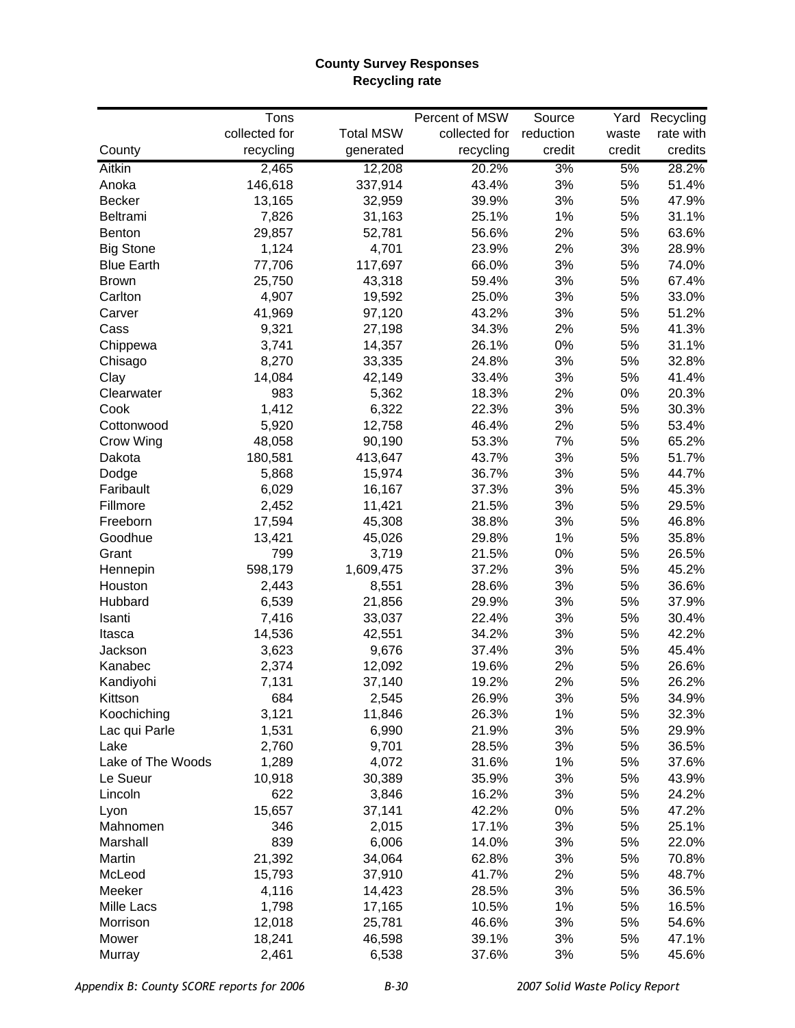**County Survey Responses**
**Recycling rate**

| County | Tons collected for recycling | Total MSW generated | Percent of MSW collected for recycling | Source reduction credit | Yard waste credit | Recycling rate with credits |
|---|---|---|---|---|---|---|
| Aitkin | 2,465 | 12,208 | 20.2% | 3% | 5% | 28.2% |
| Anoka | 146,618 | 337,914 | 43.4% | 3% | 5% | 51.4% |
| Becker | 13,165 | 32,959 | 39.9% | 3% | 5% | 47.9% |
| Beltrami | 7,826 | 31,163 | 25.1% | 1% | 5% | 31.1% |
| Benton | 29,857 | 52,781 | 56.6% | 2% | 5% | 63.6% |
| Big Stone | 1,124 | 4,701 | 23.9% | 2% | 3% | 28.9% |
| Blue Earth | 77,706 | 117,697 | 66.0% | 3% | 5% | 74.0% |
| Brown | 25,750 | 43,318 | 59.4% | 3% | 5% | 67.4% |
| Carlton | 4,907 | 19,592 | 25.0% | 3% | 5% | 33.0% |
| Carver | 41,969 | 97,120 | 43.2% | 3% | 5% | 51.2% |
| Cass | 9,321 | 27,198 | 34.3% | 2% | 5% | 41.3% |
| Chippewa | 3,741 | 14,357 | 26.1% | 0% | 5% | 31.1% |
| Chisago | 8,270 | 33,335 | 24.8% | 3% | 5% | 32.8% |
| Clay | 14,084 | 42,149 | 33.4% | 3% | 5% | 41.4% |
| Clearwater | 983 | 5,362 | 18.3% | 2% | 0% | 20.3% |
| Cook | 1,412 | 6,322 | 22.3% | 3% | 5% | 30.3% |
| Cottonwood | 5,920 | 12,758 | 46.4% | 2% | 5% | 53.4% |
| Crow Wing | 48,058 | 90,190 | 53.3% | 7% | 5% | 65.2% |
| Dakota | 180,581 | 413,647 | 43.7% | 3% | 5% | 51.7% |
| Dodge | 5,868 | 15,974 | 36.7% | 3% | 5% | 44.7% |
| Faribault | 6,029 | 16,167 | 37.3% | 3% | 5% | 45.3% |
| Fillmore | 2,452 | 11,421 | 21.5% | 3% | 5% | 29.5% |
| Freeborn | 17,594 | 45,308 | 38.8% | 3% | 5% | 46.8% |
| Goodhue | 13,421 | 45,026 | 29.8% | 1% | 5% | 35.8% |
| Grant | 799 | 3,719 | 21.5% | 0% | 5% | 26.5% |
| Hennepin | 598,179 | 1,609,475 | 37.2% | 3% | 5% | 45.2% |
| Houston | 2,443 | 8,551 | 28.6% | 3% | 5% | 36.6% |
| Hubbard | 6,539 | 21,856 | 29.9% | 3% | 5% | 37.9% |
| Isanti | 7,416 | 33,037 | 22.4% | 3% | 5% | 30.4% |
| Itasca | 14,536 | 42,551 | 34.2% | 3% | 5% | 42.2% |
| Jackson | 3,623 | 9,676 | 37.4% | 3% | 5% | 45.4% |
| Kanabec | 2,374 | 12,092 | 19.6% | 2% | 5% | 26.6% |
| Kandiyohi | 7,131 | 37,140 | 19.2% | 2% | 5% | 26.2% |
| Kittson | 684 | 2,545 | 26.9% | 3% | 5% | 34.9% |
| Koochiching | 3,121 | 11,846 | 26.3% | 1% | 5% | 32.3% |
| Lac qui Parle | 1,531 | 6,990 | 21.9% | 3% | 5% | 29.9% |
| Lake | 2,760 | 9,701 | 28.5% | 3% | 5% | 36.5% |
| Lake of The Woods | 1,289 | 4,072 | 31.6% | 1% | 5% | 37.6% |
| Le Sueur | 10,918 | 30,389 | 35.9% | 3% | 5% | 43.9% |
| Lincoln | 622 | 3,846 | 16.2% | 3% | 5% | 24.2% |
| Lyon | 15,657 | 37,141 | 42.2% | 0% | 5% | 47.2% |
| Mahnomen | 346 | 2,015 | 17.1% | 3% | 5% | 25.1% |
| Marshall | 839 | 6,006 | 14.0% | 3% | 5% | 22.0% |
| Martin | 21,392 | 34,064 | 62.8% | 3% | 5% | 70.8% |
| McLeod | 15,793 | 37,910 | 41.7% | 2% | 5% | 48.7% |
| Meeker | 4,116 | 14,423 | 28.5% | 3% | 5% | 36.5% |
| Mille Lacs | 1,798 | 17,165 | 10.5% | 1% | 5% | 16.5% |
| Morrison | 12,018 | 25,781 | 46.6% | 3% | 5% | 54.6% |
| Mower | 18,241 | 46,598 | 39.1% | 3% | 5% | 47.1% |
| Murray | 2,461 | 6,538 | 37.6% | 3% | 5% | 45.6% |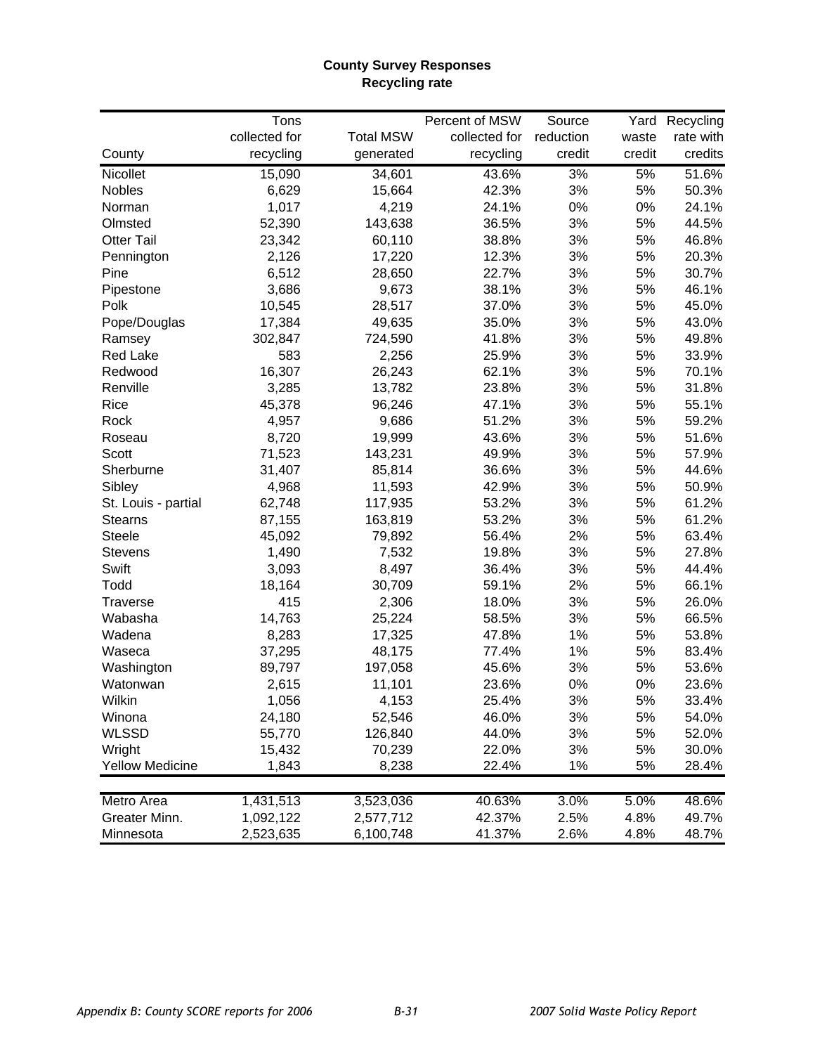**County Survey Responses**
**Recycling rate**

| County | Tons collected for recycling | Total MSW generated | Percent of MSW collected for recycling | Source reduction credit | Yard waste credit | Recycling rate with credits |
|---|---|---|---|---|---|---|
| Nicollet | 15,090 | 34,601 | 43.6% | 3% | 5% | 51.6% |
| Nobles | 6,629 | 15,664 | 42.3% | 3% | 5% | 50.3% |
| Norman | 1,017 | 4,219 | 24.1% | 0% | 0% | 24.1% |
| Olmsted | 52,390 | 143,638 | 36.5% | 3% | 5% | 44.5% |
| Otter Tail | 23,342 | 60,110 | 38.8% | 3% | 5% | 46.8% |
| Pennington | 2,126 | 17,220 | 12.3% | 3% | 5% | 20.3% |
| Pine | 6,512 | 28,650 | 22.7% | 3% | 5% | 30.7% |
| Pipestone | 3,686 | 9,673 | 38.1% | 3% | 5% | 46.1% |
| Polk | 10,545 | 28,517 | 37.0% | 3% | 5% | 45.0% |
| Pope/Douglas | 17,384 | 49,635 | 35.0% | 3% | 5% | 43.0% |
| Ramsey | 302,847 | 724,590 | 41.8% | 3% | 5% | 49.8% |
| Red Lake | 583 | 2,256 | 25.9% | 3% | 5% | 33.9% |
| Redwood | 16,307 | 26,243 | 62.1% | 3% | 5% | 70.1% |
| Renville | 3,285 | 13,782 | 23.8% | 3% | 5% | 31.8% |
| Rice | 45,378 | 96,246 | 47.1% | 3% | 5% | 55.1% |
| Rock | 4,957 | 9,686 | 51.2% | 3% | 5% | 59.2% |
| Roseau | 8,720 | 19,999 | 43.6% | 3% | 5% | 51.6% |
| Scott | 71,523 | 143,231 | 49.9% | 3% | 5% | 57.9% |
| Sherburne | 31,407 | 85,814 | 36.6% | 3% | 5% | 44.6% |
| Sibley | 4,968 | 11,593 | 42.9% | 3% | 5% | 50.9% |
| St. Louis - partial | 62,748 | 117,935 | 53.2% | 3% | 5% | 61.2% |
| Stearns | 87,155 | 163,819 | 53.2% | 3% | 5% | 61.2% |
| Steele | 45,092 | 79,892 | 56.4% | 2% | 5% | 63.4% |
| Stevens | 1,490 | 7,532 | 19.8% | 3% | 5% | 27.8% |
| Swift | 3,093 | 8,497 | 36.4% | 3% | 5% | 44.4% |
| Todd | 18,164 | 30,709 | 59.1% | 2% | 5% | 66.1% |
| Traverse | 415 | 2,306 | 18.0% | 3% | 5% | 26.0% |
| Wabasha | 14,763 | 25,224 | 58.5% | 3% | 5% | 66.5% |
| Wadena | 8,283 | 17,325 | 47.8% | 1% | 5% | 53.8% |
| Waseca | 37,295 | 48,175 | 77.4% | 1% | 5% | 83.4% |
| Washington | 89,797 | 197,058 | 45.6% | 3% | 5% | 53.6% |
| Watonwan | 2,615 | 11,101 | 23.6% | 0% | 0% | 23.6% |
| Wilkin | 1,056 | 4,153 | 25.4% | 3% | 5% | 33.4% |
| Winona | 24,180 | 52,546 | 46.0% | 3% | 5% | 54.0% |
| WLSSD | 55,770 | 126,840 | 44.0% | 3% | 5% | 52.0% |
| Wright | 15,432 | 70,239 | 22.0% | 3% | 5% | 30.0% |
| Yellow Medicine | 1,843 | 8,238 | 22.4% | 1% | 5% | 28.4% |
| Metro Area | 1,431,513 | 3,523,036 | 40.63% | 3.0% | 5.0% | 48.6% |
| Greater Minn. | 1,092,122 | 2,577,712 | 42.37% | 2.5% | 4.8% | 49.7% |
| Minnesota | 2,523,635 | 6,100,748 | 41.37% | 2.6% | 4.8% | 48.7% |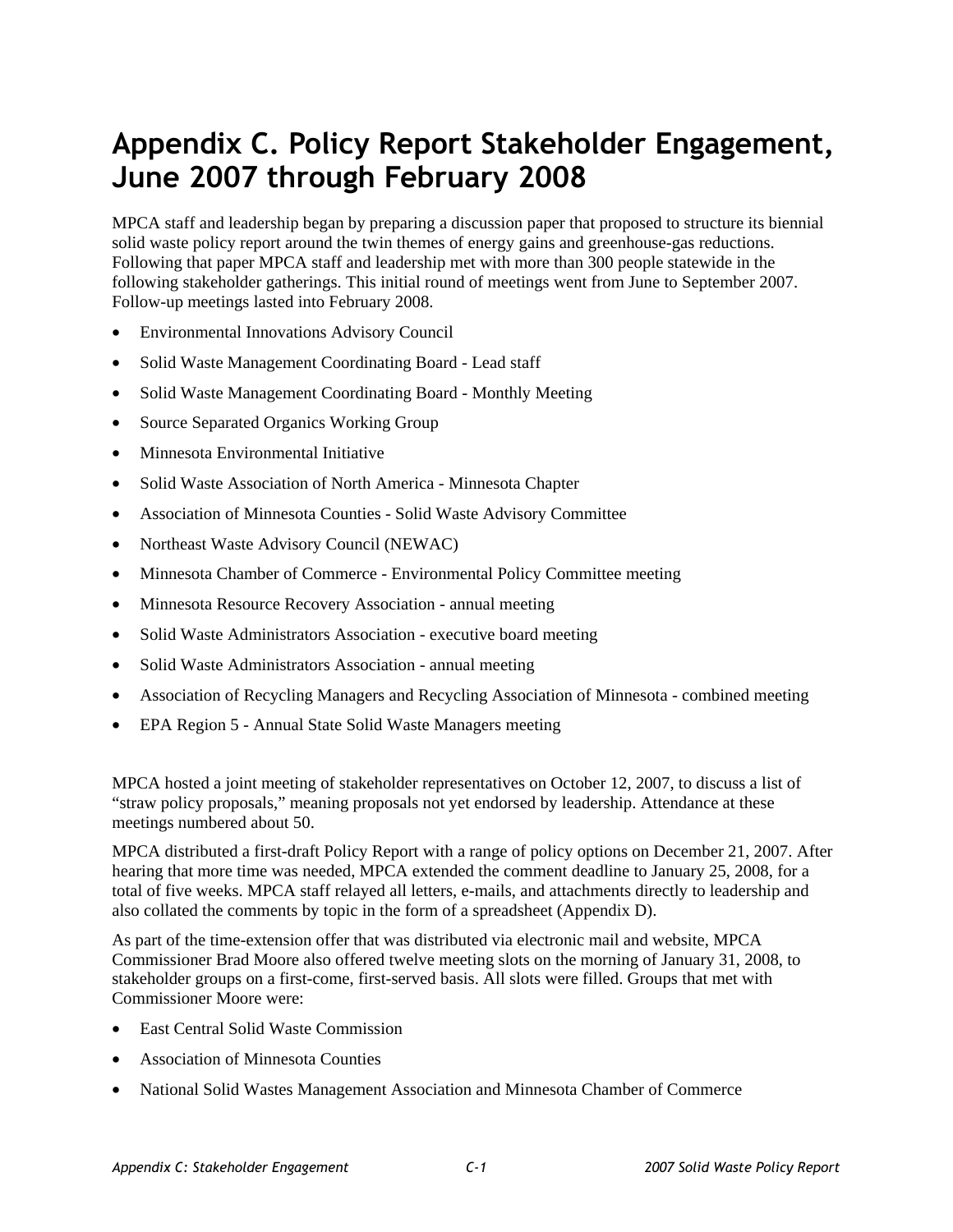# Appendix C. Policy Report Stakeholder Engagement, June 2007 through February 2008

MPCA staff and leadership began by preparing a discussion paper that proposed to structure its biennial solid waste policy report around the twin themes of energy gains and greenhouse-gas reductions. Following that paper MPCA staff and leadership met with more than 300 people statewide in the following stakeholder gatherings. This initial round of meetings went from June to September 2007. Follow-up meetings lasted into February 2008.

- Environmental Innovations Advisory Council
- Solid Waste Management Coordinating Board - Lead staff
- Solid Waste Management Coordinating Board - Monthly Meeting
- Source Separated Organics Working Group
- Minnesota Environmental Initiative
- Solid Waste Association of North America - Minnesota Chapter
- Association of Minnesota Counties - Solid Waste Advisory Committee
- Northeast Waste Advisory Council (NEWAC)
- Minnesota Chamber of Commerce - Environmental Policy Committee meeting
- Minnesota Resource Recovery Association - annual meeting
- Solid Waste Administrators Association - executive board meeting
- Solid Waste Administrators Association - annual meeting
- Association of Recycling Managers and Recycling Association of Minnesota - combined meeting
- EPA Region 5 - Annual State Solid Waste Managers meeting

MPCA hosted a joint meeting of stakeholder representatives on October 12, 2007, to discuss a list of "straw policy proposals," meaning proposals not yet endorsed by leadership. Attendance at these meetings numbered about 50.

MPCA distributed a first-draft Policy Report with a range of policy options on December 21, 2007. After hearing that more time was needed, MPCA extended the comment deadline to January 25, 2008, for a total of five weeks. MPCA staff relayed all letters, e-mails, and attachments directly to leadership and also collated the comments by topic in the form of a spreadsheet (Appendix D).

As part of the time-extension offer that was distributed via electronic mail and website, MPCA Commissioner Brad Moore also offered twelve meeting slots on the morning of January 31, 2008, to stakeholder groups on a first-come, first-served basis. All slots were filled. Groups that met with Commissioner Moore were:

- East Central Solid Waste Commission
- Association of Minnesota Counties
- National Solid Wastes Management Association and Minnesota Chamber of Commerce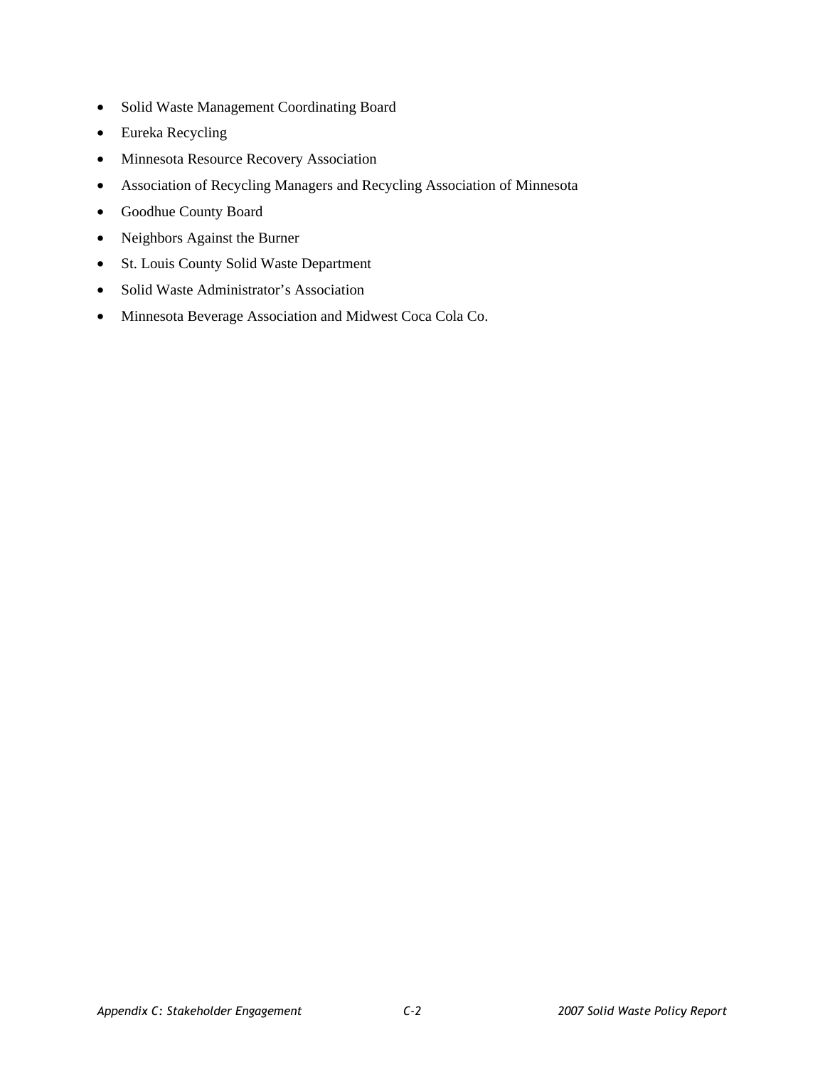- Solid Waste Management Coordinating Board
- Eureka Recycling
- Minnesota Resource Recovery Association
- Association of Recycling Managers and Recycling Association of Minnesota
- Goodhue County Board
- Neighbors Against the Burner
- St. Louis County Solid Waste Department
- Solid Waste Administrator's Association
- Minnesota Beverage Association and Midwest Coca Cola Co.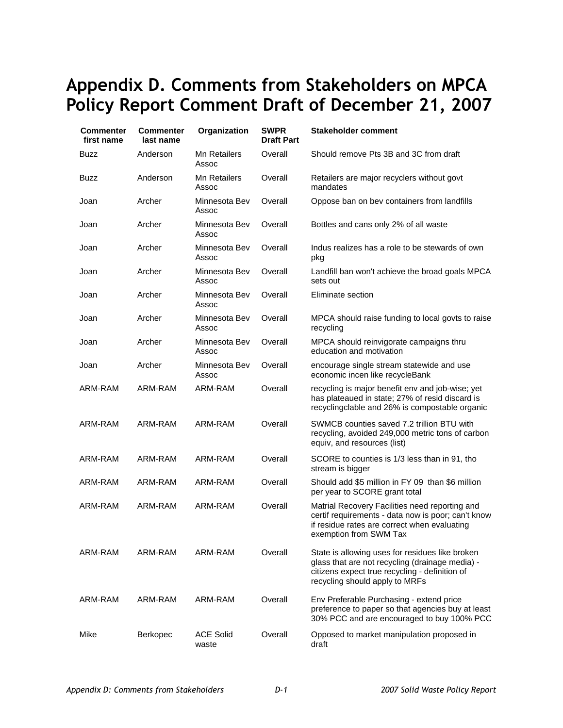# Appendix D. Comments from Stakeholders on MPCA Policy Report Comment Draft of December 21, 2007

| Commenter first name | Commenter last name | Organization | SWPR Draft Part | Stakeholder comment |
|---|---|---|---|---|
| Buzz | Anderson | Mn Retailers Assoc | Overall | Should remove Pts 3B and 3C from draft |
| Buzz | Anderson | Mn Retailers Assoc | Overall | Retailers are major recyclers without govt mandates |
| Joan | Archer | Minnesota Bev Assoc | Overall | Oppose ban on bev containers from landfills |
| Joan | Archer | Minnesota Bev Assoc | Overall | Bottles and cans only 2% of all waste |
| Joan | Archer | Minnesota Bev Assoc | Overall | Indus realizes has a role to be stewards of own pkg |
| Joan | Archer | Minnesota Bev Assoc | Overall | Landfill ban won't achieve the broad goals MPCA sets out |
| Joan | Archer | Minnesota Bev Assoc | Overall | Eliminate section |
| Joan | Archer | Minnesota Bev Assoc | Overall | MPCA should raise funding to local govts to raise recycling |
| Joan | Archer | Minnesota Bev Assoc | Overall | MPCA should reinvigorate campaigns thru education and motivation |
| Joan | Archer | Minnesota Bev Assoc | Overall | encourage single stream statewide and use economic incen like recycleBank |
| ARM-RAM | ARM-RAM | ARM-RAM | Overall | recycling is major benefit env and job-wise; yet has plateaued in state; 27% of resid discard is recyclingclable and 26% is compostable organic |
| ARM-RAM | ARM-RAM | ARM-RAM | Overall | SWMCB counties saved 7.2 trillion BTU with recycling, avoided 249,000 metric tons of carbon equiv, and resources (list) |
| ARM-RAM | ARM-RAM | ARM-RAM | Overall | SCORE to counties is 1/3 less than in 91, tho stream is bigger |
| ARM-RAM | ARM-RAM | ARM-RAM | Overall | Should add $5 million in FY 09 than $6 million per year to SCORE grant total |
| ARM-RAM | ARM-RAM | ARM-RAM | Overall | Matrial Recovery Facilities need reporting and certif requirements - data now is poor; can't know if residue rates are correct when evaluating exemption from SWM Tax |
| ARM-RAM | ARM-RAM | ARM-RAM | Overall | State is allowing uses for residues like broken glass that are not recycling (drainage media) - citizens expect true recycling - definition of recycling should apply to MRFs |
| ARM-RAM | ARM-RAM | ARM-RAM | Overall | Env Preferable Purchasing - extend price preference to paper so that agencies buy at least 30% PCC and are encouraged to buy 100% PCC |
| Mike | Berkopec | ACE Solid waste | Overall | Opposed to market manipulation proposed in draft |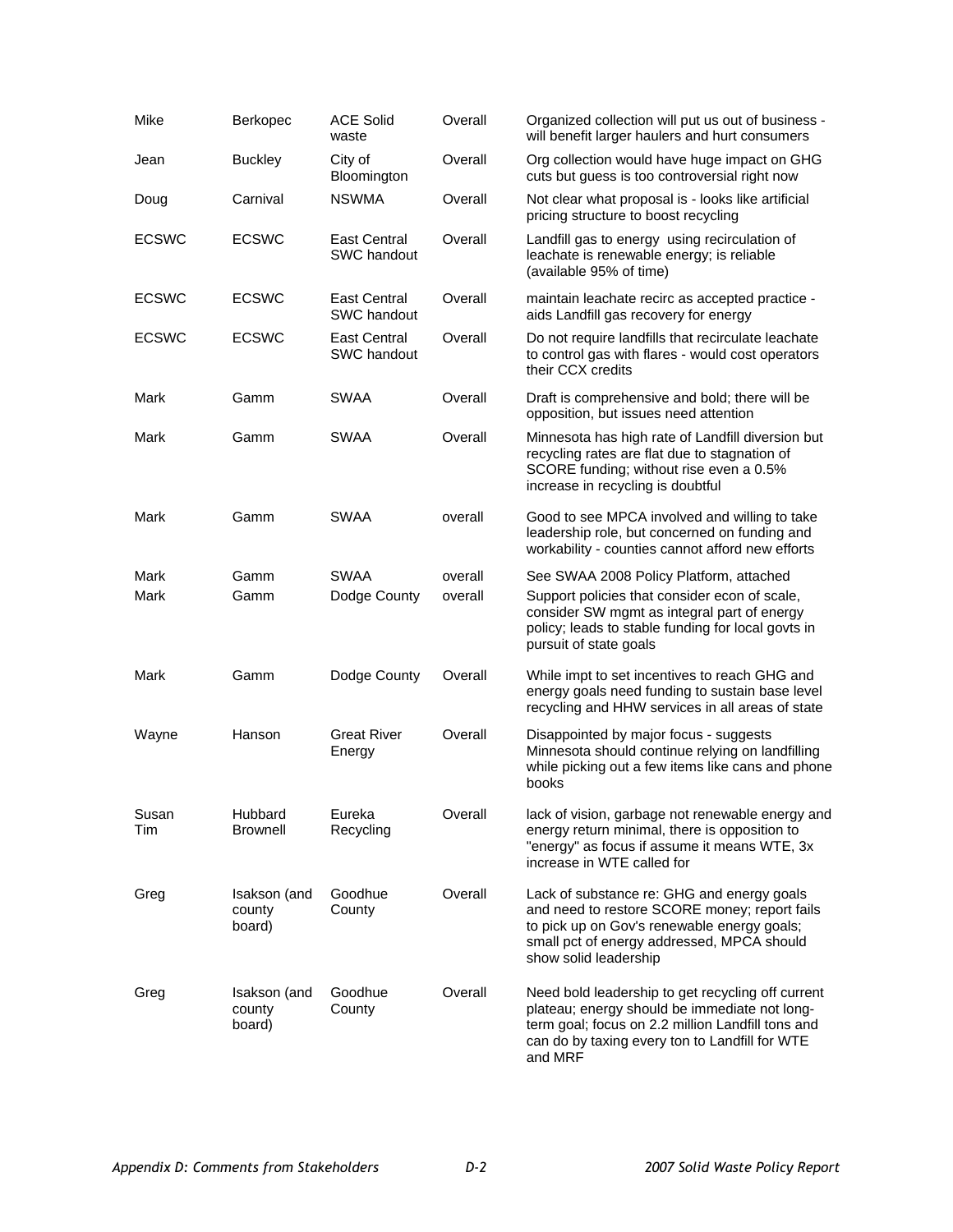| | | | | |
|---|---|---|---|---|
| Mike | Berkopec | ACE Solid waste | Overall | Organized collection will put us out of business - will benefit larger haulers and hurt consumers |
| Jean | Buckley | City of Bloomington | Overall | Org collection would have huge impact on GHG cuts but guess is too controversial right now |
| Doug | Carnival | NSWMA | Overall | Not clear what proposal is - looks like artificial pricing structure to boost recycling |
| ECSWC | ECSWC | East Central SWC handout | Overall | Landfill gas to energy using recirculation of leachate is renewable energy; is reliable (available 95% of time) |
| ECSWC | ECSWC | East Central SWC handout | Overall | maintain leachate recirc as accepted practice - aids Landfill gas recovery for energy |
| ECSWC | ECSWC | East Central SWC handout | Overall | Do not require landfills that recirculate leachate to control gas with flares - would cost operators their CCX credits |
| Mark | Gamm | SWAA | Overall | Draft is comprehensive and bold; there will be opposition, but issues need attention |
| Mark | Gamm | SWAA | Overall | Minnesota has high rate of Landfill diversion but recycling rates are flat due to stagnation of SCORE funding; without rise even a 0.5% increase in recycling is doubtful |
| Mark | Gamm | SWAA | overall | Good to see MPCA involved and willing to take leadership role, but concerned on funding and workability - counties cannot afford new efforts |
| Mark | Gamm | SWAA | overall | See SWAA 2008 Policy Platform, attached |
| Mark | Gamm | Dodge County | overall | Support policies that consider econ of scale, consider SW mgmt as integral part of energy policy; leads to stable funding for local govts in pursuit of state goals |
| Mark | Gamm | Dodge County | Overall | While impt to set incentives to reach GHG and energy goals need funding to sustain base level recycling and HHW services in all areas of state |
| Wayne | Hanson | Great River Energy | Overall | Disappointed by major focus - suggests Minnesota should continue relying on landfilling while picking out a few items like cans and phone books |
| Susan Tim | Hubbard Brownell | Eureka Recycling | Overall | lack of vision, garbage not renewable energy and energy return minimal, there is opposition to "energy" as focus if assume it means WTE, 3x increase in WTE called for |
| Greg | Isakson (and county board) | Goodhue County | Overall | Lack of substance re: GHG and energy goals and need to restore SCORE money; report fails to pick up on Gov's renewable energy goals; small pct of energy addressed, MPCA should show solid leadership |
| Greg | Isakson (and county board) | Goodhue County | Overall | Need bold leadership to get recycling off current plateau; energy should be immediate not long-term goal; focus on 2.2 million Landfill tons and can do by taxing every ton to Landfill for WTE and MRF |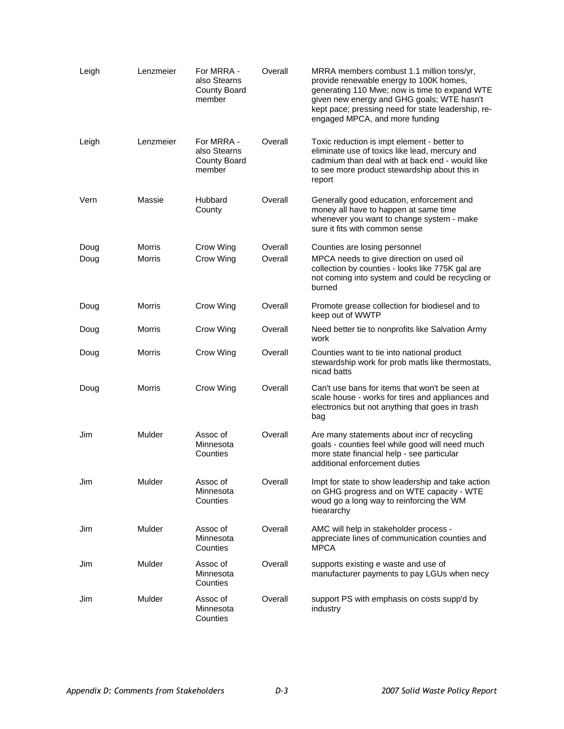| | | | | |
|---|---|---|---|---|
| Leigh | Lenzmeier | For MRRA - also Stearns County Board member | Overall | MRRA members combust 1.1 million tons/yr, provide renewable energy to 100K homes, generating 110 Mwe; now is time to expand WTE given new energy and GHG goals; WTE hasn't kept pace; pressing need for state leadership, re-engaged MPCA, and more funding |
| Leigh | Lenzmeier | For MRRA - also Stearns County Board member | Overall | Toxic reduction is impt element - better to eliminate use of toxics like lead, mercury and cadmium than deal with at back end - would like to see more product stewardship about this in report |
| Vern | Massie | Hubbard County | Overall | Generally good education, enforcement and money all have to happen at same time whenever you want to change system - make sure it fits with common sense |
| Doug | Morris | Crow Wing | Overall | Counties are losing personnel |
| Doug | Morris | Crow Wing | Overall | MPCA needs to give direction on used oil collection by counties - looks like 775K gal are not coming into system and could be recycling or burned |
| Doug | Morris | Crow Wing | Overall | Promote grease collection for biodiesel and to keep out of WWTP |
| Doug | Morris | Crow Wing | Overall | Need better tie to nonprofits like Salvation Army work |
| Doug | Morris | Crow Wing | Overall | Counties want to tie into national product stewardship work for prob matls like thermostats, nicad batts |
| Doug | Morris | Crow Wing | Overall | Can't use bans for items that won't be seen at scale house - works for tires and appliances and electronics but not anything that goes in trash bag |
| Jim | Mulder | Assoc of Minnesota Counties | Overall | Are many statements about incr of recycling goals - counties feel while good will need much more state financial help - see particular additional enforcement duties |
| Jim | Mulder | Assoc of Minnesota Counties | Overall | Impt for state to show leadership and take action on GHG progress and on WTE capacity - WTE woud go a long way to reinforcing the WM hieararchy |
| Jim | Mulder | Assoc of Minnesota Counties | Overall | AMC will help in stakeholder process - appreciate lines of communication counties and MPCA |
| Jim | Mulder | Assoc of Minnesota Counties | Overall | supports existing e waste and use of manufacturer payments to pay LGUs when necy |
| Jim | Mulder | Assoc of Minnesota Counties | Overall | support PS with emphasis on costs supp'd by industry |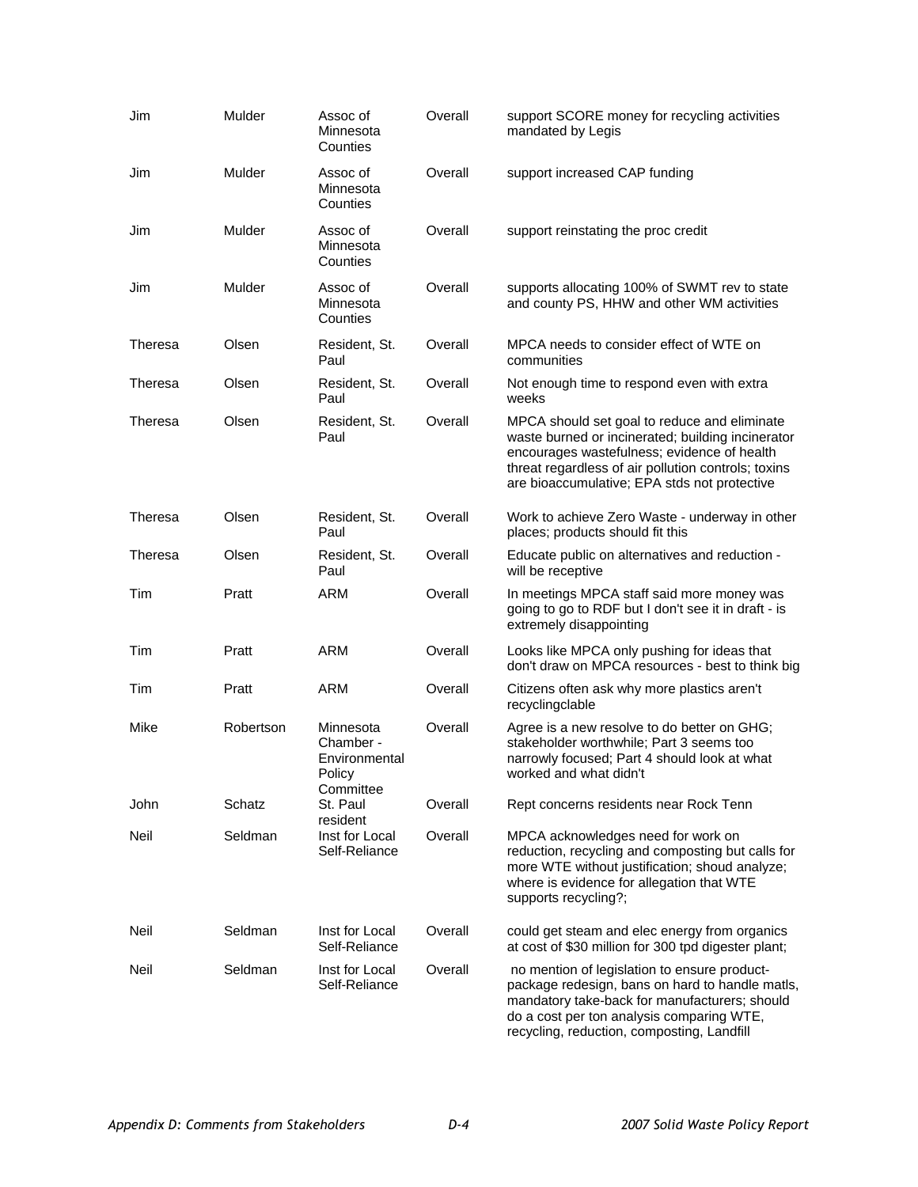| | | | | |
|---|---|---|---|---|
| Jim | Mulder | Assoc of Minnesota Counties | Overall | support SCORE money for recycling activities mandated by Legis |
| Jim | Mulder | Assoc of Minnesota Counties | Overall | support increased CAP funding |
| Jim | Mulder | Assoc of Minnesota Counties | Overall | support reinstating the proc credit |
| Jim | Mulder | Assoc of Minnesota Counties | Overall | supports allocating 100% of SWMT rev to state and county PS, HHW and other WM activities |
| Theresa | Olsen | Resident, St. Paul | Overall | MPCA needs to consider effect of WTE on communities |
| Theresa | Olsen | Resident, St. Paul | Overall | Not enough time to respond even with extra weeks |
| Theresa | Olsen | Resident, St. Paul | Overall | MPCA should set goal to reduce and eliminate waste burned or incinerated; building incinerator encourages wastefulness; evidence of health threat regardless of air pollution controls; toxins are bioaccumulative; EPA stds not protective |
| Theresa | Olsen | Resident, St. Paul | Overall | Work to achieve Zero Waste - underway in other places; products should fit this |
| Theresa | Olsen | Resident, St. Paul | Overall | Educate public on alternatives and reduction - will be receptive |
| Tim | Pratt | ARM | Overall | In meetings MPCA staff said more money was going to go to RDF but I don't see it in draft - is extremely disappointing |
| Tim | Pratt | ARM | Overall | Looks like MPCA only pushing for ideas that don't draw on MPCA resources - best to think big |
| Tim | Pratt | ARM | Overall | Citizens often ask why more plastics aren't recyclingclable |
| Mike | Robertson | Minnesota Chamber - Environmental Policy Committee | Overall | Agree is a new resolve to do better on GHG; stakeholder worthwhile; Part 3 seems too narrowly focused; Part 4 should look at what worked and what didn't |
| John | Schatz | St. Paul resident | Overall | Rept concerns residents near Rock Tenn |
| Neil | Seldman | Inst for Local Self-Reliance | Overall | MPCA acknowledges need for work on reduction, recycling and composting but calls for more WTE without justification; shoud analyze; where is evidence for allegation that WTE supports recycling?; |
| Neil | Seldman | Inst for Local Self-Reliance | Overall | could get steam and elec energy from organics at cost of $30 million for 300 tpd digester plant; |
| Neil | Seldman | Inst for Local Self-Reliance | Overall | no mention of legislation to ensure product-package redesign, bans on hard to handle matls, mandatory take-back for manufacturers; should do a cost per ton analysis comparing WTE, recycling, reduction, composting, Landfill |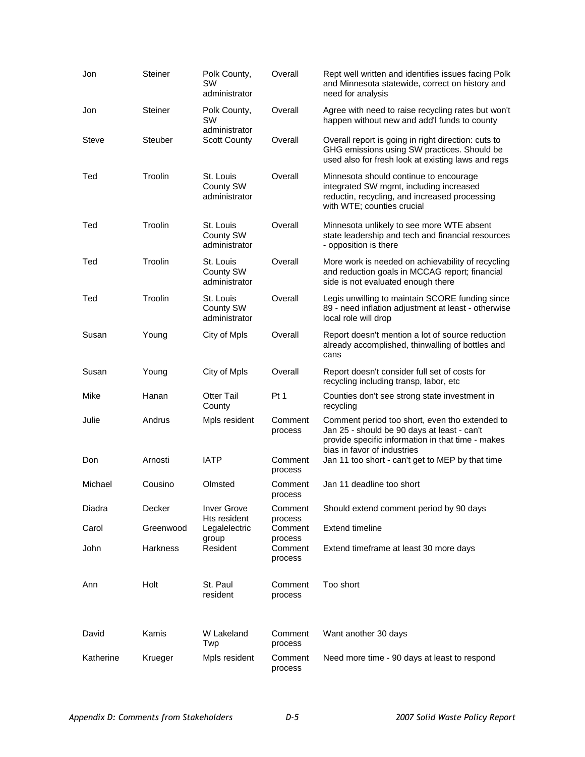| | | | | |
|---|---|---|---|---|
| Jon | Steiner | Polk County, SW administrator | Overall | Rept well written and identifies issues facing Polk and Minnesota statewide, correct on history and need for analysis |
| Jon | Steiner | Polk County, SW administrator | Overall | Agree with need to raise recycling rates but won't happen without new and add'l funds to county |
| Steve | Steuber | Scott County | Overall | Overall report is going in right direction: cuts to GHG emissions using SW practices. Should be used also for fresh look at existing laws and regs |
| Ted | Troolin | St. Louis County SW administrator | Overall | Minnesota should continue to encourage integrated SW mgmt, including increased reductin, recycling, and increased processing with WTE; counties crucial |
| Ted | Troolin | St. Louis County SW administrator | Overall | Minnesota unlikely to see more WTE absent state leadership and tech and financial resources - opposition is there |
| Ted | Troolin | St. Louis County SW administrator | Overall | More work is needed on achievability of recycling and reduction goals in MCCAG report; financial side is not evaluated enough there |
| Ted | Troolin | St. Louis County SW administrator | Overall | Legis unwilling to maintain SCORE funding since 89 - need inflation adjustment at least - otherwise local role will drop |
| Susan | Young | City of Mpls | Overall | Report doesn't mention a lot of source reduction already accomplished, thinwalling of bottles and cans |
| Susan | Young | City of Mpls | Overall | Report doesn't consider full set of costs for recycling including transp, labor, etc |
| Mike | Hanan | Otter Tail County | Pt 1 | Counties don't see strong state investment in recycling |
| Julie | Andrus | Mpls resident | Comment process | Comment period too short, even tho extended to Jan 25 - should be 90 days at least - can't provide specific information in that time - makes bias in favor of industries |
| Don | Arnosti | IATP | Comment process | Jan 11 too short - can't get to MEP by that time |
| Michael | Cousino | Olmsted | Comment process | Jan 11 deadline too short |
| Diadra | Decker | Inver Grove Hts resident | Comment process | Should extend comment period by 90 days |
| Carol | Greenwood | Legalelectric group | Comment process | Extend timeline |
| John | Harkness | Resident | Comment process | Extend timeframe at least 30 more days |
| Ann | Holt | St. Paul resident | Comment process | Too short |
| David | Kamis | W Lakeland Twp | Comment process | Want another 30 days |
| Katherine | Krueger | Mpls resident | Comment process | Need more time - 90 days at least to respond |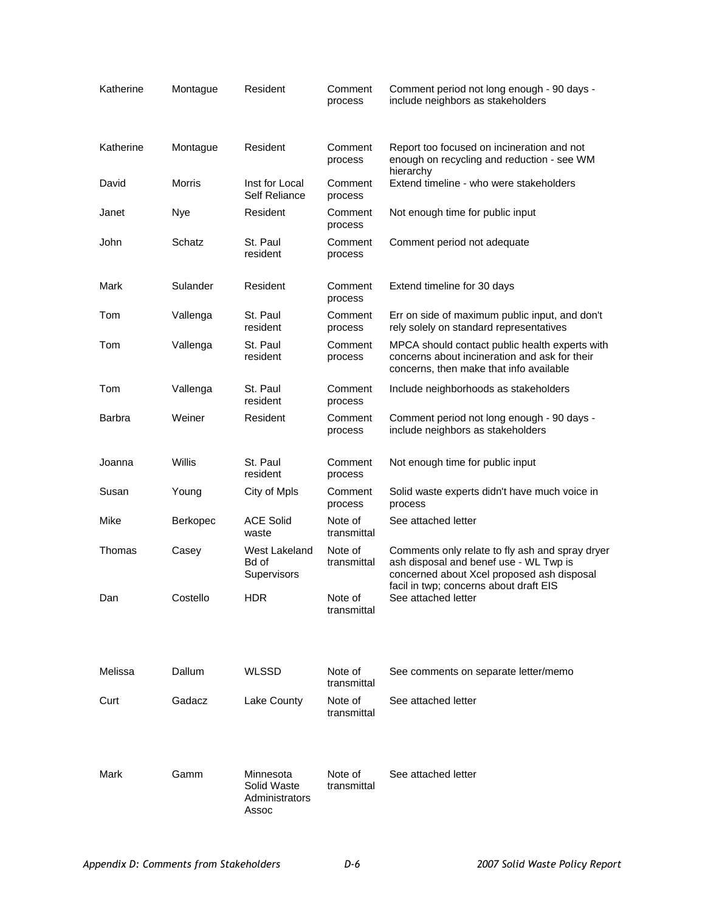| | | | | |
|---|---|---|---|---|
| Katherine | Montague | Resident | Comment process | Comment period not long enough - 90 days - include neighbors as stakeholders |
| Katherine | Montague | Resident | Comment process | Report too focused on incineration and not enough on recycling and reduction - see WM hierarchy |
| David | Morris | Inst for Local Self Reliance | Comment process | Extend timeline - who were stakeholders |
| Janet | Nye | Resident | Comment process | Not enough time for public input |
| John | Schatz | St. Paul resident | Comment process | Comment period not adequate |
| Mark | Sulander | Resident | Comment process | Extend timeline for 30 days |
| Tom | Vallenga | St. Paul resident | Comment process | Err on side of maximum public input, and don't rely solely on standard representatives |
| Tom | Vallenga | St. Paul resident | Comment process | MPCA should contact public health experts with concerns about incineration and ask for their concerns, then make that info available |
| Tom | Vallenga | St. Paul resident | Comment process | Include neighborhoods as stakeholders |
| Barbra | Weiner | Resident | Comment process | Comment period not long enough - 90 days - include neighbors as stakeholders |
| Joanna | Willis | St. Paul resident | Comment process | Not enough time for public input |
| Susan | Young | City of Mpls | Comment process | Solid waste experts didn't have much voice in process |
| Mike | Berkopec | ACE Solid waste | Note of transmittal | See attached letter |
| Thomas | Casey | West Lakeland Bd of Supervisors | Note of transmittal | Comments only relate to fly ash and spray dryer ash disposal and benef use - WL Twp is concerned about Xcel proposed ash disposal facil in twp; concerns about draft EIS |
| Dan | Costello | HDR | Note of transmittal | See attached letter |
| Melissa | Dallum | WLSSD | Note of transmittal | See comments on separate letter/memo |
| Curt | Gadacz | Lake County | Note of transmittal | See attached letter |
| Mark | Gamm | Minnesota Solid Waste Administrators Assoc | Note of transmittal | See attached letter |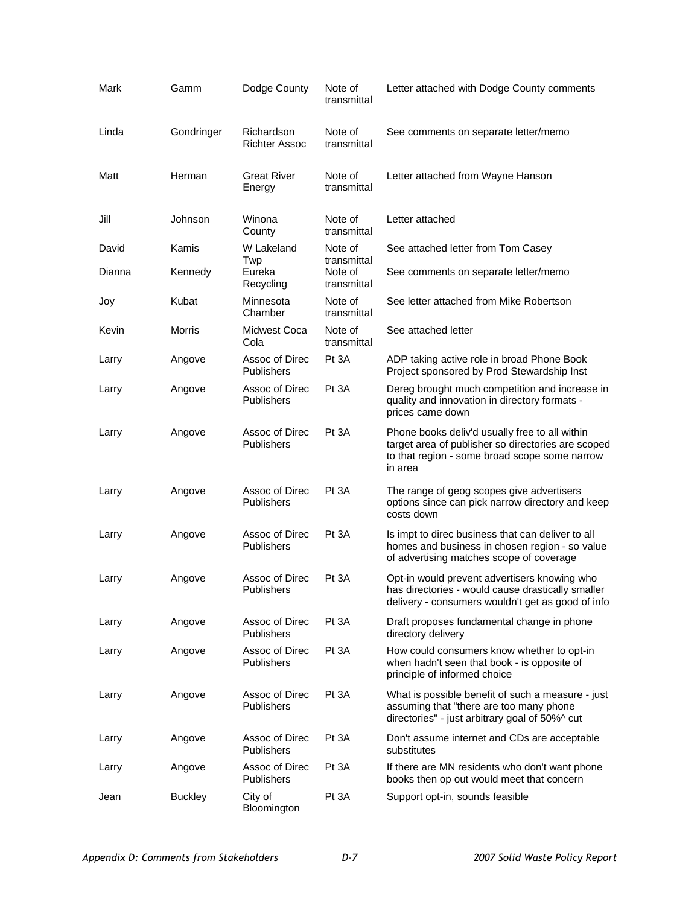| | | | | |
|---|---|---|---|---|
| Mark | Gamm | Dodge County | Note of transmittal | Letter attached with Dodge County comments |
| Linda | Gondringer | Richardson Richter Assoc | Note of transmittal | See comments on separate letter/memo |
| Matt | Herman | Great River Energy | Note of transmittal | Letter attached from Wayne Hanson |
| Jill | Johnson | Winona County | Note of transmittal | Letter attached |
| David | Kamis | W Lakeland Twp | Note of transmittal | See attached letter from Tom Casey |
| Dianna | Kennedy | Eureka Recycling | Note of transmittal | See comments on separate letter/memo |
| Joy | Kubat | Minnesota Chamber | Note of transmittal | See letter attached from Mike Robertson |
| Kevin | Morris | Midwest Coca Cola | Note of transmittal | See attached letter |
| Larry | Angove | Assoc of Direc Publishers | Pt 3A | ADP taking active role in broad Phone Book Project sponsored by Prod Stewardship Inst |
| Larry | Angove | Assoc of Direc Publishers | Pt 3A | Dereg brought much competition and increase in quality and innovation in directory formats - prices came down |
| Larry | Angove | Assoc of Direc Publishers | Pt 3A | Phone books deliv'd usually free to all within target area of publisher so directories are scoped to that region - some broad scope some narrow in area |
| Larry | Angove | Assoc of Direc Publishers | Pt 3A | The range of geog scopes give advertisers options since can pick narrow directory and keep costs down |
| Larry | Angove | Assoc of Direc Publishers | Pt 3A | Is impt to direc business that can deliver to all homes and business in chosen region - so value of advertising matches scope of coverage |
| Larry | Angove | Assoc of Direc Publishers | Pt 3A | Opt-in would prevent advertisers knowing who has directories - would cause drastically smaller delivery - consumers wouldn't get as good of info |
| Larry | Angove | Assoc of Direc Publishers | Pt 3A | Draft proposes fundamental change in phone directory delivery |
| Larry | Angove | Assoc of Direc Publishers | Pt 3A | How could consumers know whether to opt-in when hadn't seen that book - is opposite of principle of informed choice |
| Larry | Angove | Assoc of Direc Publishers | Pt 3A | What is possible benefit of such a measure - just assuming that "there are too many phone directories" - just arbitrary goal of 50%^ cut |
| Larry | Angove | Assoc of Direc Publishers | Pt 3A | Don't assume internet and CDs are acceptable substitutes |
| Larry | Angove | Assoc of Direc Publishers | Pt 3A | If there are MN residents who don't want phone books then op out would meet that concern |
| Jean | Buckley | City of Bloomington | Pt 3A | Support opt-in, sounds feasible |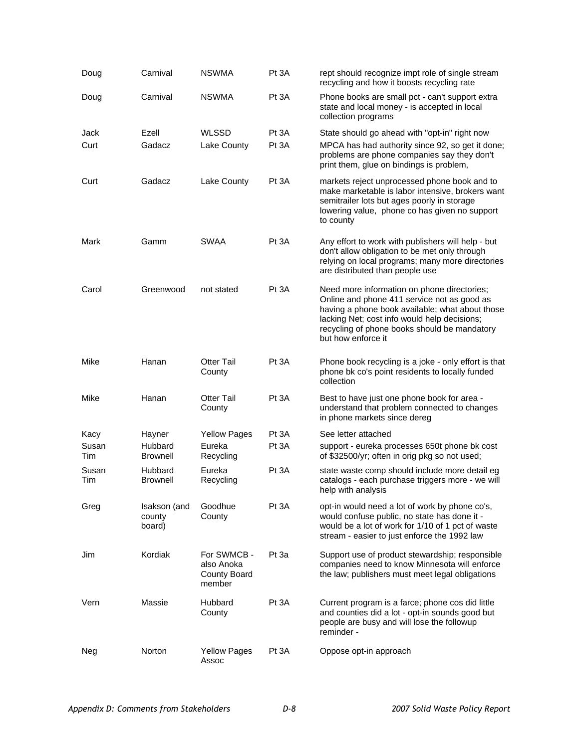| | | | | |
|---|---|---|---|---|
| Doug | Carnival | NSWMA | Pt 3A | rept should recognize impt role of single stream recycling and how it boosts recycling rate |
| Doug | Carnival | NSWMA | Pt 3A | Phone books are small pct - can't support extra state and local money - is accepted in local collection programs |
| Jack | Ezell | WLSSD | Pt 3A | State should go ahead with "opt-in" right now |
| Curt | Gadacz | Lake County | Pt 3A | MPCA has had authority since 92, so get it done; problems are phone companies say they don't print them, glue on bindings is problem, |
| Curt | Gadacz | Lake County | Pt 3A | markets reject unprocessed phone book and to make marketable is labor intensive, brokers want semitrailer lots but ages poorly in storage lowering value, phone co has given no support to county |
| Mark | Gamm | SWAA | Pt 3A | Any effort to work with publishers will help - but don't allow obligation to be met only through relying on local programs; many more directories are distributed than people use |
| Carol | Greenwood | not stated | Pt 3A | Need more information on phone directories; Online and phone 411 service not as good as having a phone book available; what about those lacking Net; cost info would help decisions; recycling of phone books should be mandatory but how enforce it |
| Mike | Hanan | Otter Tail County | Pt 3A | Phone book recycling is a joke - only effort is that phone bk co's point residents to locally funded collection |
| Mike | Hanan | Otter Tail County | Pt 3A | Best to have just one phone book for area - understand that problem connected to changes in phone markets since dereg |
| Kacy | Hayner | Yellow Pages | Pt 3A | See letter attached |
| Susan Tim | Hubbard Brownell | Eureka Recycling | Pt 3A | support - eureka processes 650t phone bk cost of $32500/yr; often in orig pkg so not used; |
| Susan Tim | Hubbard Brownell | Eureka Recycling | Pt 3A | state waste comp should include more detail eg catalogs - each purchase triggers more - we will help with analysis |
| Greg | Isakson (and county board) | Goodhue County | Pt 3A | opt-in would need a lot of work by phone co's, would confuse public, no state has done it - would be a lot of work for 1/10 of 1 pct of waste stream - easier to just enforce the 1992 law |
| Jim | Kordiak | For SWMCB - also Anoka County Board member | Pt 3a | Support use of product stewardship; responsible companies need to know Minnesota will enforce the law; publishers must meet legal obligations |
| Vern | Massie | Hubbard County | Pt 3A | Current program is a farce; phone cos did little and counties did a lot - opt-in sounds good but people are busy and will lose the followup reminder - |
| Neg | Norton | Yellow Pages Assoc | Pt 3A | Oppose opt-in approach |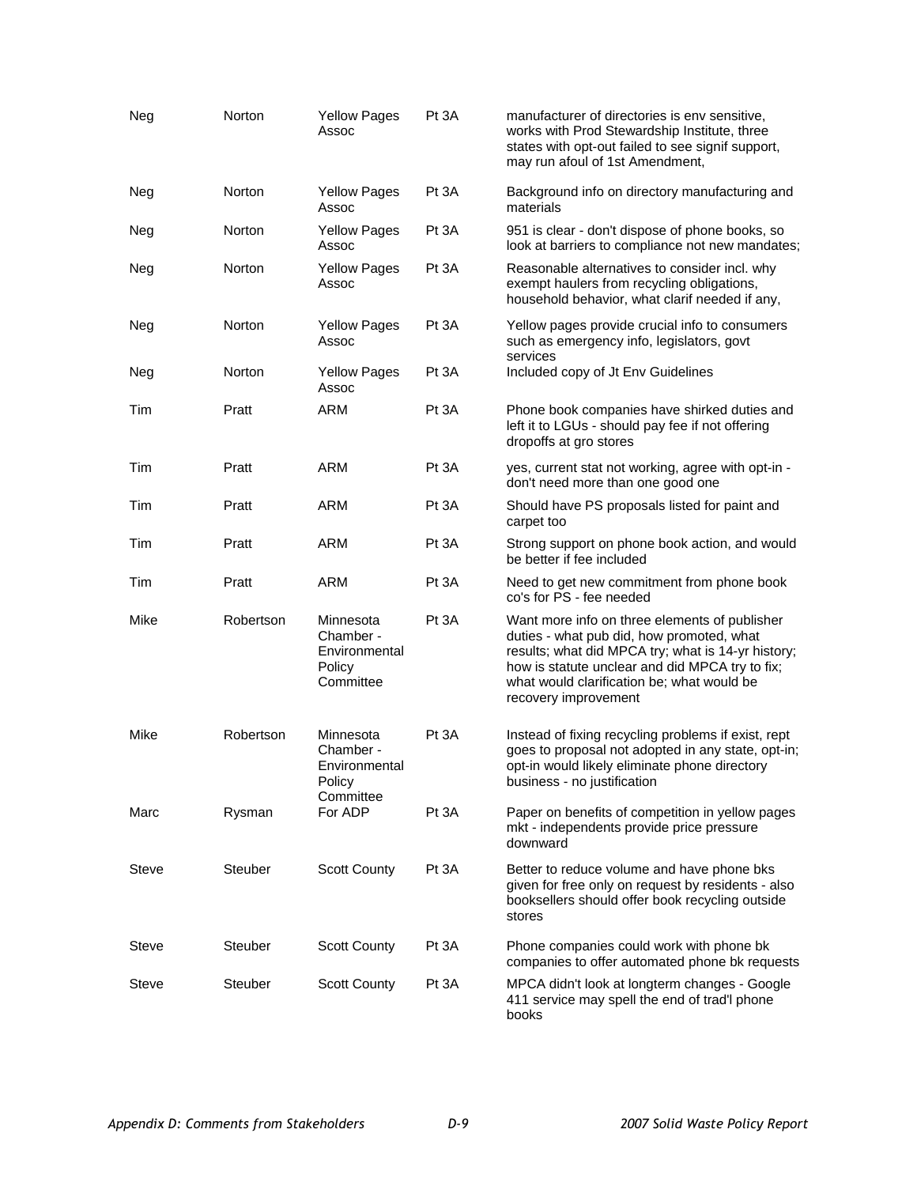| | | | | |
|---|---|---|---|---|
| Neg | Norton | Yellow Pages Assoc | Pt 3A | manufacturer of directories is env sensitive, works with Prod Stewardship Institute, three states with opt-out failed to see signif support, may run afoul of 1st Amendment, |
| Neg | Norton | Yellow Pages Assoc | Pt 3A | Background info on directory manufacturing and materials |
| Neg | Norton | Yellow Pages Assoc | Pt 3A | 951 is clear - don't dispose of phone books, so look at barriers to compliance not new mandates; |
| Neg | Norton | Yellow Pages Assoc | Pt 3A | Reasonable alternatives to consider incl. why exempt haulers from recycling obligations, household behavior, what clarif needed if any, |
| Neg | Norton | Yellow Pages Assoc | Pt 3A | Yellow pages provide crucial info to consumers such as emergency info, legislators, govt services |
| Neg | Norton | Yellow Pages Assoc | Pt 3A | Included copy of Jt Env Guidelines |
| Tim | Pratt | ARM | Pt 3A | Phone book companies have shirked duties and left it to LGUs - should pay fee if not offering dropoffs at gro stores |
| Tim | Pratt | ARM | Pt 3A | yes, current stat not working, agree with opt-in - don't need more than one good one |
| Tim | Pratt | ARM | Pt 3A | Should have PS proposals listed for paint and carpet too |
| Tim | Pratt | ARM | Pt 3A | Strong support on phone book action, and would be better if fee included |
| Tim | Pratt | ARM | Pt 3A | Need to get new commitment from phone book co's for PS - fee needed |
| Mike | Robertson | Minnesota Chamber - Environmental Policy Committee | Pt 3A | Want more info on three elements of publisher duties - what pub did, how promoted, what results; what did MPCA try; what is 14-yr history; how is statute unclear and did MPCA try to fix; what would clarification be; what would be recovery improvement |
| Mike | Robertson | Minnesota Chamber - Environmental Policy Committee | Pt 3A | Instead of fixing recycling problems if exist, rept goes to proposal not adopted in any state, opt-in; opt-in would likely eliminate phone directory business - no justification |
| Marc | Rysman | For ADP | Pt 3A | Paper on benefits of competition in yellow pages mkt - independents provide price pressure downward |
| Steve | Steuber | Scott County | Pt 3A | Better to reduce volume and have phone bks given for free only on request by residents - also booksellers should offer book recycling outside stores |
| Steve | Steuber | Scott County | Pt 3A | Phone companies could work with phone bk companies to offer automated phone bk requests |
| Steve | Steuber | Scott County | Pt 3A | MPCA didn't look at longterm changes - Google 411 service may spell the end of trad'l phone books |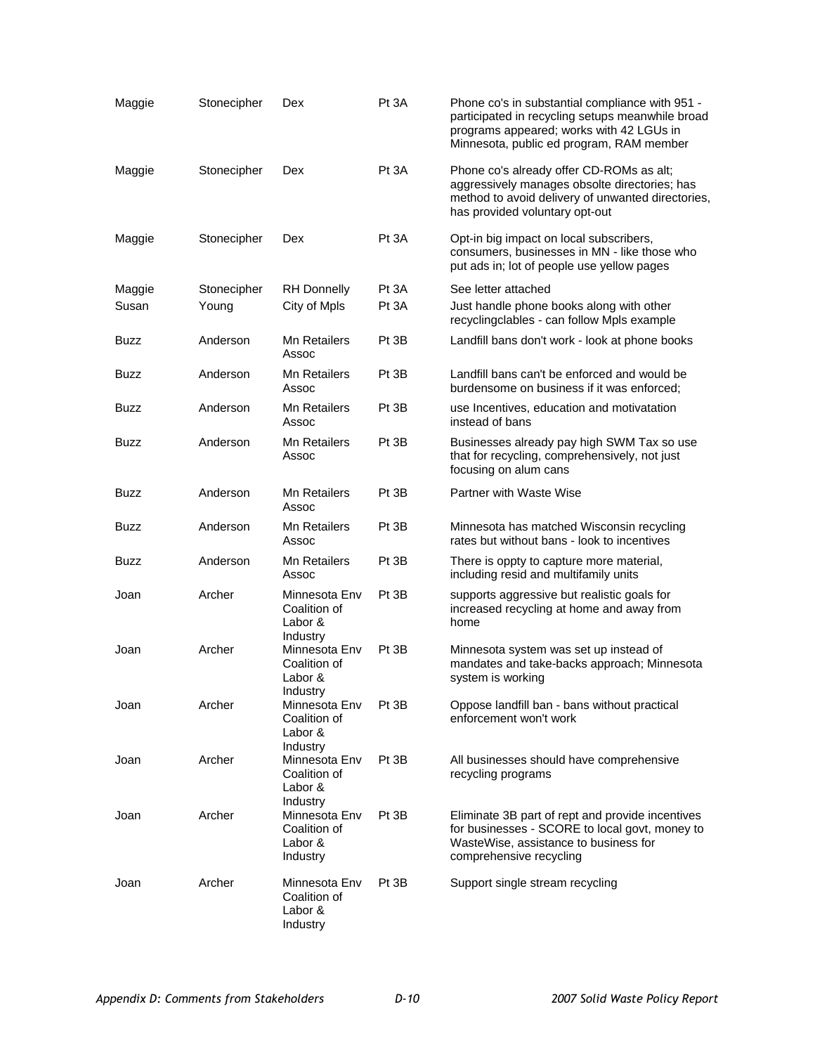| | | | | |
|---|---|---|---|---|
| Maggie | Stonecipher | Dex | Pt 3A | Phone co's in substantial compliance with 951 - participated in recycling setups meanwhile broad programs appeared; works with 42 LGUs in Minnesota, public ed program, RAM member |
| Maggie | Stonecipher | Dex | Pt 3A | Phone co's already offer CD-ROMs as alt; aggressively manages obsolte directories; has method to avoid delivery of unwanted directories, has provided voluntary opt-out |
| Maggie | Stonecipher | Dex | Pt 3A | Opt-in big impact on local subscribers, consumers, businesses in MN - like those who put ads in; lot of people use yellow pages |
| Maggie | Stonecipher | RH Donnelly | Pt 3A | See letter attached |
| Susan | Young | City of Mpls | Pt 3A | Just handle phone books along with other recyclingclables - can follow Mpls example |
| Buzz | Anderson | Mn Retailers Assoc | Pt 3B | Landfill bans don't work - look at phone books |
| Buzz | Anderson | Mn Retailers Assoc | Pt 3B | Landfill bans can't be enforced and would be burdensome on business if it was enforced; |
| Buzz | Anderson | Mn Retailers Assoc | Pt 3B | use Incentives, education and motivatation instead of bans |
| Buzz | Anderson | Mn Retailers Assoc | Pt 3B | Businesses already pay high SWM Tax so use that for recycling, comprehensively, not just focusing on alum cans |
| Buzz | Anderson | Mn Retailers Assoc | Pt 3B | Partner with Waste Wise |
| Buzz | Anderson | Mn Retailers Assoc | Pt 3B | Minnesota has matched Wisconsin recycling rates but without bans - look to incentives |
| Buzz | Anderson | Mn Retailers Assoc | Pt 3B | There is oppty to capture more material, including resid and multifamily units |
| Joan | Archer | Minnesota Env Coalition of Labor & Industry | Pt 3B | supports aggressive but realistic goals for increased recycling at home and away from home |
| Joan | Archer | Minnesota Env Coalition of Labor & Industry | Pt 3B | Minnesota system was set up instead of mandates and take-backs approach; Minnesota system is working |
| Joan | Archer | Minnesota Env Coalition of Labor & Industry | Pt 3B | Oppose landfill ban - bans without practical enforcement won't work |
| Joan | Archer | Minnesota Env Coalition of Labor & Industry | Pt 3B | All businesses should have comprehensive recycling programs |
| Joan | Archer | Minnesota Env Coalition of Labor & Industry | Pt 3B | Eliminate 3B part of rept and provide incentives for businesses - SCORE to local govt, money to WasteWise, assistance to business for comprehensive recycling |
| Joan | Archer | Minnesota Env Coalition of Labor & Industry | Pt 3B | Support single stream recycling |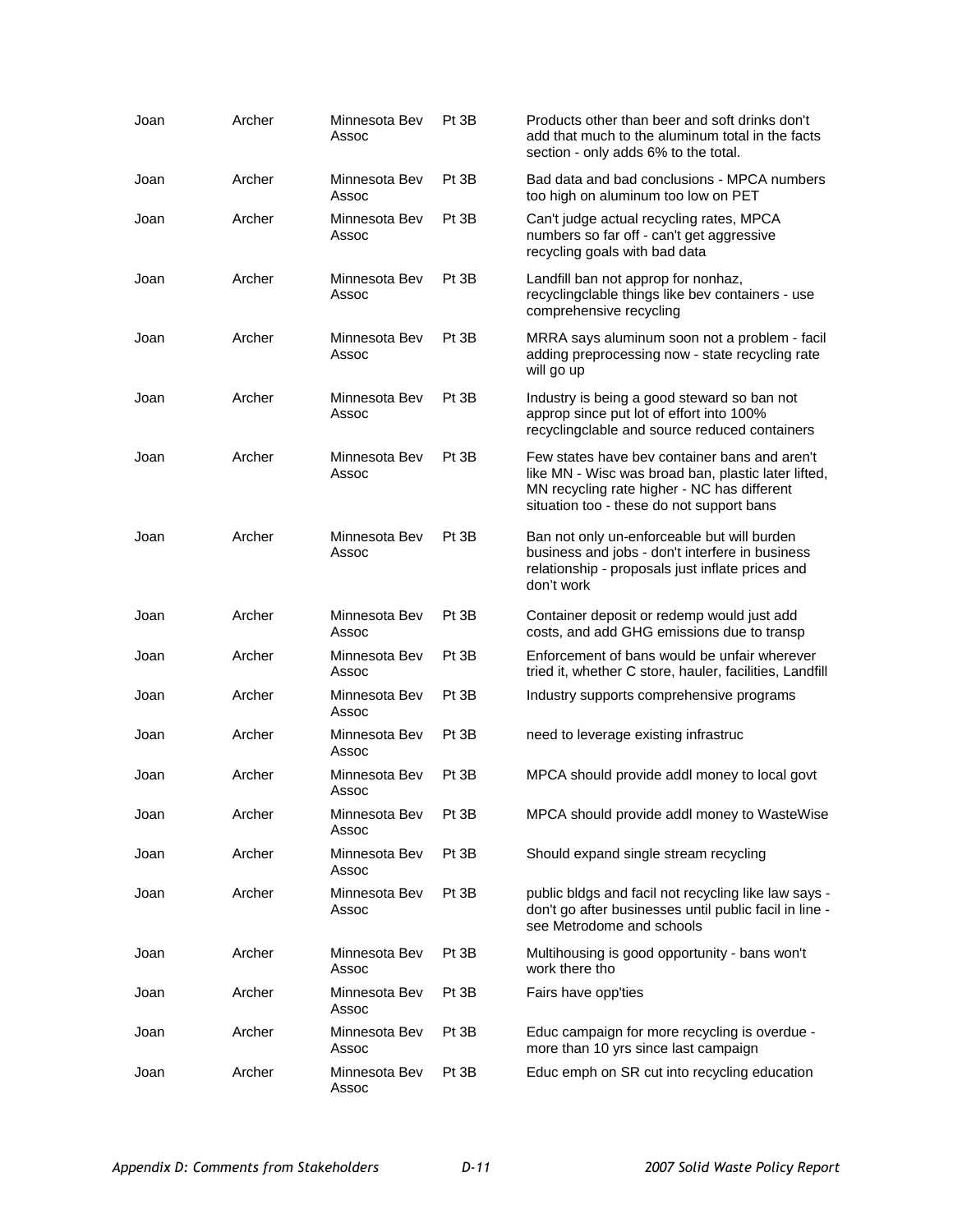| | | | | |
|---|---|---|---|---|
| Joan | Archer | Minnesota Bev Assoc | Pt 3B | Products other than beer and soft drinks don't add that much to the aluminum total in the facts section - only adds 6% to the total. |
| Joan | Archer | Minnesota Bev Assoc | Pt 3B | Bad data and bad conclusions - MPCA numbers too high on aluminum too low on PET |
| Joan | Archer | Minnesota Bev Assoc | Pt 3B | Can't judge actual recycling rates, MPCA numbers so far off - can't get aggressive recycling goals with bad data |
| Joan | Archer | Minnesota Bev Assoc | Pt 3B | Landfill ban not approp for nonhaz, recyclingclable things like bev containers - use comprehensive recycling |
| Joan | Archer | Minnesota Bev Assoc | Pt 3B | MRRA says aluminum soon not a problem - facil adding preprocessing now - state recycling rate will go up |
| Joan | Archer | Minnesota Bev Assoc | Pt 3B | Industry is being a good steward so ban not approp since put lot of effort into 100% recyclingclable and source reduced containers |
| Joan | Archer | Minnesota Bev Assoc | Pt 3B | Few states have bev container bans and aren't like MN - Wisc was broad ban, plastic later lifted, MN recycling rate higher - NC has different situation too - these do not support bans |
| Joan | Archer | Minnesota Bev Assoc | Pt 3B | Ban not only un-enforceable but will burden business and jobs - don't interfere in business relationship - proposals just inflate prices and don't work |
| Joan | Archer | Minnesota Bev Assoc | Pt 3B | Container deposit or redemp would just add costs, and add GHG emissions due to transp |
| Joan | Archer | Minnesota Bev Assoc | Pt 3B | Enforcement of bans would be unfair wherever tried it, whether C store, hauler, facilities, Landfill |
| Joan | Archer | Minnesota Bev Assoc | Pt 3B | Industry supports comprehensive programs |
| Joan | Archer | Minnesota Bev Assoc | Pt 3B | need to leverage existing infrastruc |
| Joan | Archer | Minnesota Bev Assoc | Pt 3B | MPCA should provide addl money to local govt |
| Joan | Archer | Minnesota Bev Assoc | Pt 3B | MPCA should provide addl money to WasteWise |
| Joan | Archer | Minnesota Bev Assoc | Pt 3B | Should expand single stream recycling |
| Joan | Archer | Minnesota Bev Assoc | Pt 3B | public bldgs and facil not recycling like law says - don't go after businesses until public facil in line - see Metrodome and schools |
| Joan | Archer | Minnesota Bev Assoc | Pt 3B | Multihousing is good opportunity - bans won't work there tho |
| Joan | Archer | Minnesota Bev Assoc | Pt 3B | Fairs have opp'ties |
| Joan | Archer | Minnesota Bev Assoc | Pt 3B | Educ campaign for more recycling is overdue - more than 10 yrs since last campaign |
| Joan | Archer | Minnesota Bev Assoc | Pt 3B | Educ emph on SR cut into recycling education |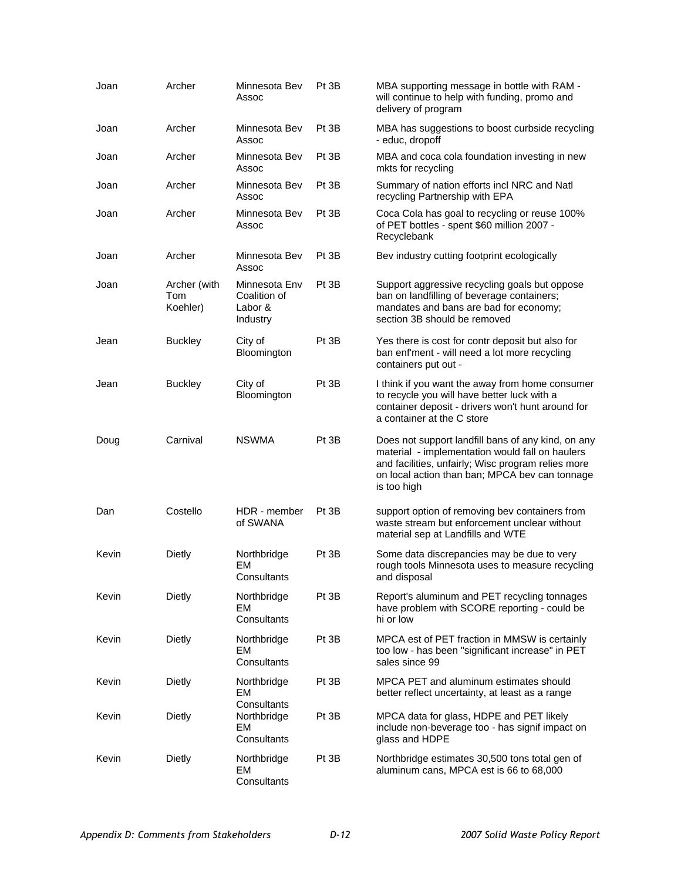| | | | | |
|---|---|---|---|---|
| Joan | Archer | Minnesota Bev Assoc | Pt 3B | MBA supporting message in bottle with RAM - will continue to help with funding, promo and delivery of program |
| Joan | Archer | Minnesota Bev Assoc | Pt 3B | MBA has suggestions to boost curbside recycling - educ, dropoff |
| Joan | Archer | Minnesota Bev Assoc | Pt 3B | MBA and coca cola foundation investing in new mkts for recycling |
| Joan | Archer | Minnesota Bev Assoc | Pt 3B | Summary of nation efforts incl NRC and Natl recycling Partnership with EPA |
| Joan | Archer | Minnesota Bev Assoc | Pt 3B | Coca Cola has goal to recycling or reuse 100% of PET bottles - spent $60 million 2007 - Recyclebank |
| Joan | Archer | Minnesota Bev Assoc | Pt 3B | Bev industry cutting footprint ecologically |
| Joan | Archer (with Tom Koehler) | Minnesota Env Coalition of Labor & Industry | Pt 3B | Support aggressive recycling goals but oppose ban on landfilling of beverage containers; mandates and bans are bad for economy; section 3B should be removed |
| Jean | Buckley | City of Bloomington | Pt 3B | Yes there is cost for contr deposit but also for ban enf'ment - will need a lot more recycling containers put out - |
| Jean | Buckley | City of Bloomington | Pt 3B | I think if you want the away from home consumer to recycle you will have better luck with a container deposit - drivers won't hunt around for a container at the C store |
| Doug | Carnival | NSWMA | Pt 3B | Does not support landfill bans of any kind, on any material - implementation would fall on haulers and facilities, unfairly; Wisc program relies more on local action than ban; MPCA bev can tonnage is too high |
| Dan | Costello | HDR - member of SWANA | Pt 3B | support option of removing bev containers from waste stream but enforcement unclear without material sep at Landfills and WTE |
| Kevin | Dietly | Northbridge EM Consultants | Pt 3B | Some data discrepancies may be due to very rough tools Minnesota uses to measure recycling and disposal |
| Kevin | Dietly | Northbridge EM Consultants | Pt 3B | Report's aluminum and PET recycling tonnages have problem with SCORE reporting - could be hi or low |
| Kevin | Dietly | Northbridge EM Consultants | Pt 3B | MPCA est of PET fraction in MMSW is certainly too low - has been "significant increase" in PET sales since 99 |
| Kevin | Dietly | Northbridge EM Consultants | Pt 3B | MPCA PET and aluminum estimates should better reflect uncertainty, at least as a range |
| Kevin | Dietly | Northbridge EM Consultants | Pt 3B | MPCA data for glass, HDPE and PET likely include non-beverage too - has signif impact on glass and HDPE |
| Kevin | Dietly | Northbridge EM Consultants | Pt 3B | Northbridge estimates 30,500 tons total gen of aluminum cans, MPCA est is 66 to 68,000 |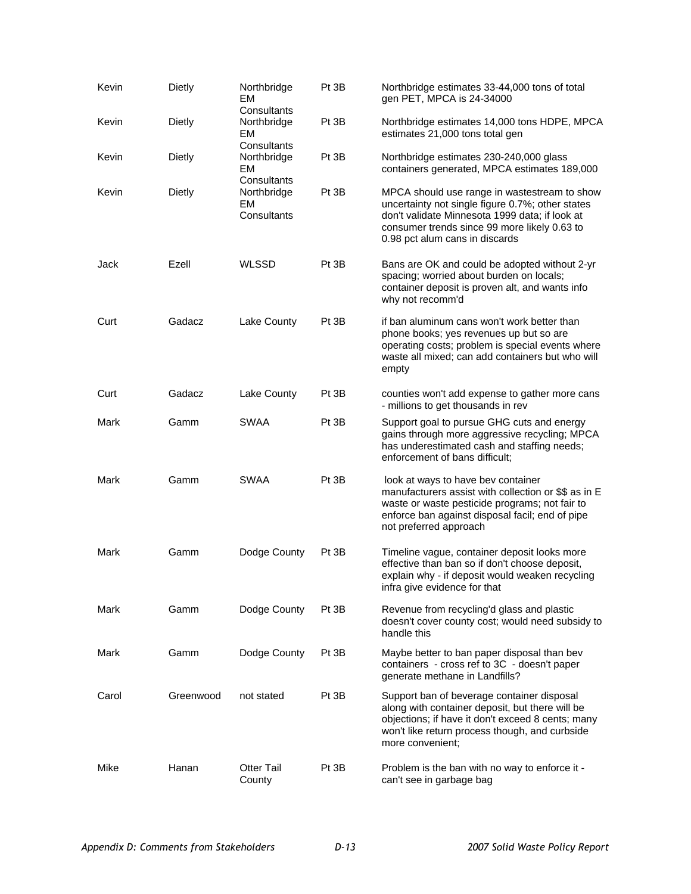| | | | | |
|---|---|---|---|---|
| Kevin | Dietly | Northbridge EM Consultants | Pt 3B | Northbridge estimates 33-44,000 tons of total gen PET, MPCA is 24-34000 |
| Kevin | Dietly | Northbridge EM Consultants | Pt 3B | Northbridge estimates 14,000 tons HDPE, MPCA estimates 21,000 tons total gen |
| Kevin | Dietly | Northbridge EM Consultants | Pt 3B | Northbridge estimates 230-240,000 glass containers generated, MPCA estimates 189,000 |
| Kevin | Dietly | Northbridge EM Consultants | Pt 3B | MPCA should use range in wastestream to show uncertainty not single figure 0.7%; other states don't validate Minnesota 1999 data; if look at consumer trends since 99 more likely 0.63 to 0.98 pct alum cans in discards |
| Jack | Ezell | WLSSD | Pt 3B | Bans are OK and could be adopted without 2-yr spacing; worried about burden on locals; container deposit is proven alt, and wants info why not recomm'd |
| Curt | Gadacz | Lake County | Pt 3B | if ban aluminum cans won't work better than phone books; yes revenues up but so are operating costs; problem is special events where waste all mixed; can add containers but who will empty |
| Curt | Gadacz | Lake County | Pt 3B | counties won't add expense to gather more cans - millions to get thousands in rev |
| Mark | Gamm | SWAA | Pt 3B | Support goal to pursue GHG cuts and energy gains through more aggressive recycling; MPCA has underestimated cash and staffing needs; enforcement of bans difficult; |
| Mark | Gamm | SWAA | Pt 3B | look at ways to have bev container manufacturers assist with collection or $$ as in E waste or waste pesticide programs; not fair to enforce ban against disposal facil; end of pipe not preferred approach |
| Mark | Gamm | Dodge County | Pt 3B | Timeline vague, container deposit looks more effective than ban so if don't choose deposit, explain why - if deposit would weaken recycling infra give evidence for that |
| Mark | Gamm | Dodge County | Pt 3B | Revenue from recycling'd glass and plastic doesn't cover county cost; would need subsidy to handle this |
| Mark | Gamm | Dodge County | Pt 3B | Maybe better to ban paper disposal than bev containers - cross ref to 3C - doesn't paper generate methane in Landfills? |
| Carol | Greenwood | not stated | Pt 3B | Support ban of beverage container disposal along with container deposit, but there will be objections; if have it don't exceed 8 cents; many won't like return process though, and curbside more convenient; |
| Mike | Hanan | Otter Tail County | Pt 3B | Problem is the ban with no way to enforce it - can't see in garbage bag |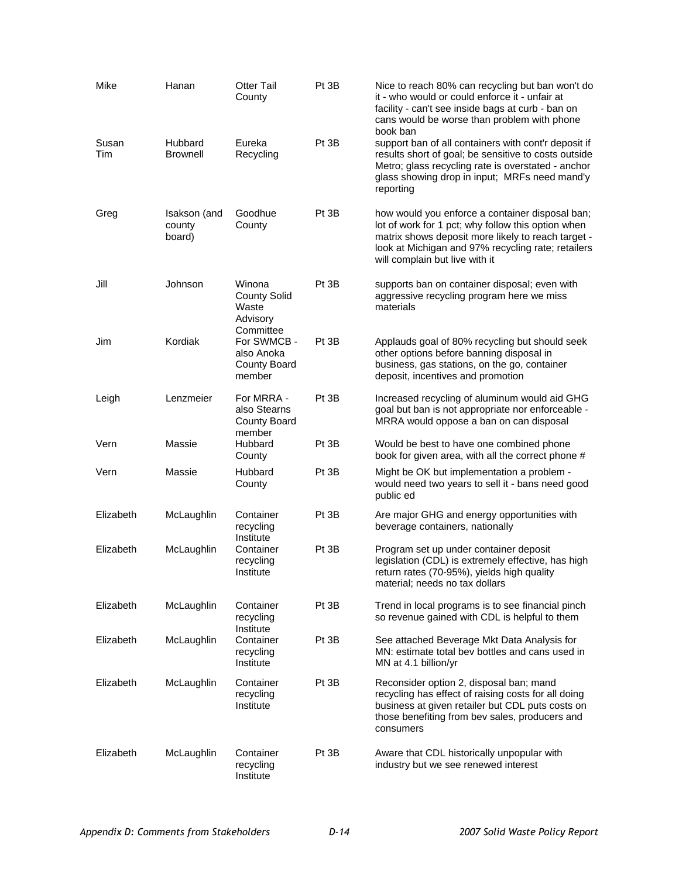| | | | | |
|---|---|---|---|---|
| Mike | Hanan | Otter Tail County | Pt 3B | Nice to reach 80% can recycling but ban won't do it - who would or could enforce it - unfair at facility - can't see inside bags at curb - ban on cans would be worse than problem with phone book ban |
| Susan Tim | Hubbard Brownell | Eureka Recycling | Pt 3B | support ban of all containers with cont'r deposit if results short of goal; be sensitive to costs outside Metro; glass recycling rate is overstated - anchor glass showing drop in input; MRFs need mand'y reporting |
| Greg | Isakson (and county board) | Goodhue County | Pt 3B | how would you enforce a container disposal ban; lot of work for 1 pct; why follow this option when matrix shows deposit more likely to reach target - look at Michigan and 97% recycling rate; retailers will complain but live with it |
| Jill | Johnson | Winona County Solid Waste Advisory Committee | Pt 3B | supports ban on container disposal; even with aggressive recycling program here we miss materials |
| Jim | Kordiak | For SWMCB - also Anoka County Board member | Pt 3B | Applauds goal of 80% recycling but should seek other options before banning disposal in business, gas stations, on the go, container deposit, incentives and promotion |
| Leigh | Lenzmeier | For MRRA - also Stearns County Board member | Pt 3B | Increased recycling of aluminum would aid GHG goal but ban is not appropriate nor enforceable - MRRA would oppose a ban on can disposal |
| Vern | Massie | Hubbard County | Pt 3B | Would be best to have one combined phone book for given area, with all the correct phone # |
| Vern | Massie | Hubbard County | Pt 3B | Might be OK but implementation a problem - would need two years to sell it - bans need good public ed |
| Elizabeth | McLaughlin | Container recycling Institute | Pt 3B | Are major GHG and energy opportunities with beverage containers, nationally |
| Elizabeth | McLaughlin | Container recycling Institute | Pt 3B | Program set up under container deposit legislation (CDL) is extremely effective, has high return rates (70-95%), yields high quality material; needs no tax dollars |
| Elizabeth | McLaughlin | Container recycling Institute | Pt 3B | Trend in local programs is to see financial pinch so revenue gained with CDL is helpful to them |
| Elizabeth | McLaughlin | Container recycling Institute | Pt 3B | See attached Beverage Mkt Data Analysis for MN: estimate total bev bottles and cans used in MN at 4.1 billion/yr |
| Elizabeth | McLaughlin | Container recycling Institute | Pt 3B | Reconsider option 2, disposal ban; mand recycling has effect of raising costs for all doing business at given retailer but CDL puts costs on those benefiting from bev sales, producers and consumers |
| Elizabeth | McLaughlin | Container recycling Institute | Pt 3B | Aware that CDL historically unpopular with industry but we see renewed interest |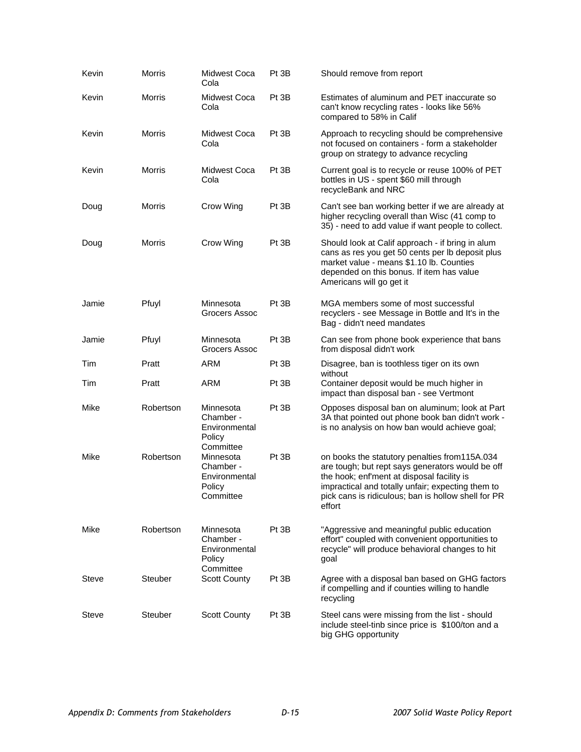| | | | | |
|---|---|---|---|---|
| Kevin | Morris | Midwest Coca Cola | Pt 3B | Should remove from report |
| Kevin | Morris | Midwest Coca Cola | Pt 3B | Estimates of aluminum and PET inaccurate so can't know recycling rates - looks like 56% compared to 58% in Calif |
| Kevin | Morris | Midwest Coca Cola | Pt 3B | Approach to recycling should be comprehensive not focused on containers - form a stakeholder group on strategy to advance recycling |
| Kevin | Morris | Midwest Coca Cola | Pt 3B | Current goal is to recycle or reuse 100% of PET bottles in US - spent $60 mill through recycleBank and NRC |
| Doug | Morris | Crow Wing | Pt 3B | Can't see ban working better if we are already at higher recycling overall than Wisc (41 comp to 35) - need to add value if want people to collect. |
| Doug | Morris | Crow Wing | Pt 3B | Should look at Calif approach - if bring in alum cans as res you get 50 cents per lb deposit plus market value - means $1.10 lb. Counties depended on this bonus. If item has value Americans will go get it |
| Jamie | Pfuyl | Minnesota Grocers Assoc | Pt 3B | MGA members some of most successful recyclers - see Message in Bottle and It's in the Bag - didn't need mandates |
| Jamie | Pfuyl | Minnesota Grocers Assoc | Pt 3B | Can see from phone book experience that bans from disposal didn't work |
| Tim | Pratt | ARM | Pt 3B | Disagree, ban is toothless tiger on its own without |
| Tim | Pratt | ARM | Pt 3B | Container deposit would be much higher in impact than disposal ban - see Vertmont |
| Mike | Robertson | Minnesota Chamber - Environmental Policy Committee | Pt 3B | Opposes disposal ban on aluminum; look at Part 3A that pointed out phone book ban didn't work - is no analysis on how ban would achieve goal; |
| Mike | Robertson | Minnesota Chamber - Environmental Policy Committee | Pt 3B | on books the statutory penalties from115A.034 are tough; but rept says generators would be off the hook; enf'ment at disposal facility is impractical and totally unfair; expecting them to pick cans is ridiculous; ban is hollow shell for PR effort |
| Mike | Robertson | Minnesota Chamber - Environmental Policy Committee | Pt 3B | "Aggressive and meaningful public education effort" coupled with convenient opportunities to recycle" will produce behavioral changes to hit goal |
| Steve | Steuber | Scott County | Pt 3B | Agree with a disposal ban based on GHG factors if compelling and if counties willing to handle recycling |
| Steve | Steuber | Scott County | Pt 3B | Steel cans were missing from the list - should include steel-tinb since price is $100/ton and a big GHG opportunity |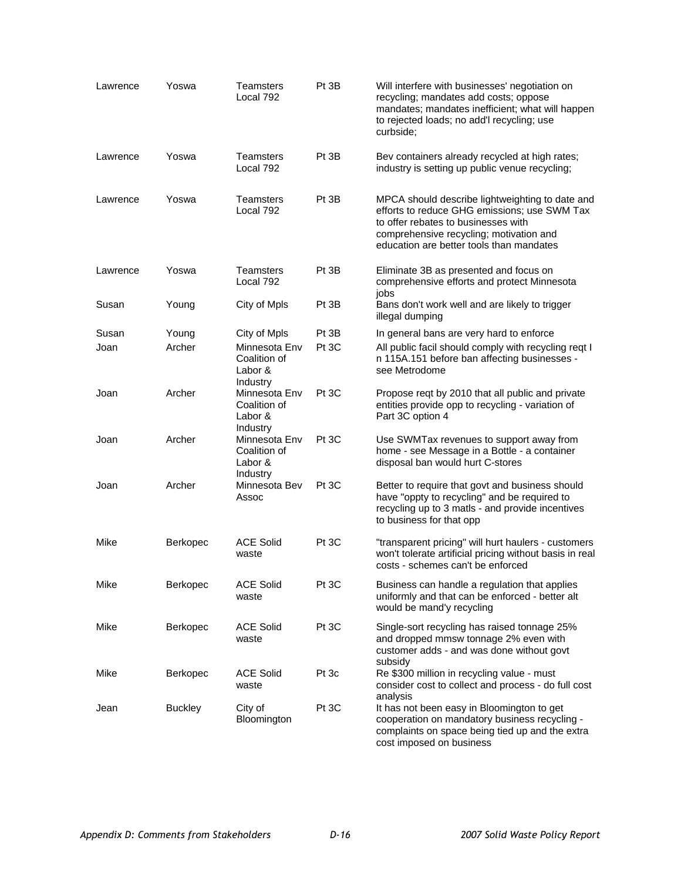| | | | | |
|---|---|---|---|---|
| Lawrence | Yoswa | Teamsters Local 792 | Pt 3B | Will interfere with businesses' negotiation on recycling; mandates add costs; oppose mandates; mandates inefficient; what will happen to rejected loads; no add'l recycling; use curbside; |
| Lawrence | Yoswa | Teamsters Local 792 | Pt 3B | Bev containers already recycled at high rates; industry is setting up public venue recycling; |
| Lawrence | Yoswa | Teamsters Local 792 | Pt 3B | MPCA should describe lightweighting to date and efforts to reduce GHG emissions; use SWM Tax to offer rebates to businesses with comprehensive recycling; motivation and education are better tools than mandates |
| Lawrence | Yoswa | Teamsters Local 792 | Pt 3B | Eliminate 3B as presented and focus on comprehensive efforts and protect Minnesota jobs |
| Susan | Young | City of Mpls | Pt 3B | Bans don't work well and are likely to trigger illegal dumping |
| Susan | Young | City of Mpls | Pt 3B | In general bans are very hard to enforce |
| Joan | Archer | Minnesota Env Coalition of Labor & Industry | Pt 3C | All public facil should comply with recycling reqt I n 115A.151 before ban affecting businesses - see Metrodome |
| Joan | Archer | Minnesota Env Coalition of Labor & Industry | Pt 3C | Propose reqt by 2010 that all public and private entities provide opp to recycling - variation of Part 3C option 4 |
| Joan | Archer | Minnesota Env Coalition of Labor & Industry | Pt 3C | Use SWMTax revenues to support away from home - see Message in a Bottle - a container disposal ban would hurt C-stores |
| Joan | Archer | Minnesota Bev Assoc | Pt 3C | Better to require that govt and business should have "oppty to recycling" and be required to recycling up to 3 matls - and provide incentives to business for that opp |
| Mike | Berkopec | ACE Solid waste | Pt 3C | "transparent pricing" will hurt haulers - customers won't tolerate artificial pricing without basis in real costs - schemes can't be enforced |
| Mike | Berkopec | ACE Solid waste | Pt 3C | Business can handle a regulation that applies uniformly and that can be enforced - better alt would be mand'y recycling |
| Mike | Berkopec | ACE Solid waste | Pt 3C | Single-sort recycling has raised tonnage 25% and dropped mmsw tonnage 2% even with customer adds - and was done without govt subsidy |
| Mike | Berkopec | ACE Solid waste | Pt 3c | Re $300 million in recycling value - must consider cost to collect and process - do full cost analysis |
| Jean | Buckley | City of Bloomington | Pt 3C | It has not been easy in Bloomington to get cooperation on mandatory business recycling - complaints on space being tied up and the extra cost imposed on business |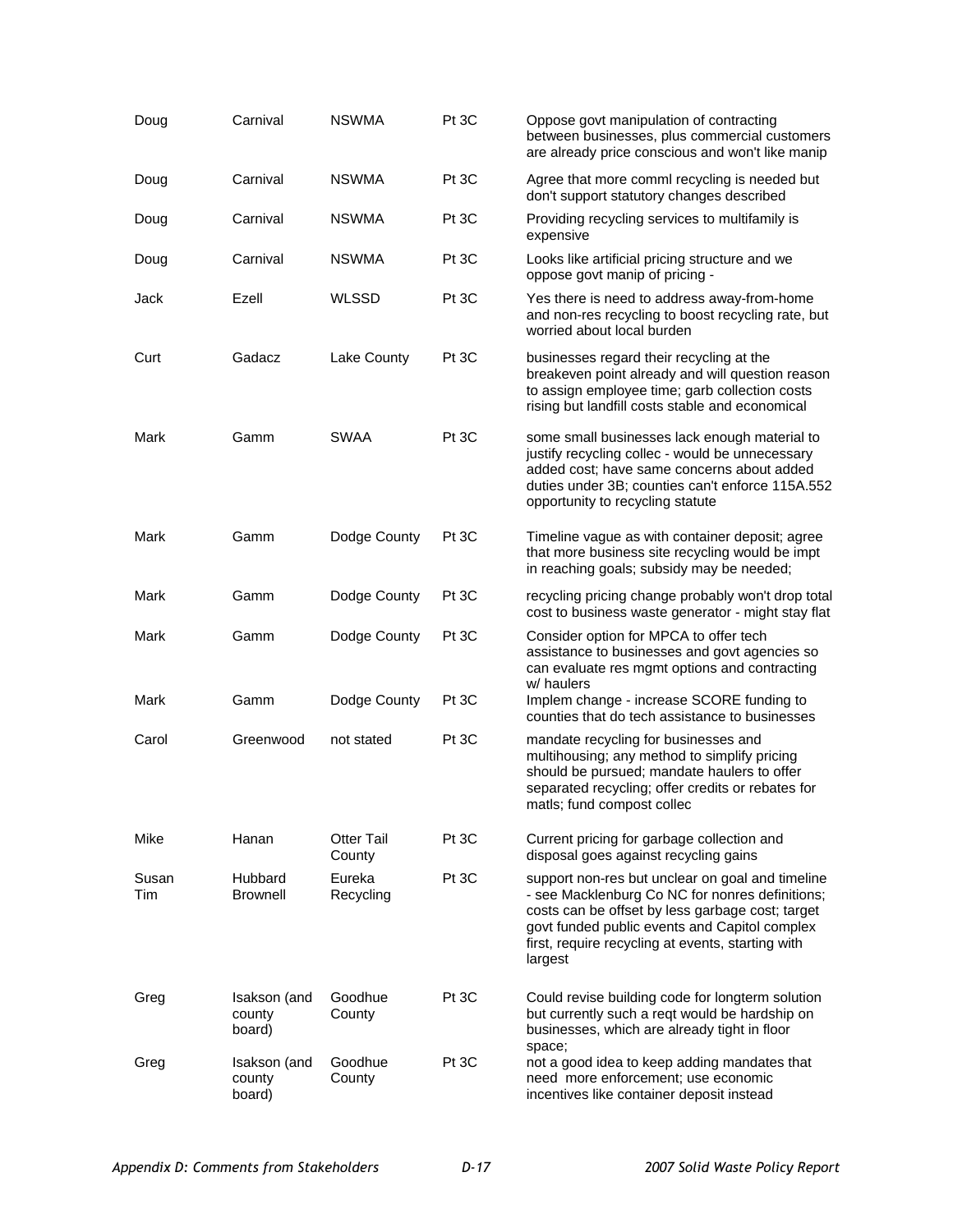| | | | | |
|---|---|---|---|---|
| Doug | Carnival | NSWMA | Pt 3C | Oppose govt manipulation of contracting between businesses, plus commercial customers are already price conscious and won't like manip |
| Doug | Carnival | NSWMA | Pt 3C | Agree that more comml recycling is needed but don't support statutory changes described |
| Doug | Carnival | NSWMA | Pt 3C | Providing recycling services to multifamily is expensive |
| Doug | Carnival | NSWMA | Pt 3C | Looks like artificial pricing structure and we oppose govt manip of pricing - |
| Jack | Ezell | WLSSD | Pt 3C | Yes there is need to address away-from-home and non-res recycling to boost recycling rate, but worried about local burden |
| Curt | Gadacz | Lake County | Pt 3C | businesses regard their recycling at the breakeven point already and will question reason to assign employee time; garb collection costs rising but landfill costs stable and economical |
| Mark | Gamm | SWAA | Pt 3C | some small businesses lack enough material to justify recycling collec - would be unnecessary added cost; have same concerns about added duties under 3B; counties can't enforce 115A.552 opportunity to recycling statute |
| Mark | Gamm | Dodge County | Pt 3C | Timeline vague as with container deposit; agree that more business site recycling would be impt in reaching goals; subsidy may be needed; |
| Mark | Gamm | Dodge County | Pt 3C | recycling pricing change probably won't drop total cost to business waste generator - might stay flat |
| Mark | Gamm | Dodge County | Pt 3C | Consider option for MPCA to offer tech assistance to businesses and govt agencies so can evaluate res mgmt options and contracting w/ haulers |
| Mark | Gamm | Dodge County | Pt 3C | Implem change - increase SCORE funding to counties that do tech assistance to businesses |
| Carol | Greenwood | not stated | Pt 3C | mandate recycling for businesses and multihousing; any method to simplify pricing should be pursued; mandate haulers to offer separated recycling; offer credits or rebates for matls; fund compost collec |
| Mike | Hanan | Otter Tail County | Pt 3C | Current pricing for garbage collection and disposal goes against recycling gains |
| Susan Tim | Hubbard Brownell | Eureka Recycling | Pt 3C | support non-res but unclear on goal and timeline - see Macklenburg Co NC for nonres definitions; costs can be offset by less garbage cost; target govt funded public events and Capitol complex first, require recycling at events, starting with largest |
| Greg | Isakson (and county board) | Goodhue County | Pt 3C | Could revise building code for longterm solution but currently such a reqt would be hardship on businesses, which are already tight in floor space; |
| Greg | Isakson (and county board) | Goodhue County | Pt 3C | not a good idea to keep adding mandates that need more enforcement; use economic incentives like container deposit instead |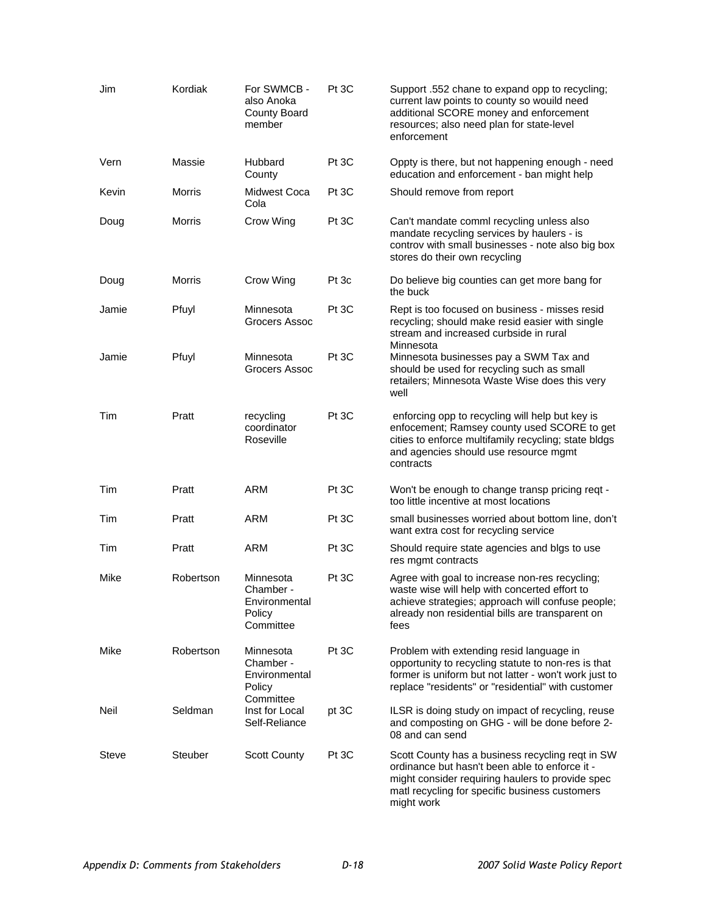| | | | | |
|---|---|---|---|---|
| Jim | Kordiak | For SWMCB - also Anoka County Board member | Pt 3C | Support .552 chane to expand opp to recycling; current law points to county so wouild need additional SCORE money and enforcement resources; also need plan for state-level enforcement |
| Vern | Massie | Hubbard County | Pt 3C | Oppty is there, but not happening enough - need education and enforcement - ban might help |
| Kevin | Morris | Midwest Coca Cola | Pt 3C | Should remove from report |
| Doug | Morris | Crow Wing | Pt 3C | Can't mandate comml recycling unless also mandate recycling services by haulers - is controv with small businesses - note also big box stores do their own recycling |
| Doug | Morris | Crow Wing | Pt 3c | Do believe big counties can get more bang for the buck |
| Jamie | Pfuyl | Minnesota Grocers Assoc | Pt 3C | Rept is too focused on business - misses resid recycling; should make resid easier with single stream and increased curbside in rural Minnesota |
| Jamie | Pfuyl | Minnesota Grocers Assoc | Pt 3C | Minnesota businesses pay a SWM Tax and should be used for recycling such as small retailers; Minnesota Waste Wise does this very well |
| Tim | Pratt | recycling coordinator Roseville | Pt 3C | enforcing opp to recycling will help but key is enfocement; Ramsey county used SCORE to get cities to enforce multifamily recycling; state bldgs and agencies should use resource mgmt contracts |
| Tim | Pratt | ARM | Pt 3C | Won't be enough to change transp pricing reqt - too little incentive at most locations |
| Tim | Pratt | ARM | Pt 3C | small businesses worried about bottom line, don't want extra cost for recycling service |
| Tim | Pratt | ARM | Pt 3C | Should require state agencies and blgs to use res mgmt contracts |
| Mike | Robertson | Minnesota Chamber - Environmental Policy Committee | Pt 3C | Agree with goal to increase non-res recycling; waste wise will help with concerted effort to achieve strategies; approach will confuse people; already non residential bills are transparent on fees |
| Mike | Robertson | Minnesota Chamber - Environmental Policy Committee | Pt 3C | Problem with extending resid language in opportunity to recycling statute to non-res is that former is uniform but not latter - won't work just to replace "residents" or "residential" with customer |
| Neil | Seldman | Inst for Local Self-Reliance | pt 3C | ILSR is doing study on impact of recycling, reuse and composting on GHG - will be done before 2-08 and can send |
| Steve | Steuber | Scott County | Pt 3C | Scott County has a business recycling reqt in SW ordinance but hasn't been able to enforce it - might consider requiring haulers to provide spec matl recycling for specific business customers might work |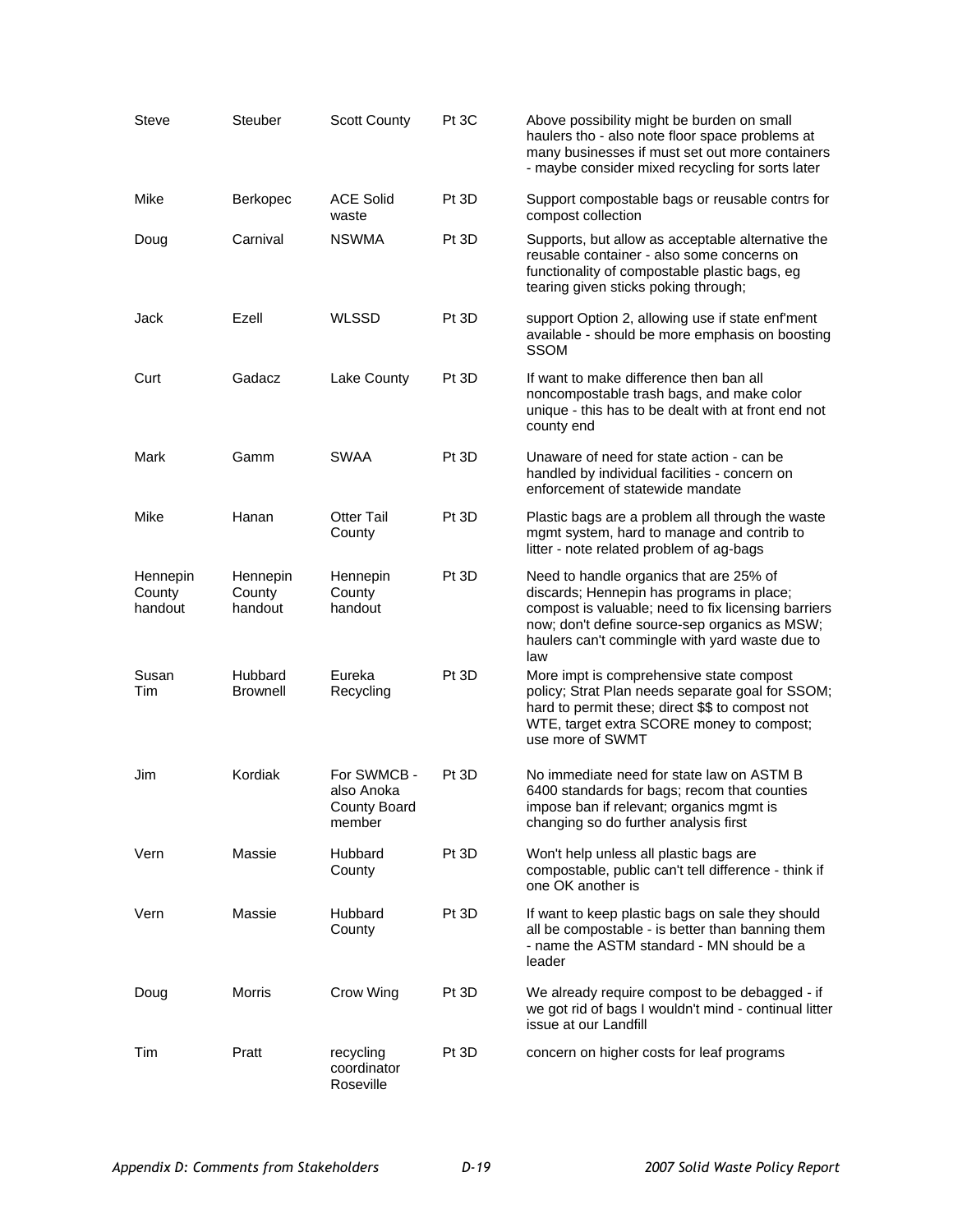| Steve | Steuber | Scott County | Pt 3C | Above possibility might be burden on small haulers tho - also note floor space problems at many businesses if must set out more containers - maybe consider mixed recycling for sorts later |
|---|---|---|---|---|
| Mike | Berkopec | ACE Solid waste | Pt 3D | Support compostable bags or reusable contrs for compost collection |
| Doug | Carnival | NSWMA | Pt 3D | Supports, but allow as acceptable alternative the reusable container - also some concerns on functionality of compostable plastic bags, eg tearing given sticks poking through; |
| Jack | Ezell | WLSSD | Pt 3D | support Option 2, allowing use if state enf'ment available - should be more emphasis on boosting SSOM |
| Curt | Gadacz | Lake County | Pt 3D | If want to make difference then ban all noncompostable trash bags, and make color unique - this has to be dealt with at front end not county end |
| Mark | Gamm | SWAA | Pt 3D | Unaware of need for state action - can be handled by individual facilities - concern on enforcement of statewide mandate |
| Mike | Hanan | Otter Tail County | Pt 3D | Plastic bags are a problem all through the waste mgmt system, hard to manage and contrib to litter - note related problem of ag-bags |
| Hennepin County handout | Hennepin County handout | Hennepin County handout | Pt 3D | Need to handle organics that are 25% of discards; Hennepin has programs in place; compost is valuable; need to fix licensing barriers now; don't define source-sep organics as MSW; haulers can't commingle with yard waste due to law |
| Susan Tim | Hubbard Brownell | Eureka Recycling | Pt 3D | More impt is comprehensive state compost policy; Strat Plan needs separate goal for SSOM; hard to permit these; direct $$ to compost not WTE, target extra SCORE money to compost; use more of SWMT |
| Jim | Kordiak | For SWMCB - also Anoka County Board member | Pt 3D | No immediate need for state law on ASTM B 6400 standards for bags; recom that counties impose ban if relevant; organics mgmt is changing so do further analysis first |
| Vern | Massie | Hubbard County | Pt 3D | Won't help unless all plastic bags are compostable, public can't tell difference - think if one OK another is |
| Vern | Massie | Hubbard County | Pt 3D | If want to keep plastic bags on sale they should all be compostable - is better than banning them - name the ASTM standard - MN should be a leader |
| Doug | Morris | Crow Wing | Pt 3D | We already require compost to be debagged - if we got rid of bags I wouldn't mind - continual litter issue at our Landfill |
| Tim | Pratt | recycling coordinator Roseville | Pt 3D | concern on higher costs for leaf programs |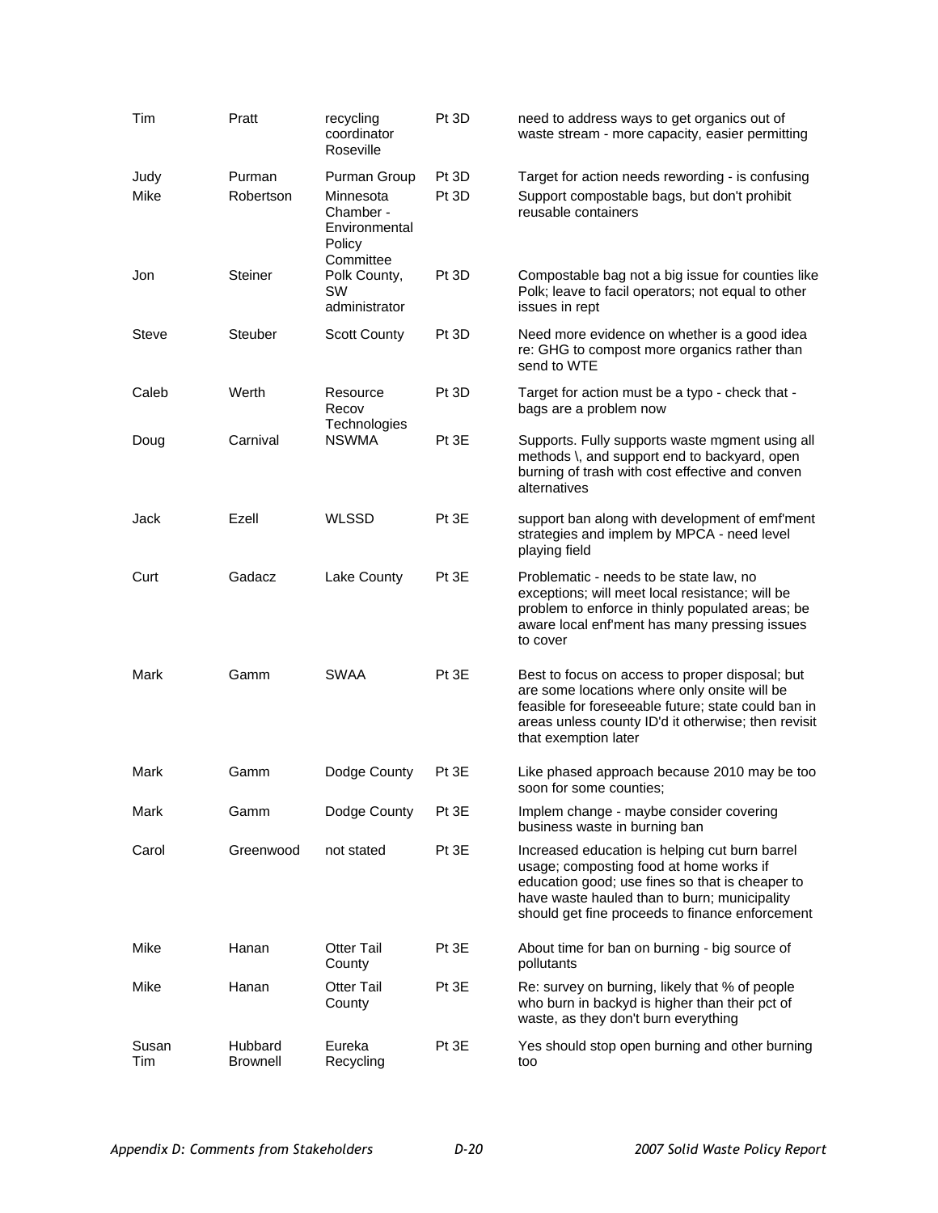| | | | | |
|---|---|---|---|---|
| Tim | Pratt | recycling coordinator Roseville | Pt 3D | need to address ways to get organics out of waste stream - more capacity, easier permitting |
| Judy | Purman | Purman Group | Pt 3D | Target for action needs rewording - is confusing |
| Mike | Robertson | Minnesota Chamber - Environmental Policy Committee | Pt 3D | Support compostable bags, but don't prohibit reusable containers |
| Jon | Steiner | Polk County, SW administrator | Pt 3D | Compostable bag not a big issue for counties like Polk; leave to facil operators; not equal to other issues in rept |
| Steve | Steuber | Scott County | Pt 3D | Need more evidence on whether is a good idea re: GHG to compost more organics rather than send to WTE |
| Caleb | Werth | Resource Recov Technologies | Pt 3D | Target for action must be a typo - check that - bags are a problem now |
| Doug | Carnival | NSWMA | Pt 3E | Supports. Fully supports waste mgment using all methods \, and support end to backyard, open burning of trash with cost effective and conven alternatives |
| Jack | Ezell | WLSSD | Pt 3E | support ban along with development of emf'ment strategies and implem by MPCA - need level playing field |
| Curt | Gadacz | Lake County | Pt 3E | Problematic - needs to be state law, no exceptions; will meet local resistance; will be problem to enforce in thinly populated areas; be aware local enf'ment has many pressing issues to cover |
| Mark | Gamm | SWAA | Pt 3E | Best to focus on access to proper disposal; but are some locations where only onsite will be feasible for foreseeable future; state could ban in areas unless county ID'd it otherwise; then revisit that exemption later |
| Mark | Gamm | Dodge County | Pt 3E | Like phased approach because 2010 may be too soon for some counties; |
| Mark | Gamm | Dodge County | Pt 3E | Implem change - maybe consider covering business waste in burning ban |
| Carol | Greenwood | not stated | Pt 3E | Increased education is helping cut burn barrel usage; composting food at home works if education good; use fines so that is cheaper to have waste hauled than to burn; municipality should get fine proceeds to finance enforcement |
| Mike | Hanan | Otter Tail County | Pt 3E | About time for ban on burning - big source of pollutants |
| Mike | Hanan | Otter Tail County | Pt 3E | Re: survey on burning, likely that % of people who burn in backyd is higher than their pct of waste, as they don't burn everything |
| Susan Tim | Hubbard Brownell | Eureka Recycling | Pt 3E | Yes should stop open burning and other burning too |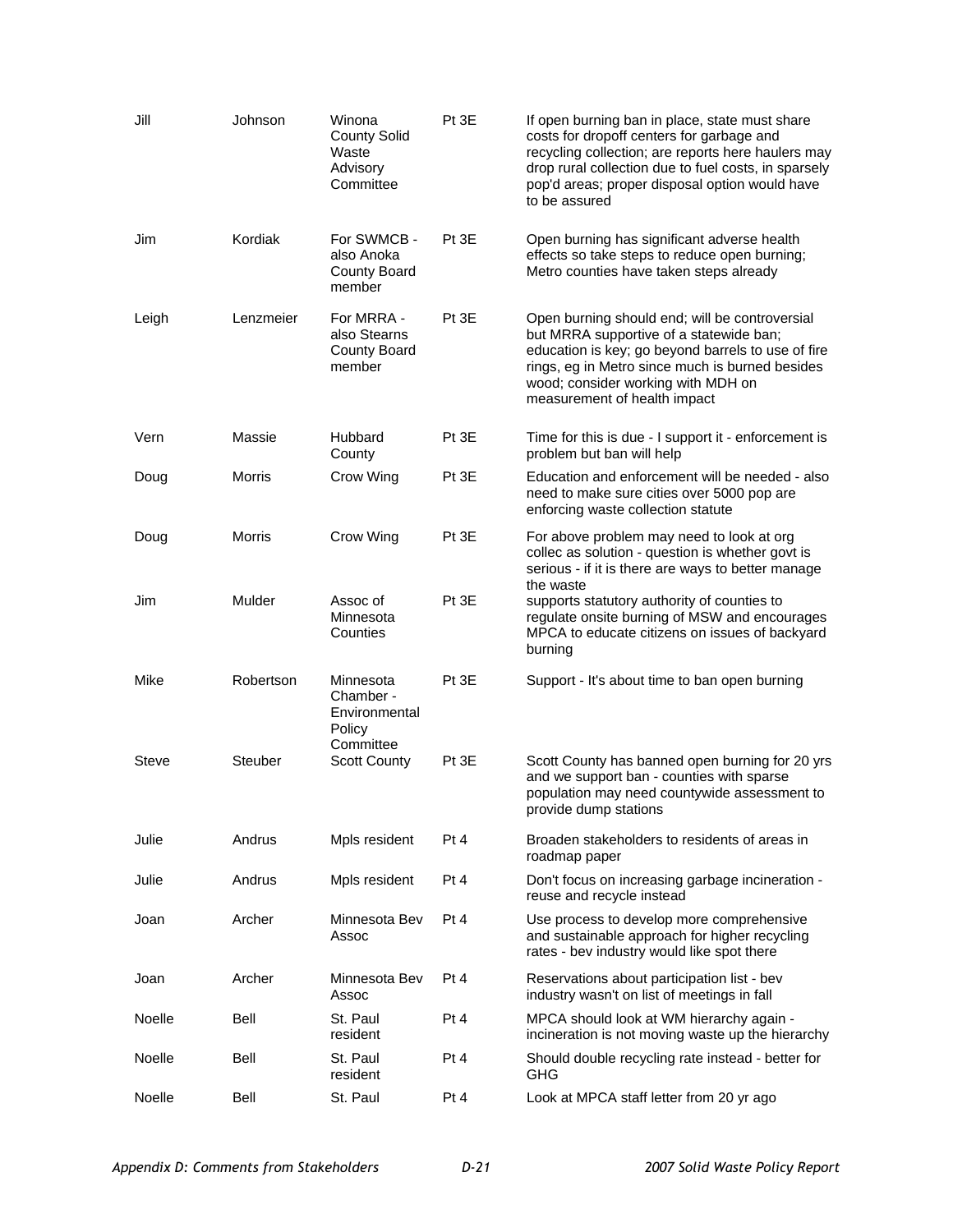| | | | | |
|---|---|---|---|---|
| Jill | Johnson | Winona County Solid Waste Advisory Committee | Pt 3E | If open burning ban in place, state must share costs for dropoff centers for garbage and recycling collection; are reports here haulers may drop rural collection due to fuel costs, in sparsely pop'd areas; proper disposal option would have to be assured |
| Jim | Kordiak | For SWMCB - also Anoka County Board member | Pt 3E | Open burning has significant adverse health effects so take steps to reduce open burning; Metro counties have taken steps already |
| Leigh | Lenzmeier | For MRRA - also Stearns County Board member | Pt 3E | Open burning should end; will be controversial but MRRA supportive of a statewide ban; education is key; go beyond barrels to use of fire rings, eg in Metro since much is burned besides wood; consider working with MDH on measurement of health impact |
| Vern | Massie | Hubbard County | Pt 3E | Time for this is due - I support it - enforcement is problem but ban will help |
| Doug | Morris | Crow Wing | Pt 3E | Education and enforcement will be needed - also need to make sure cities over 5000 pop are enforcing waste collection statute |
| Doug | Morris | Crow Wing | Pt 3E | For above problem may need to look at org collec as solution - question is whether govt is serious - if it is there are ways to better manage the waste |
| Jim | Mulder | Assoc of Minnesota Counties | Pt 3E | supports statutory authority of counties to regulate onsite burning of MSW and encourages MPCA to educate citizens on issues of backyard burning |
| Mike | Robertson | Minnesota Chamber - Environmental Policy Committee | Pt 3E | Support - It's about time to ban open burning |
| Steve | Steuber | Scott County | Pt 3E | Scott County has banned open burning for 20 yrs and we support ban - counties with sparse population may need countywide assessment to provide dump stations |
| Julie | Andrus | Mpls resident | Pt 4 | Broaden stakeholders to residents of areas in roadmap paper |
| Julie | Andrus | Mpls resident | Pt 4 | Don't focus on increasing garbage incineration - reuse and recycle instead |
| Joan | Archer | Minnesota Bev Assoc | Pt 4 | Use process to develop more comprehensive and sustainable approach for higher recycling rates - bev industry would like spot there |
| Joan | Archer | Minnesota Bev Assoc | Pt 4 | Reservations about participation list - bev industry wasn't on list of meetings in fall |
| Noelle | Bell | St. Paul resident | Pt 4 | MPCA should look at WM hierarchy again - incineration is not moving waste up the hierarchy |
| Noelle | Bell | St. Paul resident | Pt 4 | Should double recycling rate instead - better for GHG |
| Noelle | Bell | St. Paul | Pt 4 | Look at MPCA staff letter from 20 yr ago |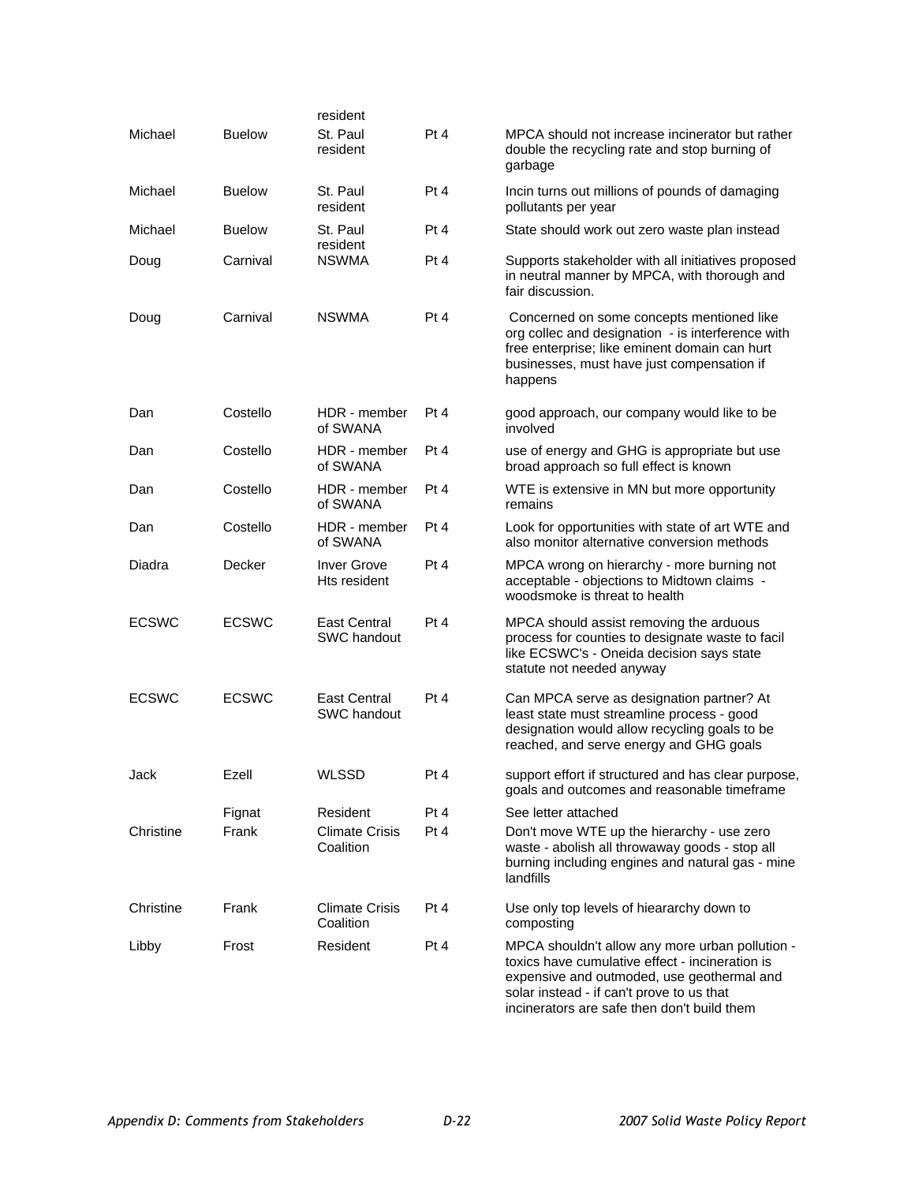| | | resident | | |
|---|---|---|---|---|
| Michael | Buelow | St. Paul resident | Pt 4 | MPCA should not increase incinerator but rather double the recycling rate and stop burning of garbage |
| Michael | Buelow | St. Paul resident | Pt 4 | Incin turns out millions of pounds of damaging pollutants per year |
| Michael | Buelow | St. Paul resident | Pt 4 | State should work out zero waste plan instead |
| Doug | Carnival | NSWMA | Pt 4 | Supports stakeholder with all initiatives proposed in neutral manner by MPCA, with thorough and fair discussion. |
| Doug | Carnival | NSWMA | Pt 4 | Concerned on some concepts mentioned like org collec and designation - is interference with free enterprise; like eminent domain can hurt businesses, must have just compensation if happens |
| Dan | Costello | HDR - member of SWANA | Pt 4 | good approach, our company would like to be involved |
| Dan | Costello | HDR - member of SWANA | Pt 4 | use of energy and GHG is appropriate but use broad approach so full effect is known |
| Dan | Costello | HDR - member of SWANA | Pt 4 | WTE is extensive in MN but more opportunity remains |
| Dan | Costello | HDR - member of SWANA | Pt 4 | Look for opportunities with state of art WTE and also monitor alternative conversion methods |
| Diadra | Decker | Inver Grove Hts resident | Pt 4 | MPCA wrong on hierarchy - more burning not acceptable - objections to Midtown claims - woodsmoke is threat to health |
| ECSWC | ECSWC | East Central SWC handout | Pt 4 | MPCA should assist removing the arduous process for counties to designate waste to facil like ECSWC's - Oneida decision says state statute not needed anyway |
| ECSWC | ECSWC | East Central SWC handout | Pt 4 | Can MPCA serve as designation partner? At least state must streamline process - good designation would allow recycling goals to be reached, and serve energy and GHG goals |
| Jack | Ezell | WLSSD | Pt 4 | support effort if structured and has clear purpose, goals and outcomes and reasonable timeframe |
| | Fignat | Resident | Pt 4 | See letter attached |
| Christine | Frank | Climate Crisis Coalition | Pt 4 | Don't move WTE up the hierarchy - use zero waste - abolish all throwaway goods - stop all burning including engines and natural gas - mine landfills |
| Christine | Frank | Climate Crisis Coalition | Pt 4 | Use only top levels of hieararchy down to composting |
| Libby | Frost | Resident | Pt 4 | MPCA shouldn't allow any more urban pollution - toxics have cumulative effect - incineration is expensive and outmoded, use geothermal and solar instead - if can't prove to us that incinerators are safe then don't build them |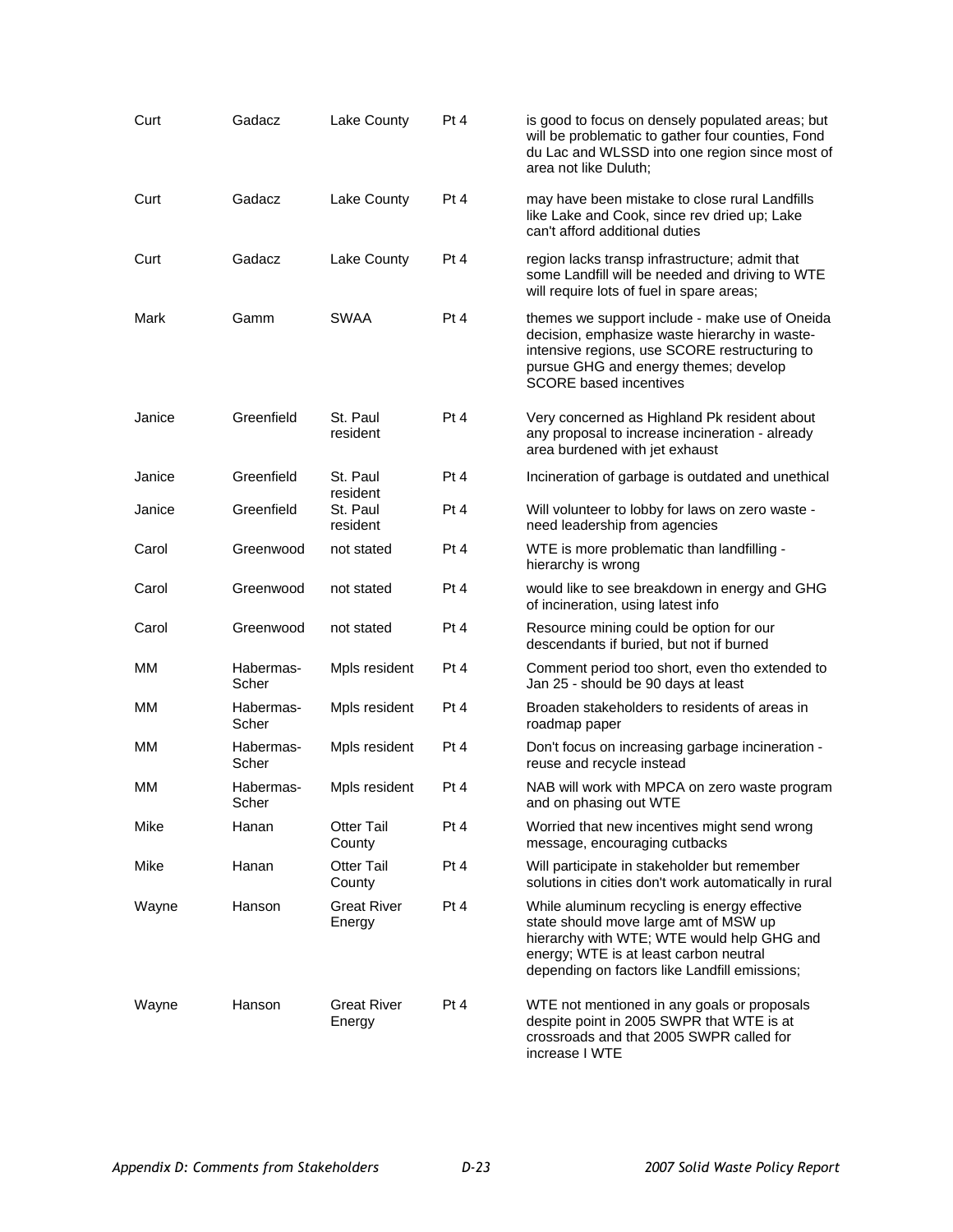| | | | | |
|---|---|---|---|---|
| Curt | Gadacz | Lake County | Pt 4 | is good to focus on densely populated areas; but will be problematic to gather four counties, Fond du Lac and WLSSD into one region since most of area not like Duluth; |
| Curt | Gadacz | Lake County | Pt 4 | may have been mistake to close rural Landfills like Lake and Cook, since rev dried up; Lake can't afford additional duties |
| Curt | Gadacz | Lake County | Pt 4 | region lacks transp infrastructure; admit that some Landfill will be needed and driving to WTE will require lots of fuel in spare areas; |
| Mark | Gamm | SWAA | Pt 4 | themes we support include - make use of Oneida decision, emphasize waste hierarchy in waste-intensive regions, use SCORE restructuring to pursue GHG and energy themes; develop SCORE based incentives |
| Janice | Greenfield | St. Paul resident | Pt 4 | Very concerned as Highland Pk resident about any proposal to increase incineration - already area burdened with jet exhaust |
| Janice | Greenfield | St. Paul resident | Pt 4 | Incineration of garbage is outdated and unethical |
| Janice | Greenfield | St. Paul resident | Pt 4 | Will volunteer to lobby for laws on zero waste - need leadership from agencies |
| Carol | Greenwood | not stated | Pt 4 | WTE is more problematic than landfilling - hierarchy is wrong |
| Carol | Greenwood | not stated | Pt 4 | would like to see breakdown in energy and GHG of incineration, using latest info |
| Carol | Greenwood | not stated | Pt 4 | Resource mining could be option for our descendants if buried, but not if burned |
| MM | Habermas-Scher | Mpls resident | Pt 4 | Comment period too short, even tho extended to Jan 25 - should be 90 days at least |
| MM | Habermas-Scher | Mpls resident | Pt 4 | Broaden stakeholders to residents of areas in roadmap paper |
| MM | Habermas-Scher | Mpls resident | Pt 4 | Don't focus on increasing garbage incineration - reuse and recycle instead |
| MM | Habermas-Scher | Mpls resident | Pt 4 | NAB will work with MPCA on zero waste program and on phasing out WTE |
| Mike | Hanan | Otter Tail County | Pt 4 | Worried that new incentives might send wrong message, encouraging cutbacks |
| Mike | Hanan | Otter Tail County | Pt 4 | Will participate in stakeholder but remember solutions in cities don't work automatically in rural |
| Wayne | Hanson | Great River Energy | Pt 4 | While aluminum recycling is energy effective state should move large amt of MSW up hierarchy with WTE; WTE would help GHG and energy; WTE is at least carbon neutral depending on factors like Landfill emissions; |
| Wayne | Hanson | Great River Energy | Pt 4 | WTE not mentioned in any goals or proposals despite point in 2005 SWPR that WTE is at crossroads and that 2005 SWPR called for increase I WTE |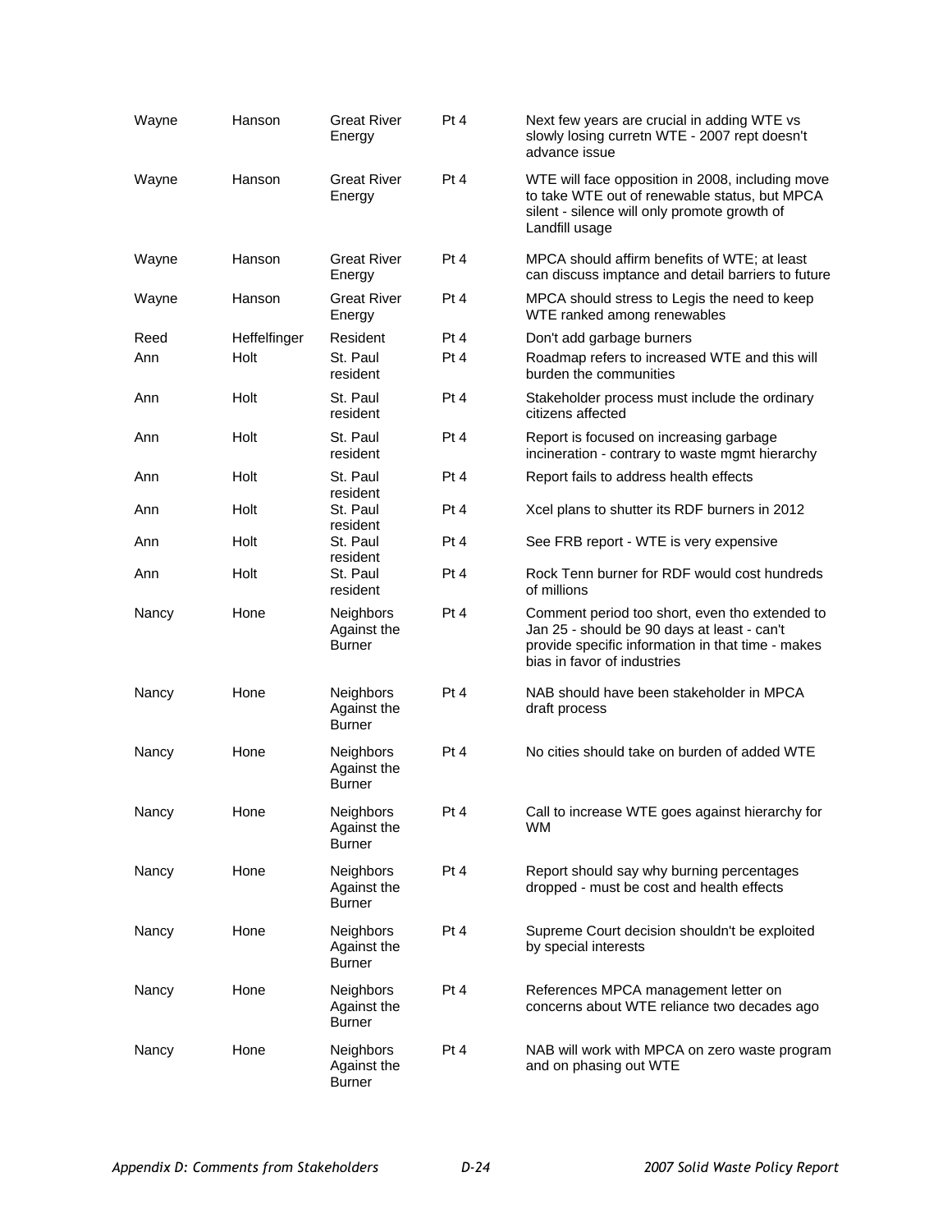| | | | | |
|---|---|---|---|---|
| Wayne | Hanson | Great River Energy | Pt 4 | Next few years are crucial in adding WTE vs slowly losing curretn WTE - 2007 rept doesn't advance issue |
| Wayne | Hanson | Great River Energy | Pt 4 | WTE will face opposition in 2008, including move to take WTE out of renewable status, but MPCA silent - silence will only promote growth of Landfill usage |
| Wayne | Hanson | Great River Energy | Pt 4 | MPCA should affirm benefits of WTE; at least can discuss imptance and detail barriers to future |
| Wayne | Hanson | Great River Energy | Pt 4 | MPCA should stress to Legis the need to keep WTE ranked among renewables |
| Reed | Heffelfinger | Resident | Pt 4 | Don't add garbage burners |
| Ann | Holt | St. Paul resident | Pt 4 | Roadmap refers to increased WTE and this will burden the communities |
| Ann | Holt | St. Paul resident | Pt 4 | Stakeholder process must include the ordinary citizens affected |
| Ann | Holt | St. Paul resident | Pt 4 | Report is focused on increasing garbage incineration - contrary to waste mgmt hierarchy |
| Ann | Holt | St. Paul resident | Pt 4 | Report fails to address health effects |
| Ann | Holt | St. Paul resident | Pt 4 | Xcel plans to shutter its RDF burners in 2012 |
| Ann | Holt | St. Paul resident | Pt 4 | See FRB report - WTE is very expensive |
| Ann | Holt | St. Paul resident | Pt 4 | Rock Tenn burner for RDF would cost hundreds of millions |
| Nancy | Hone | Neighbors Against the Burner | Pt 4 | Comment period too short, even tho extended to Jan 25 - should be 90 days at least - can't provide specific information in that time - makes bias in favor of industries |
| Nancy | Hone | Neighbors Against the Burner | Pt 4 | NAB should have been stakeholder in MPCA draft process |
| Nancy | Hone | Neighbors Against the Burner | Pt 4 | No cities should take on burden of added WTE |
| Nancy | Hone | Neighbors Against the Burner | Pt 4 | Call to increase WTE goes against hierarchy for WM |
| Nancy | Hone | Neighbors Against the Burner | Pt 4 | Report should say why burning percentages dropped - must be cost and health effects |
| Nancy | Hone | Neighbors Against the Burner | Pt 4 | Supreme Court decision shouldn't be exploited by special interests |
| Nancy | Hone | Neighbors Against the Burner | Pt 4 | References MPCA management letter on concerns about WTE reliance two decades ago |
| Nancy | Hone | Neighbors Against the Burner | Pt 4 | NAB will work with MPCA on zero waste program and on phasing out WTE |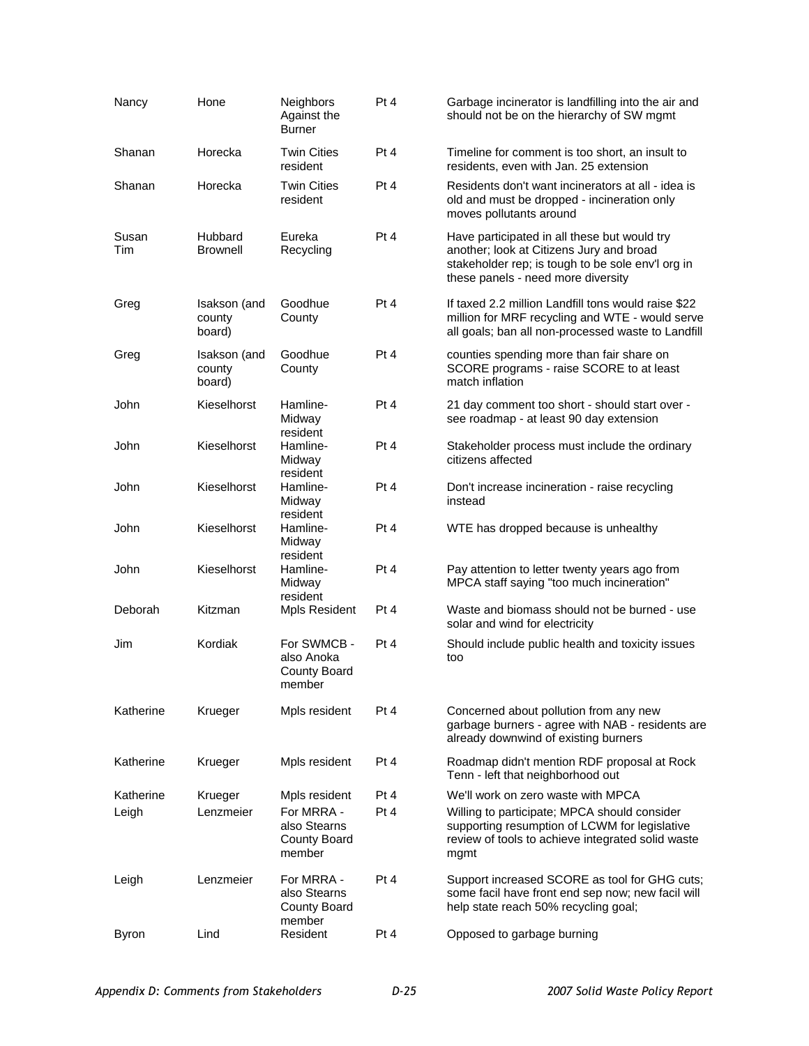| | | | | |
|---|---|---|---|---|
| Nancy | Hone | Neighbors Against the Burner | Pt 4 | Garbage incinerator is landfilling into the air and should not be on the hierarchy of SW mgmt |
| Shanan | Horecka | Twin Cities resident | Pt 4 | Timeline for comment is too short, an insult to residents, even with Jan. 25 extension |
| Shanan | Horecka | Twin Cities resident | Pt 4 | Residents don't want incinerators at all - idea is old and must be dropped - incineration only moves pollutants around |
| Susan Tim | Hubbard Brownell | Eureka Recycling | Pt 4 | Have participated in all these but would try another; look at Citizens Jury and broad stakeholder rep; is tough to be sole env'l org in these panels - need more diversity |
| Greg | Isakson (and county board) | Goodhue County | Pt 4 | If taxed 2.2 million Landfill tons would raise $22 million for MRF recycling and WTE - would serve all goals; ban all non-processed waste to Landfill |
| Greg | Isakson (and county board) | Goodhue County | Pt 4 | counties spending more than fair share on SCORE programs - raise SCORE to at least match inflation |
| John | Kieselhorst | Hamline-Midway resident | Pt 4 | 21 day comment too short - should start over - see roadmap - at least 90 day extension |
| John | Kieselhorst | Hamline-Midway resident | Pt 4 | Stakeholder process must include the ordinary citizens affected |
| John | Kieselhorst | Hamline-Midway resident | Pt 4 | Don't increase incineration - raise recycling instead |
| John | Kieselhorst | Hamline-Midway resident | Pt 4 | WTE has dropped because is unhealthy |
| John | Kieselhorst | Hamline-Midway resident | Pt 4 | Pay attention to letter twenty years ago from MPCA staff saying "too much incineration" |
| Deborah | Kitzman | Mpls Resident | Pt 4 | Waste and biomass should not be burned - use solar and wind for electricity |
| Jim | Kordiak | For SWMCB - also Anoka County Board member | Pt 4 | Should include public health and toxicity issues too |
| Katherine | Krueger | Mpls resident | Pt 4 | Concerned about pollution from any new garbage burners - agree with NAB - residents are already downwind of existing burners |
| Katherine | Krueger | Mpls resident | Pt 4 | Roadmap didn't mention RDF proposal at Rock Tenn - left that neighborhood out |
| Katherine | Krueger | Mpls resident | Pt 4 | We'll work on zero waste with MPCA |
| Leigh | Lenzmeier | For MRRA - also Stearns County Board member | Pt 4 | Willing to participate; MPCA should consider supporting resumption of LCWM for legislative review of tools to achieve integrated solid waste mgmt |
| Leigh | Lenzmeier | For MRRA - also Stearns County Board member | Pt 4 | Support increased SCORE as tool for GHG cuts; some facil have front end sep now; new facil will help state reach 50% recycling goal; |
| Byron | Lind | Resident | Pt 4 | Opposed to garbage burning |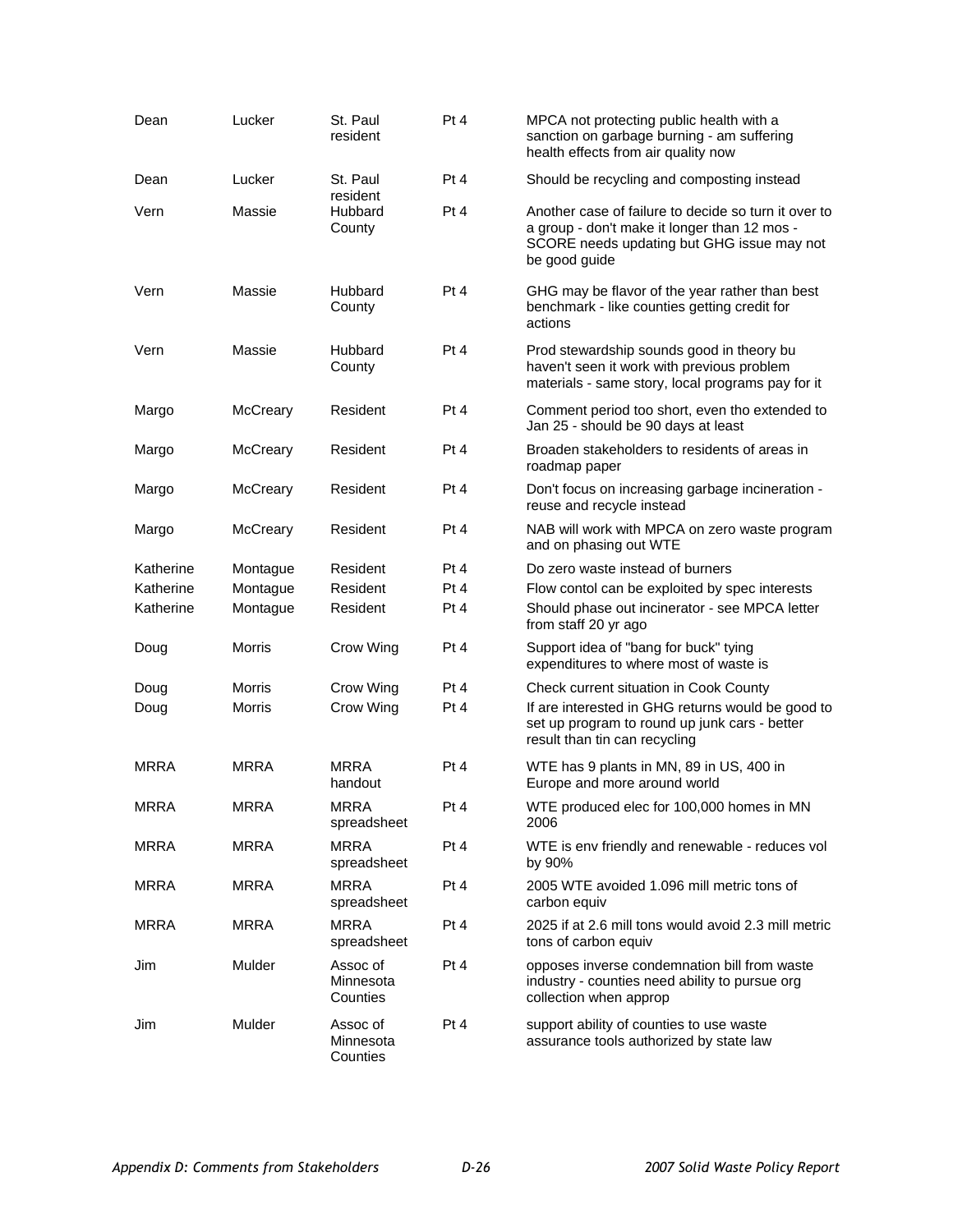| | | | | |
|---|---|---|---|---|
| Dean | Lucker | St. Paul resident | Pt 4 | MPCA not protecting public health with a sanction on garbage burning - am suffering health effects from air quality now |
| Dean | Lucker | St. Paul resident | Pt 4 | Should be recycling and composting instead |
| Vern | Massie | Hubbard County | Pt 4 | Another case of failure to decide so turn it over to a group - don't make it longer than 12 mos - SCORE needs updating but GHG issue may not be good guide |
| Vern | Massie | Hubbard County | Pt 4 | GHG may be flavor of the year rather than best benchmark - like counties getting credit for actions |
| Vern | Massie | Hubbard County | Pt 4 | Prod stewardship sounds good in theory bu haven't seen it work with previous problem materials - same story, local programs pay for it |
| Margo | McCreary | Resident | Pt 4 | Comment period too short, even tho extended to Jan 25 - should be 90 days at least |
| Margo | McCreary | Resident | Pt 4 | Broaden stakeholders to residents of areas in roadmap paper |
| Margo | McCreary | Resident | Pt 4 | Don't focus on increasing garbage incineration - reuse and recycle instead |
| Margo | McCreary | Resident | Pt 4 | NAB will work with MPCA on zero waste program and on phasing out WTE |
| Katherine | Montague | Resident | Pt 4 | Do zero waste instead of burners |
| Katherine | Montague | Resident | Pt 4 | Flow contol can be exploited by spec interests |
| Katherine | Montague | Resident | Pt 4 | Should phase out incinerator - see MPCA letter from staff 20 yr ago |
| Doug | Morris | Crow Wing | Pt 4 | Support idea of "bang for buck" tying expenditures to where most of waste is |
| Doug | Morris | Crow Wing | Pt 4 | Check current situation in Cook County |
| Doug | Morris | Crow Wing | Pt 4 | If are interested in GHG returns would be good to set up program to round up junk cars - better result than tin can recycling |
| MRRA | MRRA | MRRA handout | Pt 4 | WTE has 9 plants in MN, 89 in US, 400 in Europe and more around world |
| MRRA | MRRA | MRRA spreadsheet | Pt 4 | WTE produced elec for 100,000 homes in MN 2006 |
| MRRA | MRRA | MRRA spreadsheet | Pt 4 | WTE is env friendly and renewable - reduces vol by 90% |
| MRRA | MRRA | MRRA spreadsheet | Pt 4 | 2005 WTE avoided 1.096 mill metric tons of carbon equiv |
| MRRA | MRRA | MRRA spreadsheet | Pt 4 | 2025 if at 2.6 mill tons would avoid 2.3 mill metric tons of carbon equiv |
| Jim | Mulder | Assoc of Minnesota Counties | Pt 4 | opposes inverse condemnation bill from waste industry - counties need ability to pursue org collection when approp |
| Jim | Mulder | Assoc of Minnesota Counties | Pt 4 | support ability of counties to use waste assurance tools authorized by state law |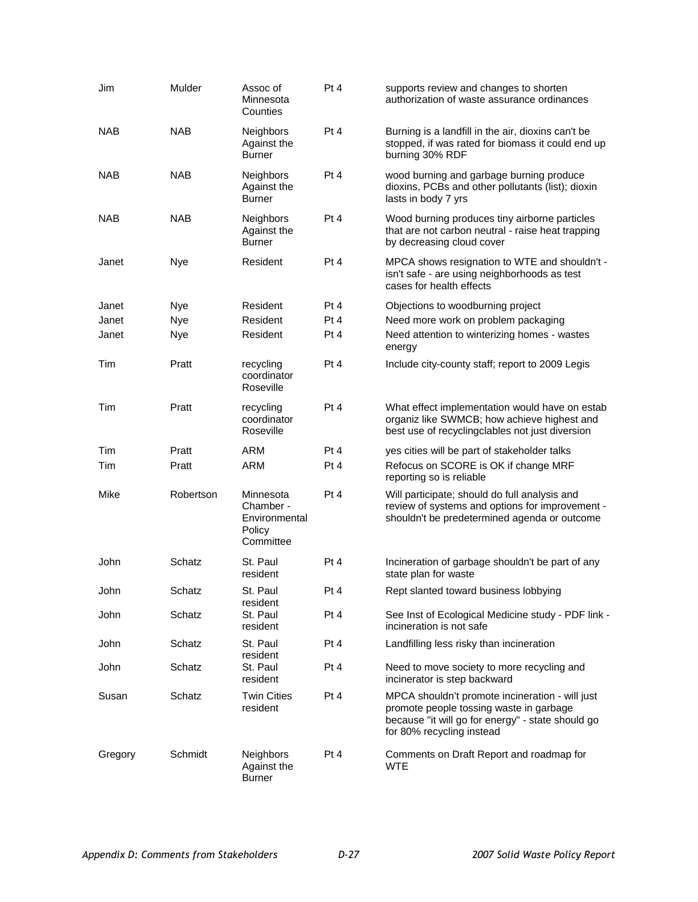| | | | | |
|---|---|---|---|---|
| Jim | Mulder | Assoc of Minnesota Counties | Pt 4 | supports review and changes to shorten authorization of waste assurance ordinances |
| NAB | NAB | Neighbors Against the Burner | Pt 4 | Burning is a landfill in the air, dioxins can't be stopped, if was rated for biomass it could end up burning 30% RDF |
| NAB | NAB | Neighbors Against the Burner | Pt 4 | wood burning and garbage burning produce dioxins, PCBs and other pollutants (list); dioxin lasts in body 7 yrs |
| NAB | NAB | Neighbors Against the Burner | Pt 4 | Wood burning produces tiny airborne particles that are not carbon neutral - raise heat trapping by decreasing cloud cover |
| Janet | Nye | Resident | Pt 4 | MPCA shows resignation to WTE and shouldn't - isn't safe - are using neighborhoods as test cases for health effects |
| Janet | Nye | Resident | Pt 4 | Objections to woodburning project |
| Janet | Nye | Resident | Pt 4 | Need more work on problem packaging |
| Janet | Nye | Resident | Pt 4 | Need attention to winterizing homes - wastes energy |
| Tim | Pratt | recycling coordinator Roseville | Pt 4 | Include city-county staff; report to 2009 Legis |
| Tim | Pratt | recycling coordinator Roseville | Pt 4 | What effect implementation would have on estab organiz like SWMCB; how achieve highest and best use of recyclingclables not just diversion |
| Tim | Pratt | ARM | Pt 4 | yes cities will be part of stakeholder talks |
| Tim | Pratt | ARM | Pt 4 | Refocus on SCORE is OK if change MRF reporting so is reliable |
| Mike | Robertson | Minnesota Chamber - Environmental Policy Committee | Pt 4 | Will participate; should do full analysis and review of systems and options for improvement - shouldn't be predetermined agenda or outcome |
| John | Schatz | St. Paul resident | Pt 4 | Incineration of garbage shouldn't be part of any state plan for waste |
| John | Schatz | St. Paul resident | Pt 4 | Rept slanted toward business lobbying |
| John | Schatz | St. Paul resident | Pt 4 | See Inst of Ecological Medicine study - PDF link - incineration is not safe |
| John | Schatz | St. Paul resident | Pt 4 | Landfilling less risky than incineration |
| John | Schatz | St. Paul resident | Pt 4 | Need to move society to more recycling and incinerator is step backward |
| Susan | Schatz | Twin Cities resident | Pt 4 | MPCA shouldn't promote incineration - will just promote people tossing waste in garbage because "it will go for energy" - state should go for 80% recycling instead |
| Gregory | Schmidt | Neighbors Against the Burner | Pt 4 | Comments on Draft Report and roadmap for WTE |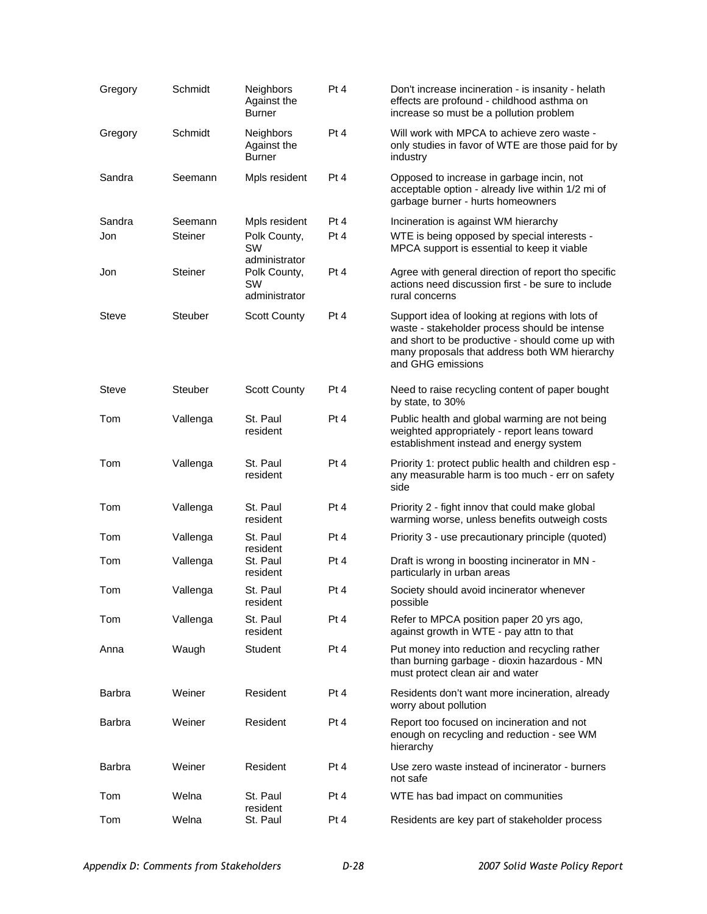| Gregory | Schmidt | Neighbors Against the Burner | Pt 4 | Don't increase incineration - is insanity - helath effects are profound - childhood asthma on increase so must be a pollution problem |
|---|---|---|---|---|
| Gregory | Schmidt | Neighbors Against the Burner | Pt 4 | Will work with MPCA to achieve zero waste - only studies in favor of WTE are those paid for by industry |
| Sandra | Seemann | Mpls resident | Pt 4 | Opposed to increase in garbage incin, not acceptable option - already live within 1/2 mi of garbage burner - hurts homeowners |
| Sandra | Seemann | Mpls resident | Pt 4 | Incineration is against WM hierarchy |
| Jon | Steiner | Polk County, SW administrator | Pt 4 | WTE is being opposed by special interests - MPCA support is essential to keep it viable |
| Jon | Steiner | Polk County, SW administrator | Pt 4 | Agree with general direction of report tho specific actions need discussion first - be sure to include rural concerns |
| Steve | Steuber | Scott County | Pt 4 | Support idea of looking at regions with lots of waste - stakeholder process should be intense and short to be productive - should come up with many proposals that address both WM hierarchy and GHG emissions |
| Steve | Steuber | Scott County | Pt 4 | Need to raise recycling content of paper bought by state, to 30% |
| Tom | Vallenga | St. Paul resident | Pt 4 | Public health and global warming are not being weighted appropriately - report leans toward establishment instead and energy system |
| Tom | Vallenga | St. Paul resident | Pt 4 | Priority 1: protect public health and children esp - any measurable harm is too much - err on safety side |
| Tom | Vallenga | St. Paul resident | Pt 4 | Priority 2 - fight innov that could make global warming worse, unless benefits outweigh costs |
| Tom | Vallenga | St. Paul resident | Pt 4 | Priority 3 - use precautionary principle (quoted) |
| Tom | Vallenga | St. Paul resident | Pt 4 | Draft is wrong in boosting incinerator in MN - particularly in urban areas |
| Tom | Vallenga | St. Paul resident | Pt 4 | Society should avoid incinerator whenever possible |
| Tom | Vallenga | St. Paul resident | Pt 4 | Refer to MPCA position paper 20 yrs ago, against growth in WTE - pay attn to that |
| Anna | Waugh | Student | Pt 4 | Put money into reduction and recycling rather than burning garbage - dioxin hazardous - MN must protect clean air and water |
| Barbra | Weiner | Resident | Pt 4 | Residents don't want more incineration, already worry about pollution |
| Barbra | Weiner | Resident | Pt 4 | Report too focused on incineration and not enough on recycling and reduction - see WM hierarchy |
| Barbra | Weiner | Resident | Pt 4 | Use zero waste instead of incinerator - burners not safe |
| Tom | Welna | St. Paul resident | Pt 4 | WTE has bad impact on communities |
| Tom | Welna | St. Paul | Pt 4 | Residents are key part of stakeholder process |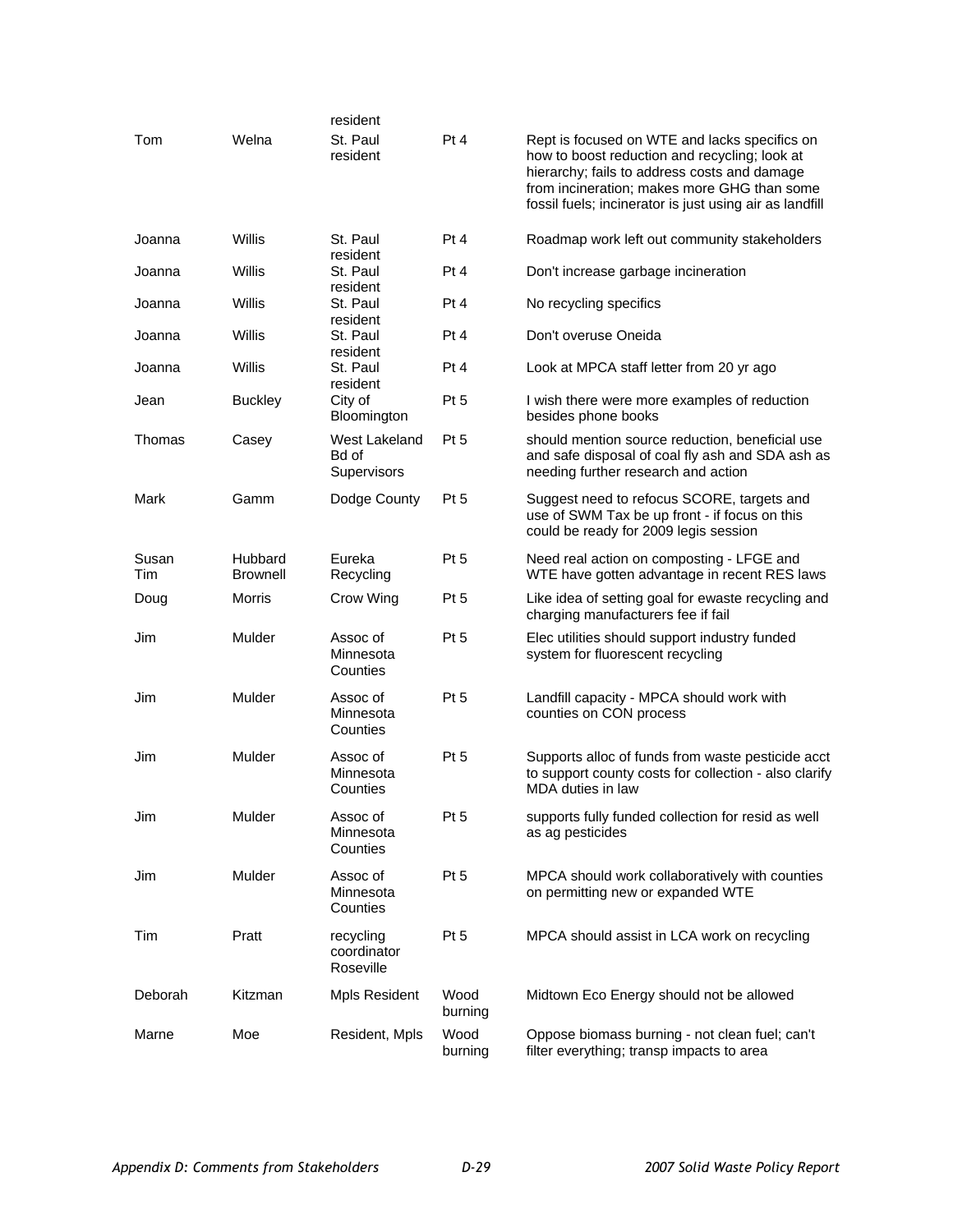| | | resident | | |
|---|---|---|---|---|
| Tom | Welna | St. Paul resident | Pt 4 | Rept is focused on WTE and lacks specifics on how to boost reduction and recycling; look at hierarchy; fails to address costs and damage from incineration; makes more GHG than some fossil fuels; incinerator is just using air as landfill |
| Joanna | Willis | St. Paul resident | Pt 4 | Roadmap work left out community stakeholders |
| Joanna | Willis | St. Paul resident | Pt 4 | Don't increase garbage incineration |
| Joanna | Willis | St. Paul resident | Pt 4 | No recycling specifics |
| Joanna | Willis | St. Paul resident | Pt 4 | Don't overuse Oneida |
| Joanna | Willis | St. Paul resident | Pt 4 | Look at MPCA staff letter from 20 yr ago |
| Jean | Buckley | City of Bloomington | Pt 5 | I wish there were more examples of reduction besides phone books |
| Thomas | Casey | West Lakeland Bd of Supervisors | Pt 5 | should mention source reduction, beneficial use and safe disposal of coal fly ash and SDA ash as needing further research and action |
| Mark | Gamm | Dodge County | Pt 5 | Suggest need to refocus SCORE, targets and use of SWM Tax be up front - if focus on this could be ready for 2009 legis session |
| Susan Tim | Hubbard Brownell | Eureka Recycling | Pt 5 | Need real action on composting - LFGE and WTE have gotten advantage in recent RES laws |
| Doug | Morris | Crow Wing | Pt 5 | Like idea of setting goal for ewaste recycling and charging manufacturers fee if fail |
| Jim | Mulder | Assoc of Minnesota Counties | Pt 5 | Elec utilities should support industry funded system for fluorescent recycling |
| Jim | Mulder | Assoc of Minnesota Counties | Pt 5 | Landfill capacity - MPCA should work with counties on CON process |
| Jim | Mulder | Assoc of Minnesota Counties | Pt 5 | Supports alloc of funds from waste pesticide acct to support county costs for collection - also clarify MDA duties in law |
| Jim | Mulder | Assoc of Minnesota Counties | Pt 5 | supports fully funded collection for resid as well as ag pesticides |
| Jim | Mulder | Assoc of Minnesota Counties | Pt 5 | MPCA should work collaboratively with counties on permitting new or expanded WTE |
| Tim | Pratt | recycling coordinator Roseville | Pt 5 | MPCA should assist in LCA work on recycling |
| Deborah | Kitzman | Mpls Resident | Wood burning | Midtown Eco Energy should not be allowed |
| Marne | Moe | Resident, Mpls | Wood burning | Oppose biomass burning - not clean fuel; can't filter everything; transp impacts to area |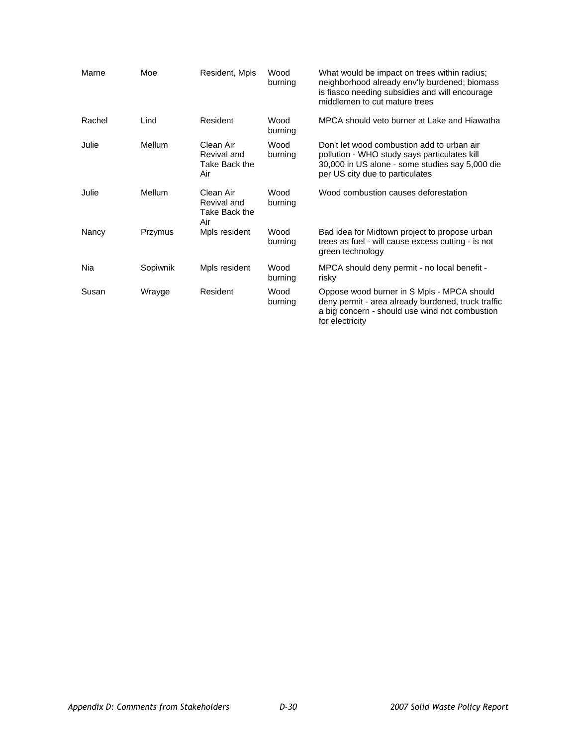| | | | | |
|---|---|---|---|---|
| Marne | Moe | Resident, Mpls | Wood burning | What would be impact on trees within radius; neighborhood already env'ly burdened; biomass is fiasco needing subsidies and will encourage middlemen to cut mature trees |
| Rachel | Lind | Resident | Wood burning | MPCA should veto burner at Lake and Hiawatha |
| Julie | Mellum | Clean Air Revival and Take Back the Air | Wood burning | Don't let wood combustion add to urban air pollution - WHO study says particulates kill 30,000 in US alone - some studies say 5,000 die per US city due to particulates |
| Julie | Mellum | Clean Air Revival and Take Back the Air | Wood burning | Wood combustion causes deforestation |
| Nancy | Przymus | Mpls resident | Wood burning | Bad idea for Midtown project to propose urban trees as fuel - will cause excess cutting - is not green technology |
| Nia | Sopiwnik | Mpls resident | Wood burning | MPCA should deny permit - no local benefit - risky |
| Susan | Wrayge | Resident | Wood burning | Oppose wood burner in S Mpls - MPCA should deny permit - area already burdened, truck traffic a big concern - should use wind not combustion for electricity |